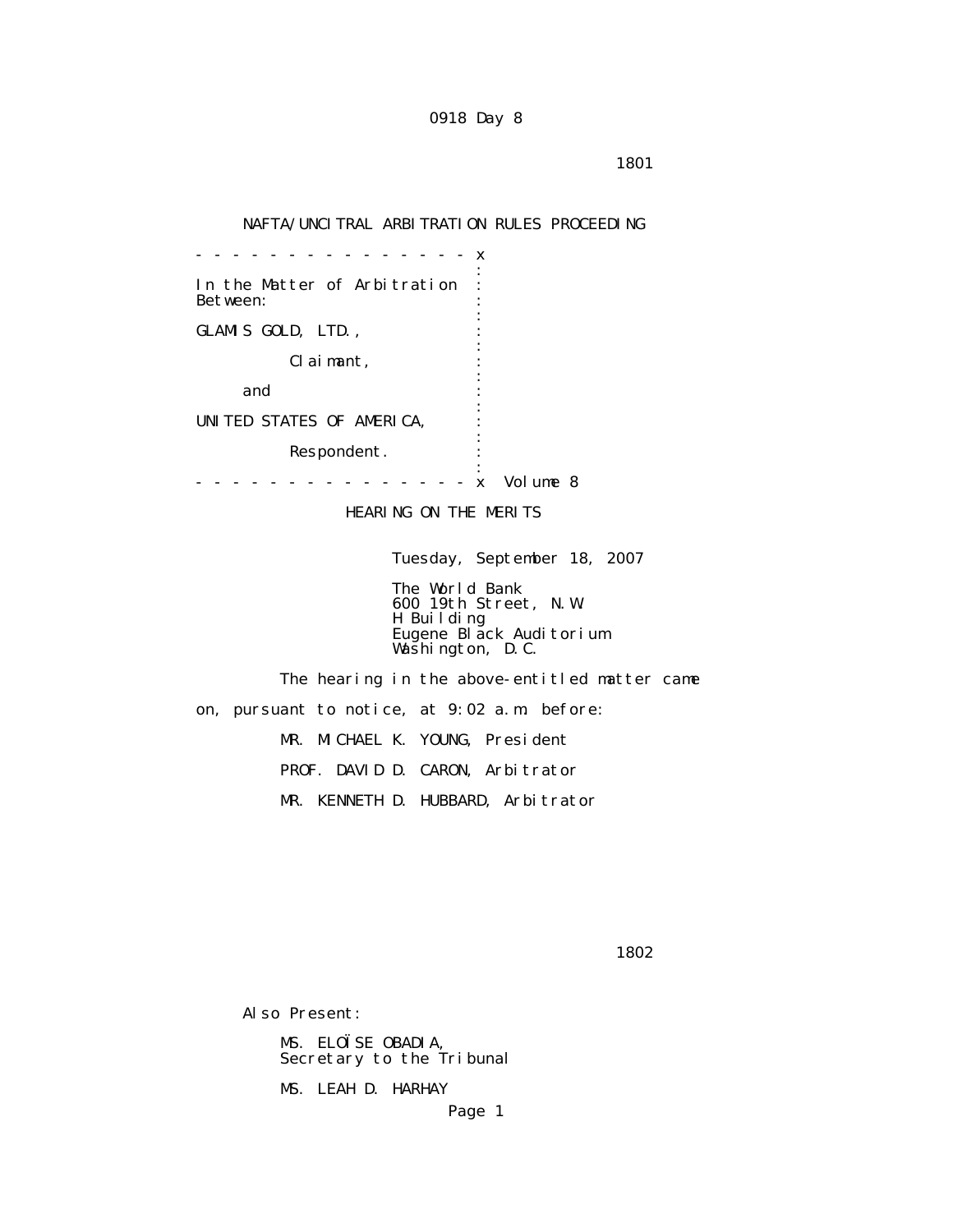0918 Day 8

NAFTA/UNCITRAL ARBITRATION RULES PROCEEDING

```
- - - - - - - - - - - - - - - - x
                                :
In the Matter of Arbitration    :
Between:                        :
                                :
GLAMIS GOLD, LTD.,              :
                                :
          Claimant,             :
                                :
     and                        :
                                :
UNITED STATES OF AMERICA,       :
                                :
          Respondent.           :
                                :
- - - - - - - - - - - - - - - - x  Volume 8
```

HEARING ON THE MERITS

Tuesday, September 18, 2007

The World Bank
600 19th Street, N.W.
H Building
Eugene Black Auditorium
Washington, D.C.

The hearing in the above-entitled matter came on, pursuant to notice, at 9:02 a.m. before:

MR. MICHAEL K. YOUNG, President

PROF. DAVID D. CARON, Arbitrator

MR. KENNETH D. HUBBARD, Arbitrator

Also Present:

MS. ELOÏSE OBADIA,
Secretary to the Tribunal

MS. LEAH D. HARHAY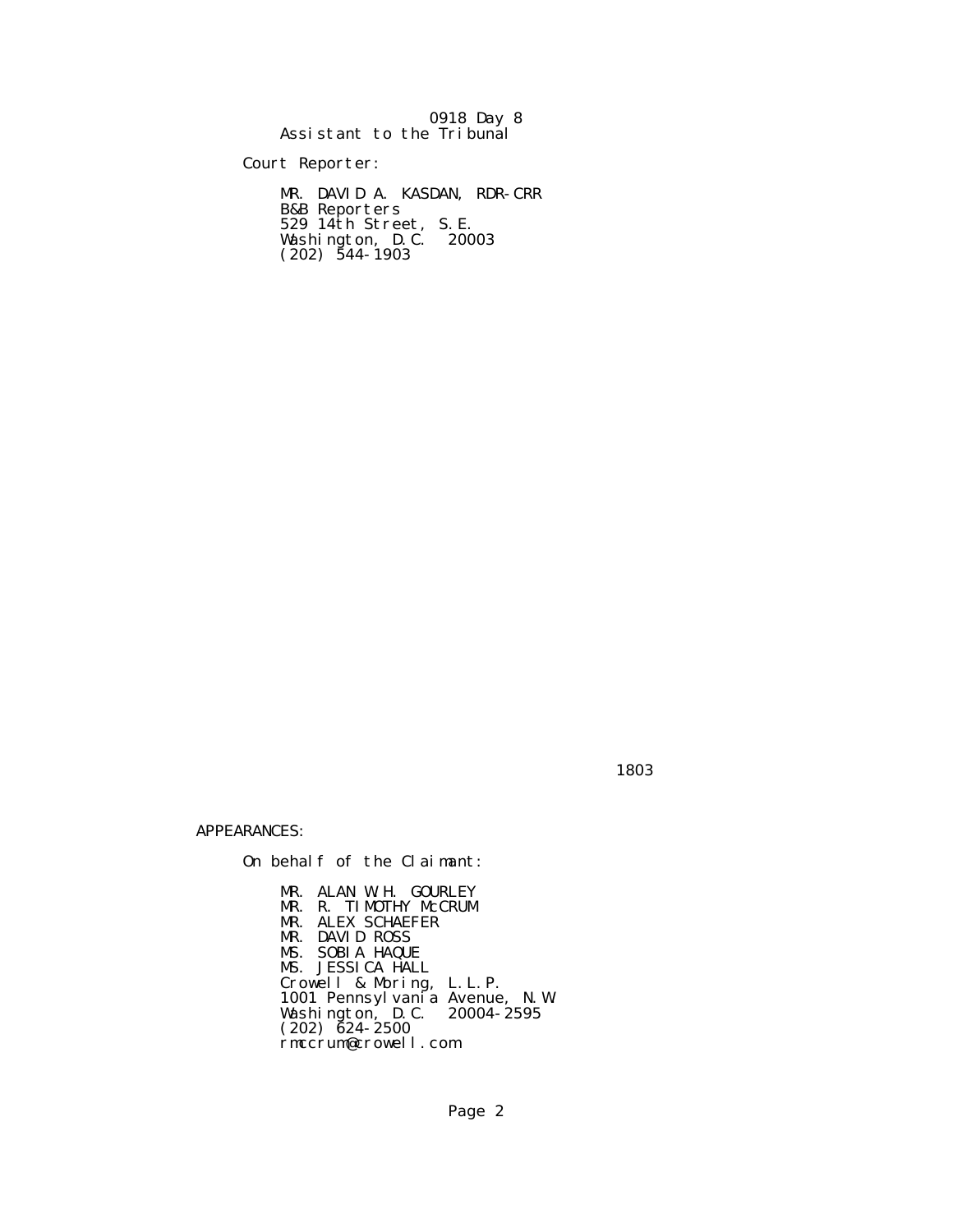0918 Day 8
Assistant to the Tribunal

Court Reporter:

MR. DAVID A. KASDAN, RDR-CRR
B&B Reporters
529 14th Street, S.E.
Washington, D.C. 20003
(202) 544-1903

APPEARANCES:

On behalf of the Claimant:

MR. ALAN W.H. GOURLEY
MR. R. TIMOTHY McCRUM
MR. ALEX SCHAEFER
MR. DAVID ROSS
MS. SOBIA HAQUE
MS. JESSICA HALL
Crowell & Moring, L.L.P.
1001 Pennsylvania Avenue, N.W
Washington, D.C. 20004-2595
(202) 624-2500
rmccrum@crowell.com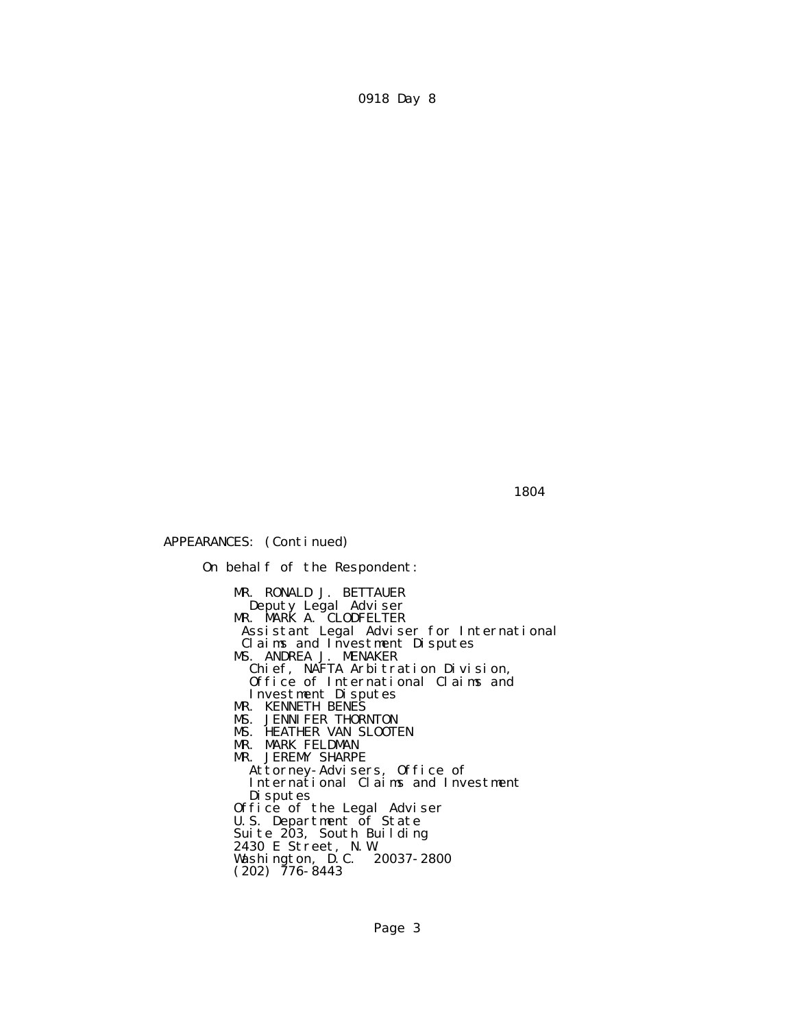APPEARANCES: (Continued)

On behalf of the Respondent:

MR. RONALD J. BETTAUER
Deputy Legal Adviser
MR. MARK A. CLODFELTER
Assistant Legal Adviser for International
Claims and Investment Disputes
MS. ANDREA J. MENAKER
Chief, NAFTA Arbitration Division,
Office of International Claims and
Investment Disputes
MR. KENNETH BENES
MS. JENNIFER THORNTON
MS. HEATHER VAN SLOOTEN
MR. MARK FELDMAN
MR. JEREMY SHARPE
Attorney-Advisers, Office of
International Claims and Investment
Disputes
Office of the Legal Adviser
U.S. Department of State
Suite 203, South Building
2430 E Street, N.W.
Washington, D.C. 20037-2800
(202) 776-8443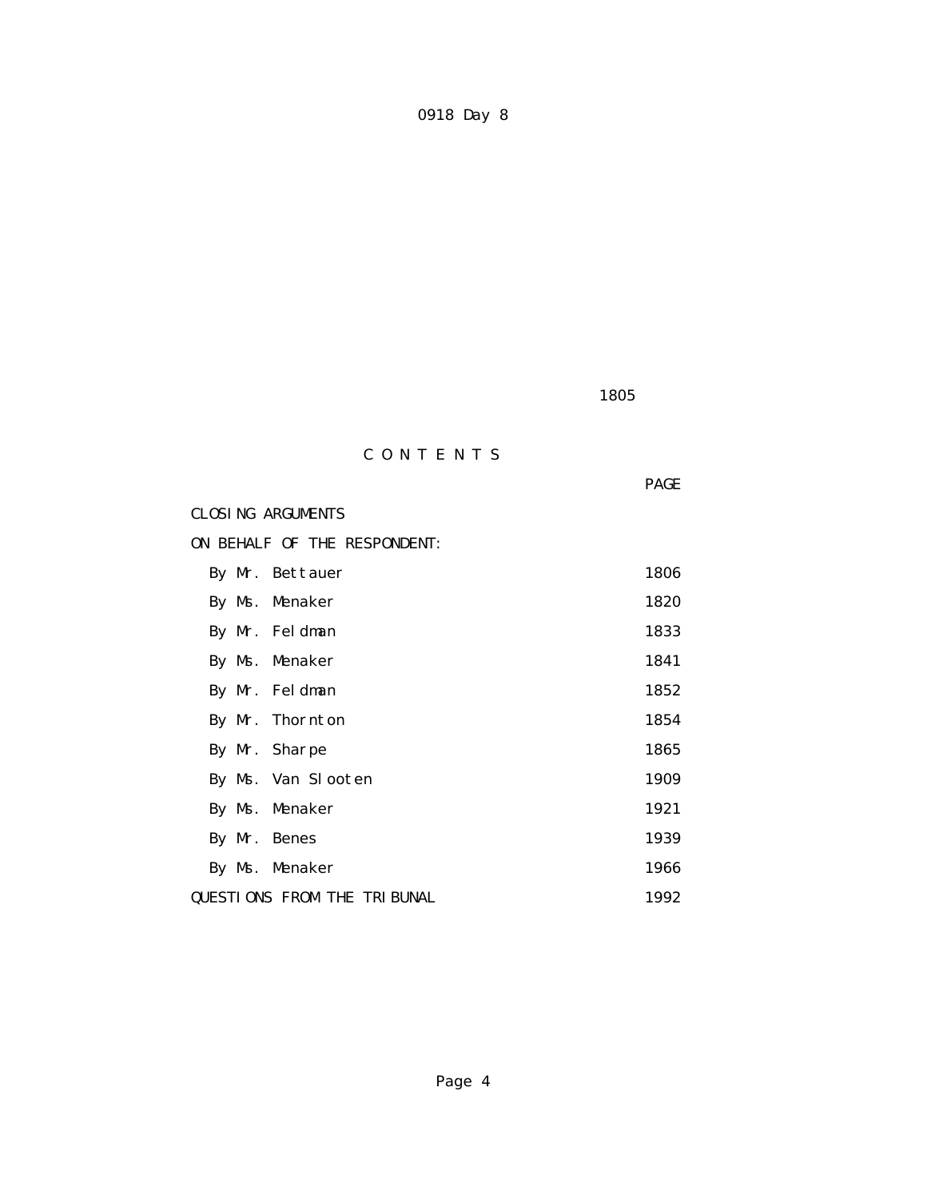# C O N T E N T S

| | PAGE |
|---|---|
| CLOSING ARGUMENTS | |
| ON BEHALF OF THE RESPONDENT: | |
| By Mr. Bettauer | 1806 |
| By Ms. Menaker | 1820 |
| By Mr. Feldman | 1833 |
| By Ms. Menaker | 1841 |
| By Mr. Feldman | 1852 |
| By Mr. Thornton | 1854 |
| By Mr. Sharpe | 1865 |
| By Ms. Van Slooten | 1909 |
| By Ms. Menaker | 1921 |
| By Mr. Benes | 1939 |
| By Ms. Menaker | 1966 |
| QUESTIONS FROM THE TRIBUNAL | 1992 |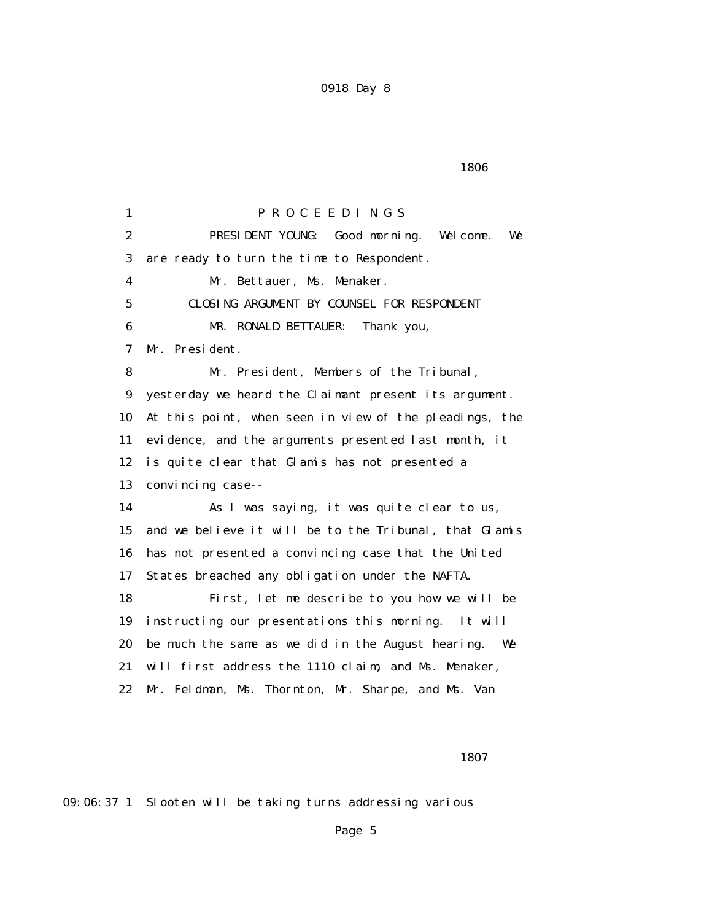1 PROCEEDINGS

2 PRESIDENT YOUNG: Good morning. Welcome. We
3 are ready to turn the time to Respondent.

4 Mr. Bettauer, Ms. Menaker.

5 CLOSING ARGUMENT BY COUNSEL FOR RESPONDENT

6 MR. RONALD BETTAUER: Thank you,
7 Mr. President.

8 Mr. President, Members of the Tribunal,
9 yesterday we heard the Claimant present its argument.
10 At this point, when seen in view of the pleadings, the
11 evidence, and the arguments presented last month, it
12 is quite clear that Glamis has not presented a
13 convincing case--

14 As I was saying, it was quite clear to us,
15 and we believe it will be to the Tribunal, that Glamis
16 has not presented a convincing case that the United
17 States breached any obligation under the NAFTA.

18 First, let me describe to you how we will be
19 instructing our presentations this morning. It will
20 be much the same as we did in the August hearing. We
21 will first address the 1110 claim, and Ms. Menaker,
22 Mr. Feldman, Ms. Thornton, Mr. Sharpe, and Ms. Van

09:06:37 1 Slooten will be taking turns addressing various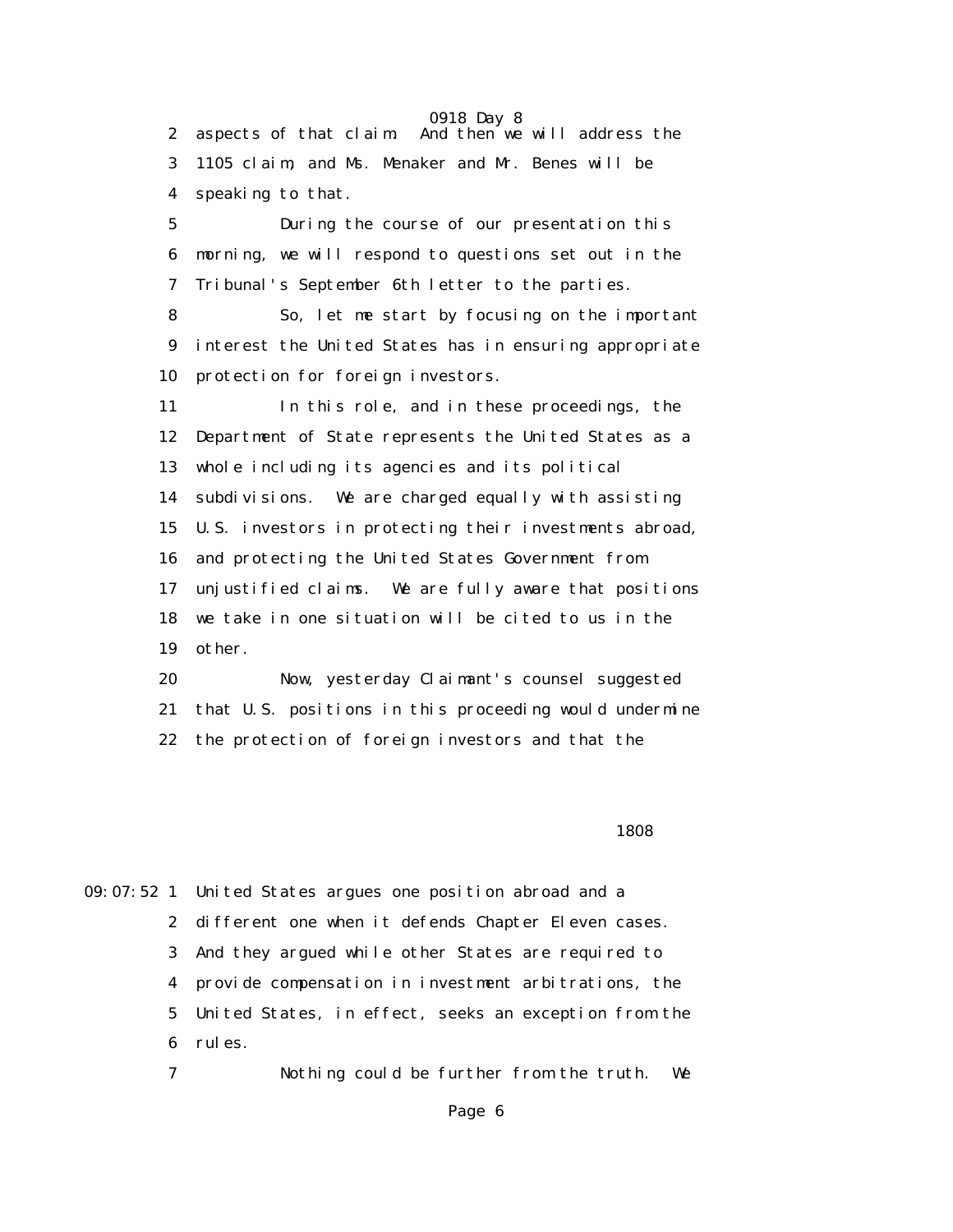aspects of that claim. And then we will address the 1105 claim, and Ms. Menaker and Mr. Benes will be speaking to that.

During the course of our presentation this morning, we will respond to questions set out in the Tribunal's September 6th letter to the parties.

So, let me start by focusing on the important interest the United States has in ensuring appropriate protection for foreign investors.

In this role, and in these proceedings, the Department of State represents the United States as a whole including its agencies and its political subdivisions. We are charged equally with assisting U.S. investors in protecting their investments abroad, and protecting the United States Government from unjustified claims. We are fully aware that positions we take in one situation will be cited to us in the other.

Now, yesterday Claimant's counsel suggested that U.S. positions in this proceeding would undermine the protection of foreign investors and that the

1808

09:07:52 United States argues one position abroad and a different one when it defends Chapter Eleven cases. And they argued while other States are required to provide compensation in investment arbitrations, the United States, in effect, seeks an exception from the rules.

Nothing could be further from the truth. We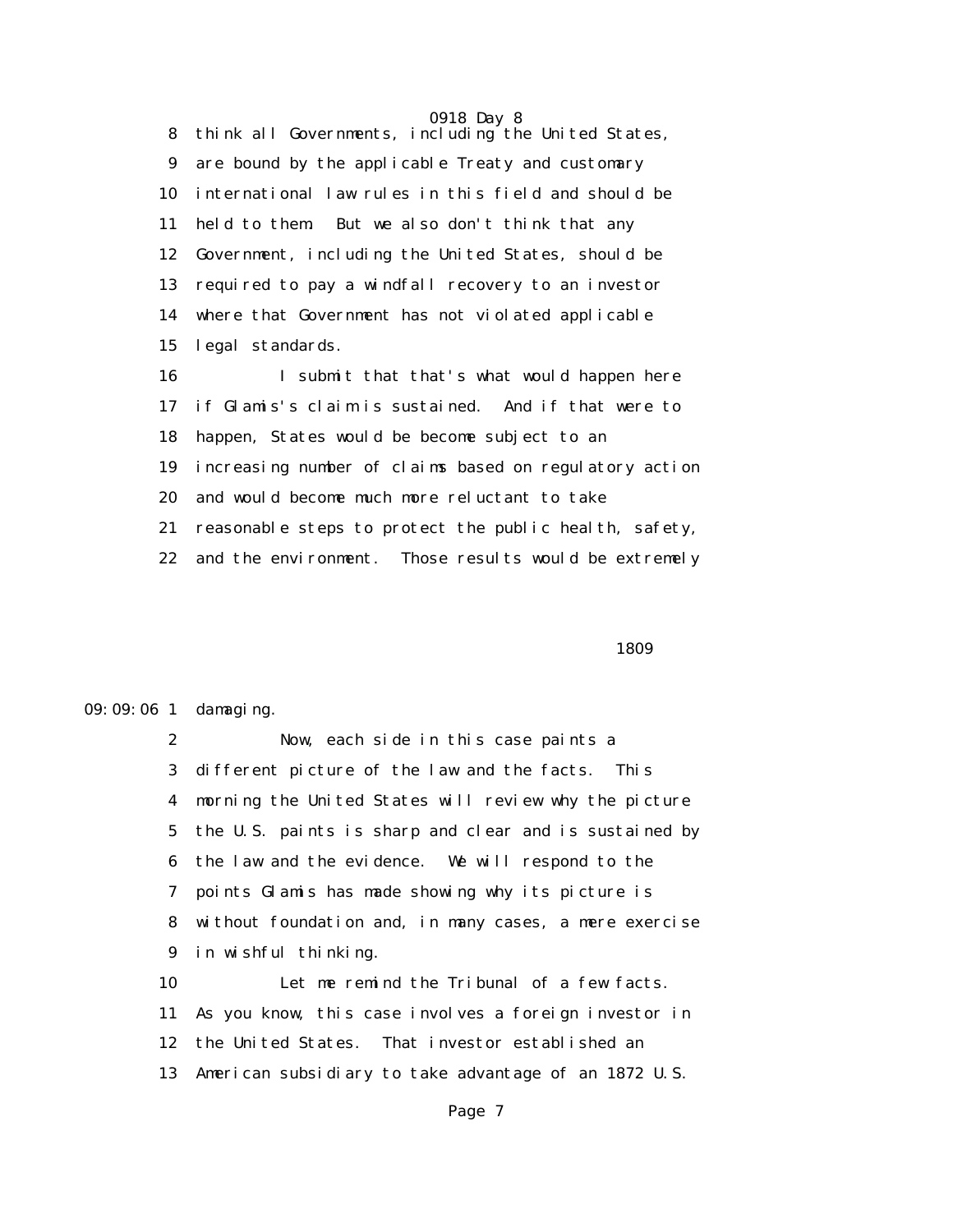8 think all Governments, including the United States,
9 are bound by the applicable Treaty and customary
10 international law rules in this field and should be
11 held to them. But we also don't think that any
12 Government, including the United States, should be
13 required to pay a windfall recovery to an investor
14 where that Government has not violated applicable
15 legal standards.
16 I submit that that's what would happen here
17 if Glamis's claim is sustained. And if that were to
18 happen, States would be become subject to an
19 increasing number of claims based on regulatory action
20 and would become much more reluctant to take
21 reasonable steps to protect the public health, safety,
22 and the environment. Those results would be extremely

1809

09:09:06 1 damaging.
2 Now, each side in this case paints a
3 different picture of the law and the facts. This
4 morning the United States will review why the picture
5 the U.S. paints is sharp and clear and is sustained by
6 the law and the evidence. We will respond to the
7 points Glamis has made showing why its picture is
8 without foundation and, in many cases, a mere exercise
9 in wishful thinking.
10 Let me remind the Tribunal of a few facts.
11 As you know, this case involves a foreign investor in
12 the United States. That investor established an
13 American subsidiary to take advantage of an 1872 U.S.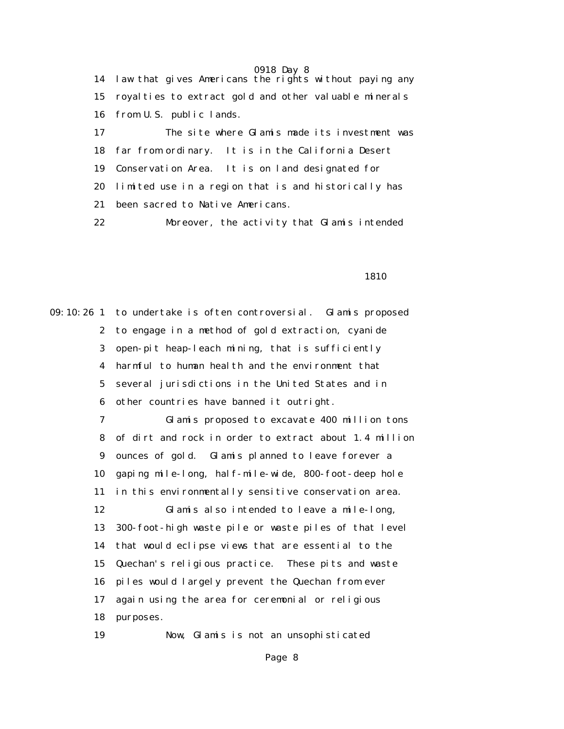law that gives Americans the rights without paying any royalties to extract gold and other valuable minerals from U.S. public lands.

The site where Glamis made its investment was far from ordinary. It is in the California Desert Conservation Area. It is on land designated for limited use in a region that is and historically has been sacred to Native Americans.

Moreover, the activity that Glamis intended to undertake is often controversial. Glamis proposed to engage in a method of gold extraction, cyanide open-pit heap-leach mining, that is sufficiently harmful to human health and the environment that several jurisdictions in the United States and in other countries have banned it outright.

Glamis proposed to excavate 400 million tons of dirt and rock in order to extract about 1.4 million ounces of gold. Glamis planned to leave forever a gaping mile-long, half-mile-wide, 800-foot-deep hole in this environmentally sensitive conservation area.

Glamis also intended to leave a mile-long, 300-foot-high waste pile or waste piles of that level that would eclipse views that are essential to the Quechan's religious practice. These pits and waste piles would largely prevent the Quechan from ever again using the area for ceremonial or religious purposes.

Now, Glamis is not an unsophisticated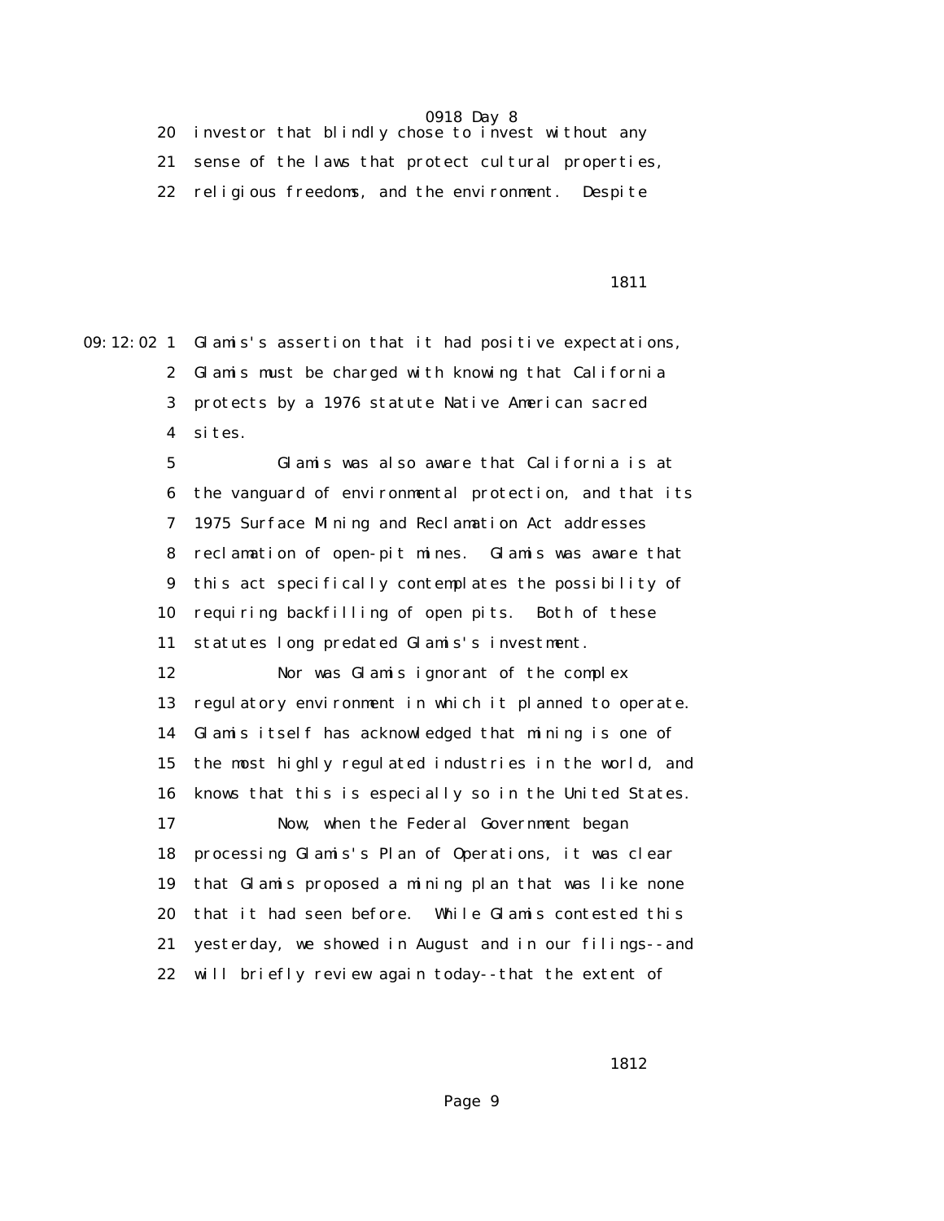20 investor that blindly chose to invest without any
21 sense of the laws that protect cultural properties,
22 religious freedoms, and the environment. Despite

09:12:02 1 Glamis's assertion that it had positive expectations,
2 Glamis must be charged with knowing that California
3 protects by a 1976 statute Native American sacred
4 sites.
5 Glamis was also aware that California is at
6 the vanguard of environmental protection, and that its
7 1975 Surface Mining and Reclamation Act addresses
8 reclamation of open-pit mines. Glamis was aware that
9 this act specifically contemplates the possibility of
10 requiring backfilling of open pits. Both of these
11 statutes long predated Glamis's investment.
12 Nor was Glamis ignorant of the complex
13 regulatory environment in which it planned to operate.
14 Glamis itself has acknowledged that mining is one of
15 the most highly regulated industries in the world, and
16 knows that this is especially so in the United States.
17 Now, when the Federal Government began
18 processing Glamis's Plan of Operations, it was clear
19 that Glamis proposed a mining plan that was like none
20 that it had seen before. While Glamis contested this
21 yesterday, we showed in August and in our filings--and
22 will briefly review again today--that the extent of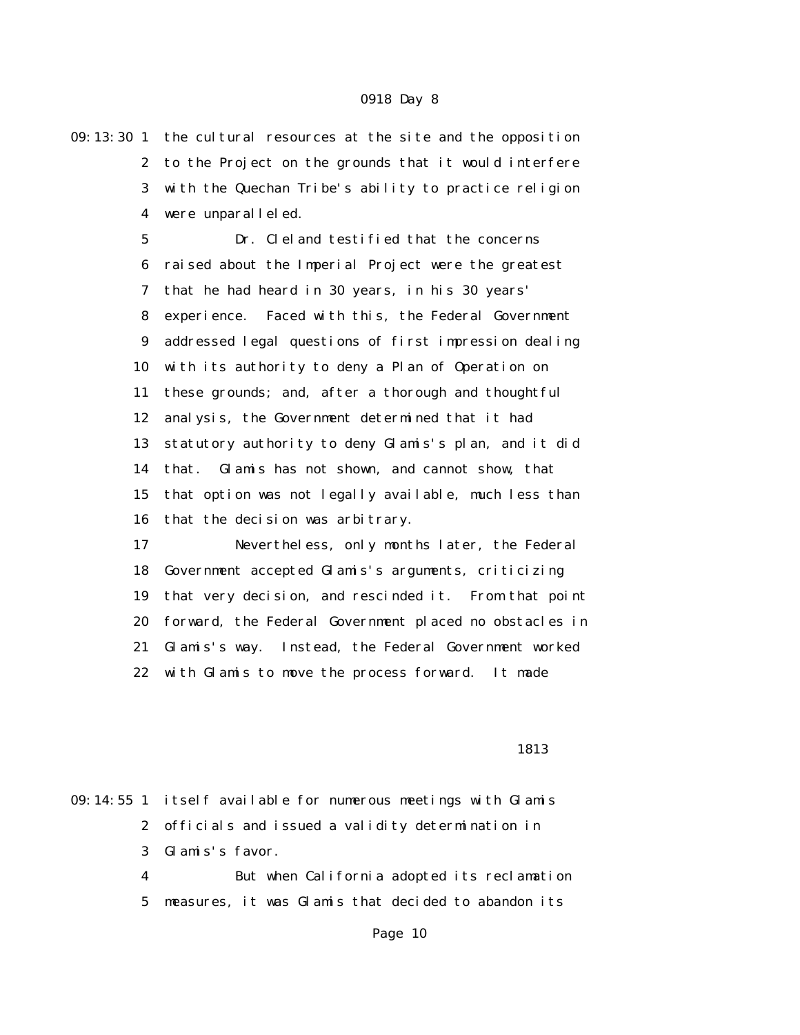the cultural resources at the site and the opposition to the Project on the grounds that it would interfere with the Quechan Tribe's ability to practice religion were unparalleled.

Dr. Cleland testified that the concerns raised about the Imperial Project were the greatest that he had heard in 30 years, in his 30 years' experience. Faced with this, the Federal Government addressed legal questions of first impression dealing with its authority to deny a Plan of Operation on these grounds; and, after a thorough and thoughtful analysis, the Government determined that it had statutory authority to deny Glamis's plan, and it did that. Glamis has not shown, and cannot show, that that option was not legally available, much less than that the decision was arbitrary.

Nevertheless, only months later, the Federal Government accepted Glamis's arguments, criticizing that very decision, and rescinded it. From that point forward, the Federal Government placed no obstacles in Glamis's way. Instead, the Federal Government worked with Glamis to move the process forward. It made itself available for numerous meetings with Glamis officials and issued a validity determination in Glamis's favor.

But when California adopted its reclamation measures, it was Glamis that decided to abandon its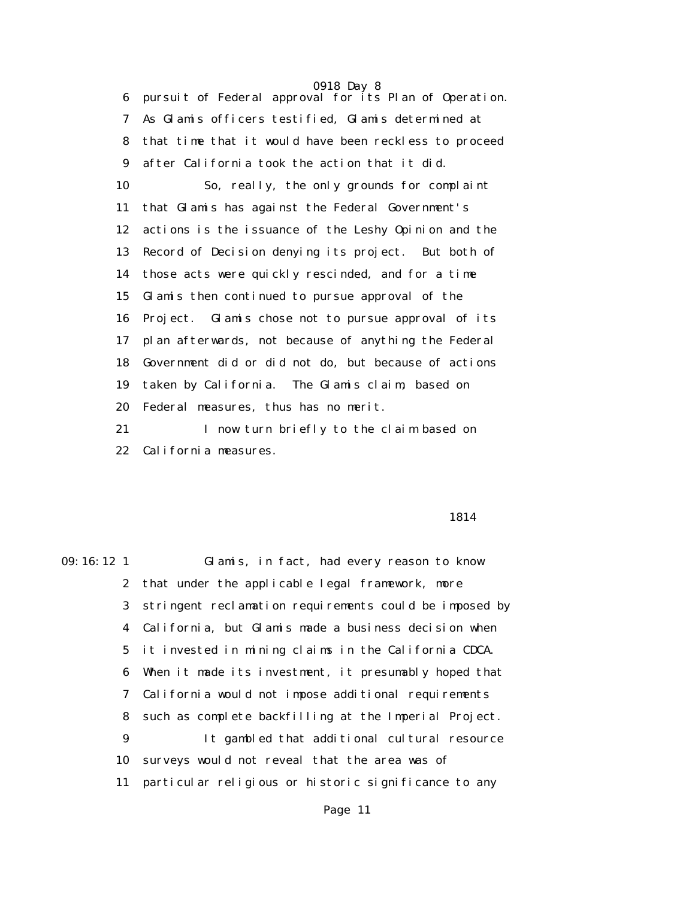6 pursuit of Federal approval for its Plan of Operation.
7 As Glamis officers testified, Glamis determined at
8 that time that it would have been reckless to proceed
9 after California took the action that it did.
10 So, really, the only grounds for complaint
11 that Glamis has against the Federal Government's
12 actions is the issuance of the Leshy Opinion and the
13 Record of Decision denying its project. But both of
14 those acts were quickly rescinded, and for a time
15 Glamis then continued to pursue approval of the
16 Project. Glamis chose not to pursue approval of its
17 plan afterwards, not because of anything the Federal
18 Government did or did not do, but because of actions
19 taken by California. The Glamis claim, based on
20 Federal measures, thus has no merit.
21 I now turn briefly to the claim based on
22 California measures.

1814

09:16:12 1 Glamis, in fact, had every reason to know
2 that under the applicable legal framework, more
3 stringent reclamation requirements could be imposed by
4 California, but Glamis made a business decision when
5 it invested in mining claims in the California CDCA.
6 When it made its investment, it presumably hoped that
7 California would not impose additional requirements
8 such as complete backfilling at the Imperial Project.
9 It gambled that additional cultural resource
10 surveys would not reveal that the area was of
11 particular religious or historic significance to any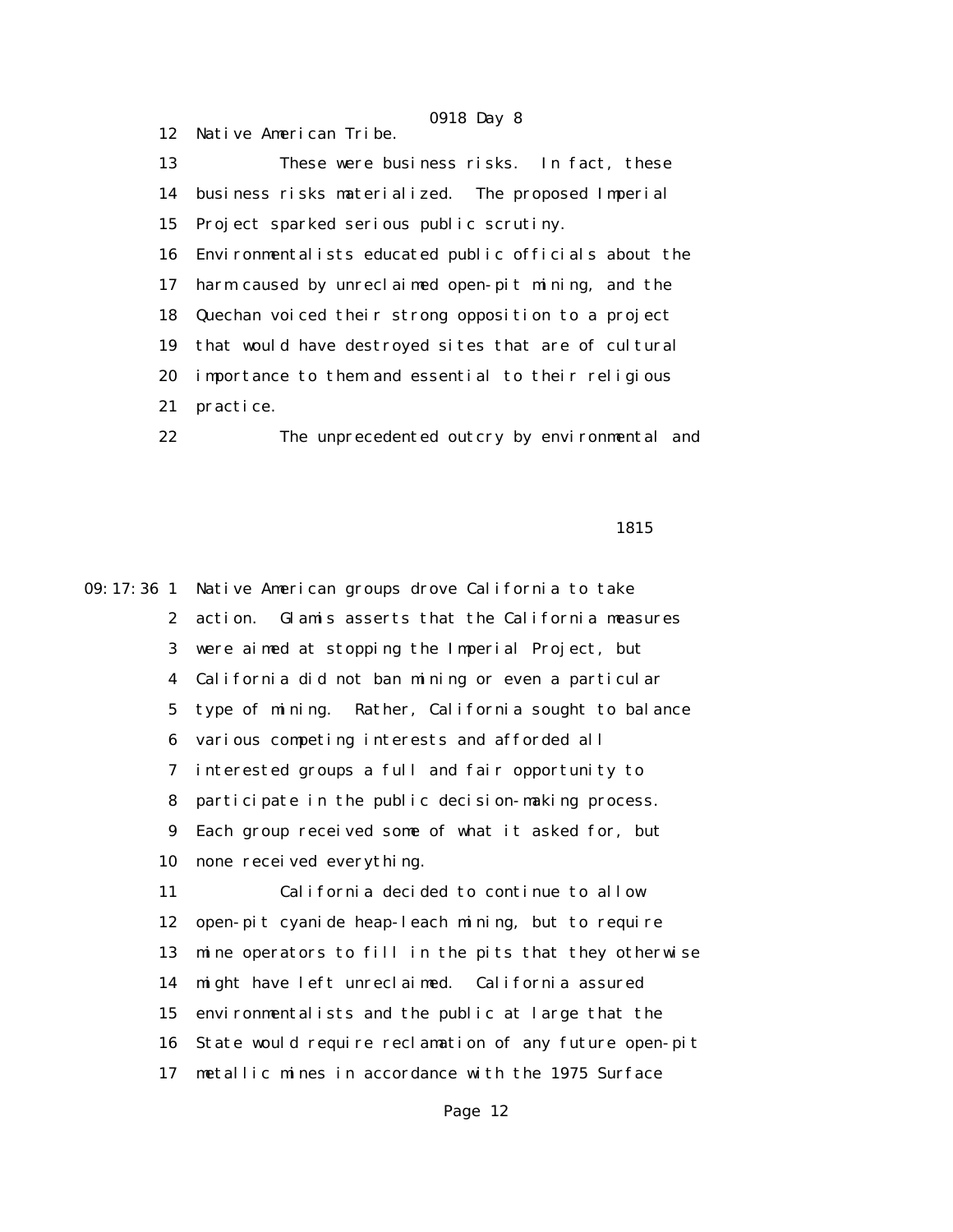12 Native American Tribe.

13 These were business risks. In fact, these

14 business risks materialized. The proposed Imperial

15 Project sparked serious public scrutiny.

16 Environmentalists educated public officials about the

17 harm caused by unreclaimed open-pit mining, and the

18 Quechan voiced their strong opposition to a project

19 that would have destroyed sites that are of cultural

20 importance to them and essential to their religious

21 practice.

22 The unprecedented outcry by environmental and

1815

09:17:36 1 Native American groups drove California to take

2 action. Glamis asserts that the California measures

3 were aimed at stopping the Imperial Project, but

4 California did not ban mining or even a particular

5 type of mining. Rather, California sought to balance

6 various competing interests and afforded all

7 interested groups a full and fair opportunity to

8 participate in the public decision-making process.

9 Each group received some of what it asked for, but

10 none received everything.

11 California decided to continue to allow

12 open-pit cyanide heap-leach mining, but to require

13 mine operators to fill in the pits that they otherwise

14 might have left unreclaimed. California assured

15 environmentalists and the public at large that the

16 State would require reclamation of any future open-pit

17 metallic mines in accordance with the 1975 Surface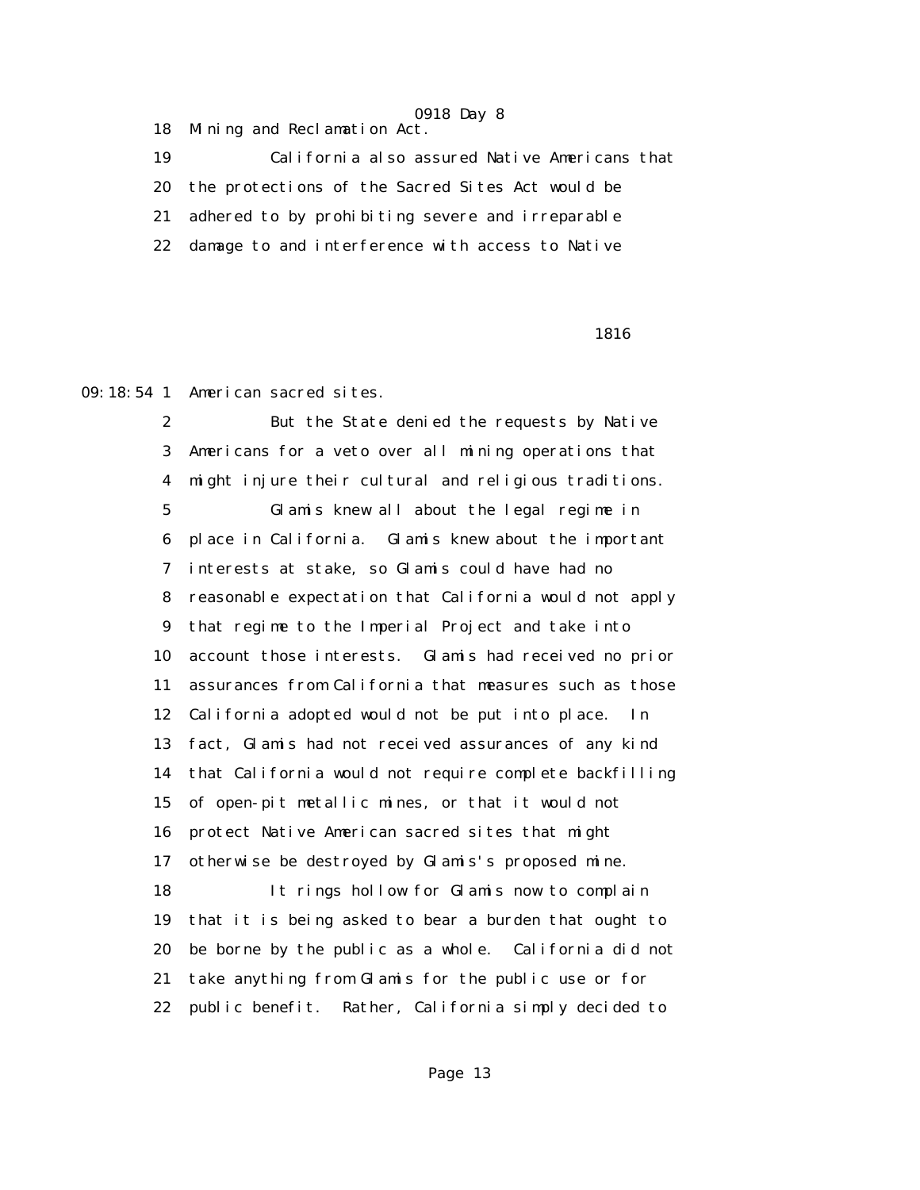18 Mining and Reclamation Act.

19 California also assured Native Americans that

20 the protections of the Sacred Sites Act would be

21 adhered to by prohibiting severe and irreparable

22 damage to and interference with access to Native

1816

09:18:54 1 American sacred sites.

2 But the State denied the requests by Native

3 Americans for a veto over all mining operations that

4 might injure their cultural and religious traditions.

5 Glamis knew all about the legal regime in

6 place in California. Glamis knew about the important

7 interests at stake, so Glamis could have had no

8 reasonable expectation that California would not apply

9 that regime to the Imperial Project and take into

10 account those interests. Glamis had received no prior

11 assurances from California that measures such as those

12 California adopted would not be put into place. In

13 fact, Glamis had not received assurances of any kind

14 that California would not require complete backfilling

15 of open-pit metallic mines, or that it would not

16 protect Native American sacred sites that might

17 otherwise be destroyed by Glamis's proposed mine.

18 It rings hollow for Glamis now to complain

19 that it is being asked to bear a burden that ought to

20 be borne by the public as a whole. California did not

21 take anything from Glamis for the public use or for

22 public benefit. Rather, California simply decided to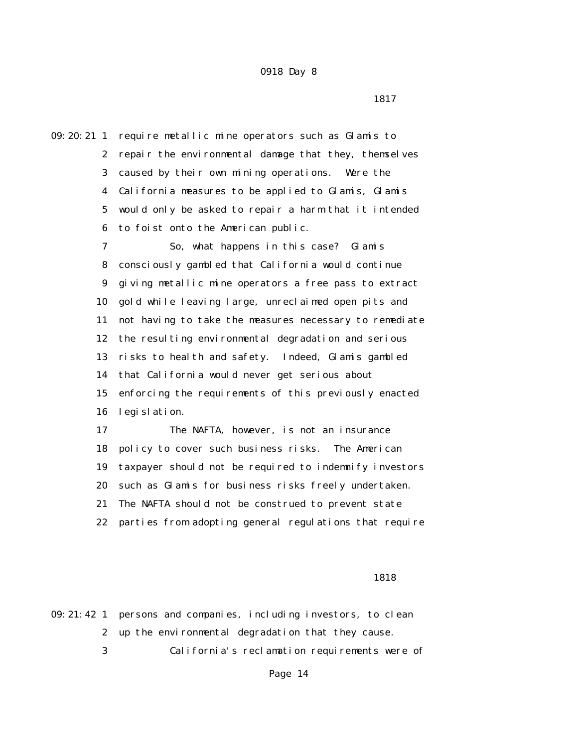09:20:21 1 require metallic mine operators such as Glamis to
2 repair the environmental damage that they, themselves
3 caused by their own mining operations. Were the
4 California measures to be applied to Glamis, Glamis
5 would only be asked to repair a harm that it intended
6 to foist onto the American public.
7 So, what happens in this case? Glamis
8 consciously gambled that California would continue
9 giving metallic mine operators a free pass to extract
10 gold while leaving large, unreclaimed open pits and
11 not having to take the measures necessary to remediate
12 the resulting environmental degradation and serious
13 risks to health and safety. Indeed, Glamis gambled
14 that California would never get serious about
15 enforcing the requirements of this previously enacted
16 legislation.
17 The NAFTA, however, is not an insurance
18 policy to cover such business risks. The American
19 taxpayer should not be required to indemnify investors
20 such as Glamis for business risks freely undertaken.
21 The NAFTA should not be construed to prevent state
22 parties from adopting general regulations that require

1818

09:21:42 1 persons and companies, including investors, to clean
2 up the environmental degradation that they cause.
3 California's reclamation requirements were of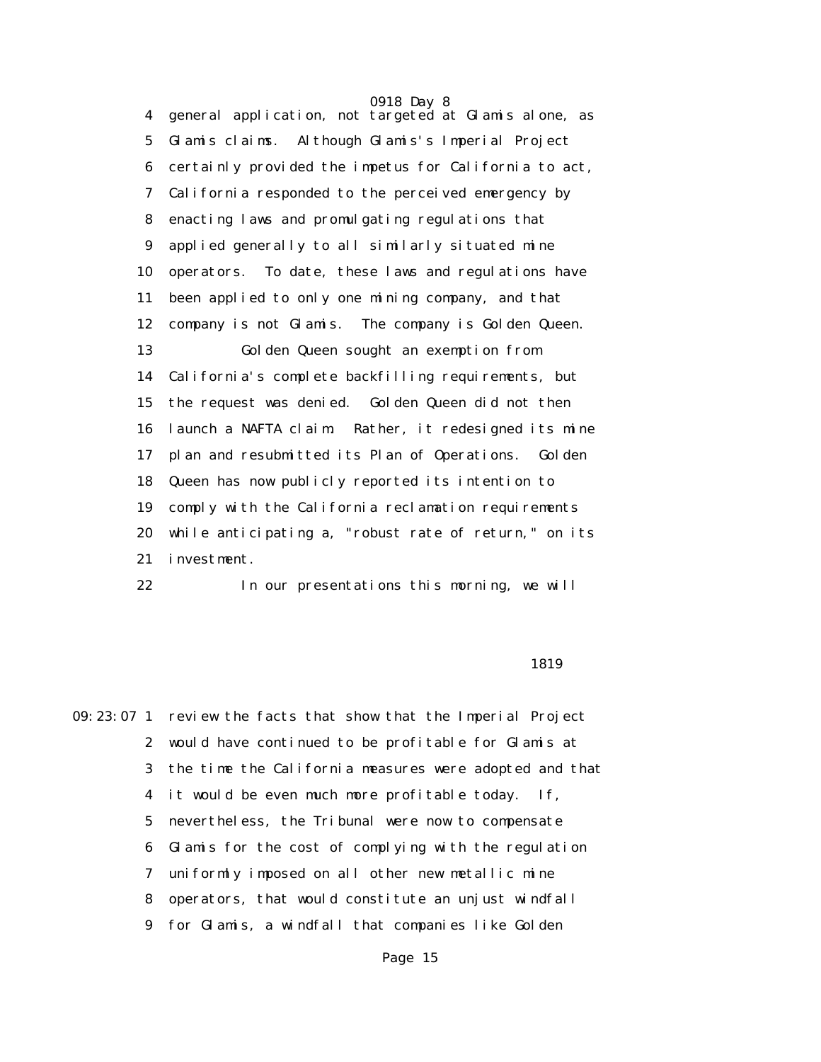4 general application, not targeted at Glamis alone, as
5 Glamis claims. Although Glamis's Imperial Project
6 certainly provided the impetus for California to act,
7 California responded to the perceived emergency by
8 enacting laws and promulgating regulations that
9 applied generally to all similarly situated mine
10 operators. To date, these laws and regulations have
11 been applied to only one mining company, and that
12 company is not Glamis. The company is Golden Queen.
13 Golden Queen sought an exemption from
14 California's complete backfilling requirements, but
15 the request was denied. Golden Queen did not then
16 launch a NAFTA claim. Rather, it redesigned its mine
17 plan and resubmitted its Plan of Operations. Golden
18 Queen has now publicly reported its intention to
19 comply with the California reclamation requirements
20 while anticipating a, "robust rate of return," on its
21 investment.
22 In our presentations this morning, we will

1819

09:23:07 1 review the facts that show that the Imperial Project
2 would have continued to be profitable for Glamis at
3 the time the California measures were adopted and that
4 it would be even much more profitable today. If,
5 nevertheless, the Tribunal were now to compensate
6 Glamis for the cost of complying with the regulation
7 uniformly imposed on all other new metallic mine
8 operators, that would constitute an unjust windfall
9 for Glamis, a windfall that companies like Golden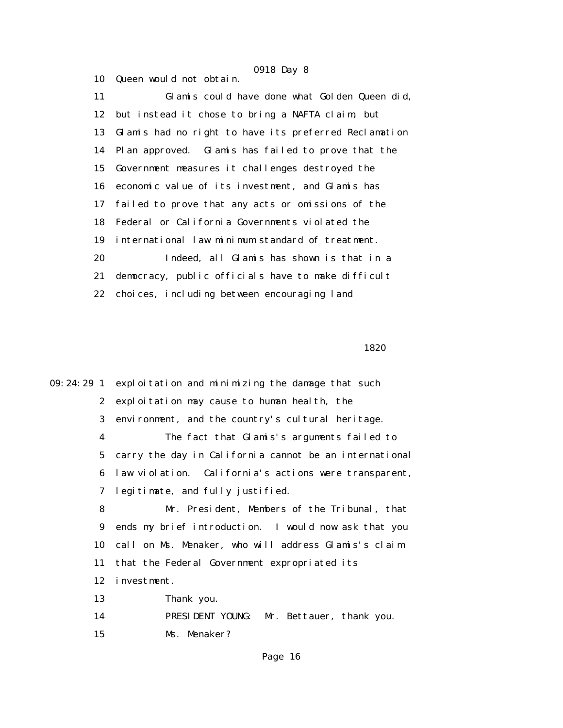10 Queen would not obtain.

11 Glamis could have done what Golden Queen did,

12 but instead it chose to bring a NAFTA claim, but

13 Glamis had no right to have its preferred Reclamation

14 Plan approved. Glamis has failed to prove that the

15 Government measures it challenges destroyed the

16 economic value of its investment, and Glamis has

17 failed to prove that any acts or omissions of the

18 Federal or California Governments violated the

19 international law minimum standard of treatment.

20 Indeed, all Glamis has shown is that in a

21 democracy, public officials have to make difficult

22 choices, including between encouraging land

1820

09:24:29 1 exploitation and minimizing the damage that such

2 exploitation may cause to human health, the

3 environment, and the country's cultural heritage.

4 The fact that Glamis's arguments failed to

5 carry the day in California cannot be an international

6 law violation. California's actions were transparent,

7 legitimate, and fully justified.

8 Mr. President, Members of the Tribunal, that

9 ends my brief introduction. I would now ask that you

10 call on Ms. Menaker, who will address Glamis's claim

11 that the Federal Government expropriated its

12 investment.

13 Thank you.

14 PRESIDENT YOUNG: Mr. Bettauer, thank you.

15 Ms. Menaker?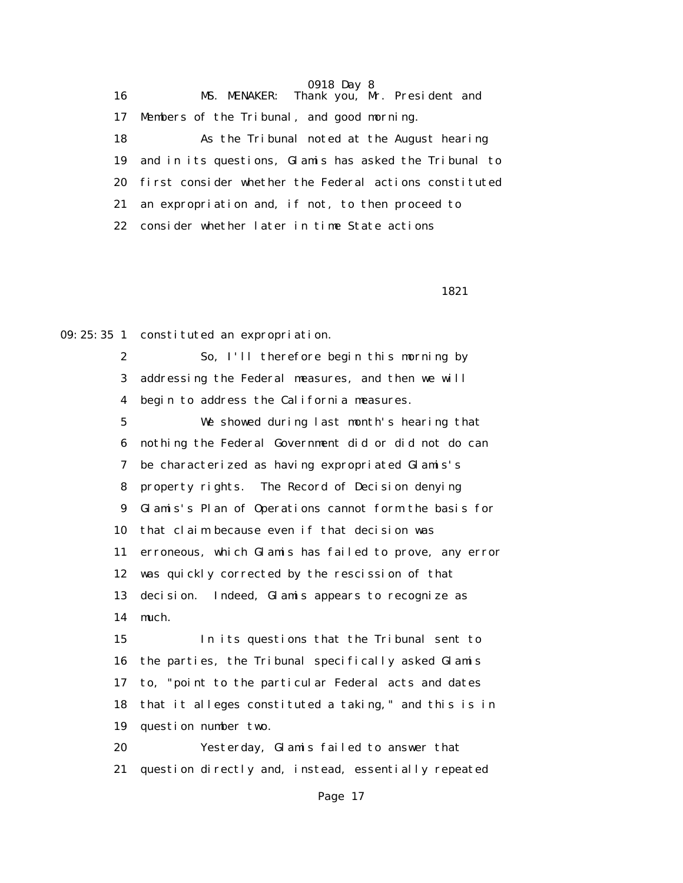MS. MENAKER: Thank you, Mr. President and Members of the Tribunal, and good morning.

As the Tribunal noted at the August hearing and in its questions, Glamis has asked the Tribunal to first consider whether the Federal actions constituted an expropriation and, if not, to then proceed to consider whether later in time State actions constituted an expropriation.

So, I'll therefore begin this morning by addressing the Federal measures, and then we will begin to address the California measures.

We showed during last month's hearing that nothing the Federal Government did or did not do can be characterized as having expropriated Glamis's property rights. The Record of Decision denying Glamis's Plan of Operations cannot form the basis for that claim because even if that decision was erroneous, which Glamis has failed to prove, any error was quickly corrected by the rescission of that decision. Indeed, Glamis appears to recognize as much.

In its questions that the Tribunal sent to the parties, the Tribunal specifically asked Glamis to, "point to the particular Federal acts and dates that it alleges constituted a taking," and this is in question number two.

Yesterday, Glamis failed to answer that question directly and, instead, essentially repeated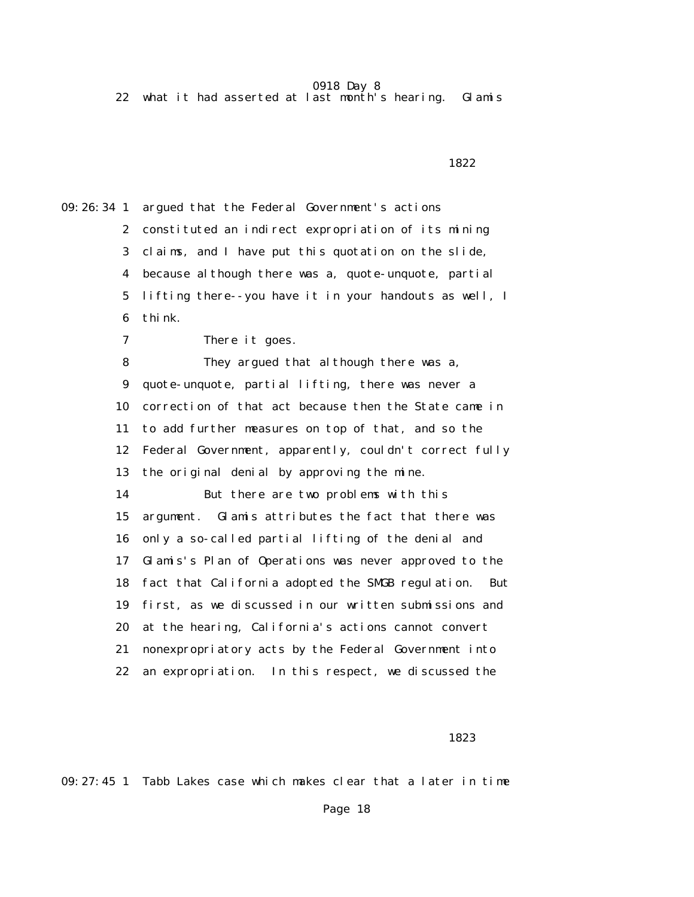22 what it had asserted at last month's hearing. Glamis

1822

09:26:34 1 argued that the Federal Government's actions
2 constituted an indirect expropriation of its mining
3 claims, and I have put this quotation on the slide,
4 because although there was a, quote-unquote, partial
5 lifting there--you have it in your handouts as well, I
6 think.
7 There it goes.
8 They argued that although there was a,
9 quote-unquote, partial lifting, there was never a
10 correction of that act because then the State came in
11 to add further measures on top of that, and so the
12 Federal Government, apparently, couldn't correct fully
13 the original denial by approving the mine.
14 But there are two problems with this
15 argument. Glamis attributes the fact that there was
16 only a so-called partial lifting of the denial and
17 Glamis's Plan of Operations was never approved to the
18 fact that California adopted the SMGB regulation. But
19 first, as we discussed in our written submissions and
20 at the hearing, California's actions cannot convert
21 nonexpropriatory acts by the Federal Government into
22 an expropriation. In this respect, we discussed the

1823

09:27:45 1 Tabb Lakes case which makes clear that a later in time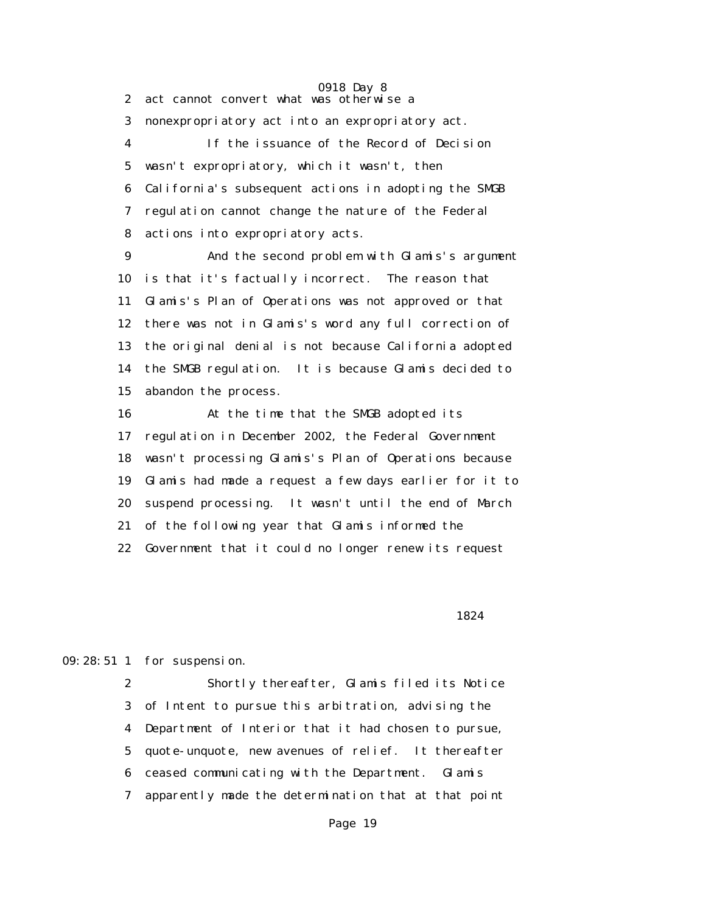2 act cannot convert what was otherwise a
3 nonexpropriatory act into an expropriatory act.
4 If the issuance of the Record of Decision
5 wasn't expropriatory, which it wasn't, then
6 California's subsequent actions in adopting the SMGB
7 regulation cannot change the nature of the Federal
8 actions into expropriatory acts.
9 And the second problem with Glamis's argument
10 is that it's factually incorrect. The reason that
11 Glamis's Plan of Operations was not approved or that
12 there was not in Glamis's word any full correction of
13 the original denial is not because California adopted
14 the SMGB regulation. It is because Glamis decided to
15 abandon the process.
16 At the time that the SMGB adopted its
17 regulation in December 2002, the Federal Government
18 wasn't processing Glamis's Plan of Operations because
19 Glamis had made a request a few days earlier for it to
20 suspend processing. It wasn't until the end of March
21 of the following year that Glamis informed the
22 Government that it could no longer renew its request

1824

09:28:51 1 for suspension.
2 Shortly thereafter, Glamis filed its Notice
3 of Intent to pursue this arbitration, advising the
4 Department of Interior that it had chosen to pursue,
5 quote-unquote, new avenues of relief. It thereafter
6 ceased communicating with the Department. Glamis
7 apparently made the determination that at that point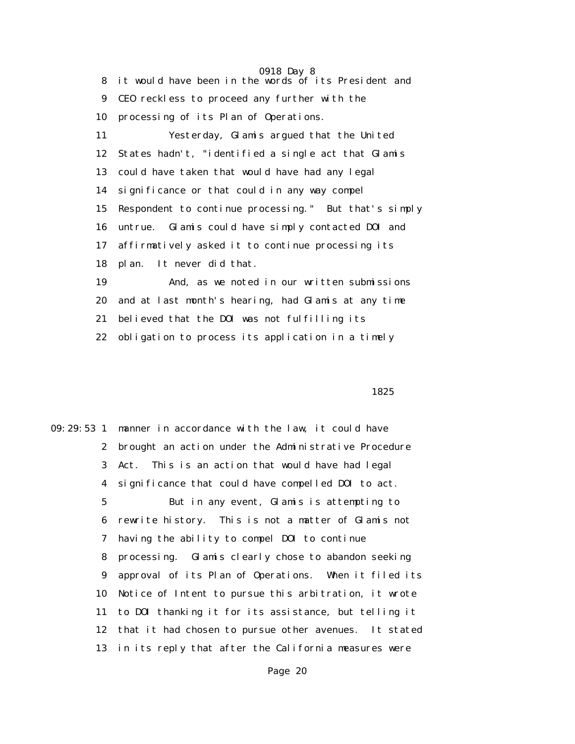it would have been in the words of its President and CEO reckless to proceed any further with the processing of its Plan of Operations.

Yesterday, Glamis argued that the United States hadn't, "identified a single act that Glamis could have taken that would have had any legal significance or that could in any way compel Respondent to continue processing." But that's simply untrue. Glamis could have simply contacted DOI and affirmatively asked it to continue processing its plan. It never did that.

And, as we noted in our written submissions and at last month's hearing, had Glamis at any time believed that the DOI was not fulfilling its obligation to process its application in a timely manner in accordance with the law, it could have brought an action under the Administrative Procedure Act. This is an action that would have had legal significance that could have compelled DOI to act.

But in any event, Glamis is attempting to rewrite history. This is not a matter of Glamis not having the ability to compel DOI to continue processing. Glamis clearly chose to abandon seeking approval of its Plan of Operations. When it filed its Notice of Intent to pursue this arbitration, it wrote to DOI thanking it for its assistance, but telling it that it had chosen to pursue other avenues. It stated in its reply that after the California measures were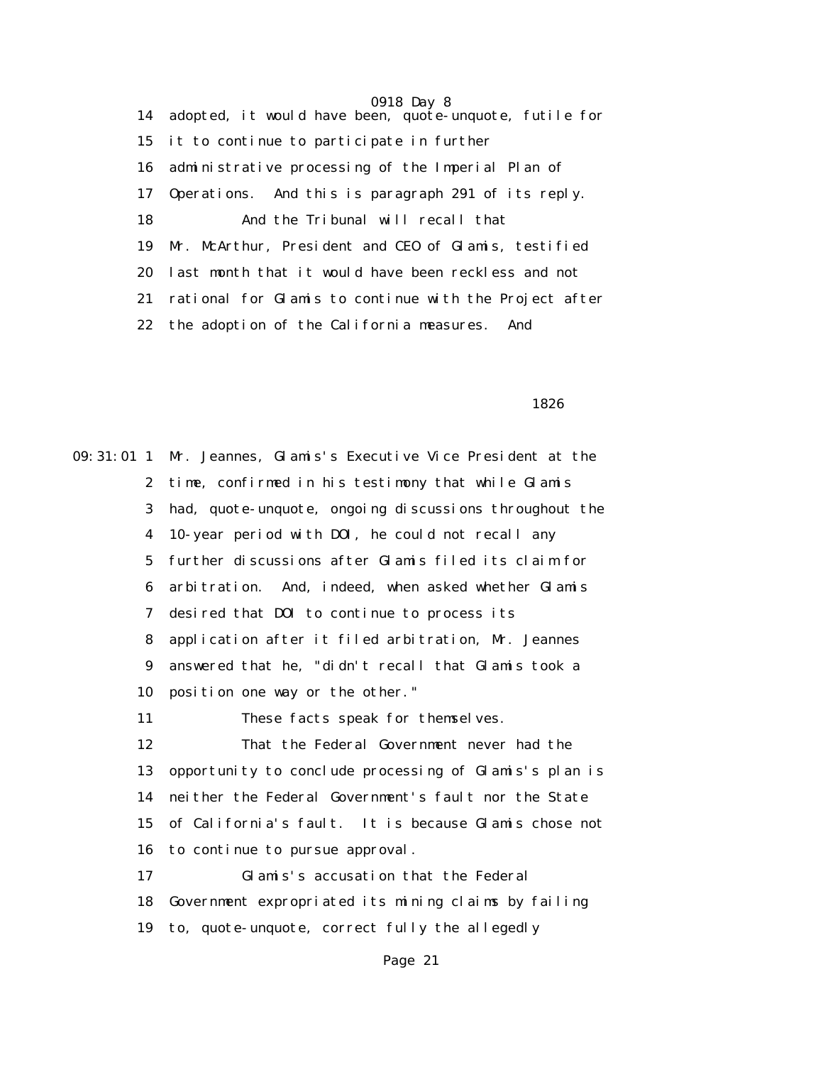14 adopted, it would have been, quote-unquote, futile for
15 it to continue to participate in further
16 administrative processing of the Imperial Plan of
17 Operations. And this is paragraph 291 of its reply.
18 And the Tribunal will recall that
19 Mr. McArthur, President and CEO of Glamis, testified
20 last month that it would have been reckless and not
21 rational for Glamis to continue with the Project after
22 the adoption of the California measures. And

1826

09:31:01 1 Mr. Jeannes, Glamis's Executive Vice President at the
2 time, confirmed in his testimony that while Glamis
3 had, quote-unquote, ongoing discussions throughout the
4 10-year period with DOI, he could not recall any
5 further discussions after Glamis filed its claim for
6 arbitration. And, indeed, when asked whether Glamis
7 desired that DOI to continue to process its
8 application after it filed arbitration, Mr. Jeannes
9 answered that he, "didn't recall that Glamis took a
10 position one way or the other."
11 These facts speak for themselves.
12 That the Federal Government never had the
13 opportunity to conclude processing of Glamis's plan is
14 neither the Federal Government's fault nor the State
15 of California's fault. It is because Glamis chose not
16 to continue to pursue approval.
17 Glamis's accusation that the Federal
18 Government expropriated its mining claims by failing
19 to, quote-unquote, correct fully the allegedly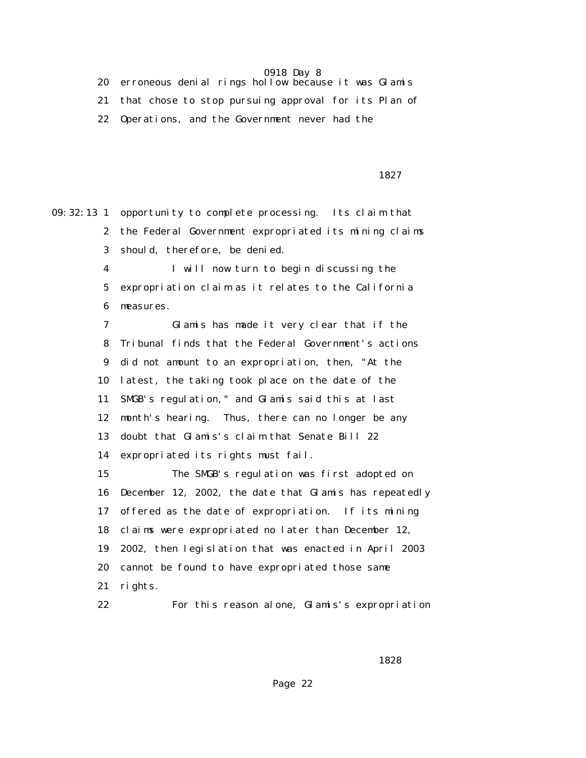20 erroneous denial rings hollow because it was Glamis

21 that chose to stop pursuing approval for its Plan of

22 Operations, and the Government never had the

1827

09:32:13 1 opportunity to complete processing. Its claim that

2 the Federal Government expropriated its mining claims

3 should, therefore, be denied.

4 I will now turn to begin discussing the

5 expropriation claim as it relates to the California

6 measures.

7 Glamis has made it very clear that if the

8 Tribunal finds that the Federal Government's actions

9 did not amount to an expropriation, then, "At the

10 latest, the taking took place on the date of the

11 SMGB's regulation," and Glamis said this at last

12 month's hearing. Thus, there can no longer be any

13 doubt that Glamis's claim that Senate Bill 22

14 expropriated its rights must fail.

15 The SMGB's regulation was first adopted on

16 December 12, 2002, the date that Glamis has repeatedly

17 offered as the date of expropriation. If its mining

18 claims were expropriated no later than December 12,

19 2002, then legislation that was enacted in April 2003

20 cannot be found to have expropriated those same

21 rights.

22 For this reason alone, Glamis's expropriation

1828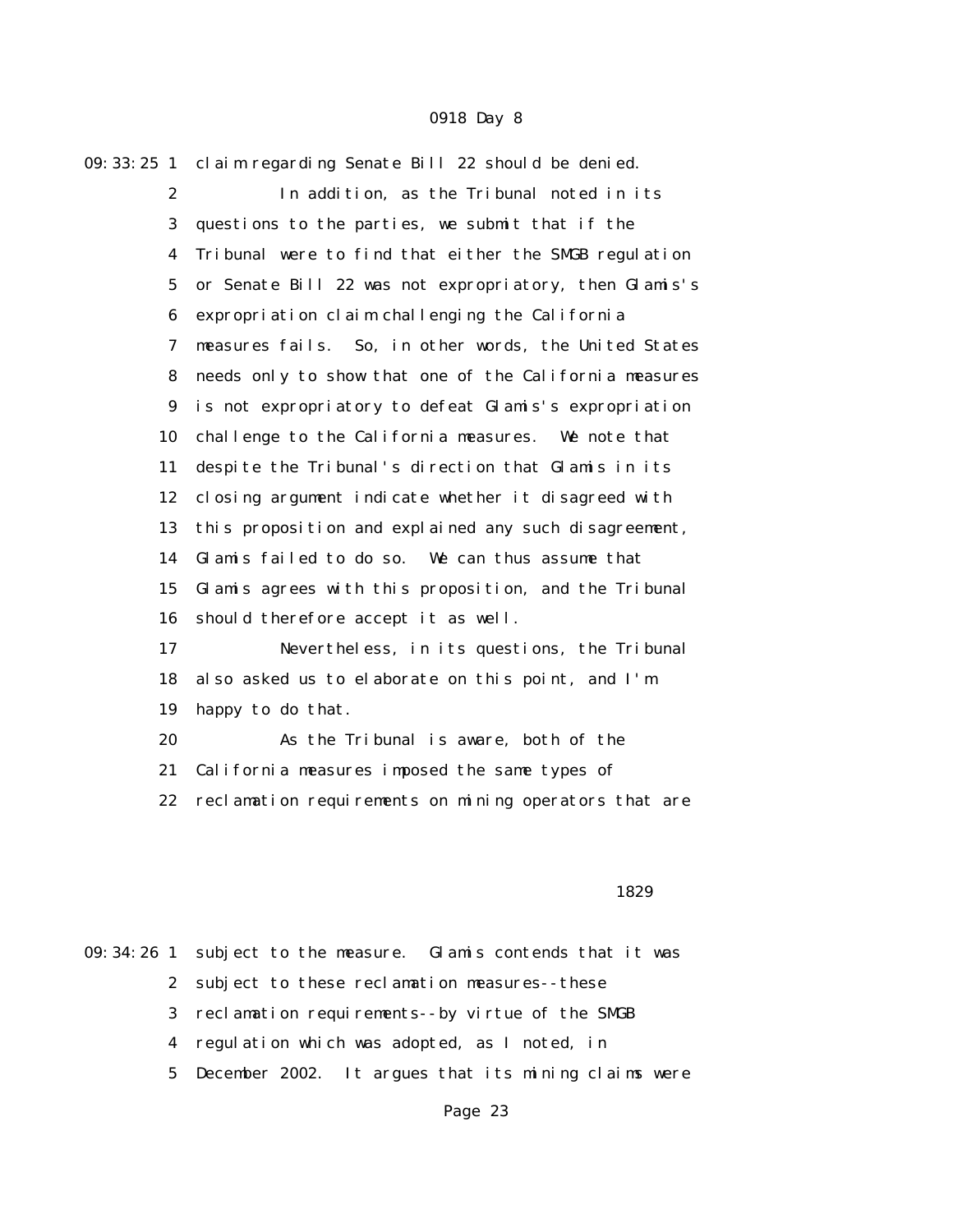09:33:25 1 claim regarding Senate Bill 22 should be denied.

2 In addition, as the Tribunal noted in its

3 questions to the parties, we submit that if the

4 Tribunal were to find that either the SMGB regulation

5 or Senate Bill 22 was not expropriatory, then Glamis's

6 expropriation claim challenging the California

7 measures fails. So, in other words, the United States

8 needs only to show that one of the California measures

9 is not expropriatory to defeat Glamis's expropriation

10 challenge to the California measures. We note that

11 despite the Tribunal's direction that Glamis in its

12 closing argument indicate whether it disagreed with

13 this proposition and explained any such disagreement,

14 Glamis failed to do so. We can thus assume that

15 Glamis agrees with this proposition, and the Tribunal

16 should therefore accept it as well.

17 Nevertheless, in its questions, the Tribunal

18 also asked us to elaborate on this point, and I'm

19 happy to do that.

20 As the Tribunal is aware, both of the

21 California measures imposed the same types of

22 reclamation requirements on mining operators that are

1829

09:34:26 1 subject to the measure. Glamis contends that it was

2 subject to these reclamation measures--these

3 reclamation requirements--by virtue of the SMGB

4 regulation which was adopted, as I noted, in

5 December 2002. It argues that its mining claims were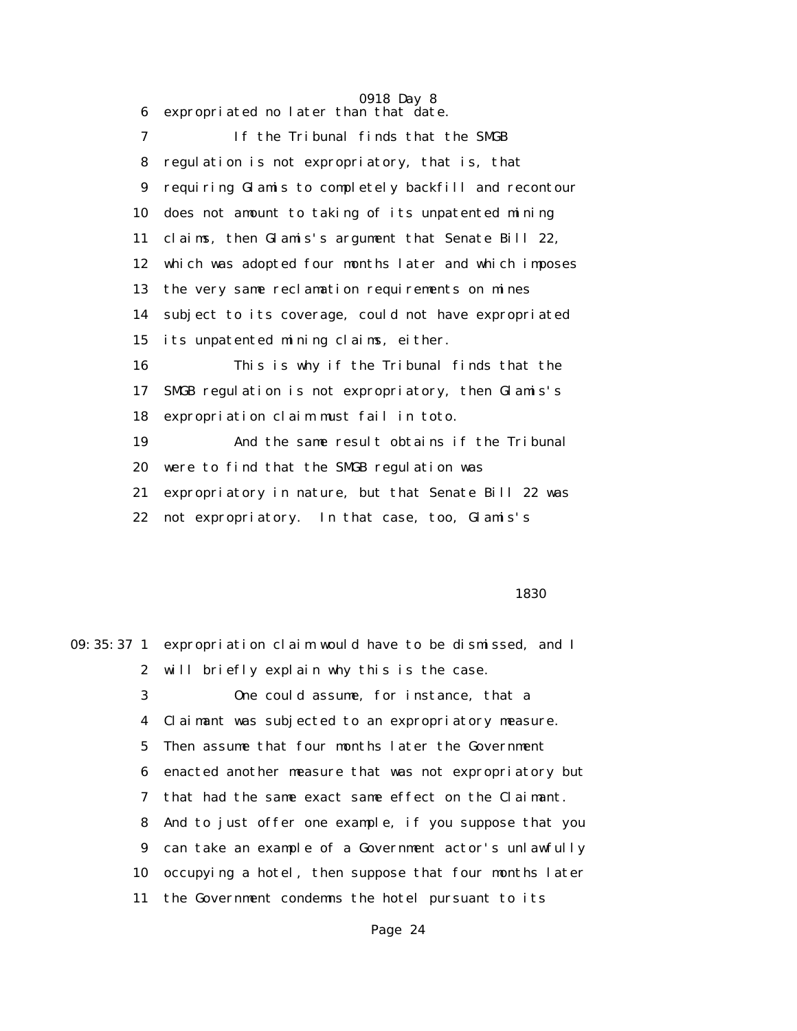6 expropriated no later than that date.

7 If the Tribunal finds that the SMGB

8 regulation is not expropriatory, that is, that

9 requiring Glamis to completely backfill and recontour

10 does not amount to taking of its unpatented mining

11 claims, then Glamis's argument that Senate Bill 22,

12 which was adopted four months later and which imposes

13 the very same reclamation requirements on mines

14 subject to its coverage, could not have expropriated

15 its unpatented mining claims, either.

16 This is why if the Tribunal finds that the

17 SMGB regulation is not expropriatory, then Glamis's

18 expropriation claim must fail in toto.

19 And the same result obtains if the Tribunal

20 were to find that the SMGB regulation was

21 expropriatory in nature, but that Senate Bill 22 was

22 not expropriatory. In that case, too, Glamis's

1830

09:35:37 1 expropriation claim would have to be dismissed, and I

2 will briefly explain why this is the case.

3 One could assume, for instance, that a

4 Claimant was subjected to an expropriatory measure.

5 Then assume that four months later the Government

6 enacted another measure that was not expropriatory but

7 that had the same exact same effect on the Claimant.

8 And to just offer one example, if you suppose that you

9 can take an example of a Government actor's unlawfully

10 occupying a hotel, then suppose that four months later

11 the Government condemns the hotel pursuant to its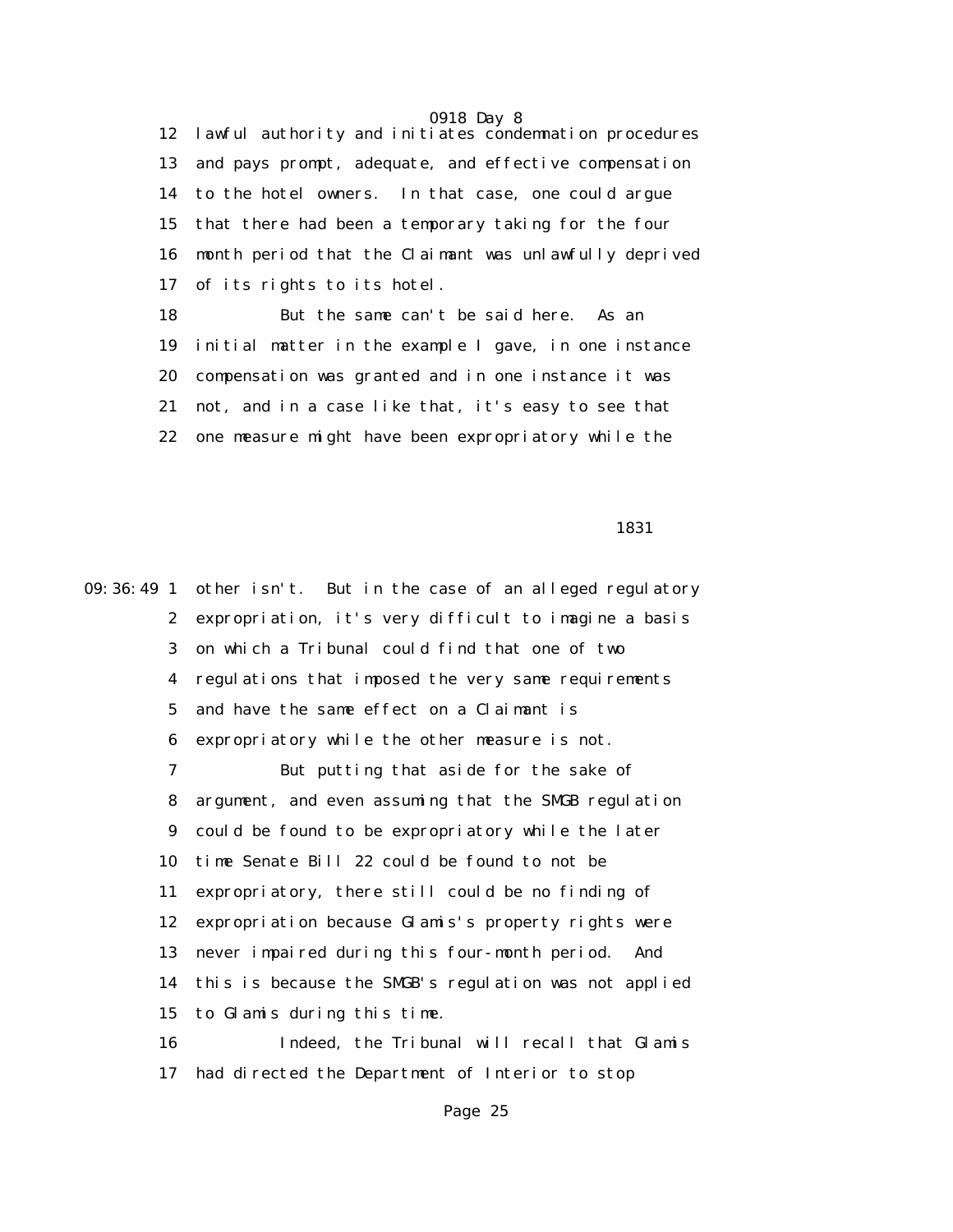lawful authority and initiates condemnation procedures and pays prompt, adequate, and effective compensation to the hotel owners. In that case, one could argue that there had been a temporary taking for the four month period that the Claimant was unlawfully deprived of its rights to its hotel.

But the same can't be said here. As an initial matter in the example I gave, in one instance compensation was granted and in one instance it was not, and in a case like that, it's easy to see that one measure might have been expropriatory while the other isn't. But in the case of an alleged regulatory expropriation, it's very difficult to imagine a basis on which a Tribunal could find that one of two regulations that imposed the very same requirements and have the same effect on a Claimant is expropriatory while the other measure is not.

But putting that aside for the sake of argument, and even assuming that the SMGB regulation could be found to be expropriatory while the later time Senate Bill 22 could be found to not be expropriatory, there still could be no finding of expropriation because Glamis's property rights were never impaired during this four-month period. And this is because the SMGB's regulation was not applied to Glamis during this time.

Indeed, the Tribunal will recall that Glamis had directed the Department of Interior to stop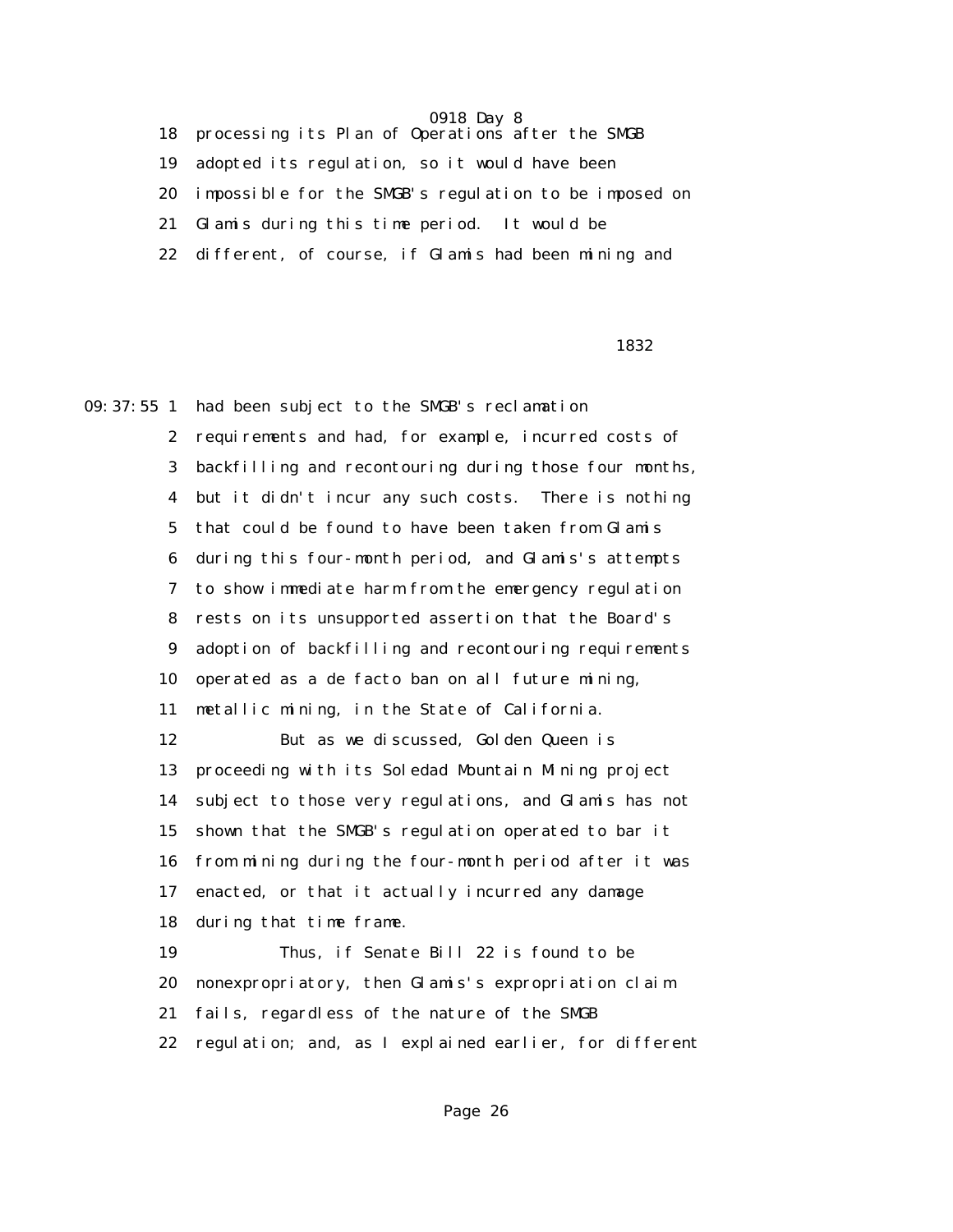18 processing its Plan of Operations after the SMGB
19 adopted its regulation, so it would have been
20 impossible for the SMGB's regulation to be imposed on
21 Glamis during this time period. It would be
22 different, of course, if Glamis had been mining and

1832

09:37:55 1 had been subject to the SMGB's reclamation
2 requirements and had, for example, incurred costs of
3 backfilling and recontouring during those four months,
4 but it didn't incur any such costs. There is nothing
5 that could be found to have been taken from Glamis
6 during this four-month period, and Glamis's attempts
7 to show immediate harm from the emergency regulation
8 rests on its unsupported assertion that the Board's
9 adoption of backfilling and recontouring requirements
10 operated as a de facto ban on all future mining,
11 metallic mining, in the State of California.
12 But as we discussed, Golden Queen is
13 proceeding with its Soledad Mountain Mining project
14 subject to those very regulations, and Glamis has not
15 shown that the SMGB's regulation operated to bar it
16 from mining during the four-month period after it was
17 enacted, or that it actually incurred any damage
18 during that time frame.
19 Thus, if Senate Bill 22 is found to be
20 nonexpropriatory, then Glamis's expropriation claim
21 fails, regardless of the nature of the SMGB
22 regulation; and, as I explained earlier, for different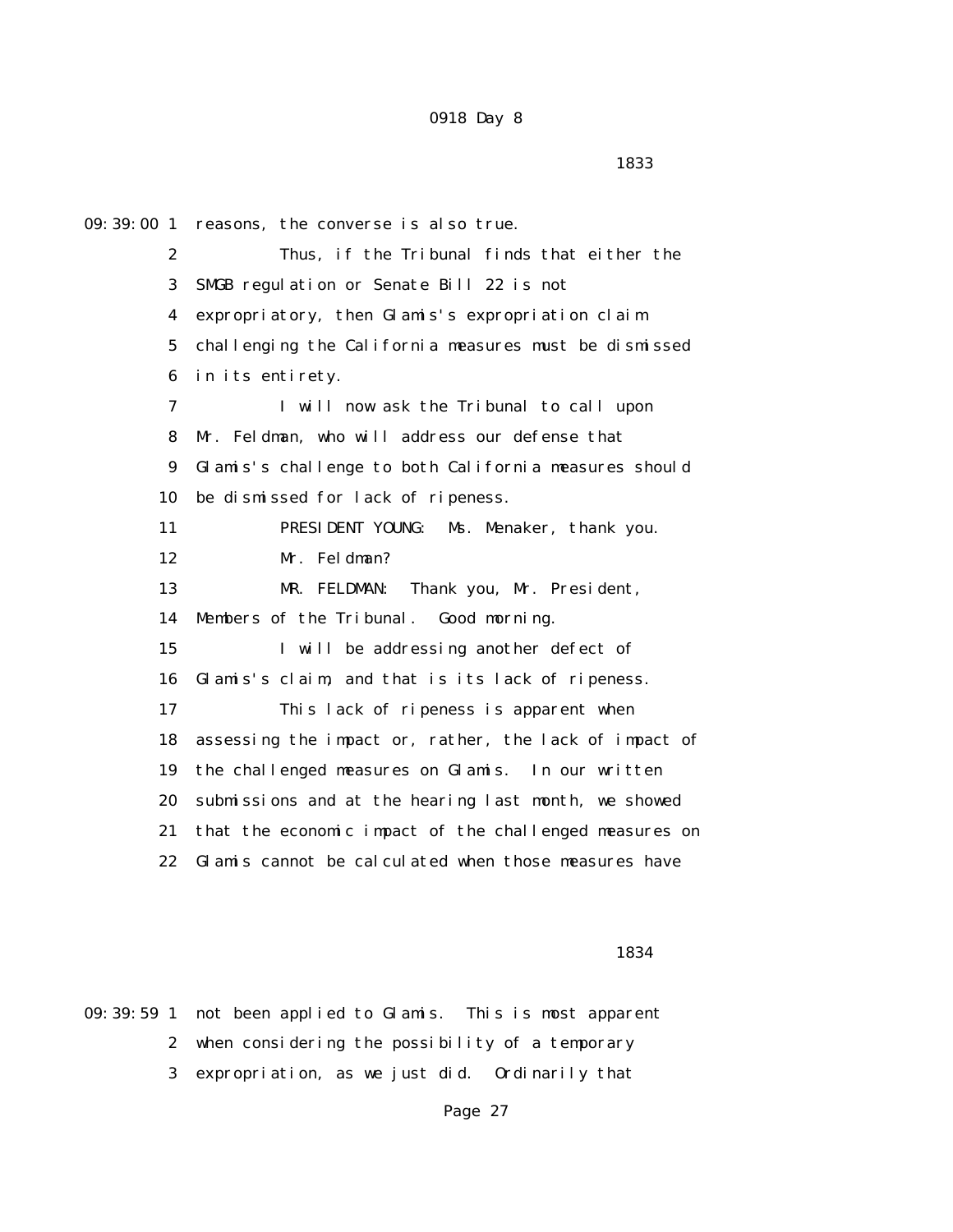reasons, the converse is also true.

Thus, if the Tribunal finds that either the SMGB regulation or Senate Bill 22 is not expropriatory, then Glamis's expropriation claim challenging the California measures must be dismissed in its entirety.

I will now ask the Tribunal to call upon Mr. Feldman, who will address our defense that Glamis's challenge to both California measures should be dismissed for lack of ripeness.

PRESIDENT YOUNG: Ms. Menaker, thank you.

Mr. Feldman?

MR. FELDMAN: Thank you, Mr. President, Members of the Tribunal. Good morning.

I will be addressing another defect of Glamis's claim, and that is its lack of ripeness.

This lack of ripeness is apparent when assessing the impact or, rather, the lack of impact of the challenged measures on Glamis. In our written submissions and at the hearing last month, we showed that the economic impact of the challenged measures on Glamis cannot be calculated when those measures have not been applied to Glamis. This is most apparent when considering the possibility of a temporary expropriation, as we just did. Ordinarily that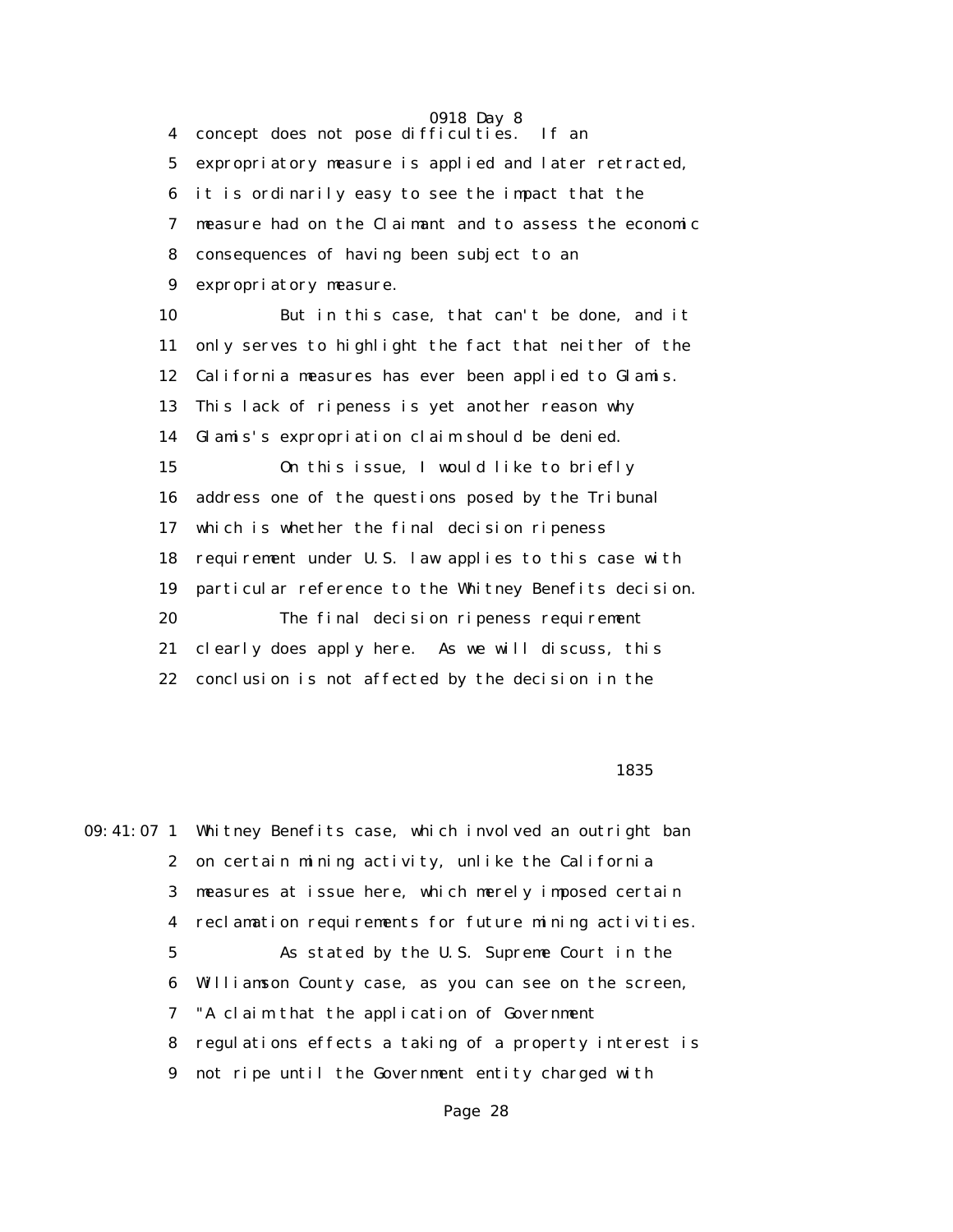concept does not pose difficulties. If an expropriatory measure is applied and later retracted, it is ordinarily easy to see the impact that the measure had on the Claimant and to assess the economic consequences of having been subject to an expropriatory measure.

But in this case, that can't be done, and it only serves to highlight the fact that neither of the California measures has ever been applied to Glamis. This lack of ripeness is yet another reason why Glamis's expropriation claim should be denied.

On this issue, I would like to briefly address one of the questions posed by the Tribunal which is whether the final decision ripeness requirement under U.S. law applies to this case with particular reference to the Whitney Benefits decision.

The final decision ripeness requirement clearly does apply here. As we will discuss, this conclusion is not affected by the decision in the Whitney Benefits case, which involved an outright ban on certain mining activity, unlike the California measures at issue here, which merely imposed certain reclamation requirements for future mining activities.

As stated by the U.S. Supreme Court in the Williamson County case, as you can see on the screen, "A claim that the application of Government regulations effects a taking of a property interest is not ripe until the Government entity charged with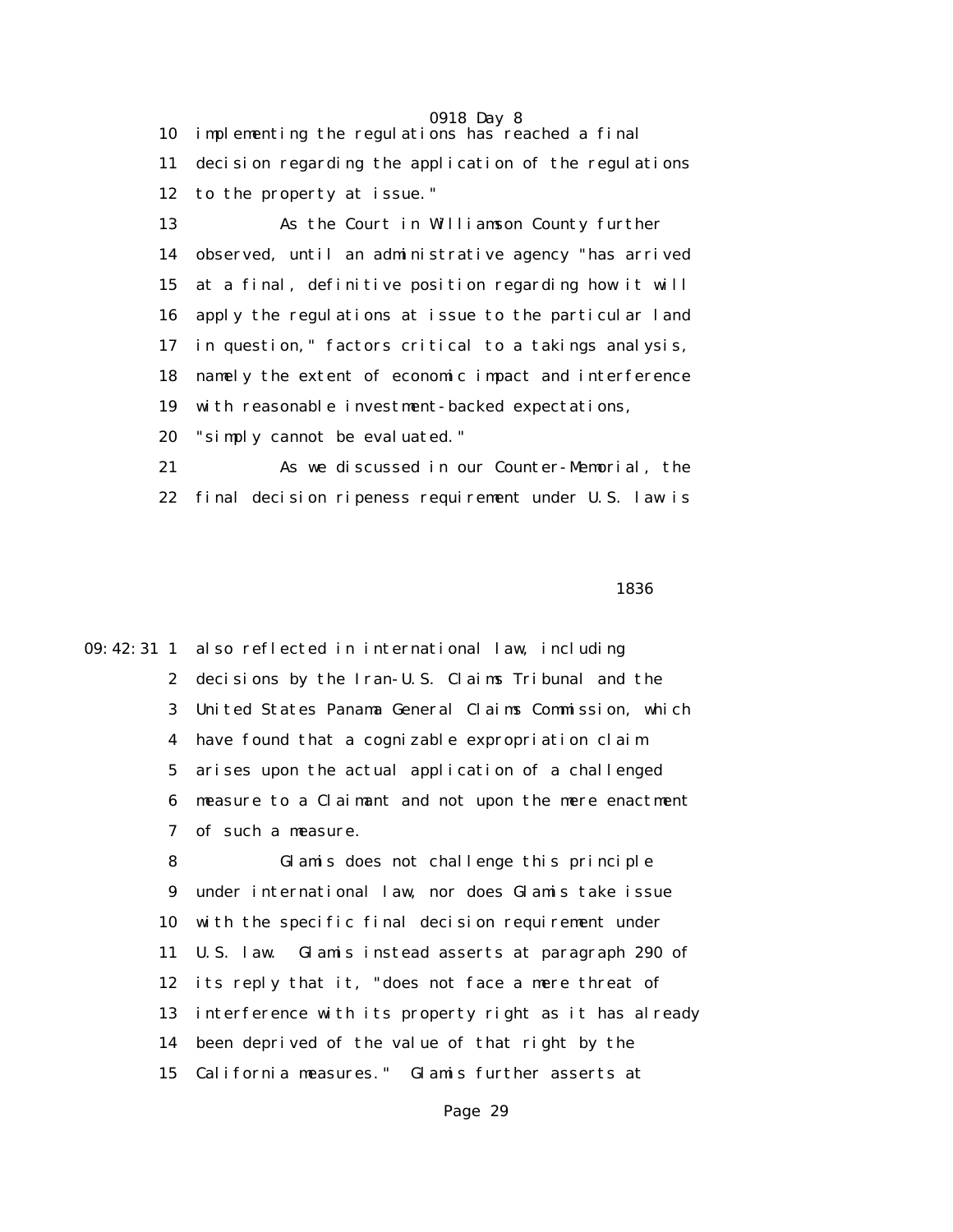implementing the regulations has reached a final decision regarding the application of the regulations to the property at issue."

As the Court in Williamson County further observed, until an administrative agency "has arrived at a final, definitive position regarding how it will apply the regulations at issue to the particular land in question," factors critical to a takings analysis, namely the extent of economic impact and interference with reasonable investment-backed expectations, "simply cannot be evaluated."

As we discussed in our Counter-Memorial, the final decision ripeness requirement under U.S. law is also reflected in international law, including decisions by the Iran-U.S. Claims Tribunal and the United States Panama General Claims Commission, which have found that a cognizable expropriation claim arises upon the actual application of a challenged measure to a Claimant and not upon the mere enactment of such a measure.

Glamis does not challenge this principle under international law, nor does Glamis take issue with the specific final decision requirement under U.S. law. Glamis instead asserts at paragraph 290 of its reply that it, "does not face a mere threat of interference with its property right as it has already been deprived of the value of that right by the California measures." Glamis further asserts at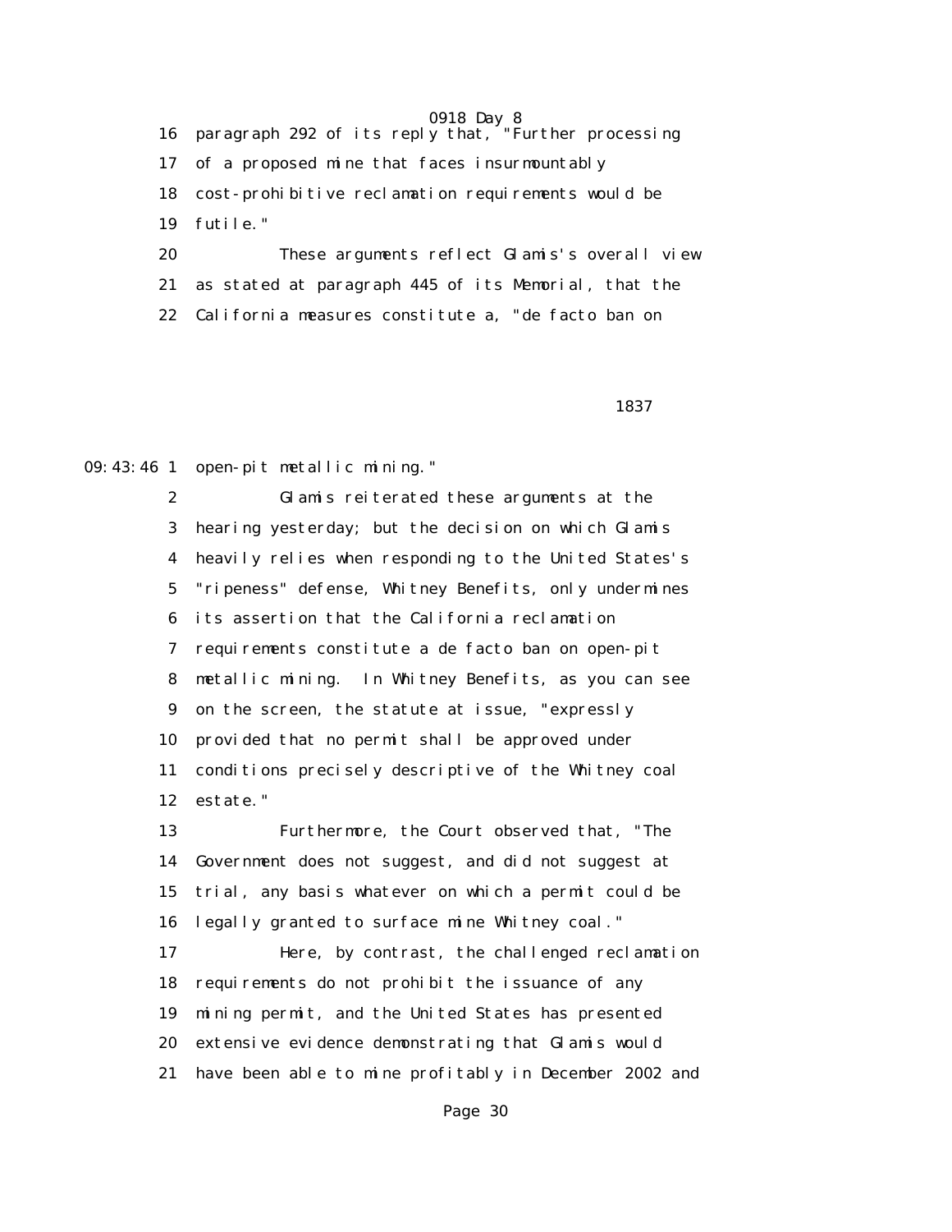paragraph 292 of its reply that, "Further processing of a proposed mine that faces insurmountably cost-prohibitive reclamation requirements would be futile."

These arguments reflect Glamis's overall view as stated at paragraph 445 of its Memorial, that the California measures constitute a, "de facto ban on open-pit metallic mining."

Glamis reiterated these arguments at the hearing yesterday; but the decision on which Glamis heavily relies when responding to the United States's "ripeness" defense, Whitney Benefits, only undermines its assertion that the California reclamation requirements constitute a de facto ban on open-pit metallic mining. In Whitney Benefits, as you can see on the screen, the statute at issue, "expressly provided that no permit shall be approved under conditions precisely descriptive of the Whitney coal estate."

Furthermore, the Court observed that, "The Government does not suggest, and did not suggest at trial, any basis whatever on which a permit could be legally granted to surface mine Whitney coal."

Here, by contrast, the challenged reclamation requirements do not prohibit the issuance of any mining permit, and the United States has presented extensive evidence demonstrating that Glamis would have been able to mine profitably in December 2002 and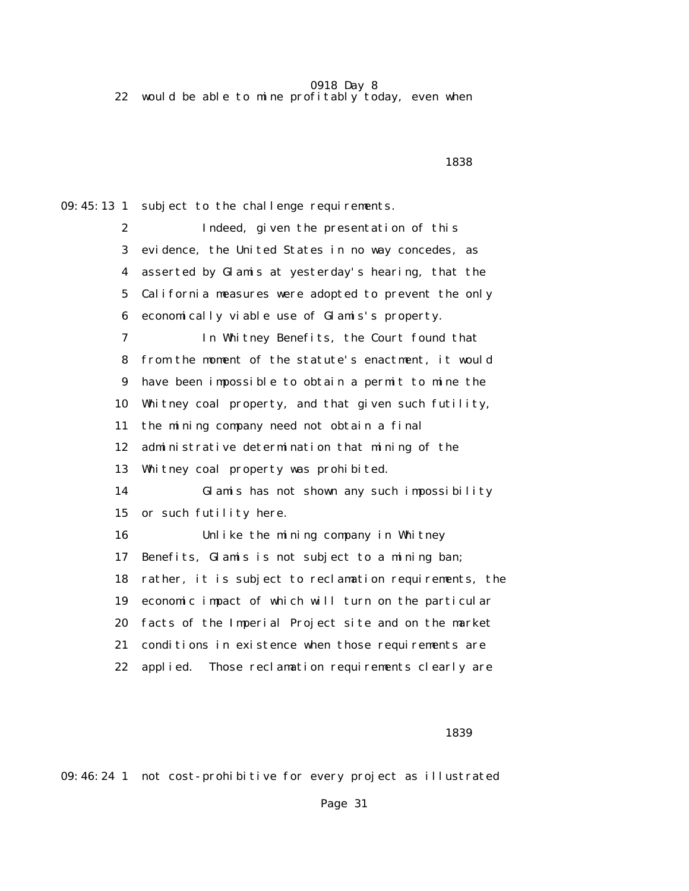22 would be able to mine profitably today, even when

1838

09:45:13 1 subject to the challenge requirements.

2 Indeed, given the presentation of this

3 evidence, the United States in no way concedes, as

4 asserted by Glamis at yesterday's hearing, that the

5 California measures were adopted to prevent the only

6 economically viable use of Glamis's property.

7 In Whitney Benefits, the Court found that

8 from the moment of the statute's enactment, it would

9 have been impossible to obtain a permit to mine the

10 Whitney coal property, and that given such futility,

11 the mining company need not obtain a final

12 administrative determination that mining of the

13 Whitney coal property was prohibited.

14 Glamis has not shown any such impossibility

15 or such futility here.

16 Unlike the mining company in Whitney

17 Benefits, Glamis is not subject to a mining ban;

18 rather, it is subject to reclamation requirements, the

19 economic impact of which will turn on the particular

20 facts of the Imperial Project site and on the market

21 conditions in existence when those requirements are

22 applied. Those reclamation requirements clearly are

1839

09:46:24 1 not cost-prohibitive for every project as illustrated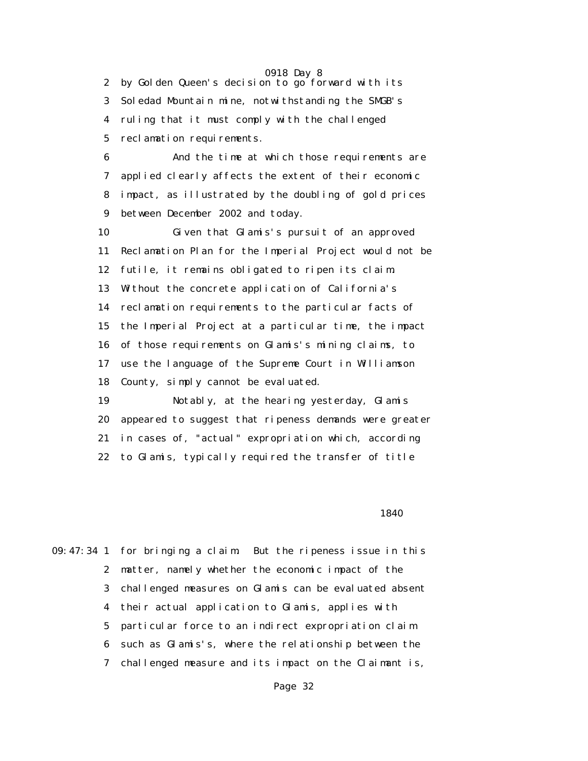2 by Golden Queen's decision to go forward with its
3 Soledad Mountain mine, notwithstanding the SMGB's
4 ruling that it must comply with the challenged
5 reclamation requirements.

6 And the time at which those requirements are
7 applied clearly affects the extent of their economic
8 impact, as illustrated by the doubling of gold prices
9 between December 2002 and today.

10 Given that Glamis's pursuit of an approved
11 Reclamation Plan for the Imperial Project would not be
12 futile, it remains obligated to ripen its claim.
13 Without the concrete application of California's
14 reclamation requirements to the particular facts of
15 the Imperial Project at a particular time, the impact
16 of those requirements on Glamis's mining claims, to
17 use the language of the Supreme Court in Williamson
18 County, simply cannot be evaluated.

19 Notably, at the hearing yesterday, Glamis
20 appeared to suggest that ripeness demands were greater
21 in cases of, "actual" expropriation which, according
22 to Glamis, typically required the transfer of title

1840

09:47:34 1 for bringing a claim. But the ripeness issue in this
2 matter, namely whether the economic impact of the
3 challenged measures on Glamis can be evaluated absent
4 their actual application to Glamis, applies with
5 particular force to an indirect expropriation claim
6 such as Glamis's, where the relationship between the
7 challenged measure and its impact on the Claimant is,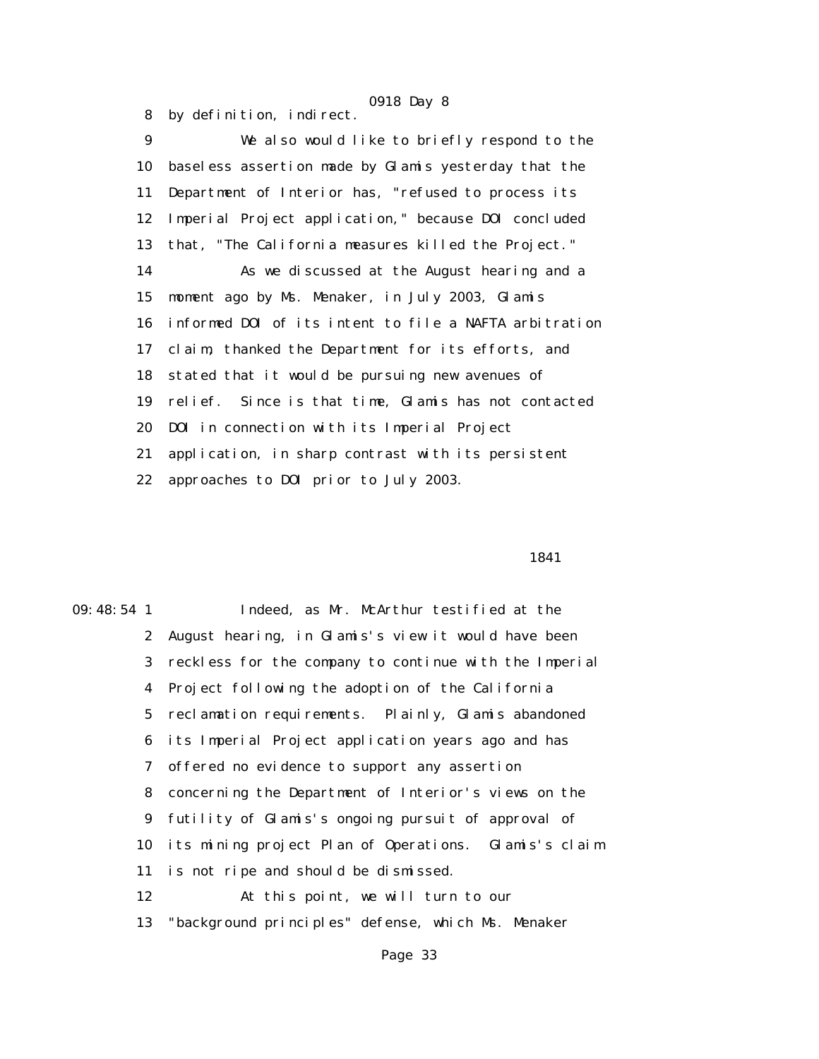8 by definition, indirect.

9 We also would like to briefly respond to the

10 baseless assertion made by Glamis yesterday that the

11 Department of Interior has, "refused to process its

12 Imperial Project application," because DOI concluded

13 that, "The California measures killed the Project."

14 As we discussed at the August hearing and a

15 moment ago by Ms. Menaker, in July 2003, Glamis

16 informed DOI of its intent to file a NAFTA arbitration

17 claim, thanked the Department for its efforts, and

18 stated that it would be pursuing new avenues of

19 relief. Since is that time, Glamis has not contacted

20 DOI in connection with its Imperial Project

21 application, in sharp contrast with its persistent

22 approaches to DOI prior to July 2003.

1841

09:48:54 1 Indeed, as Mr. McArthur testified at the

2 August hearing, in Glamis's view it would have been

3 reckless for the company to continue with the Imperial

4 Project following the adoption of the California

5 reclamation requirements. Plainly, Glamis abandoned

6 its Imperial Project application years ago and has

7 offered no evidence to support any assertion

8 concerning the Department of Interior's views on the

9 futility of Glamis's ongoing pursuit of approval of

10 its mining project Plan of Operations. Glamis's claim

11 is not ripe and should be dismissed.

12 At this point, we will turn to our

13 "background principles" defense, which Ms. Menaker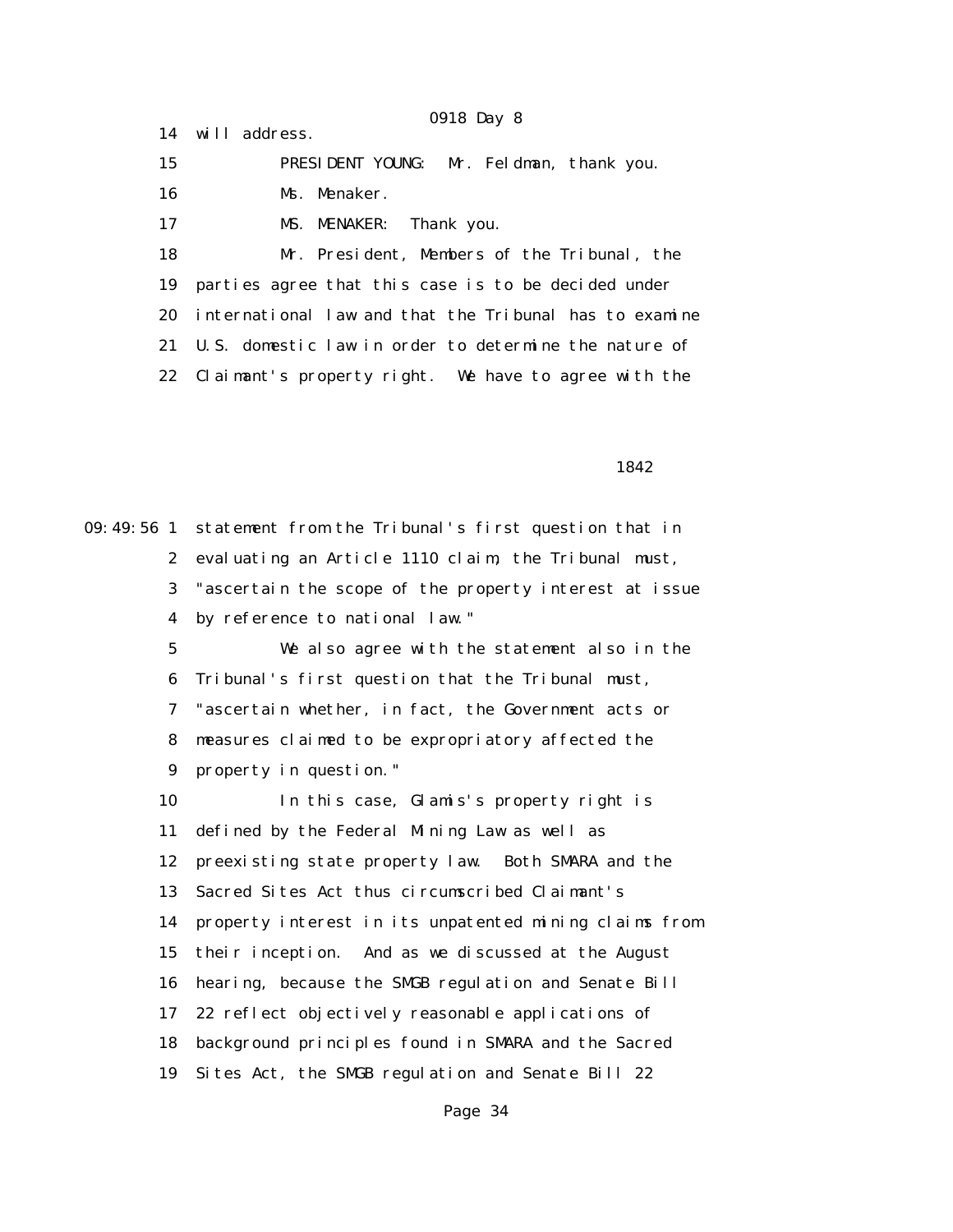will address.

PRESIDENT YOUNG: Mr. Feldman, thank you.

Ms. Menaker.

MS. MENAKER: Thank you.

Mr. President, Members of the Tribunal, the parties agree that this case is to be decided under international law and that the Tribunal has to examine U.S. domestic law in order to determine the nature of Claimant's property right. We have to agree with the

1842

statement from the Tribunal's first question that in evaluating an Article 1110 claim, the Tribunal must, "ascertain the scope of the property interest at issue by reference to national law."

We also agree with the statement also in the Tribunal's first question that the Tribunal must, "ascertain whether, in fact, the Government acts or measures claimed to be expropriatory affected the property in question."

In this case, Glamis's property right is defined by the Federal Mining Law as well as preexisting state property law. Both SMARA and the Sacred Sites Act thus circumscribed Claimant's property interest in its unpatented mining claims from their inception. And as we discussed at the August hearing, because the SMGB regulation and Senate Bill 22 reflect objectively reasonable applications of background principles found in SMARA and the Sacred Sites Act, the SMGB regulation and Senate Bill 22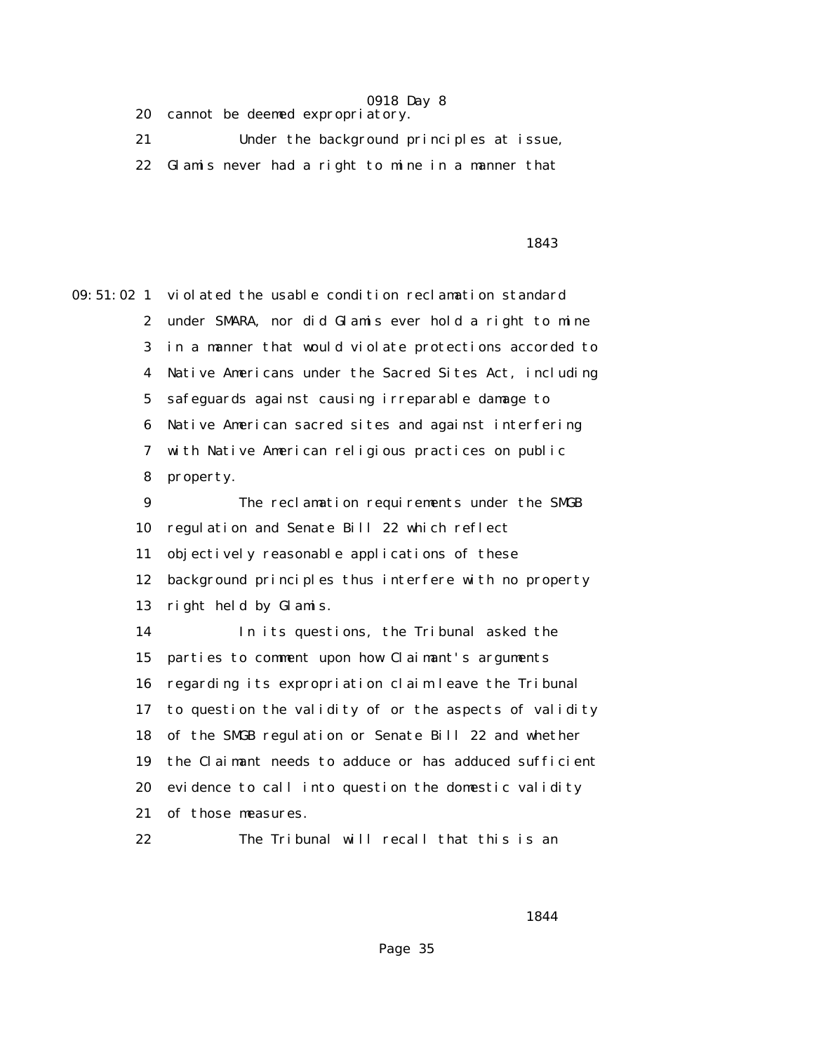20 cannot be deemed expropriatory.

21 Under the background principles at issue,

22 Glamis never had a right to mine in a manner that

09:51:02 1 violated the usable condition reclamation standard

2 under SMARA, nor did Glamis ever hold a right to mine

3 in a manner that would violate protections accorded to

4 Native Americans under the Sacred Sites Act, including

5 safeguards against causing irreparable damage to

6 Native American sacred sites and against interfering

7 with Native American religious practices on public

8 property.

9 The reclamation requirements under the SMGB

10 regulation and Senate Bill 22 which reflect

11 objectively reasonable applications of these

12 background principles thus interfere with no property

13 right held by Glamis.

14 In its questions, the Tribunal asked the

15 parties to comment upon how Claimant's arguments

16 regarding its expropriation claim leave the Tribunal

17 to question the validity of or the aspects of validity

18 of the SMGB regulation or Senate Bill 22 and whether

19 the Claimant needs to adduce or has adduced sufficient

20 evidence to call into question the domestic validity

21 of those measures.

22 The Tribunal will recall that this is an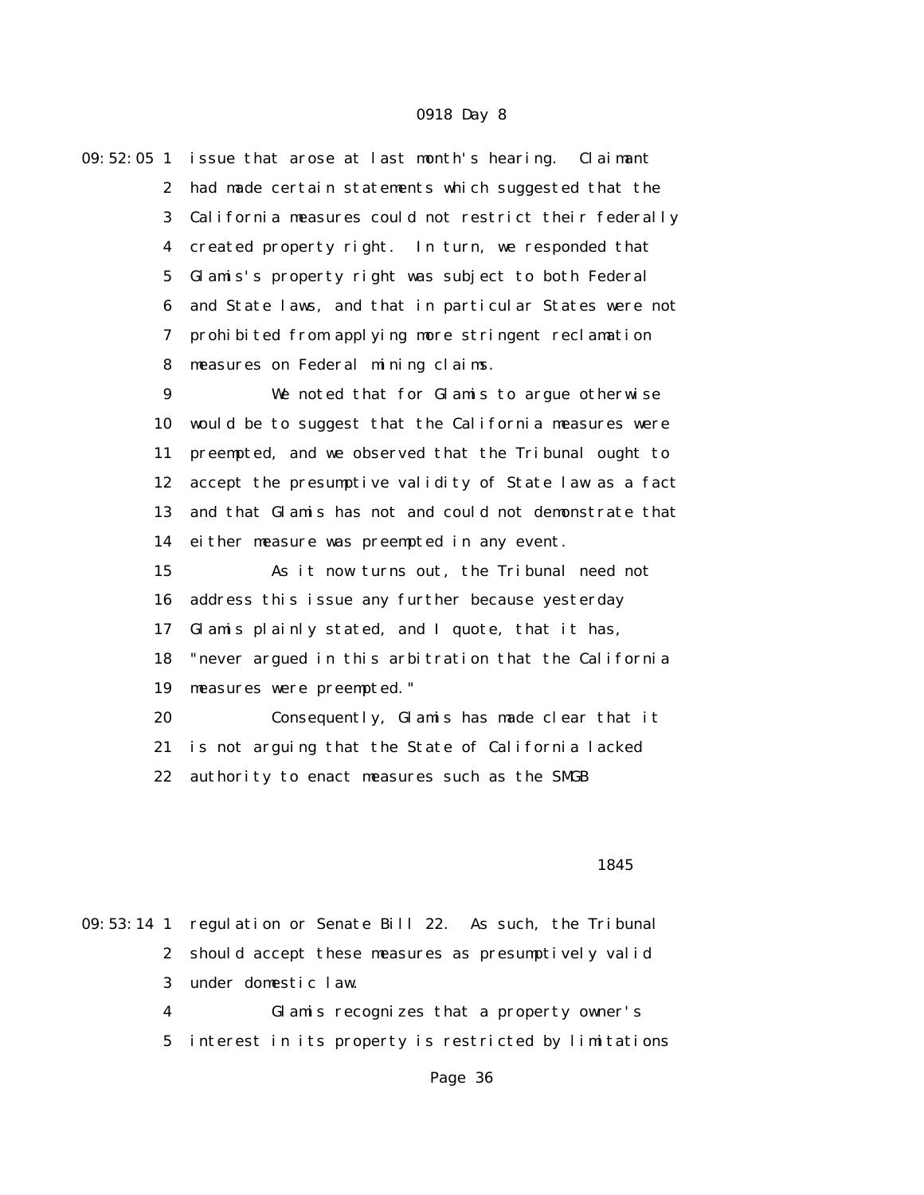09:52:05 1 issue that arose at last month's hearing. Claimant
2 had made certain statements which suggested that the
3 California measures could not restrict their federally
4 created property right. In turn, we responded that
5 Glamis's property right was subject to both Federal
6 and State laws, and that in particular States were not
7 prohibited from applying more stringent reclamation
8 measures on Federal mining claims.
9 We noted that for Glamis to argue otherwise
10 would be to suggest that the California measures were
11 preempted, and we observed that the Tribunal ought to
12 accept the presumptive validity of State law as a fact
13 and that Glamis has not and could not demonstrate that
14 either measure was preempted in any event.
15 As it now turns out, the Tribunal need not
16 address this issue any further because yesterday
17 Glamis plainly stated, and I quote, that it has,
18 "never argued in this arbitration that the California
19 measures were preempted."
20 Consequently, Glamis has made clear that it
21 is not arguing that the State of California lacked
22 authority to enact measures such as the SMGB

1845

09:53:14 1 regulation or Senate Bill 22. As such, the Tribunal
2 should accept these measures as presumptively valid
3 under domestic law.
4 Glamis recognizes that a property owner's
5 interest in its property is restricted by limitations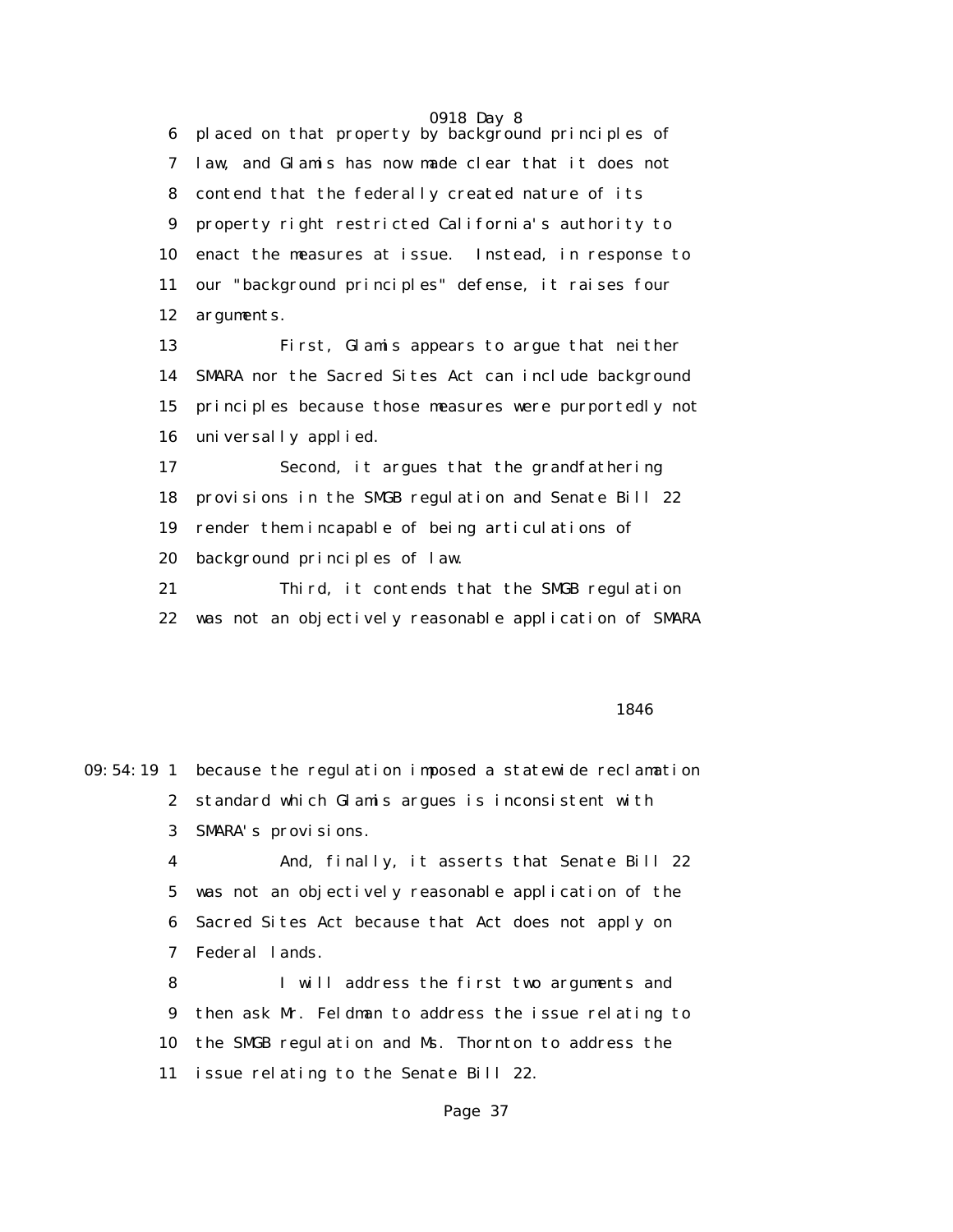placed on that property by background principles of law, and Glamis has now made clear that it does not contend that the federally created nature of its property right restricted California's authority to enact the measures at issue. Instead, in response to our "background principles" defense, it raises four arguments.

First, Glamis appears to argue that neither SMARA nor the Sacred Sites Act can include background principles because those measures were purportedly not universally applied.

Second, it argues that the grandfathering provisions in the SMGB regulation and Senate Bill 22 render them incapable of being articulations of background principles of law.

Third, it contends that the SMGB regulation was not an objectively reasonable application of SMARA because the regulation imposed a statewide reclamation standard which Glamis argues is inconsistent with SMARA's provisions.

And, finally, it asserts that Senate Bill 22 was not an objectively reasonable application of the Sacred Sites Act because that Act does not apply on Federal lands.

I will address the first two arguments and then ask Mr. Feldman to address the issue relating to the SMGB regulation and Ms. Thornton to address the issue relating to the Senate Bill 22.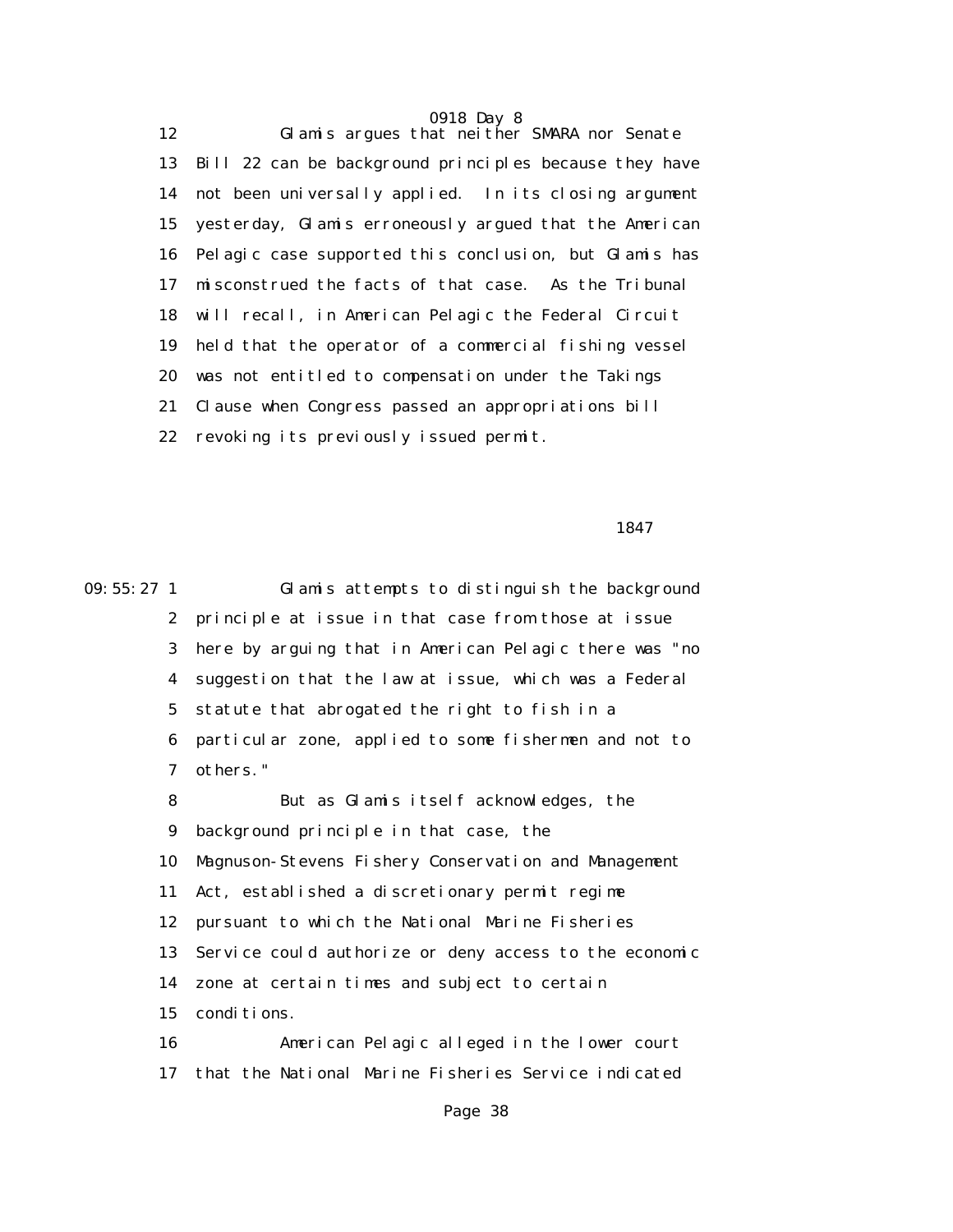12 Glamis argues that neither SMARA nor Senate
13 Bill 22 can be background principles because they have
14 not been universally applied. In its closing argument
15 yesterday, Glamis erroneously argued that the American
16 Pelagic case supported this conclusion, but Glamis has
17 misconstrued the facts of that case. As the Tribunal
18 will recall, in American Pelagic the Federal Circuit
19 held that the operator of a commercial fishing vessel
20 was not entitled to compensation under the Takings
21 Clause when Congress passed an appropriations bill
22 revoking its previously issued permit.

1847

09:55:27 1 Glamis attempts to distinguish the background
2 principle at issue in that case from those at issue
3 here by arguing that in American Pelagic there was "no
4 suggestion that the law at issue, which was a Federal
5 statute that abrogated the right to fish in a
6 particular zone, applied to some fishermen and not to
7 others."
8 But as Glamis itself acknowledges, the
9 background principle in that case, the
10 Magnuson-Stevens Fishery Conservation and Management
11 Act, established a discretionary permit regime
12 pursuant to which the National Marine Fisheries
13 Service could authorize or deny access to the economic
14 zone at certain times and subject to certain
15 conditions.
16 American Pelagic alleged in the lower court
17 that the National Marine Fisheries Service indicated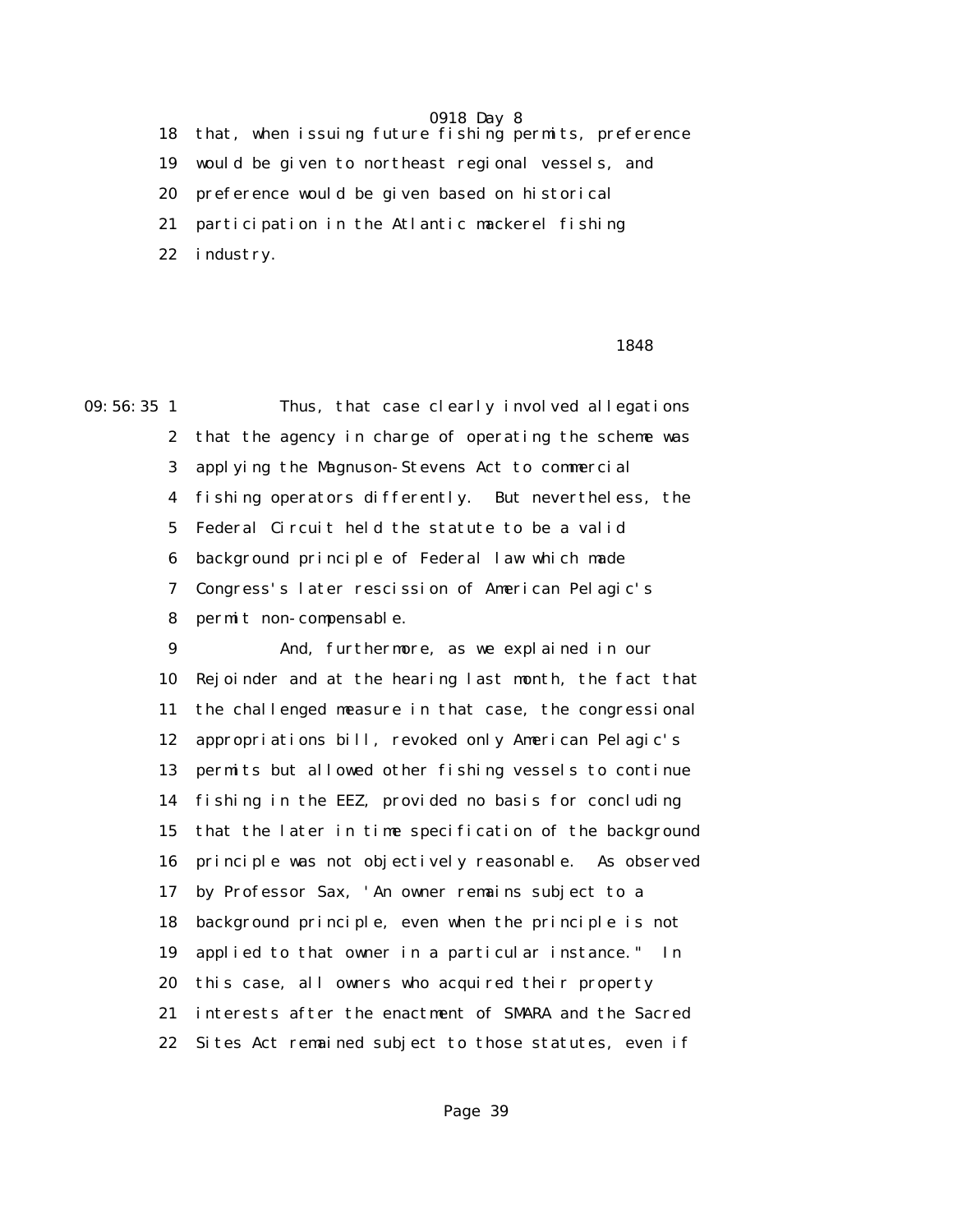18 that, when issuing future fishing permits, preference
19 would be given to northeast regional vessels, and
20 preference would be given based on historical
21 participation in the Atlantic mackerel fishing
22 industry.

1848

09:56:35 1 Thus, that case clearly involved allegations
2 that the agency in charge of operating the scheme was
3 applying the Magnuson-Stevens Act to commercial
4 fishing operators differently. But nevertheless, the
5 Federal Circuit held the statute to be a valid
6 background principle of Federal law which made
7 Congress's later rescission of American Pelagic's
8 permit non-compensable.
9 And, furthermore, as we explained in our
10 Rejoinder and at the hearing last month, the fact that
11 the challenged measure in that case, the congressional
12 appropriations bill, revoked only American Pelagic's
13 permits but allowed other fishing vessels to continue
14 fishing in the EEZ, provided no basis for concluding
15 that the later in time specification of the background
16 principle was not objectively reasonable. As observed
17 by Professor Sax, 'An owner remains subject to a
18 background principle, even when the principle is not
19 applied to that owner in a particular instance." In
20 this case, all owners who acquired their property
21 interests after the enactment of SMARA and the Sacred
22 Sites Act remained subject to those statutes, even if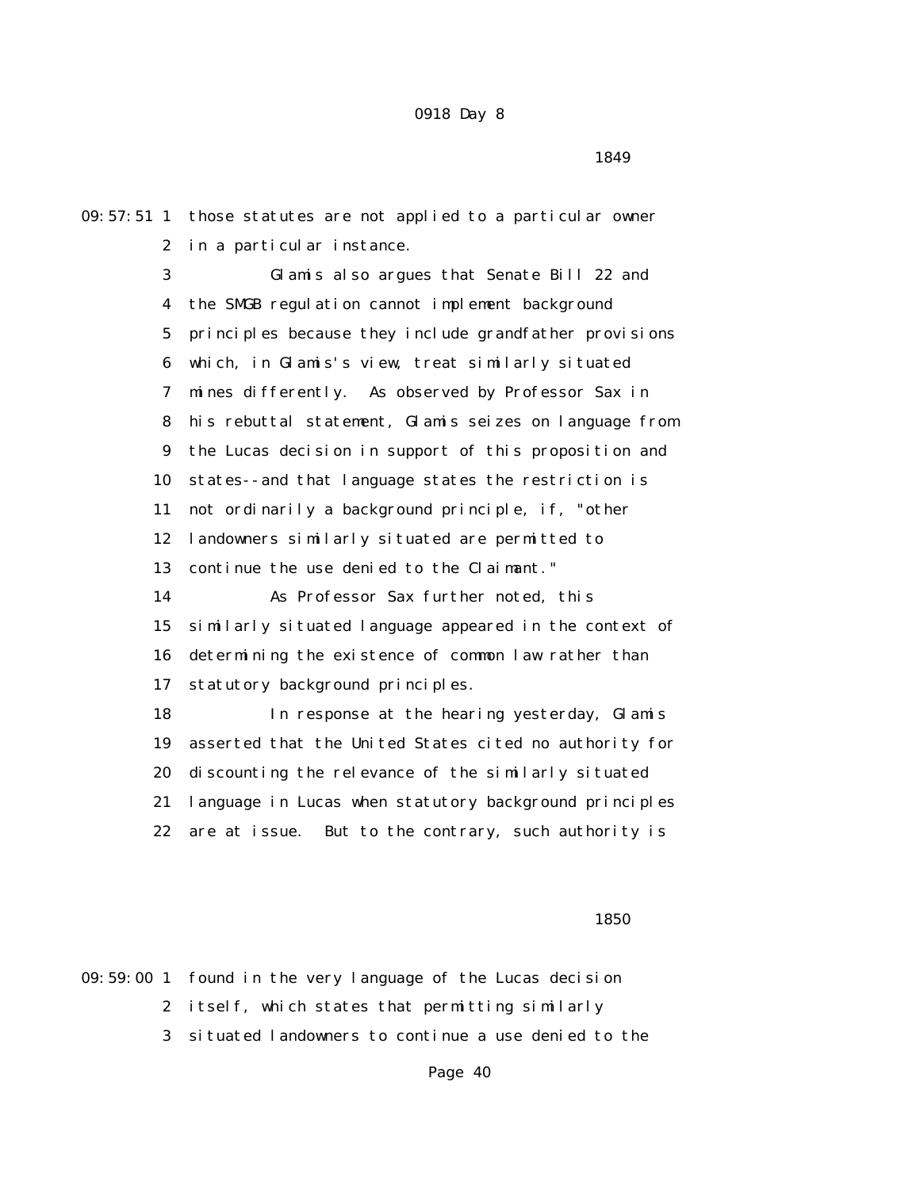those statutes are not applied to a particular owner in a particular instance.

Glamis also argues that Senate Bill 22 and the SMGB regulation cannot implement background principles because they include grandfather provisions which, in Glamis's view, treat similarly situated mines differently. As observed by Professor Sax in his rebuttal statement, Glamis seizes on language from the Lucas decision in support of this proposition and states--and that language states the restriction is not ordinarily a background principle, if, "other landowners similarly situated are permitted to continue the use denied to the Claimant."

As Professor Sax further noted, this similarly situated language appeared in the context of determining the existence of common law rather than statutory background principles.

In response at the hearing yesterday, Glamis asserted that the United States cited no authority for discounting the relevance of the similarly situated language in Lucas when statutory background principles are at issue. But to the contrary, such authority is found in the very language of the Lucas decision itself, which states that permitting similarly situated landowners to continue a use denied to the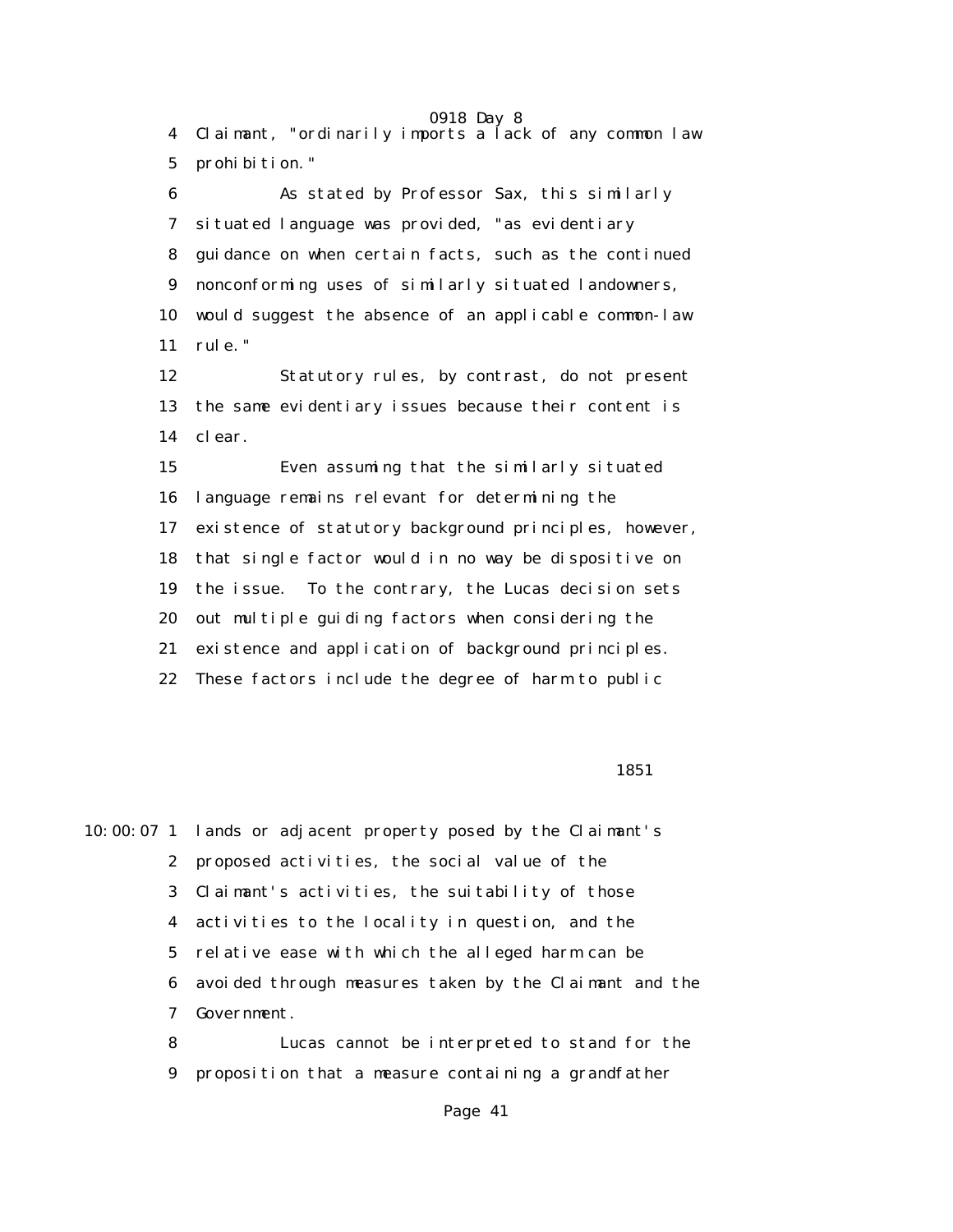Claimant, "ordinarily imports a lack of any common law prohibition."

As stated by Professor Sax, this similarly situated language was provided, "as evidentiary guidance on when certain facts, such as the continued nonconforming uses of similarly situated landowners, would suggest the absence of an applicable common-law rule."

Statutory rules, by contrast, do not present the same evidentiary issues because their content is clear.

Even assuming that the similarly situated language remains relevant for determining the existence of statutory background principles, however, that single factor would in no way be dispositive on the issue. To the contrary, the Lucas decision sets out multiple guiding factors when considering the existence and application of background principles. These factors include the degree of harm to public lands or adjacent property posed by the Claimant's proposed activities, the social value of the Claimant's activities, the suitability of those activities to the locality in question, and the relative ease with which the alleged harm can be avoided through measures taken by the Claimant and the Government.

Lucas cannot be interpreted to stand for the proposition that a measure containing a grandfather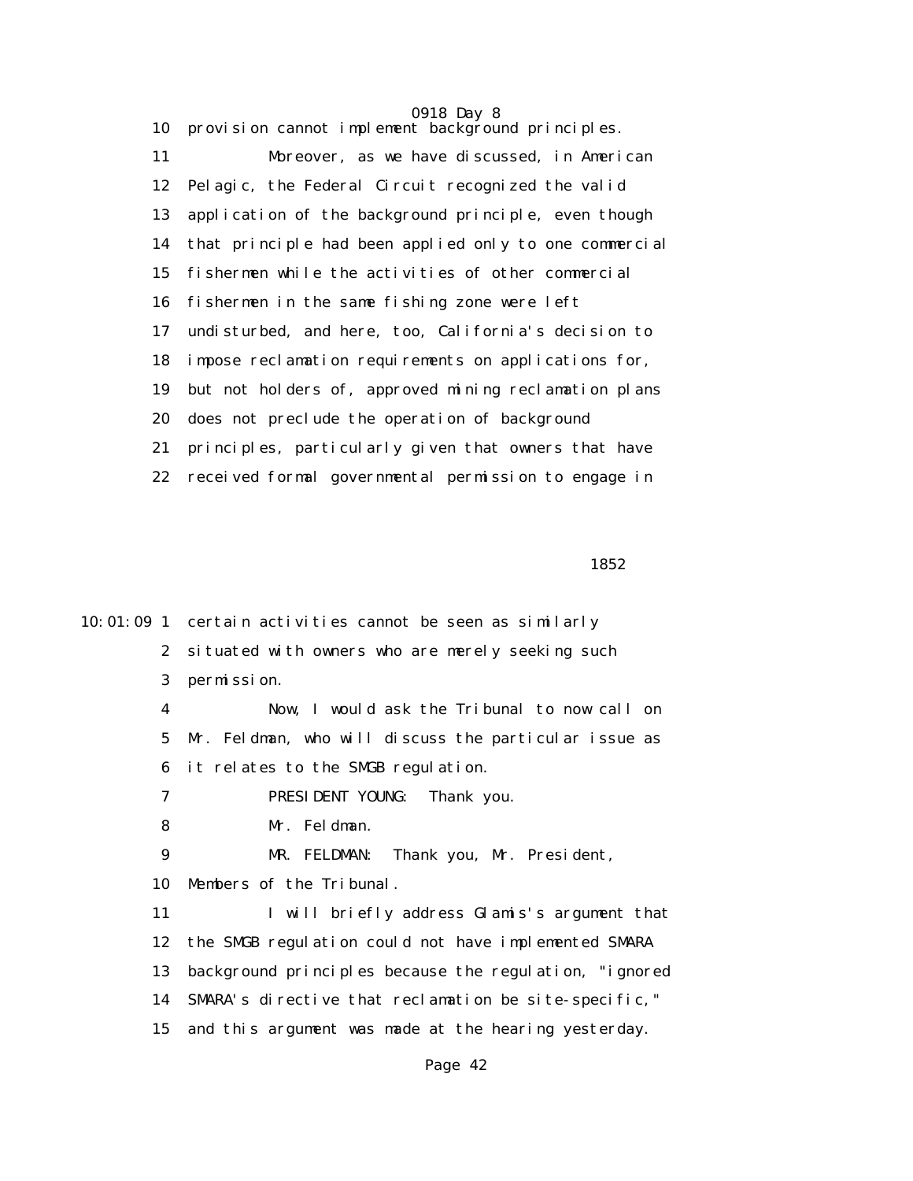10 provision cannot implement background principles.

11 Moreover, as we have discussed, in American

12 Pelagic, the Federal Circuit recognized the valid

13 application of the background principle, even though

14 that principle had been applied only to one commercial

15 fishermen while the activities of other commercial

16 fishermen in the same fishing zone were left

17 undisturbed, and here, too, California's decision to

18 impose reclamation requirements on applications for,

19 but not holders of, approved mining reclamation plans

20 does not preclude the operation of background

21 principles, particularly given that owners that have

22 received formal governmental permission to engage in

1852

10:01:09 1 certain activities cannot be seen as similarly

2 situated with owners who are merely seeking such

3 permission.

4 Now, I would ask the Tribunal to now call on

5 Mr. Feldman, who will discuss the particular issue as

6 it relates to the SMGB regulation.

7 PRESIDENT YOUNG: Thank you.

8 Mr. Feldman.

9 MR. FELDMAN: Thank you, Mr. President,

10 Members of the Tribunal.

11 I will briefly address Glamis's argument that

12 the SMGB regulation could not have implemented SMARA

13 background principles because the regulation, "ignored

14 SMARA's directive that reclamation be site-specific,"

15 and this argument was made at the hearing yesterday.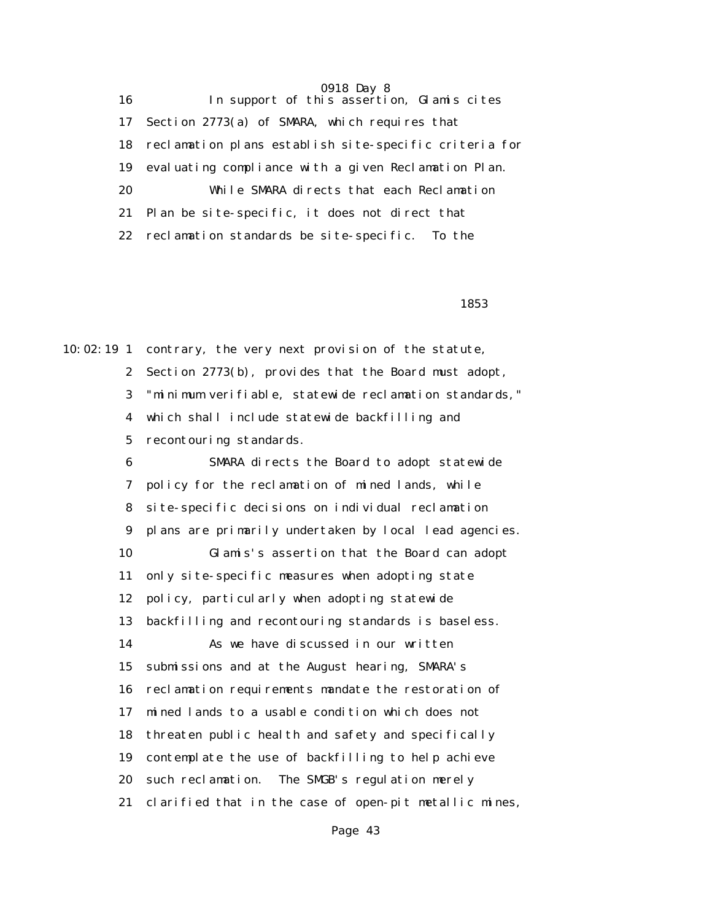In support of this assertion, Glamis cites Section 2773(a) of SMARA, which requires that reclamation plans establish site-specific criteria for evaluating compliance with a given Reclamation Plan.

While SMARA directs that each Reclamation Plan be site-specific, it does not direct that reclamation standards be site-specific. To the contrary, the very next provision of the statute, Section 2773(b), provides that the Board must adopt, "minimum verifiable, statewide reclamation standards," which shall include statewide backfilling and recontouring standards.

SMARA directs the Board to adopt statewide policy for the reclamation of mined lands, while site-specific decisions on individual reclamation plans are primarily undertaken by local lead agencies.

Glamis's assertion that the Board can adopt only site-specific measures when adopting state policy, particularly when adopting statewide backfilling and recontouring standards is baseless.

As we have discussed in our written submissions and at the August hearing, SMARA's reclamation requirements mandate the restoration of mined lands to a usable condition which does not threaten public health and safety and specifically contemplate the use of backfilling to help achieve such reclamation. The SMGB's regulation merely clarified that in the case of open-pit metallic mines,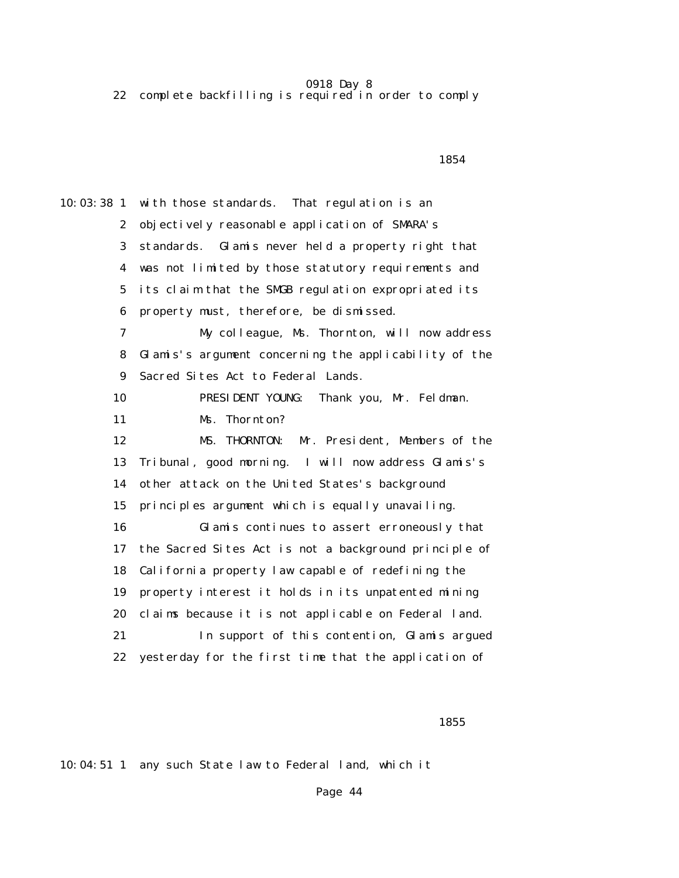22 complete backfilling is required in order to comply

10:03:38 1 with those standards. That regulation is an
2 objectively reasonable application of SMARA's
3 standards. Glamis never held a property right that
4 was not limited by those statutory requirements and
5 its claim that the SMGB regulation expropriated its
6 property must, therefore, be dismissed.
7 My colleague, Ms. Thornton, will now address
8 Glamis's argument concerning the applicability of the
9 Sacred Sites Act to Federal Lands.
10 PRESIDENT YOUNG: Thank you, Mr. Feldman.
11 Ms. Thornton?
12 MS. THORNTON: Mr. President, Members of the
13 Tribunal, good morning. I will now address Glamis's
14 other attack on the United States's background
15 principles argument which is equally unavailing.
16 Glamis continues to assert erroneously that
17 the Sacred Sites Act is not a background principle of
18 California property law capable of redefining the
19 property interest it holds in its unpatented mining
20 claims because it is not applicable on Federal land.
21 In support of this contention, Glamis argued
22 yesterday for the first time that the application of

10:04:51 1 any such State law to Federal land, which it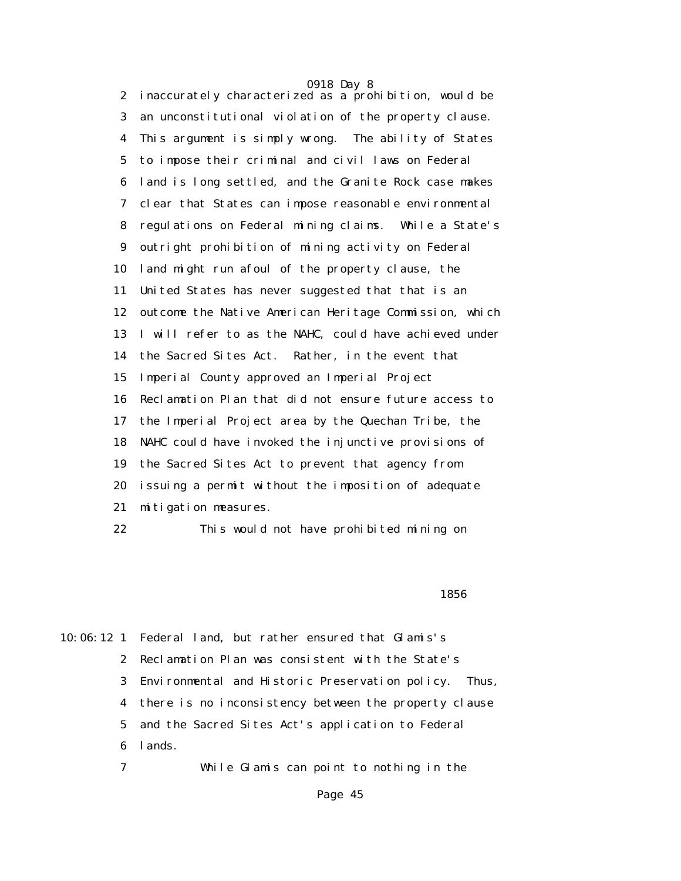inaccurately characterized as a prohibition, would be an unconstitutional violation of the property clause. This argument is simply wrong. The ability of States to impose their criminal and civil laws on Federal land is long settled, and the Granite Rock case makes clear that States can impose reasonable environmental regulations on Federal mining claims. While a State's outright prohibition of mining activity on Federal land might run afoul of the property clause, the United States has never suggested that that is an outcome the Native American Heritage Commission, which I will refer to as the NAHC, could have achieved under the Sacred Sites Act. Rather, in the event that Imperial County approved an Imperial Project Reclamation Plan that did not ensure future access to the Imperial Project area by the Quechan Tribe, the NAHC could have invoked the injunctive provisions of the Sacred Sites Act to prevent that agency from issuing a permit without the imposition of adequate mitigation measures.

This would not have prohibited mining on Federal land, but rather ensured that Glamis's Reclamation Plan was consistent with the State's Environmental and Historic Preservation policy. Thus, there is no inconsistency between the property clause and the Sacred Sites Act's application to Federal lands.

While Glamis can point to nothing in the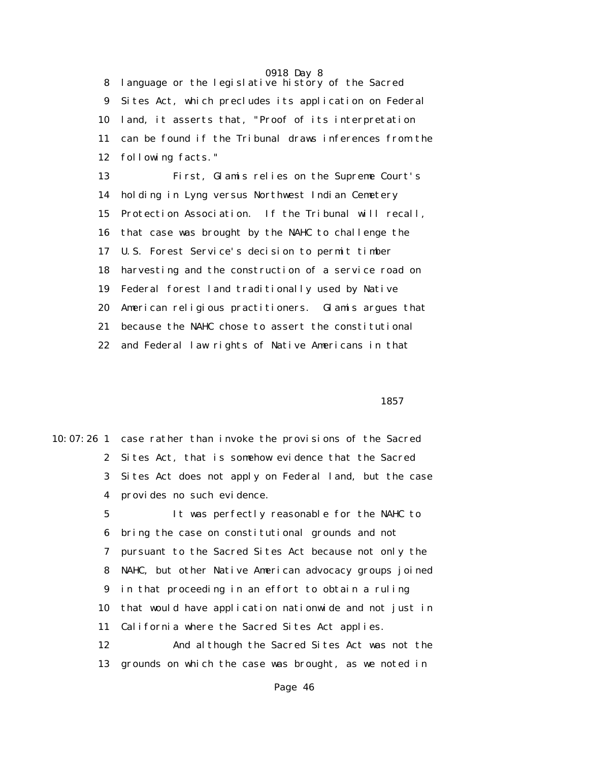language or the legislative history of the Sacred Sites Act, which precludes its application on Federal land, it asserts that, "Proof of its interpretation can be found if the Tribunal draws inferences from the following facts."

First, Glamis relies on the Supreme Court's holding in Lyng versus Northwest Indian Cemetery Protection Association. If the Tribunal will recall, that case was brought by the NAHC to challenge the U.S. Forest Service's decision to permit timber harvesting and the construction of a service road on Federal forest land traditionally used by Native American religious practitioners. Glamis argues that because the NAHC chose to assert the constitutional and Federal law rights of Native Americans in that case rather than invoke the provisions of the Sacred Sites Act, that is somehow evidence that the Sacred Sites Act does not apply on Federal land, but the case provides no such evidence.

It was perfectly reasonable for the NAHC to bring the case on constitutional grounds and not pursuant to the Sacred Sites Act because not only the NAHC, but other Native American advocacy groups joined in that proceeding in an effort to obtain a ruling that would have application nationwide and not just in California where the Sacred Sites Act applies.

And although the Sacred Sites Act was not the grounds on which the case was brought, as we noted in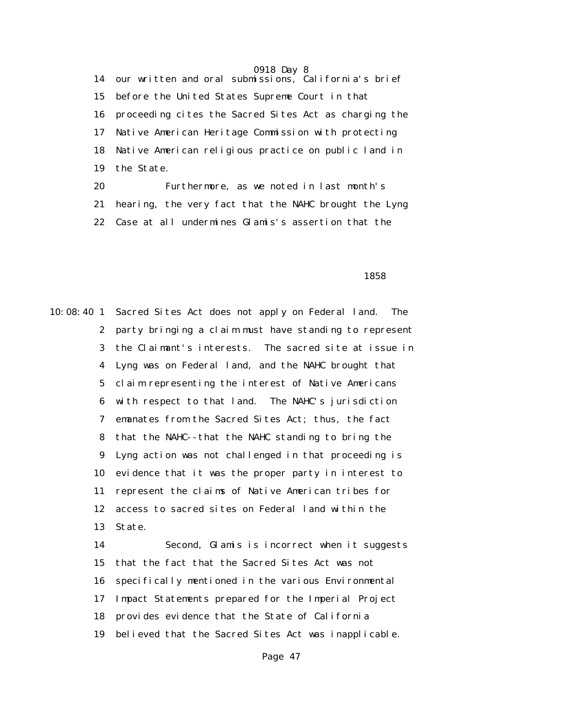14 our written and oral submissions, California's brief
15 before the United States Supreme Court in that
16 proceeding cites the Sacred Sites Act as charging the
17 Native American Heritage Commission with protecting
18 Native American religious practice on public land in
19 the State.
20 Furthermore, as we noted in last month's
21 hearing, the very fact that the NAHC brought the Lyng
22 Case at all undermines Glamis's assertion that the

1858

10:08:40 1 Sacred Sites Act does not apply on Federal land. The
2 party bringing a claim must have standing to represent
3 the Claimant's interests. The sacred site at issue in
4 Lyng was on Federal land, and the NAHC brought that
5 claim representing the interest of Native Americans
6 with respect to that land. The NAHC's jurisdiction
7 emanates from the Sacred Sites Act; thus, the fact
8 that the NAHC--that the NAHC standing to bring the
9 Lyng action was not challenged in that proceeding is
10 evidence that it was the proper party in interest to
11 represent the claims of Native American tribes for
12 access to sacred sites on Federal land within the
13 State.
14 Second, Glamis is incorrect when it suggests
15 that the fact that the Sacred Sites Act was not
16 specifically mentioned in the various Environmental
17 Impact Statements prepared for the Imperial Project
18 provides evidence that the State of California
19 believed that the Sacred Sites Act was inapplicable.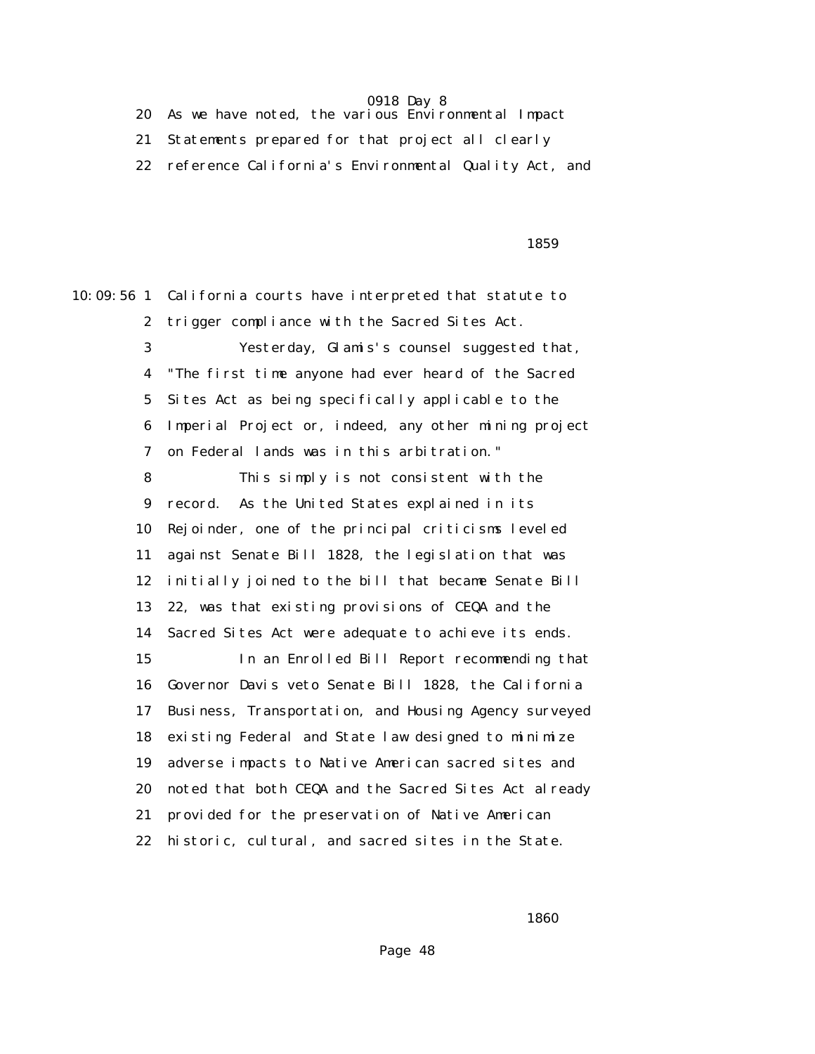20 As we have noted, the various Environmental Impact

21 Statements prepared for that project all clearly

22 reference California's Environmental Quality Act, and

1859

10:09:56 1 California courts have interpreted that statute to

2 trigger compliance with the Sacred Sites Act.

3 Yesterday, Glamis's counsel suggested that,

4 "The first time anyone had ever heard of the Sacred

5 Sites Act as being specifically applicable to the

6 Imperial Project or, indeed, any other mining project

7 on Federal lands was in this arbitration."

8 This simply is not consistent with the

9 record. As the United States explained in its

10 Rejoinder, one of the principal criticisms leveled

11 against Senate Bill 1828, the legislation that was

12 initially joined to the bill that became Senate Bill

13 22, was that existing provisions of CEQA and the

14 Sacred Sites Act were adequate to achieve its ends.

15 In an Enrolled Bill Report recommending that

16 Governor Davis veto Senate Bill 1828, the California

17 Business, Transportation, and Housing Agency surveyed

18 existing Federal and State law designed to minimize

19 adverse impacts to Native American sacred sites and

20 noted that both CEQA and the Sacred Sites Act already

21 provided for the preservation of Native American

22 historic, cultural, and sacred sites in the State.

1860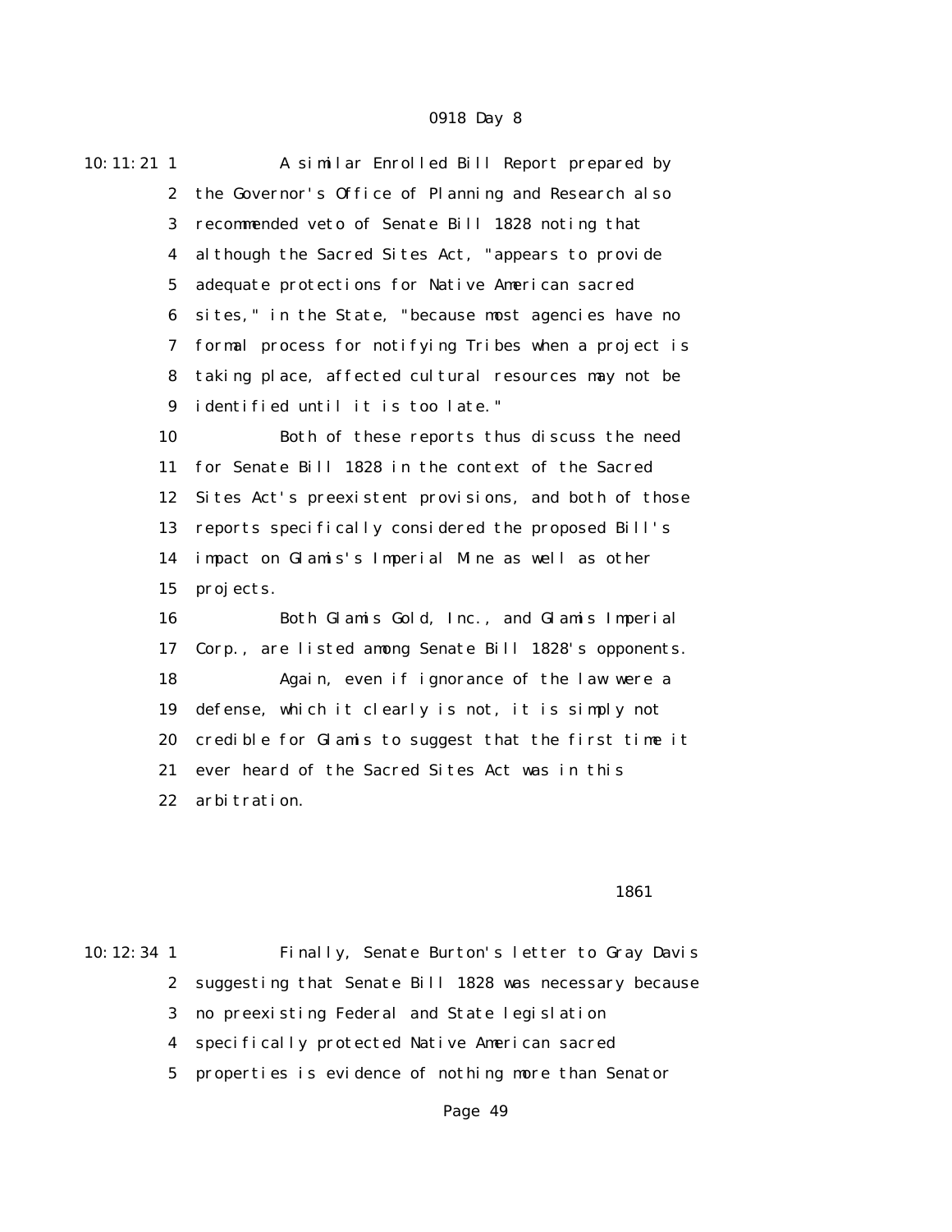A similar Enrolled Bill Report prepared by the Governor's Office of Planning and Research also recommended veto of Senate Bill 1828 noting that although the Sacred Sites Act, "appears to provide adequate protections for Native American sacred sites," in the State, "because most agencies have no formal process for notifying Tribes when a project is taking place, affected cultural resources may not be identified until it is too late."

Both of these reports thus discuss the need for Senate Bill 1828 in the context of the Sacred Sites Act's preexistent provisions, and both of those reports specifically considered the proposed Bill's impact on Glamis's Imperial Mine as well as other projects.

Both Glamis Gold, Inc., and Glamis Imperial Corp., are listed among Senate Bill 1828's opponents.

Again, even if ignorance of the law were a defense, which it clearly is not, it is simply not credible for Glamis to suggest that the first time it ever heard of the Sacred Sites Act was in this arbitration.

1861

Finally, Senate Burton's letter to Gray Davis suggesting that Senate Bill 1828 was necessary because no preexisting Federal and State legislation specifically protected Native American sacred properties is evidence of nothing more than Senator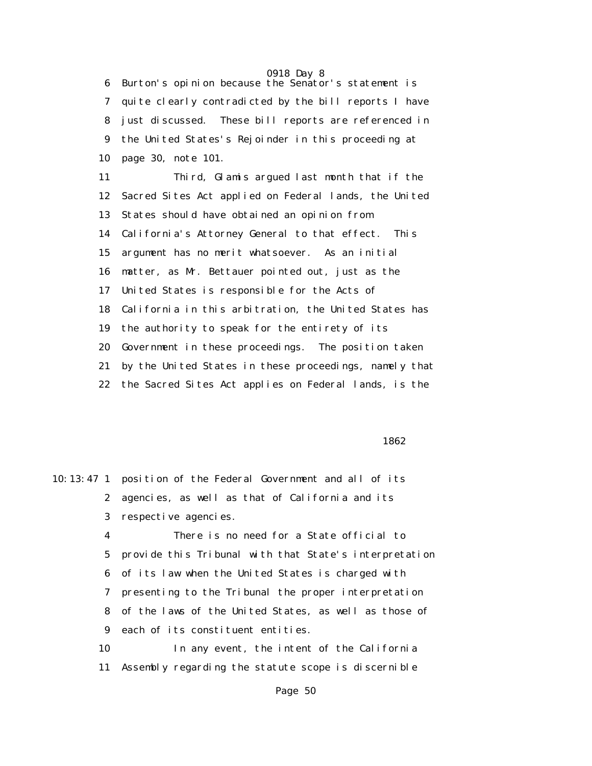6 Burton's opinion because the Senator's statement is
7 quite clearly contradicted by the bill reports I have
8 just discussed. These bill reports are referenced in
9 the United States's Rejoinder in this proceeding at
10 page 30, note 101.

11 Third, Glamis argued last month that if the
12 Sacred Sites Act applied on Federal lands, the United
13 States should have obtained an opinion from
14 California's Attorney General to that effect. This
15 argument has no merit whatsoever. As an initial
16 matter, as Mr. Bettauer pointed out, just as the
17 United States is responsible for the Acts of
18 California in this arbitration, the United States has
19 the authority to speak for the entirety of its
20 Government in these proceedings. The position taken
21 by the United States in these proceedings, namely that
22 the Sacred Sites Act applies on Federal lands, is the

1862

10:13:47 1 position of the Federal Government and all of its
2 agencies, as well as that of California and its
3 respective agencies.

4 There is no need for a State official to
5 provide this Tribunal with that State's interpretation
6 of its law when the United States is charged with
7 presenting to the Tribunal the proper interpretation
8 of the laws of the United States, as well as those of
9 each of its constituent entities.

10 In any event, the intent of the California
11 Assembly regarding the statute scope is discernible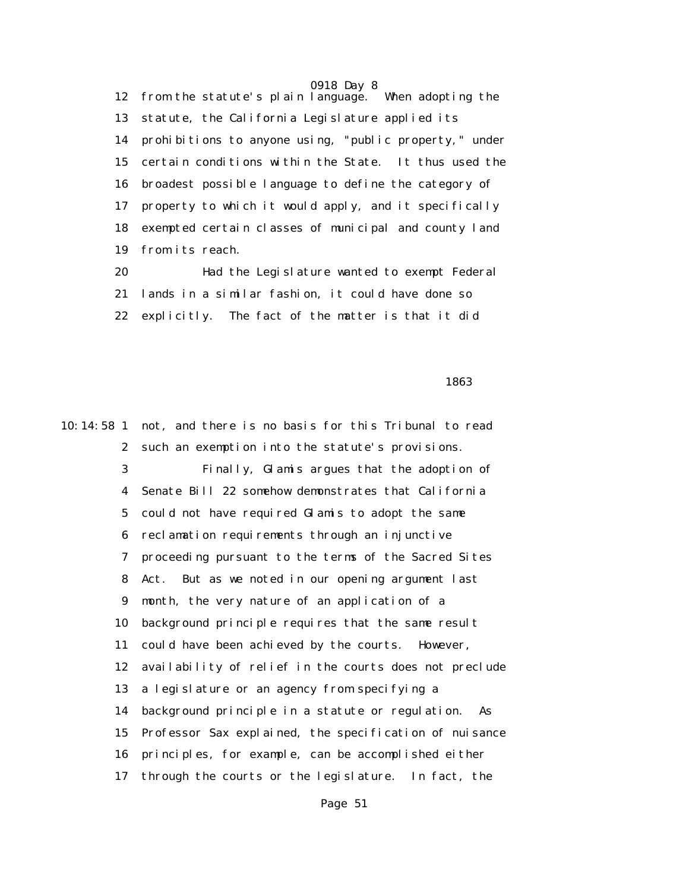12 from the statute's plain language. When adopting the
13 statute, the California Legislature applied its
14 prohibitions to anyone using, "public property," under
15 certain conditions within the State. It thus used the
16 broadest possible language to define the category of
17 property to which it would apply, and it specifically
18 exempted certain classes of municipal and county land
19 from its reach.
20 Had the Legislature wanted to exempt Federal
21 lands in a similar fashion, it could have done so
22 explicitly. The fact of the matter is that it did

1863

10:14:58 1 not, and there is no basis for this Tribunal to read
2 such an exemption into the statute's provisions.
3 Finally, Glamis argues that the adoption of
4 Senate Bill 22 somehow demonstrates that California
5 could not have required Glamis to adopt the same
6 reclamation requirements through an injunctive
7 proceeding pursuant to the terms of the Sacred Sites
8 Act. But as we noted in our opening argument last
9 month, the very nature of an application of a
10 background principle requires that the same result
11 could have been achieved by the courts. However,
12 availability of relief in the courts does not preclude
13 a legislature or an agency from specifying a
14 background principle in a statute or regulation. As
15 Professor Sax explained, the specification of nuisance
16 principles, for example, can be accomplished either
17 through the courts or the legislature. In fact, the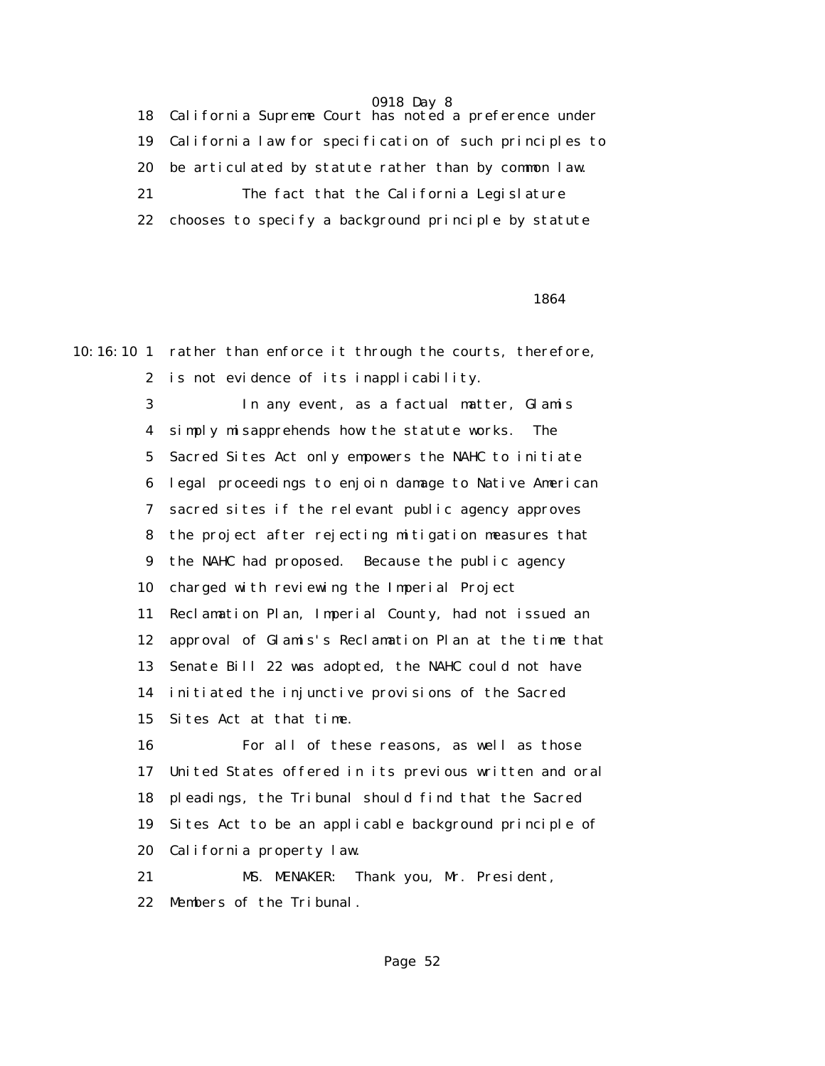18 California Supreme Court has noted a preference under
19 California law for specification of such principles to
20 be articulated by statute rather than by common law.
21 The fact that the California Legislature
22 chooses to specify a background principle by statute

1864

10:16:10 1 rather than enforce it through the courts, therefore,
2 is not evidence of its inapplicability.
3 In any event, as a factual matter, Glamis
4 simply misapprehends how the statute works. The
5 Sacred Sites Act only empowers the NAHC to initiate
6 legal proceedings to enjoin damage to Native American
7 sacred sites if the relevant public agency approves
8 the project after rejecting mitigation measures that
9 the NAHC had proposed. Because the public agency
10 charged with reviewing the Imperial Project
11 Reclamation Plan, Imperial County, had not issued an
12 approval of Glamis's Reclamation Plan at the time that
13 Senate Bill 22 was adopted, the NAHC could not have
14 initiated the injunctive provisions of the Sacred
15 Sites Act at that time.
16 For all of these reasons, as well as those
17 United States offered in its previous written and oral
18 pleadings, the Tribunal should find that the Sacred
19 Sites Act to be an applicable background principle of
20 California property law.
21 MS. MENAKER: Thank you, Mr. President,
22 Members of the Tribunal.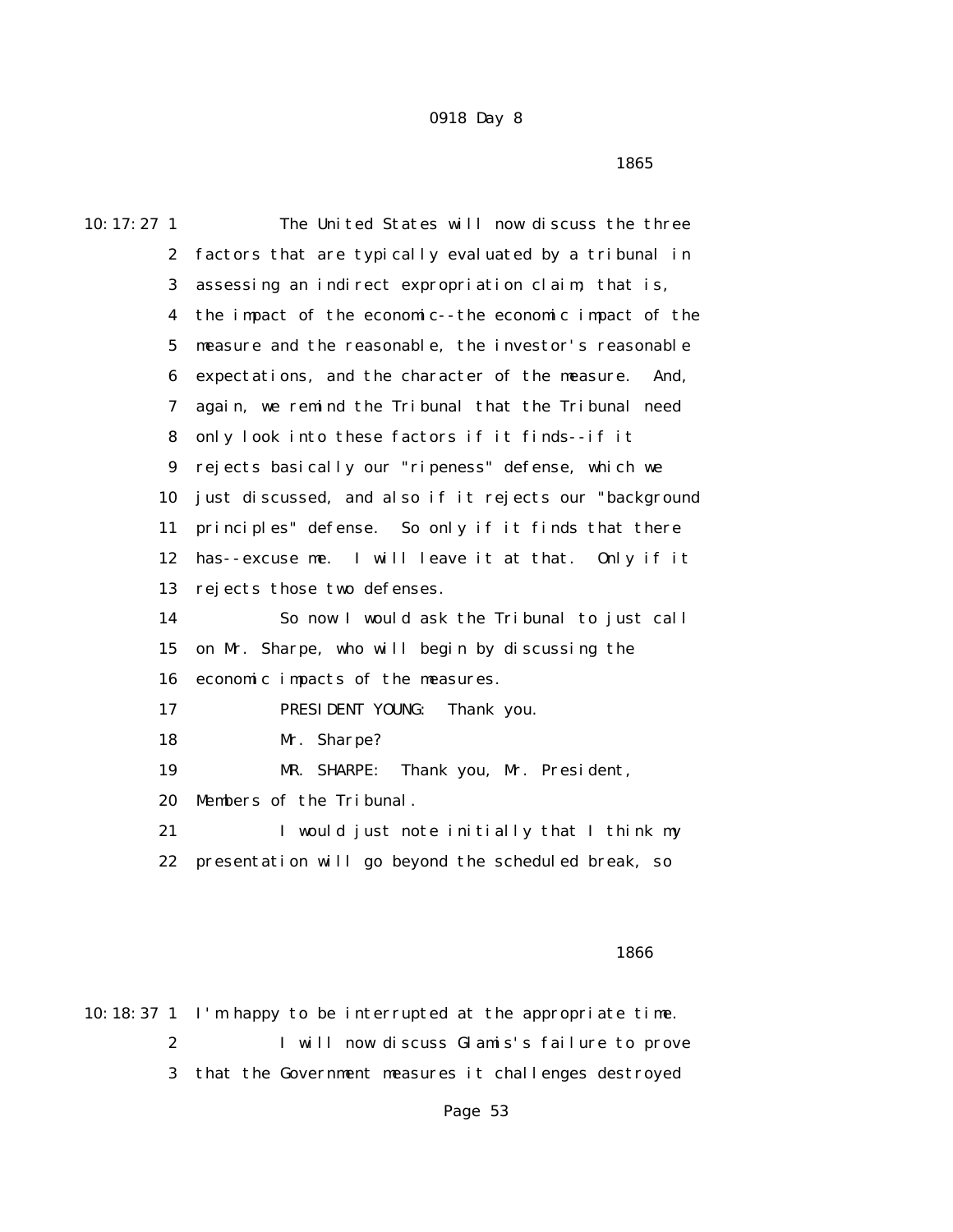1865

10:17:27 1 The United States will now discuss the three
2 factors that are typically evaluated by a tribunal in
3 assessing an indirect expropriation claim, that is,
4 the impact of the economic--the economic impact of the
5 measure and the reasonable, the investor's reasonable
6 expectations, and the character of the measure. And,
7 again, we remind the Tribunal that the Tribunal need
8 only look into these factors if it finds--if it
9 rejects basically our "ripeness" defense, which we
10 just discussed, and also if it rejects our "background
11 principles" defense. So only if it finds that there
12 has--excuse me. I will leave it at that. Only if it
13 rejects those two defenses.
14 So now I would ask the Tribunal to just call
15 on Mr. Sharpe, who will begin by discussing the
16 economic impacts of the measures.
17 PRESIDENT YOUNG: Thank you.
18 Mr. Sharpe?
19 MR. SHARPE: Thank you, Mr. President,
20 Members of the Tribunal.
21 I would just note initially that I think my
22 presentation will go beyond the scheduled break, so

1866

10:18:37 1 I'm happy to be interrupted at the appropriate time.
2 I will now discuss Glamis's failure to prove
3 that the Government measures it challenges destroyed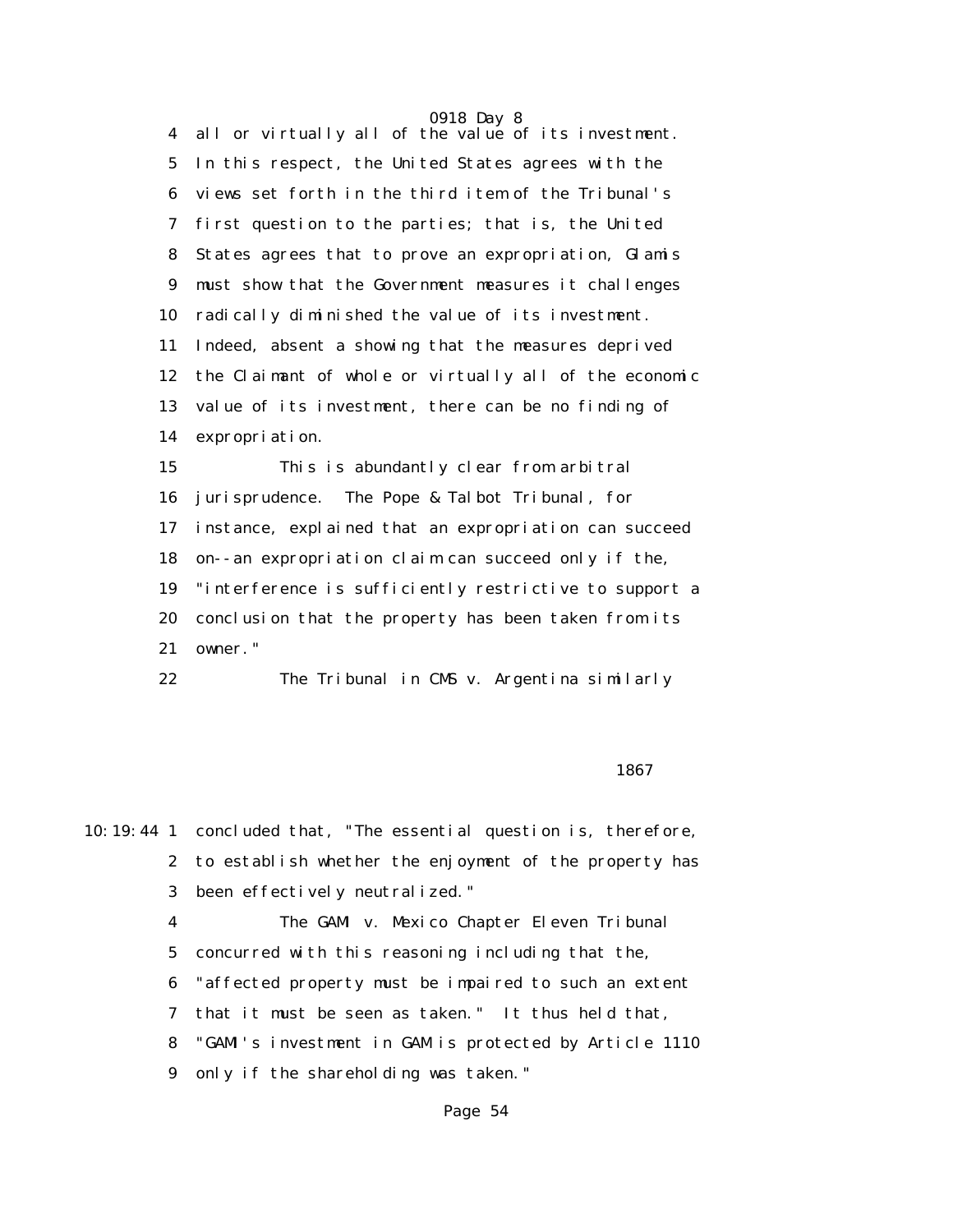all or virtually all of the value of its investment. In this respect, the United States agrees with the views set forth in the third item of the Tribunal's first question to the parties; that is, the United States agrees that to prove an expropriation, Glamis must show that the Government measures it challenges radically diminished the value of its investment. Indeed, absent a showing that the measures deprived the Claimant of whole or virtually all of the economic value of its investment, there can be no finding of expropriation.

This is abundantly clear from arbitral jurisprudence. The Pope & Talbot Tribunal, for instance, explained that an expropriation can succeed on--an expropriation claim can succeed only if the, "interference is sufficiently restrictive to support a conclusion that the property has been taken from its owner."

The Tribunal in CMS v. Argentina similarly concluded that, "The essential question is, therefore, to establish whether the enjoyment of the property has been effectively neutralized."

The GAMI v. Mexico Chapter Eleven Tribunal concurred with this reasoning including that the, "affected property must be impaired to such an extent that it must be seen as taken." It thus held that, "GAMI's investment in GAM is protected by Article 1110 only if the shareholding was taken."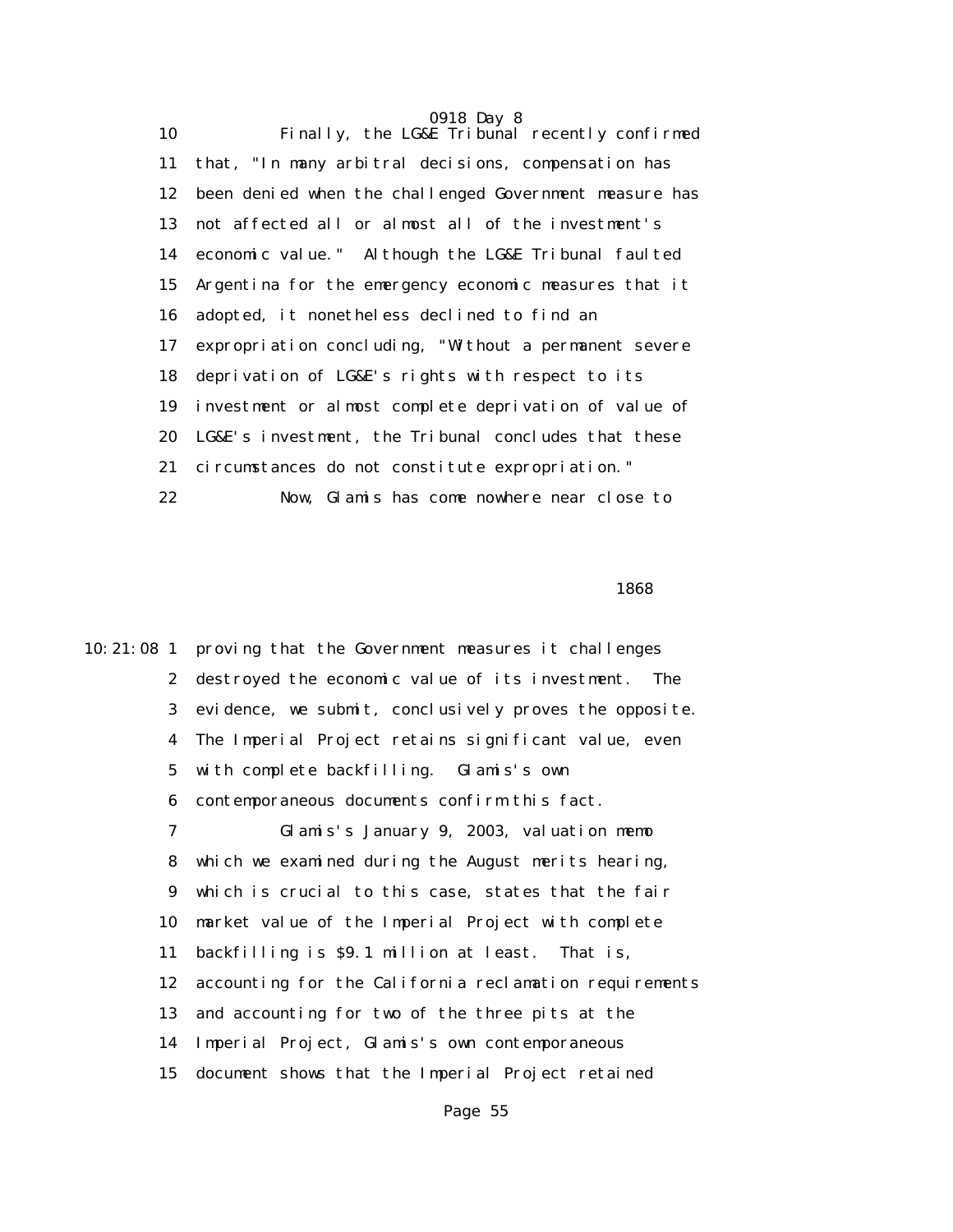Finally, the LG&E Tribunal recently confirmed that, "In many arbitral decisions, compensation has been denied when the challenged Government measure has not affected all or almost all of the investment's economic value." Although the LG&E Tribunal faulted Argentina for the emergency economic measures that it adopted, it nonetheless declined to find an expropriation concluding, "Without a permanent severe deprivation of LG&E's rights with respect to its investment or almost complete deprivation of value of LG&E's investment, the Tribunal concludes that these circumstances do not constitute expropriation."

Now, Glamis has come nowhere near close to proving that the Government measures it challenges destroyed the economic value of its investment. The evidence, we submit, conclusively proves the opposite. The Imperial Project retains significant value, even with complete backfilling. Glamis's own contemporaneous documents confirm this fact.

Glamis's January 9, 2003, valuation memo which we examined during the August merits hearing, which is crucial to this case, states that the fair market value of the Imperial Project with complete backfilling is $9.1 million at least. That is, accounting for the California reclamation requirements and accounting for two of the three pits at the Imperial Project, Glamis's own contemporaneous document shows that the Imperial Project retained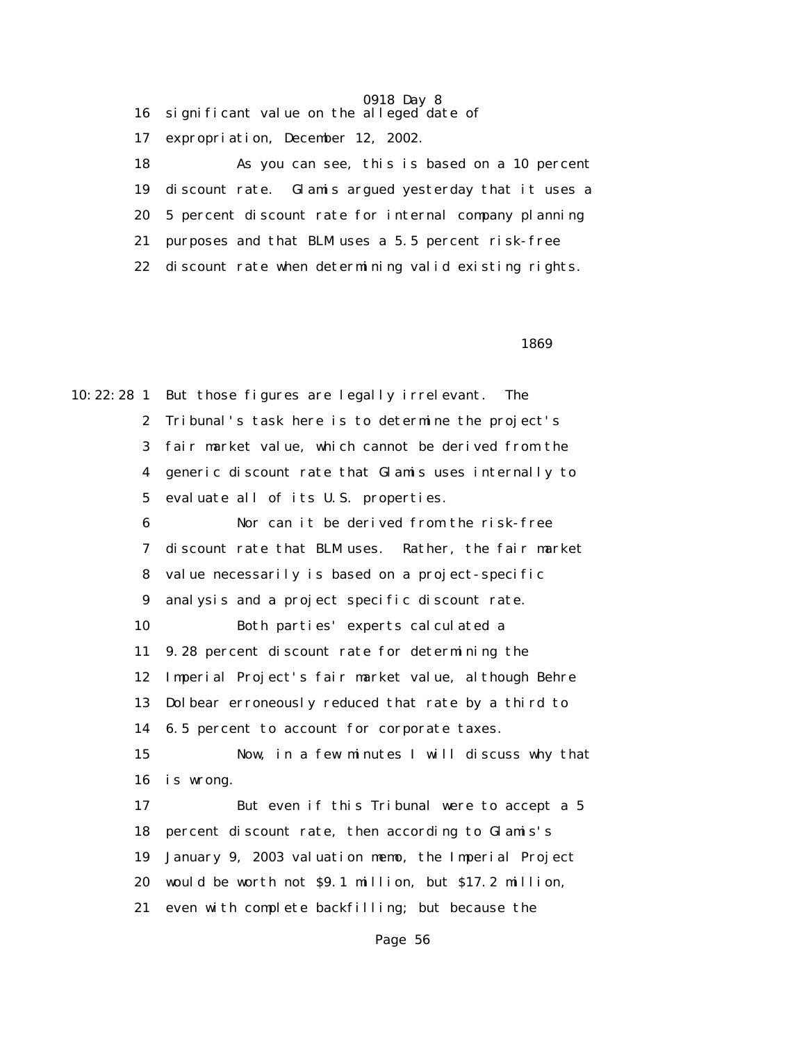16 significant value on the alleged date of

17 expropriation, December 12, 2002.

18 As you can see, this is based on a 10 percent

19 discount rate. Glamis argued yesterday that it uses a

20 5 percent discount rate for internal company planning

21 purposes and that BLM uses a 5.5 percent risk-free

22 discount rate when determining valid existing rights.

1869

10:22:28 1 But those figures are legally irrelevant. The

2 Tribunal's task here is to determine the project's

3 fair market value, which cannot be derived from the

4 generic discount rate that Glamis uses internally to

5 evaluate all of its U.S. properties.

6 Nor can it be derived from the risk-free

7 discount rate that BLM uses. Rather, the fair market

8 value necessarily is based on a project-specific

9 analysis and a project specific discount rate.

10 Both parties' experts calculated a

11 9.28 percent discount rate for determining the

12 Imperial Project's fair market value, although Behre

13 Dolbear erroneously reduced that rate by a third to

14 6.5 percent to account for corporate taxes.

15 Now, in a few minutes I will discuss why that

16 is wrong.

17 But even if this Tribunal were to accept a 5

18 percent discount rate, then according to Glamis's

19 January 9, 2003 valuation memo, the Imperial Project

20 would be worth not $9.1 million, but $17.2 million,

21 even with complete backfilling; but because the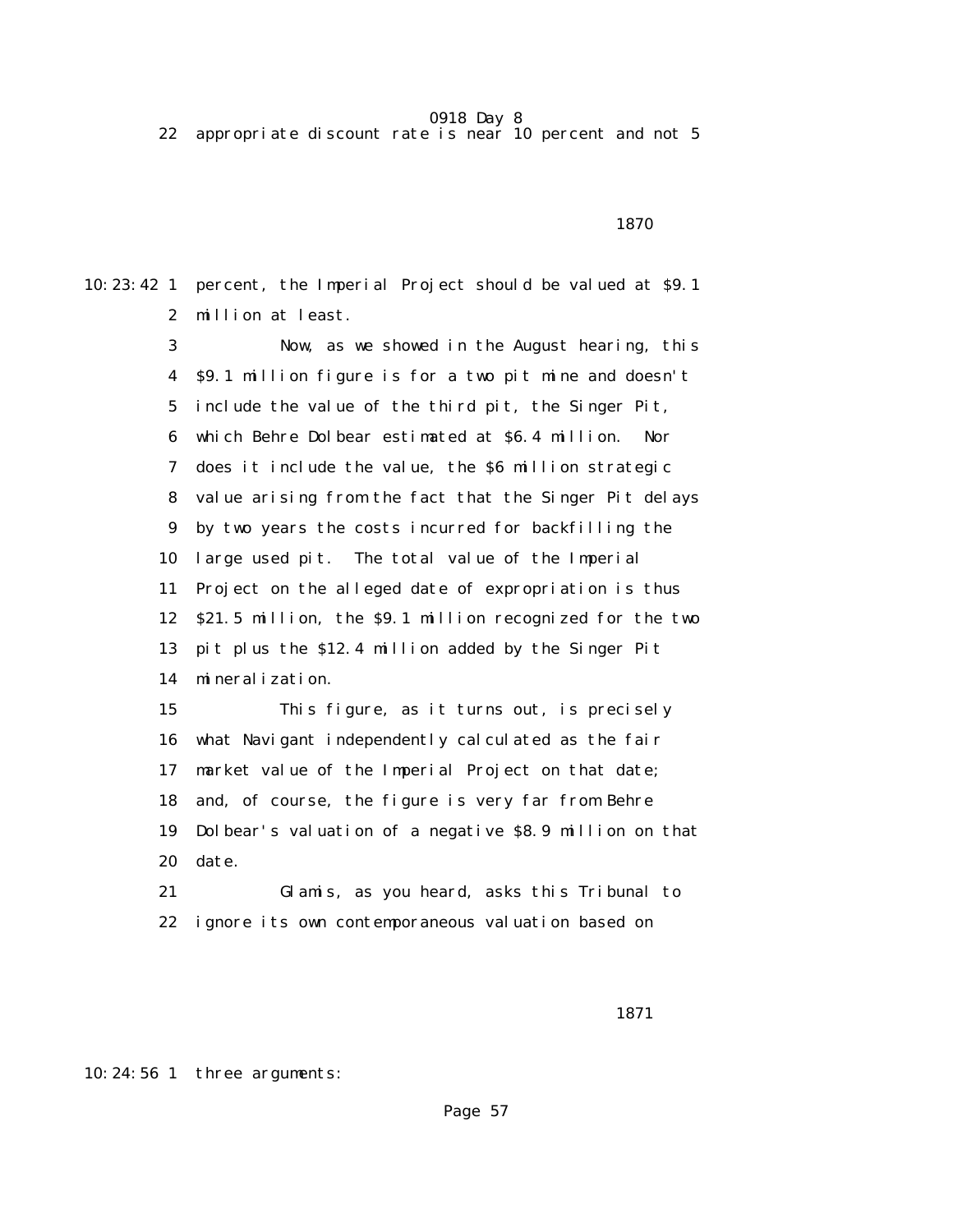22 appropriate discount rate is near 10 percent and not 5

1870

10:23:42 1 percent, the Imperial Project should be valued at $9.1
2 million at least.
3 Now, as we showed in the August hearing, this
4 $9.1 million figure is for a two pit mine and doesn't
5 include the value of the third pit, the Singer Pit,
6 which Behre Dolbear estimated at $6.4 million. Nor
7 does it include the value, the $6 million strategic
8 value arising from the fact that the Singer Pit delays
9 by two years the costs incurred for backfilling the
10 large used pit. The total value of the Imperial
11 Project on the alleged date of expropriation is thus
12 $21.5 million, the $9.1 million recognized for the two
13 pit plus the $12.4 million added by the Singer Pit
14 mineralization.
15 This figure, as it turns out, is precisely
16 what Navigant independently calculated as the fair
17 market value of the Imperial Project on that date;
18 and, of course, the figure is very far from Behre
19 Dolbear's valuation of a negative $8.9 million on that
20 date.
21 Glamis, as you heard, asks this Tribunal to
22 ignore its own contemporaneous valuation based on

1871

10:24:56 1 three arguments: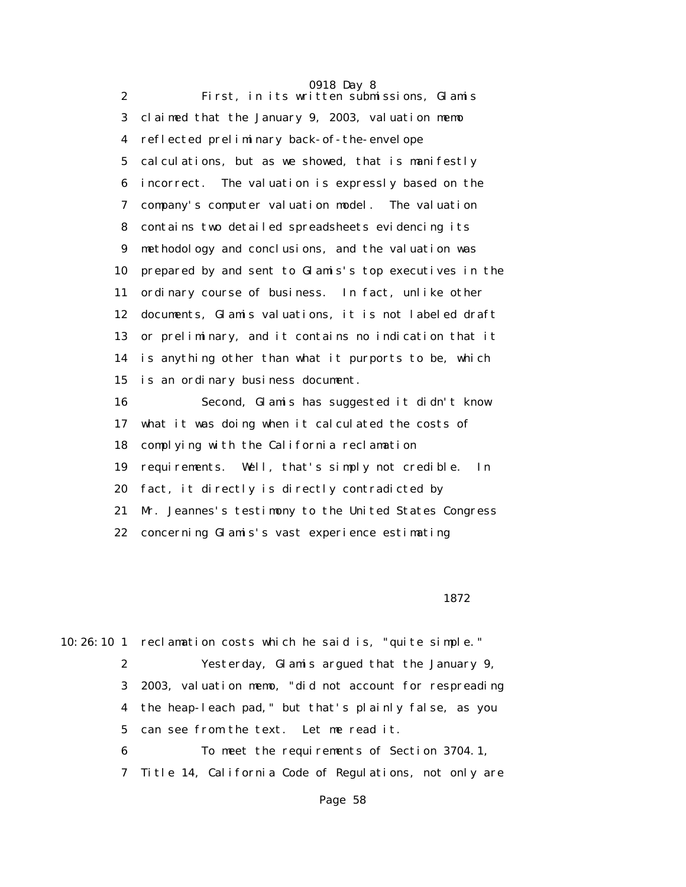First, in its written submissions, Glamis claimed that the January 9, 2003, valuation memo reflected preliminary back-of-the-envelope calculations, but as we showed, that is manifestly incorrect. The valuation is expressly based on the company's computer valuation model. The valuation contains two detailed spreadsheets evidencing its methodology and conclusions, and the valuation was prepared by and sent to Glamis's top executives in the ordinary course of business. In fact, unlike other documents, Glamis valuations, it is not labeled draft or preliminary, and it contains no indication that it is anything other than what it purports to be, which is an ordinary business document.

Second, Glamis has suggested it didn't know what it was doing when it calculated the costs of complying with the California reclamation requirements. Well, that's simply not credible. In fact, it directly is directly contradicted by Mr. Jeannes's testimony to the United States Congress concerning Glamis's vast experience estimating reclamation costs which he said is, "quite simple."

Yesterday, Glamis argued that the January 9, 2003, valuation memo, "did not account for respreading the heap-leach pad," but that's plainly false, as you can see from the text. Let me read it.

To meet the requirements of Section 3704.1, Title 14, California Code of Regulations, not only are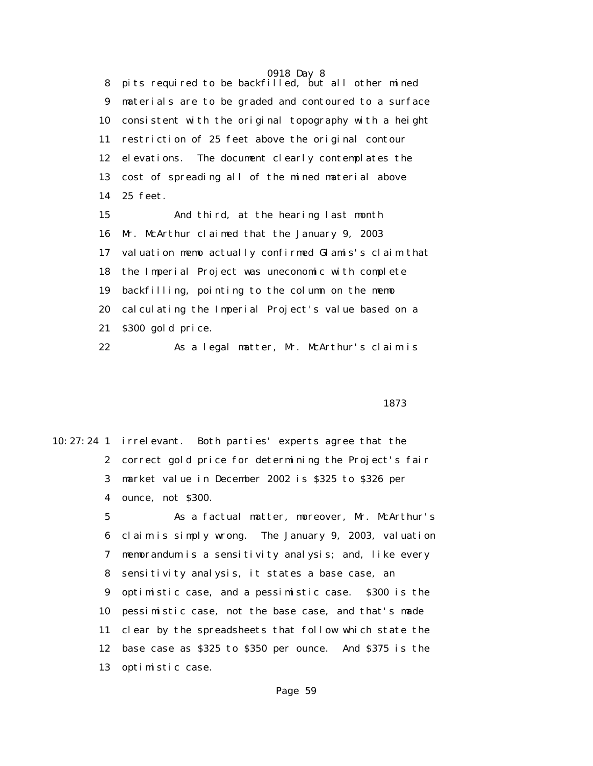8 pits required to be backfilled, but all other mined
9 materials are to be graded and contoured to a surface
10 consistent with the original topography with a height
11 restriction of 25 feet above the original contour
12 elevations. The document clearly contemplates the
13 cost of spreading all of the mined material above
14 25 feet.
15 And third, at the hearing last month
16 Mr. McArthur claimed that the January 9, 2003
17 valuation memo actually confirmed Glamis's claim that
18 the Imperial Project was uneconomic with complete
19 backfilling, pointing to the column on the memo
20 calculating the Imperial Project's value based on a
21 $300 gold price.
22 As a legal matter, Mr. McArthur's claim is

1873

10:27:24 1 irrelevant. Both parties' experts agree that the
2 correct gold price for determining the Project's fair
3 market value in December 2002 is $325 to $326 per
4 ounce, not $300.
5 As a factual matter, moreover, Mr. McArthur's
6 claim is simply wrong. The January 9, 2003, valuation
7 memorandum is a sensitivity analysis; and, like every
8 sensitivity analysis, it states a base case, an
9 optimistic case, and a pessimistic case. $300 is the
10 pessimistic case, not the base case, and that's made
11 clear by the spreadsheets that follow which state the
12 base case as $325 to $350 per ounce. And $375 is the
13 optimistic case.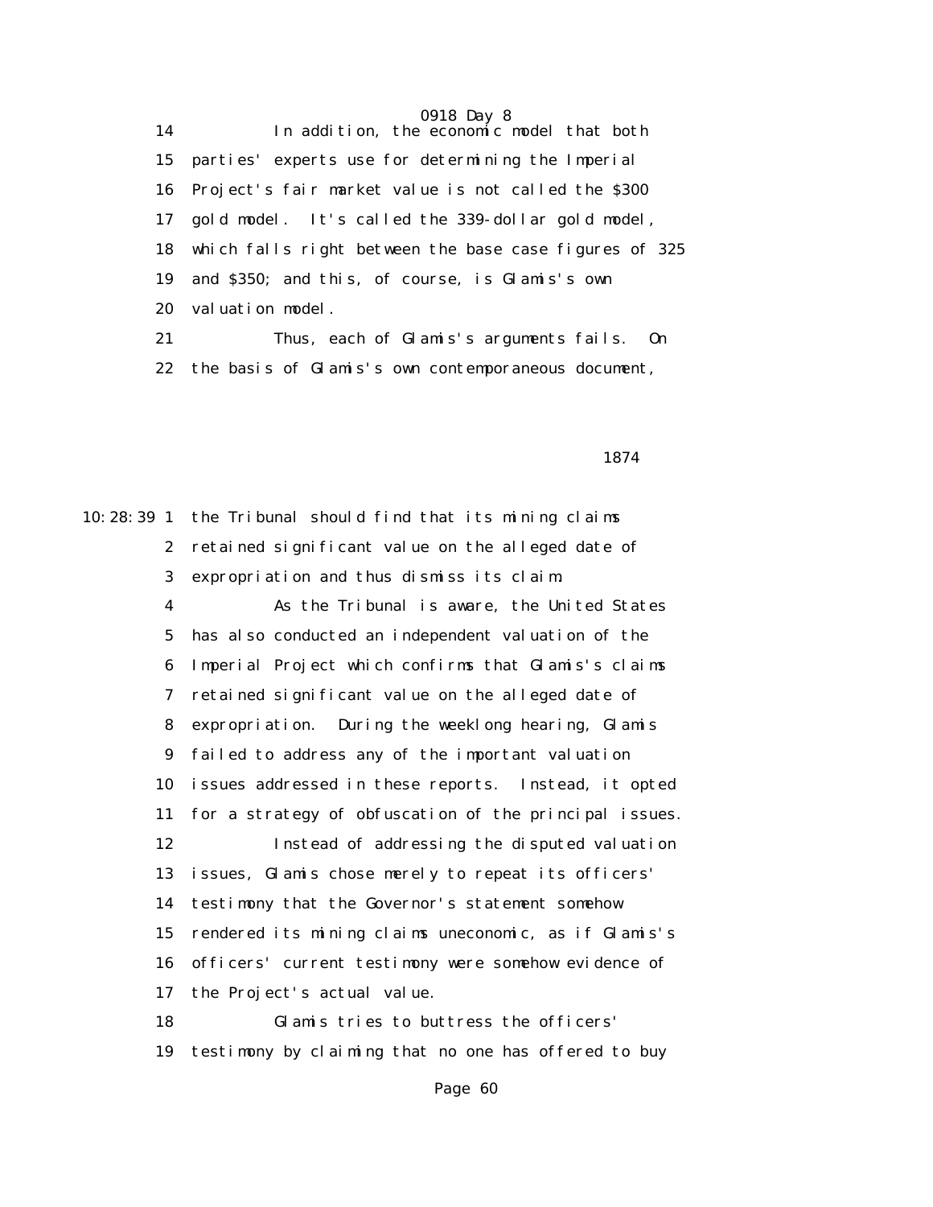14 In addition, the economic model that both
15 parties' experts use for determining the Imperial
16 Project's fair market value is not called the $300
17 gold model. It's called the 339-dollar gold model,
18 which falls right between the base case figures of 325
19 and $350; and this, of course, is Glamis's own
20 valuation model.
21 Thus, each of Glamis's arguments fails. On
22 the basis of Glamis's own contemporaneous document,

1874

10:28:39 1 the Tribunal should find that its mining claims
2 retained significant value on the alleged date of
3 expropriation and thus dismiss its claim.
4 As the Tribunal is aware, the United States
5 has also conducted an independent valuation of the
6 Imperial Project which confirms that Glamis's claims
7 retained significant value on the alleged date of
8 expropriation. During the weeklong hearing, Glamis
9 failed to address any of the important valuation
10 issues addressed in these reports. Instead, it opted
11 for a strategy of obfuscation of the principal issues.
12 Instead of addressing the disputed valuation
13 issues, Glamis chose merely to repeat its officers'
14 testimony that the Governor's statement somehow
15 rendered its mining claims uneconomic, as if Glamis's
16 officers' current testimony were somehow evidence of
17 the Project's actual value.
18 Glamis tries to buttress the officers'
19 testimony by claiming that no one has offered to buy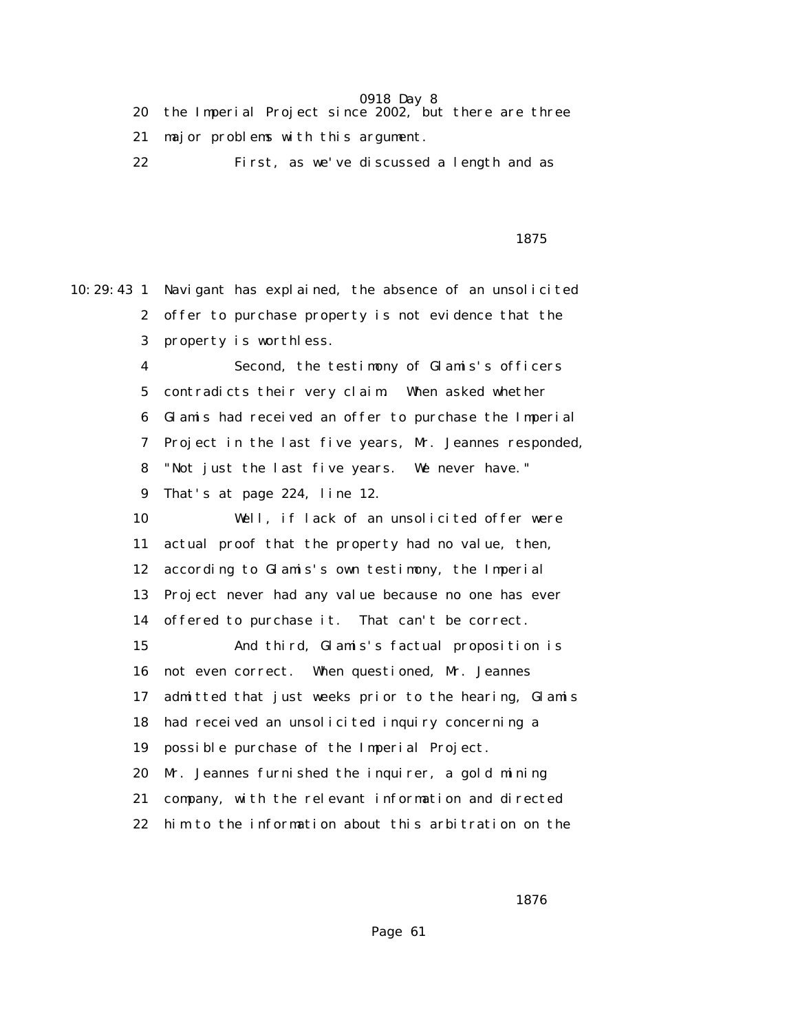20 the Imperial Project since 2002, but there are three

21 major problems with this argument.

22 First, as we've discussed a length and as

10:29:43 1 Navigant has explained, the absence of an unsolicited

2 offer to purchase property is not evidence that the

3 property is worthless.

4 Second, the testimony of Glamis's officers

5 contradicts their very claim. When asked whether

6 Glamis had received an offer to purchase the Imperial

7 Project in the last five years, Mr. Jeannes responded,

8 "Not just the last five years. We never have."

9 That's at page 224, line 12.

10 Well, if lack of an unsolicited offer were

11 actual proof that the property had no value, then,

12 according to Glamis's own testimony, the Imperial

13 Project never had any value because no one has ever

14 offered to purchase it. That can't be correct.

15 And third, Glamis's factual proposition is

16 not even correct. When questioned, Mr. Jeannes

17 admitted that just weeks prior to the hearing, Glamis

18 had received an unsolicited inquiry concerning a

19 possible purchase of the Imperial Project.

20 Mr. Jeannes furnished the inquirer, a gold mining

21 company, with the relevant information and directed

22 him to the information about this arbitration on the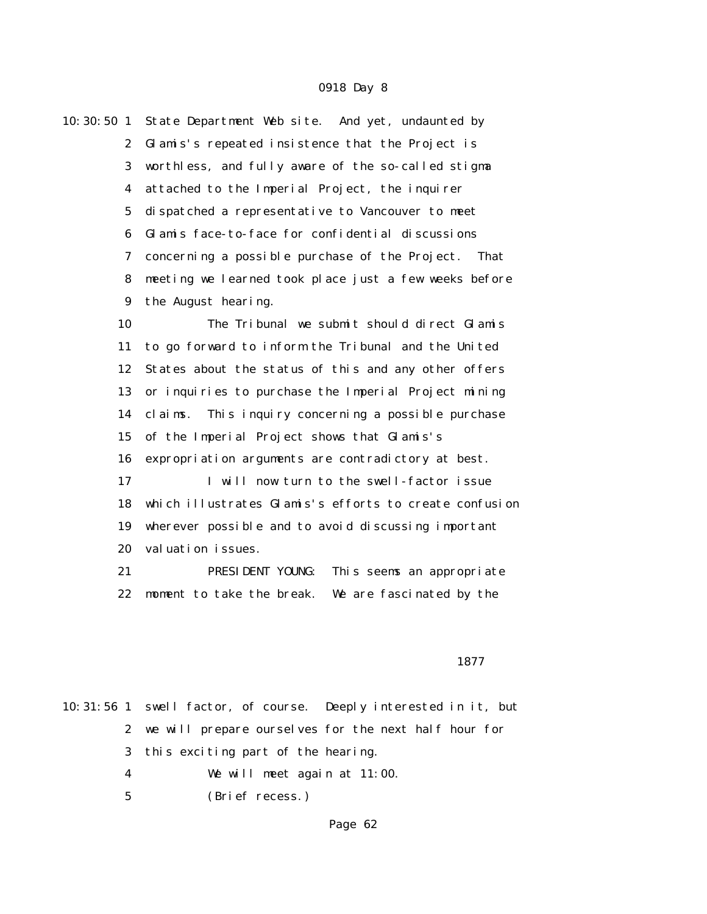State Department Web site. And yet, undaunted by Glamis's repeated insistence that the Project is worthless, and fully aware of the so-called stigma attached to the Imperial Project, the inquirer dispatched a representative to Vancouver to meet Glamis face-to-face for confidential discussions concerning a possible purchase of the Project. That meeting we learned took place just a few weeks before the August hearing.

The Tribunal we submit should direct Glamis to go forward to inform the Tribunal and the United States about the status of this and any other offers or inquiries to purchase the Imperial Project mining claims. This inquiry concerning a possible purchase of the Imperial Project shows that Glamis's expropriation arguments are contradictory at best.

I will now turn to the swell-factor issue which illustrates Glamis's efforts to create confusion wherever possible and to avoid discussing important valuation issues.

PRESIDENT YOUNG: This seems an appropriate moment to take the break. We are fascinated by the swell factor, of course. Deeply interested in it, but we will prepare ourselves for the next half hour for this exciting part of the hearing.

We will meet again at 11:00.

(Brief recess.)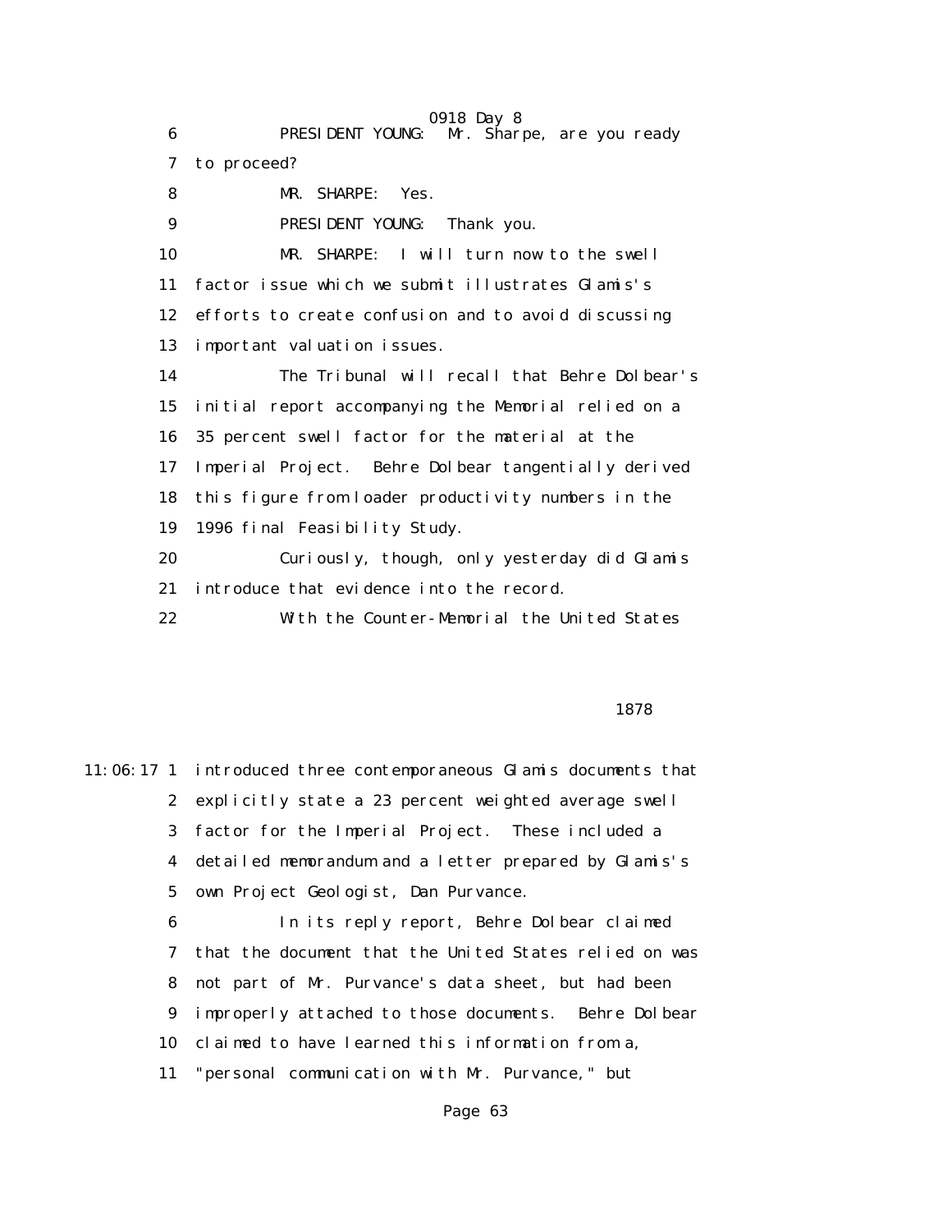PRESIDENT YOUNG: Mr. Sharpe, are you ready to proceed?

MR. SHARPE: Yes.

PRESIDENT YOUNG: Thank you.

MR. SHARPE: I will turn now to the swell factor issue which we submit illustrates Glamis's efforts to create confusion and to avoid discussing important valuation issues.

The Tribunal will recall that Behre Dolbear's initial report accompanying the Memorial relied on a 35 percent swell factor for the material at the Imperial Project. Behre Dolbear tangentially derived this figure from loader productivity numbers in the 1996 final Feasibility Study.

Curiously, though, only yesterday did Glamis introduce that evidence into the record.

With the Counter-Memorial the United States introduced three contemporaneous Glamis documents that explicitly state a 23 percent weighted average swell factor for the Imperial Project. These included a detailed memorandum and a letter prepared by Glamis's own Project Geologist, Dan Purvance.

In its reply report, Behre Dolbear claimed that the document that the United States relied on was not part of Mr. Purvance's data sheet, but had been improperly attached to those documents. Behre Dolbear claimed to have learned this information from a, "personal communication with Mr. Purvance," but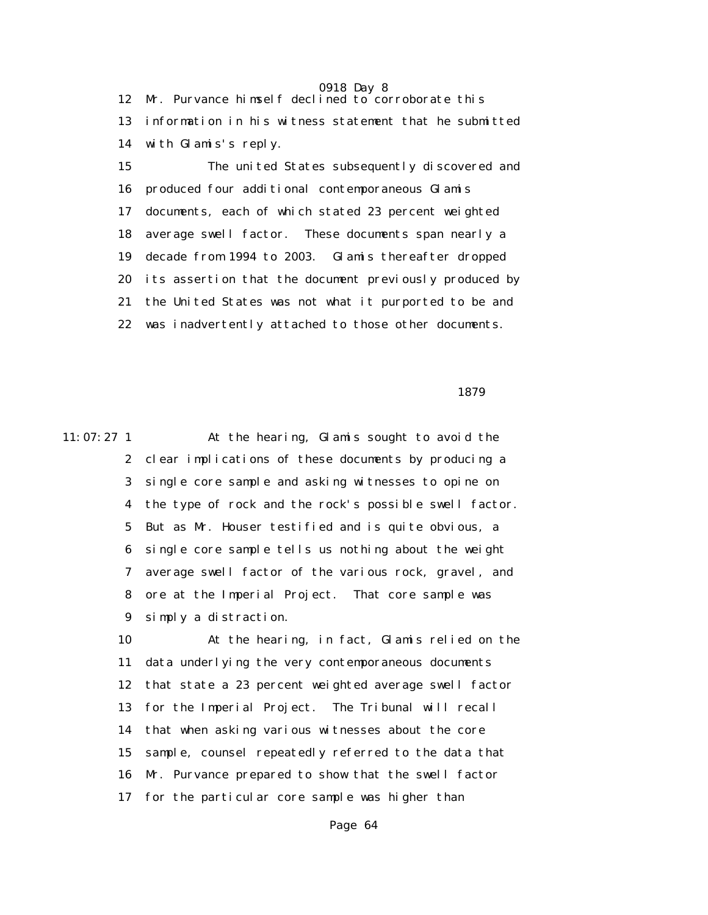12 Mr. Purvance himself declined to corroborate this
13 information in his witness statement that he submitted
14 with Glamis's reply.

15 The united States subsequently discovered and
16 produced four additional contemporaneous Glamis
17 documents, each of which stated 23 percent weighted
18 average swell factor. These documents span nearly a
19 decade from 1994 to 2003. Glamis thereafter dropped
20 its assertion that the document previously produced by
21 the United States was not what it purported to be and
22 was inadvertently attached to those other documents.

1879

11:07:27 1 At the hearing, Glamis sought to avoid the
2 clear implications of these documents by producing a
3 single core sample and asking witnesses to opine on
4 the type of rock and the rock's possible swell factor.
5 But as Mr. Houser testified and is quite obvious, a
6 single core sample tells us nothing about the weight
7 average swell factor of the various rock, gravel, and
8 ore at the Imperial Project. That core sample was
9 simply a distraction.

10 At the hearing, in fact, Glamis relied on the
11 data underlying the very contemporaneous documents
12 that state a 23 percent weighted average swell factor
13 for the Imperial Project. The Tribunal will recall
14 that when asking various witnesses about the core
15 sample, counsel repeatedly referred to the data that
16 Mr. Purvance prepared to show that the swell factor
17 for the particular core sample was higher than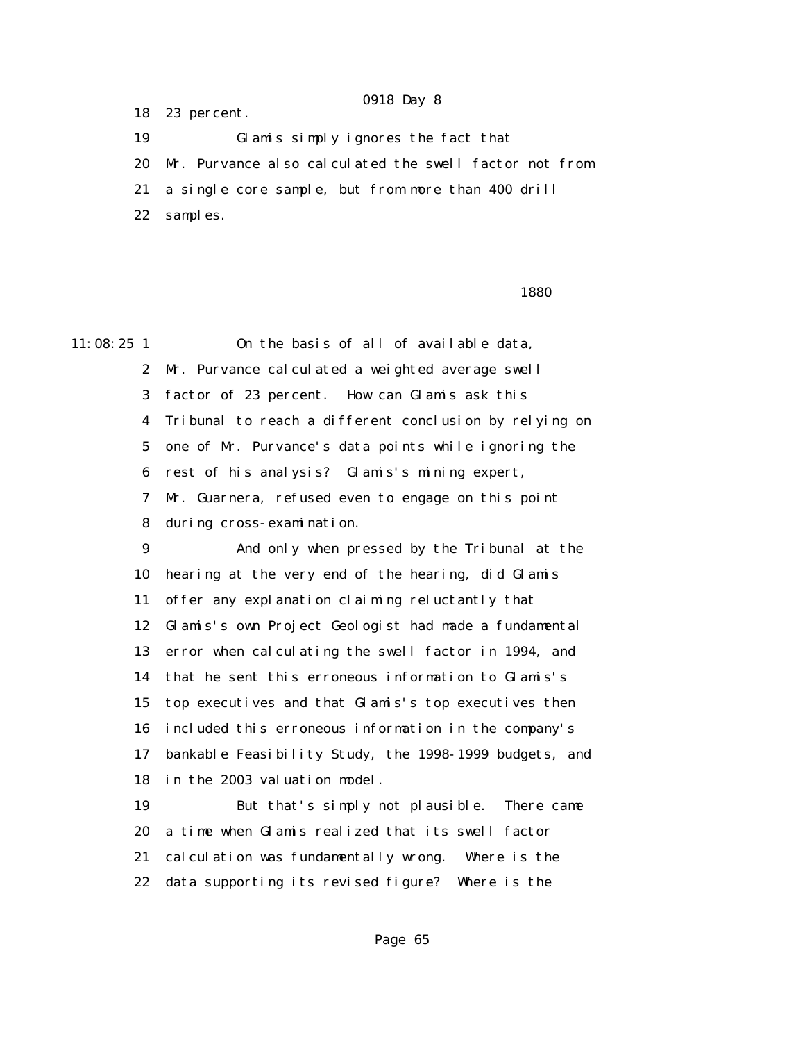18 23 percent.

19 Glamis simply ignores the fact that

20 Mr. Purvance also calculated the swell factor not from

21 a single core sample, but from more than 400 drill

22 samples.

11:08:25 1 On the basis of all of available data,

2 Mr. Purvance calculated a weighted average swell

3 factor of 23 percent. How can Glamis ask this

4 Tribunal to reach a different conclusion by relying on

5 one of Mr. Purvance's data points while ignoring the

6 rest of his analysis? Glamis's mining expert,

7 Mr. Guarnera, refused even to engage on this point

8 during cross-examination.

9 And only when pressed by the Tribunal at the

10 hearing at the very end of the hearing, did Glamis

11 offer any explanation claiming reluctantly that

12 Glamis's own Project Geologist had made a fundamental

13 error when calculating the swell factor in 1994, and

14 that he sent this erroneous information to Glamis's

15 top executives and that Glamis's top executives then

16 included this erroneous information in the company's

17 bankable Feasibility Study, the 1998-1999 budgets, and

18 in the 2003 valuation model.

19 But that's simply not plausible. There came

20 a time when Glamis realized that its swell factor

21 calculation was fundamentally wrong. Where is the

22 data supporting its revised figure? Where is the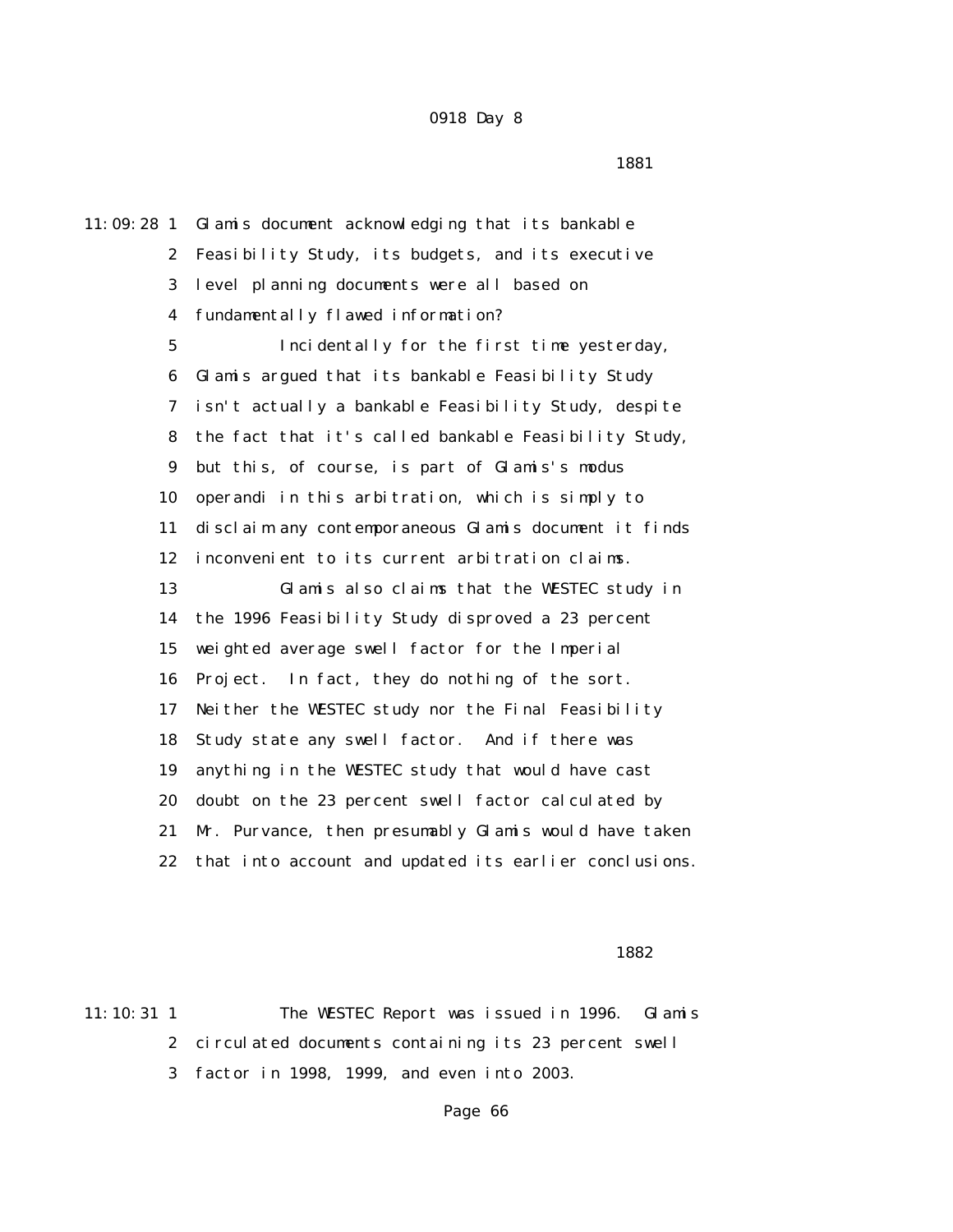Glamis document acknowledging that its bankable Feasibility Study, its budgets, and its executive level planning documents were all based on fundamentally flawed information?

Incidentally for the first time yesterday, Glamis argued that its bankable Feasibility Study isn't actually a bankable Feasibility Study, despite the fact that it's called bankable Feasibility Study, but this, of course, is part of Glamis's modus operandi in this arbitration, which is simply to disclaim any contemporaneous Glamis document it finds inconvenient to its current arbitration claims.

Glamis also claims that the WESTEC study in the 1996 Feasibility Study disproved a 23 percent weighted average swell factor for the Imperial Project. In fact, they do nothing of the sort. Neither the WESTEC study nor the Final Feasibility Study state any swell factor. And if there was anything in the WESTEC study that would have cast doubt on the 23 percent swell factor calculated by Mr. Purvance, then presumably Glamis would have taken that into account and updated its earlier conclusions.

The WESTEC Report was issued in 1996. Glamis circulated documents containing its 23 percent swell factor in 1998, 1999, and even into 2003.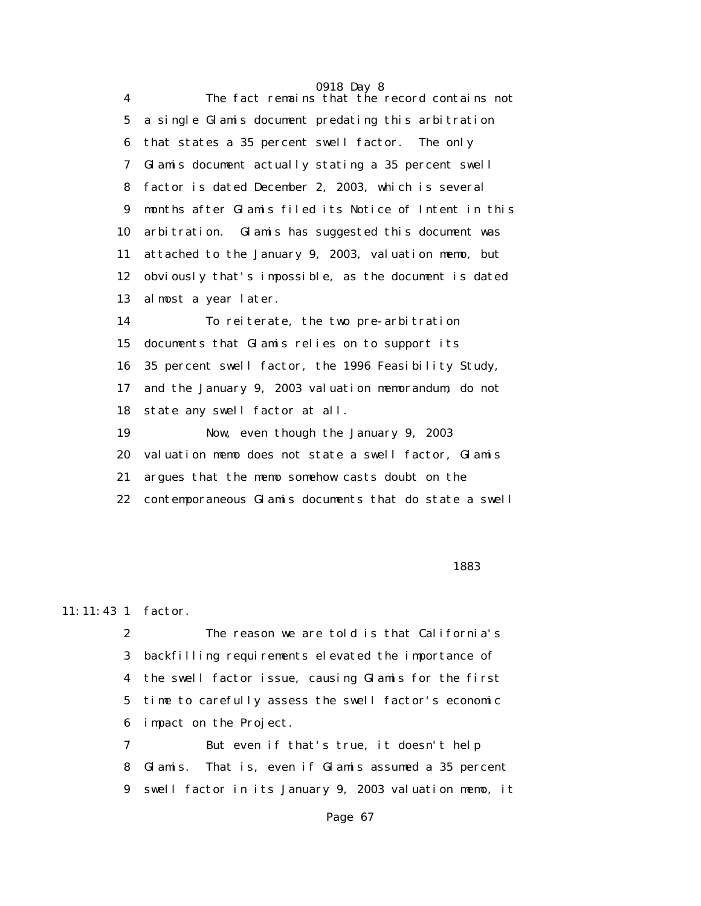4 The fact remains that the record contains not
5 a single Glamis document predating this arbitration
6 that states a 35 percent swell factor. The only
7 Glamis document actually stating a 35 percent swell
8 factor is dated December 2, 2003, which is several
9 months after Glamis filed its Notice of Intent in this
10 arbitration. Glamis has suggested this document was
11 attached to the January 9, 2003, valuation memo, but
12 obviously that's impossible, as the document is dated
13 almost a year later.
14 To reiterate, the two pre-arbitration
15 documents that Glamis relies on to support its
16 35 percent swell factor, the 1996 Feasibility Study,
17 and the January 9, 2003 valuation memorandum, do not
18 state any swell factor at all.
19 Now, even though the January 9, 2003
20 valuation memo does not state a swell factor, Glamis
21 argues that the memo somehow casts doubt on the
22 contemporaneous Glamis documents that do state a swell

1883

11:11:43 1 factor.
2 The reason we are told is that California's
3 backfilling requirements elevated the importance of
4 the swell factor issue, causing Glamis for the first
5 time to carefully assess the swell factor's economic
6 impact on the Project.
7 But even if that's true, it doesn't help
8 Glamis. That is, even if Glamis assumed a 35 percent
9 swell factor in its January 9, 2003 valuation memo, it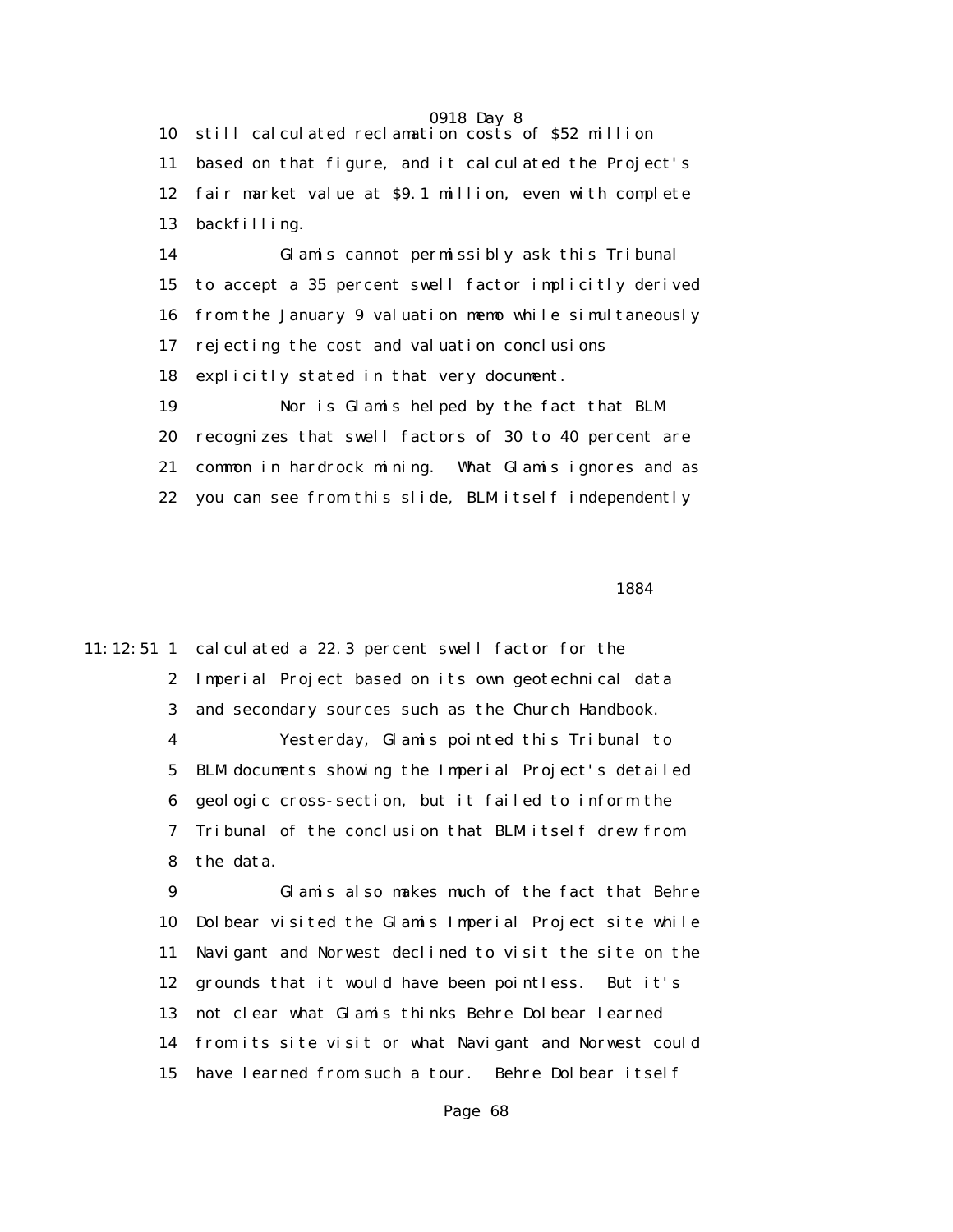10 still calculated reclamation costs of $52 million
11 based on that figure, and it calculated the Project's
12 fair market value at $9.1 million, even with complete
13 backfilling.
14 Glamis cannot permissibly ask this Tribunal
15 to accept a 35 percent swell factor implicitly derived
16 from the January 9 valuation memo while simultaneously
17 rejecting the cost and valuation conclusions
18 explicitly stated in that very document.
19 Nor is Glamis helped by the fact that BLM
20 recognizes that swell factors of 30 to 40 percent are
21 common in hardrock mining. What Glamis ignores and as
22 you can see from this slide, BLM itself independently

1884

11:12:51 1 calculated a 22.3 percent swell factor for the
2 Imperial Project based on its own geotechnical data
3 and secondary sources such as the Church Handbook.
4 Yesterday, Glamis pointed this Tribunal to
5 BLM documents showing the Imperial Project's detailed
6 geologic cross-section, but it failed to inform the
7 Tribunal of the conclusion that BLM itself drew from
8 the data.
9 Glamis also makes much of the fact that Behre
10 Dolbear visited the Glamis Imperial Project site while
11 Navigant and Norwest declined to visit the site on the
12 grounds that it would have been pointless. But it's
13 not clear what Glamis thinks Behre Dolbear learned
14 from its site visit or what Navigant and Norwest could
15 have learned from such a tour. Behre Dolbear itself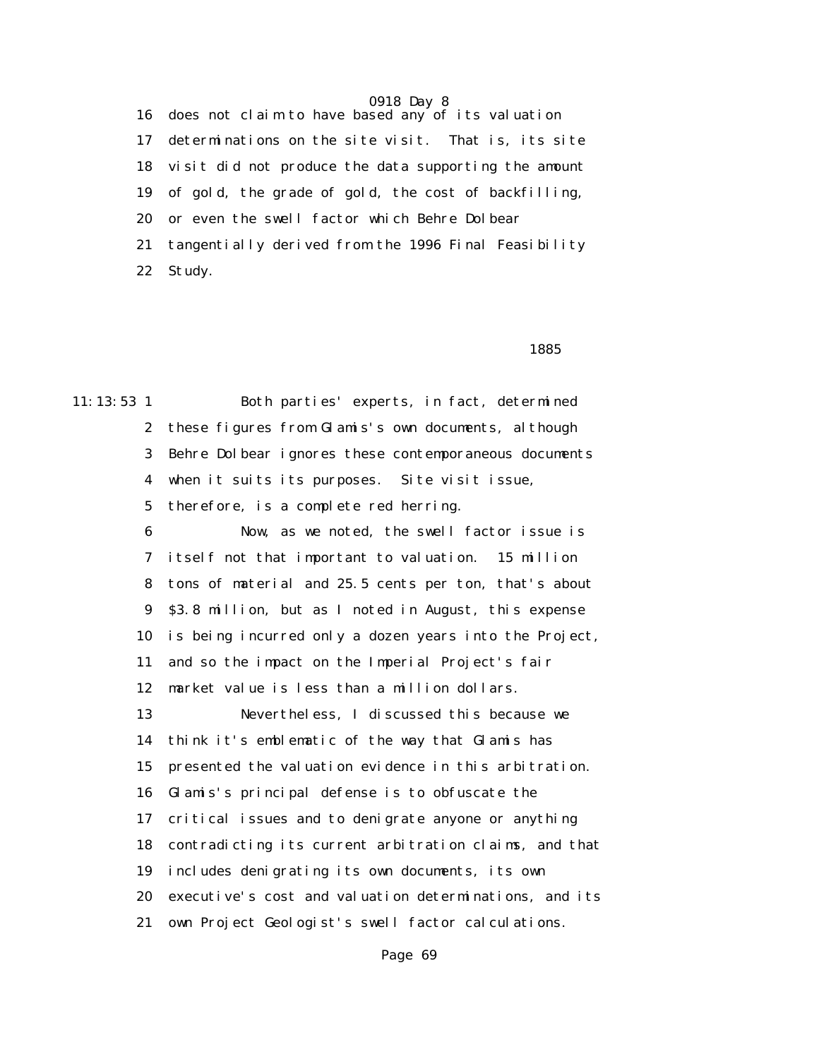16 does not claim to have based any of its valuation
17 determinations on the site visit. That is, its site
18 visit did not produce the data supporting the amount
19 of gold, the grade of gold, the cost of backfilling,
20 or even the swell factor which Behre Dolbear
21 tangentially derived from the 1996 Final Feasibility
22 Study.

1885

11:13:53 1 Both parties' experts, in fact, determined
2 these figures from Glamis's own documents, although
3 Behre Dolbear ignores these contemporaneous documents
4 when it suits its purposes. Site visit issue,
5 therefore, is a complete red herring.
6 Now, as we noted, the swell factor issue is
7 itself not that important to valuation. 15 million
8 tons of material and 25.5 cents per ton, that's about
9 $3.8 million, but as I noted in August, this expense
10 is being incurred only a dozen years into the Project,
11 and so the impact on the Imperial Project's fair
12 market value is less than a million dollars.
13 Nevertheless, I discussed this because we
14 think it's emblematic of the way that Glamis has
15 presented the valuation evidence in this arbitration.
16 Glamis's principal defense is to obfuscate the
17 critical issues and to denigrate anyone or anything
18 contradicting its current arbitration claims, and that
19 includes denigrating its own documents, its own
20 executive's cost and valuation determinations, and its
21 own Project Geologist's swell factor calculations.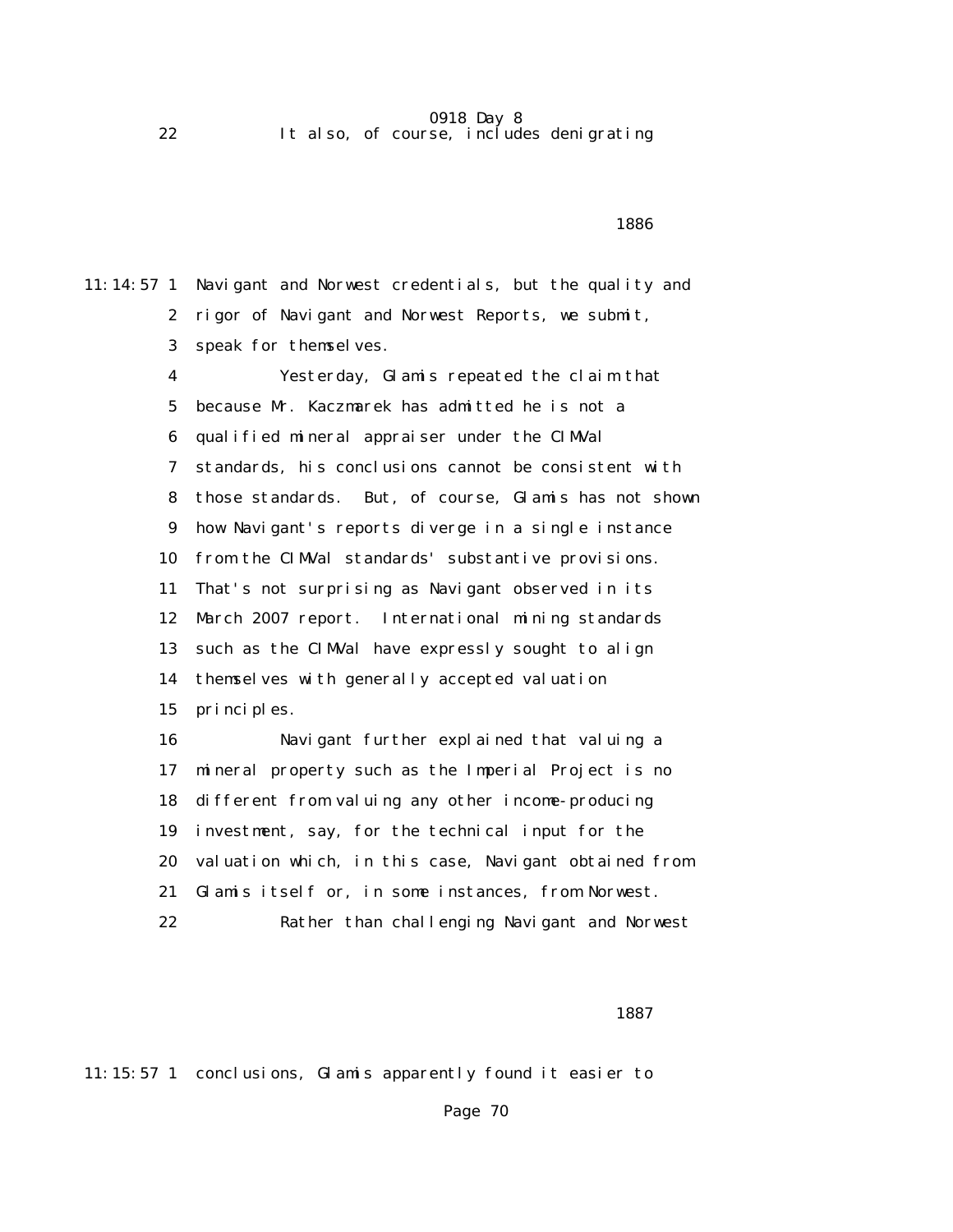22 It also, of course, includes denigrating

1886

11:14:57 1 Navigant and Norwest credentials, but the quality and
2 rigor of Navigant and Norwest Reports, we submit,
3 speak for themselves.
4 Yesterday, Glamis repeated the claim that
5 because Mr. Kaczmarek has admitted he is not a
6 qualified mineral appraiser under the CIMVal
7 standards, his conclusions cannot be consistent with
8 those standards. But, of course, Glamis has not shown
9 how Navigant's reports diverge in a single instance
10 from the CIMVal standards' substantive provisions.
11 That's not surprising as Navigant observed in its
12 March 2007 report. International mining standards
13 such as the CIMVal have expressly sought to align
14 themselves with generally accepted valuation
15 principles.
16 Navigant further explained that valuing a
17 mineral property such as the Imperial Project is no
18 different from valuing any other income-producing
19 investment, say, for the technical input for the
20 valuation which, in this case, Navigant obtained from
21 Glamis itself or, in some instances, from Norwest.
22 Rather than challenging Navigant and Norwest

1887

11:15:57 1 conclusions, Glamis apparently found it easier to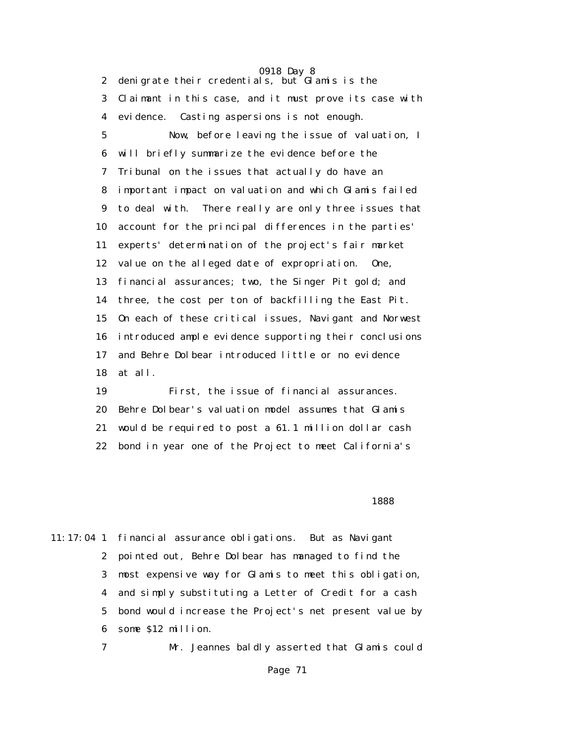2 denigrate their credentials, but Glamis is the

3 Claimant in this case, and it must prove its case with

4 evidence. Casting aspersions is not enough.

5 Now, before leaving the issue of valuation, I

6 will briefly summarize the evidence before the

7 Tribunal on the issues that actually do have an

8 important impact on valuation and which Glamis failed

9 to deal with. There really are only three issues that

10 account for the principal differences in the parties'

11 experts' determination of the project's fair market

12 value on the alleged date of expropriation. One,

13 financial assurances; two, the Singer Pit gold; and

14 three, the cost per ton of backfilling the East Pit.

15 On each of these critical issues, Navigant and Norwest

16 introduced ample evidence supporting their conclusions

17 and Behre Dolbear introduced little or no evidence

18 at all.

19 First, the issue of financial assurances.

20 Behre Dolbear's valuation model assumes that Glamis

21 would be required to post a 61.1 million dollar cash

22 bond in year one of the Project to meet California's

1888

11:17:04 1 financial assurance obligations. But as Navigant

2 pointed out, Behre Dolbear has managed to find the

3 most expensive way for Glamis to meet this obligation,

4 and simply substituting a Letter of Credit for a cash

5 bond would increase the Project's net present value by

6 some $12 million.

7 Mr. Jeannes baldly asserted that Glamis could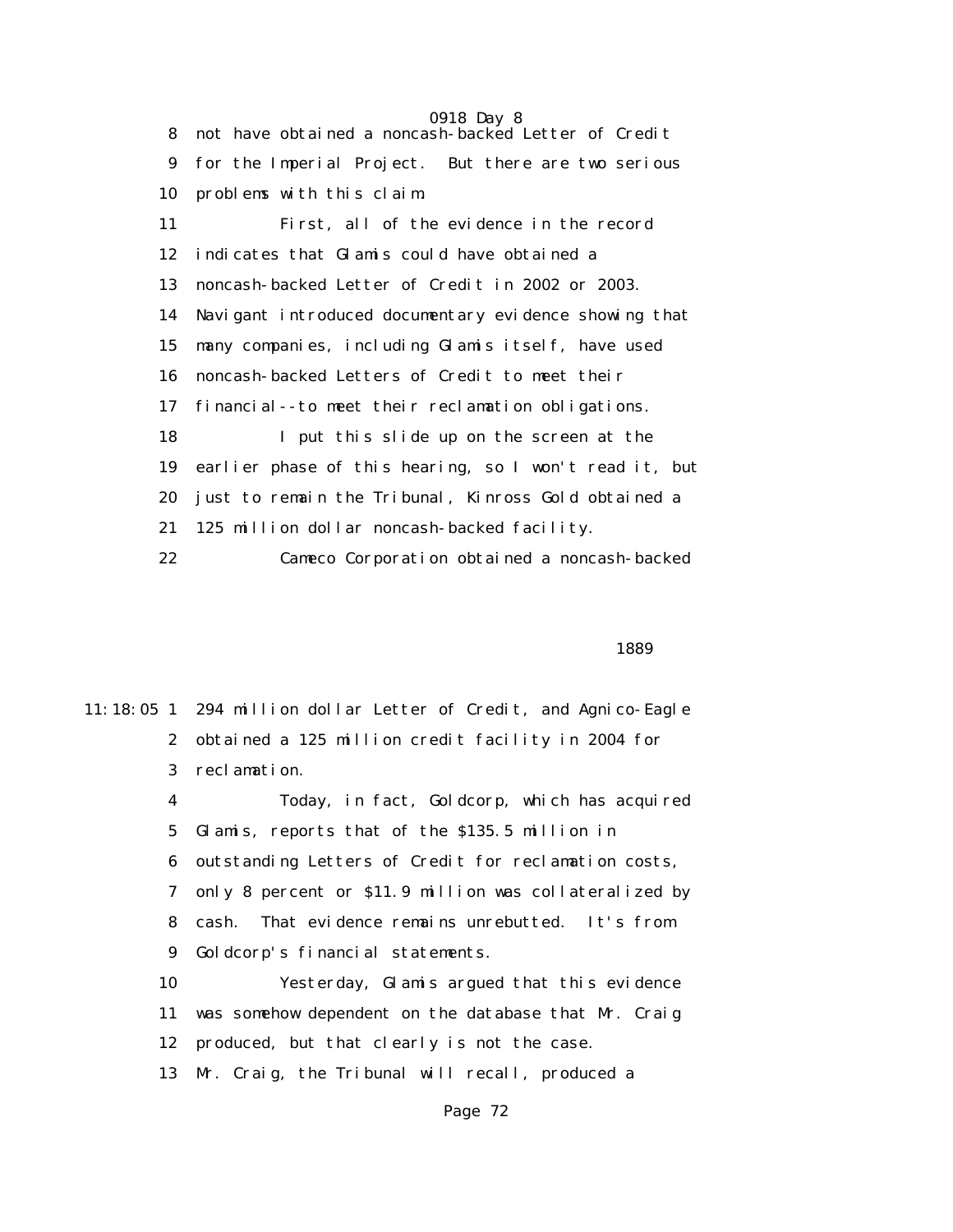8 not have obtained a noncash-backed Letter of Credit

9 for the Imperial Project. But there are two serious

10 problems with this claim.

11 First, all of the evidence in the record

12 indicates that Glamis could have obtained a

13 noncash-backed Letter of Credit in 2002 or 2003.

14 Navigant introduced documentary evidence showing that

15 many companies, including Glamis itself, have used

16 noncash-backed Letters of Credit to meet their

17 financial--to meet their reclamation obligations.

18 I put this slide up on the screen at the

19 earlier phase of this hearing, so I won't read it, but

20 just to remain the Tribunal, Kinross Gold obtained a

21 125 million dollar noncash-backed facility.

22 Cameco Corporation obtained a noncash-backed

1889

11:18:05 1 294 million dollar Letter of Credit, and Agnico-Eagle

2 obtained a 125 million credit facility in 2004 for

3 reclamation.

4 Today, in fact, Goldcorp, which has acquired

5 Glamis, reports that of the $135.5 million in

6 outstanding Letters of Credit for reclamation costs,

7 only 8 percent or $11.9 million was collateralized by

8 cash. That evidence remains unrebutted. It's from

9 Goldcorp's financial statements.

10 Yesterday, Glamis argued that this evidence

11 was somehow dependent on the database that Mr. Craig

12 produced, but that clearly is not the case.

13 Mr. Craig, the Tribunal will recall, produced a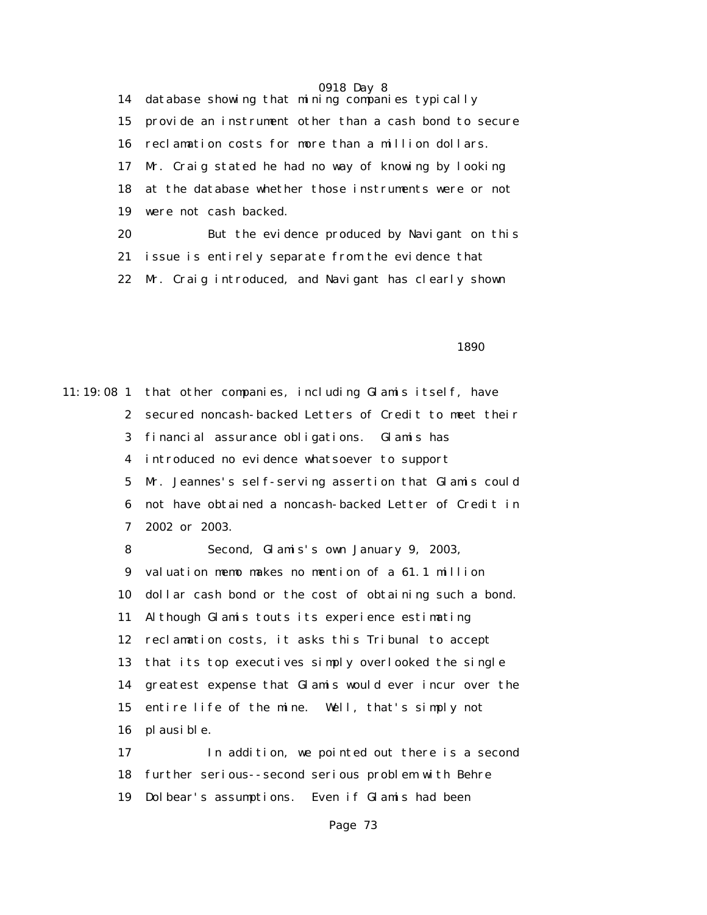14 database showing that mining companies typically

15 provide an instrument other than a cash bond to secure

16 reclamation costs for more than a million dollars.

17 Mr. Craig stated he had no way of knowing by looking

18 at the database whether those instruments were or not

19 were not cash backed.

20 But the evidence produced by Navigant on this

21 issue is entirely separate from the evidence that

22 Mr. Craig introduced, and Navigant has clearly shown

1890

11:19:08 1 that other companies, including Glamis itself, have

2 secured noncash-backed Letters of Credit to meet their

3 financial assurance obligations. Glamis has

4 introduced no evidence whatsoever to support

5 Mr. Jeannes's self-serving assertion that Glamis could

6 not have obtained a noncash-backed Letter of Credit in

7 2002 or 2003.

8 Second, Glamis's own January 9, 2003,

9 valuation memo makes no mention of a 61.1 million

10 dollar cash bond or the cost of obtaining such a bond.

11 Although Glamis touts its experience estimating

12 reclamation costs, it asks this Tribunal to accept

13 that its top executives simply overlooked the single

14 greatest expense that Glamis would ever incur over the

15 entire life of the mine. Well, that's simply not

16 plausible.

17 In addition, we pointed out there is a second

18 further serious--second serious problem with Behre

19 Dolbear's assumptions. Even if Glamis had been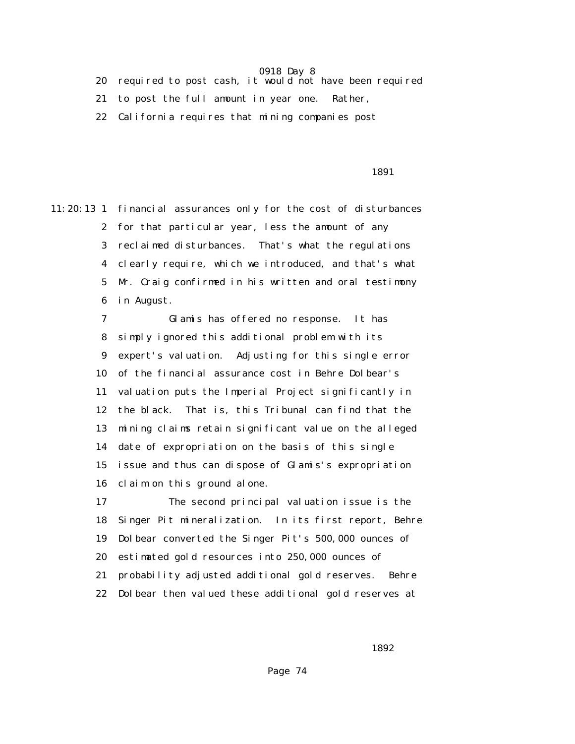20 required to post cash, it would not have been required

21 to post the full amount in year one. Rather,

22 California requires that mining companies post

1891

11:20:13 1 financial assurances only for the cost of disturbances

2 for that particular year, less the amount of any

3 reclaimed disturbances. That's what the regulations

4 clearly require, which we introduced, and that's what

5 Mr. Craig confirmed in his written and oral testimony

6 in August.

7 Glamis has offered no response. It has

8 simply ignored this additional problem with its

9 expert's valuation. Adjusting for this single error

10 of the financial assurance cost in Behre Dolbear's

11 valuation puts the Imperial Project significantly in

12 the black. That is, this Tribunal can find that the

13 mining claims retain significant value on the alleged

14 date of expropriation on the basis of this single

15 issue and thus can dispose of Glamis's expropriation

16 claim on this ground alone.

17 The second principal valuation issue is the

18 Singer Pit mineralization. In its first report, Behre

19 Dolbear converted the Singer Pit's 500,000 ounces of

20 estimated gold resources into 250,000 ounces of

21 probability adjusted additional gold reserves. Behre

22 Dolbear then valued these additional gold reserves at

1892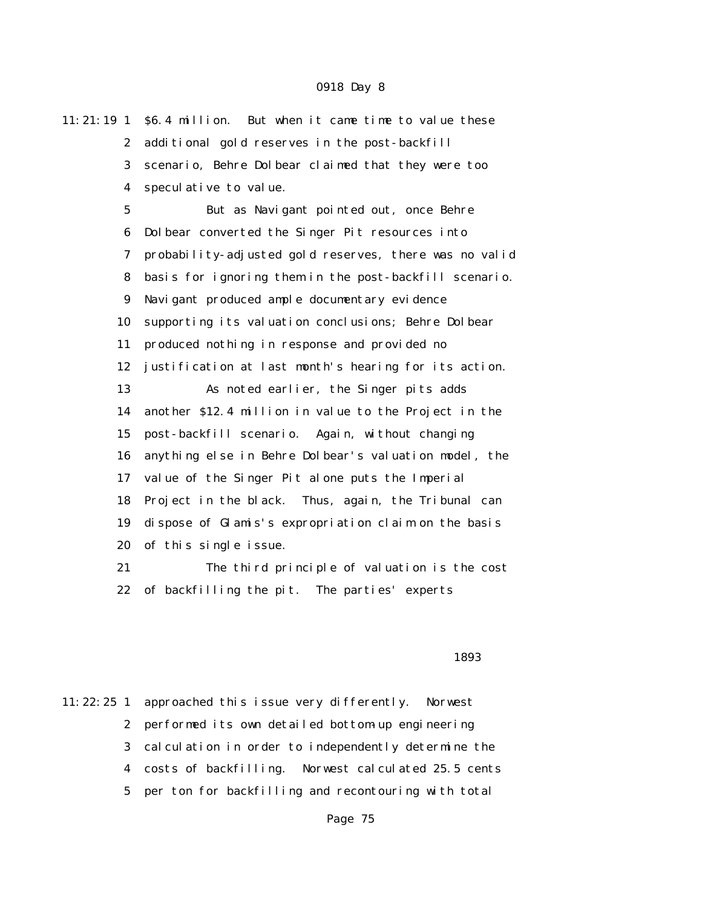$6.4 million. But when it came time to value these additional gold reserves in the post-backfill scenario, Behre Dolbear claimed that they were too speculative to value.

But as Navigant pointed out, once Behre Dolbear converted the Singer Pit resources into probability-adjusted gold reserves, there was no valid basis for ignoring them in the post-backfill scenario. Navigant produced ample documentary evidence supporting its valuation conclusions; Behre Dolbear produced nothing in response and provided no justification at last month's hearing for its action.

As noted earlier, the Singer pits adds another $12.4 million in value to the Project in the post-backfill scenario. Again, without changing anything else in Behre Dolbear's valuation model, the value of the Singer Pit alone puts the Imperial Project in the black. Thus, again, the Tribunal can dispose of Glamis's expropriation claim on the basis of this single issue.

The third principle of valuation is the cost of backfilling the pit. The parties' experts approached this issue very differently. Norwest performed its own detailed bottom-up engineering calculation in order to independently determine the costs of backfilling. Norwest calculated 25.5 cents per ton for backfilling and recontouring with total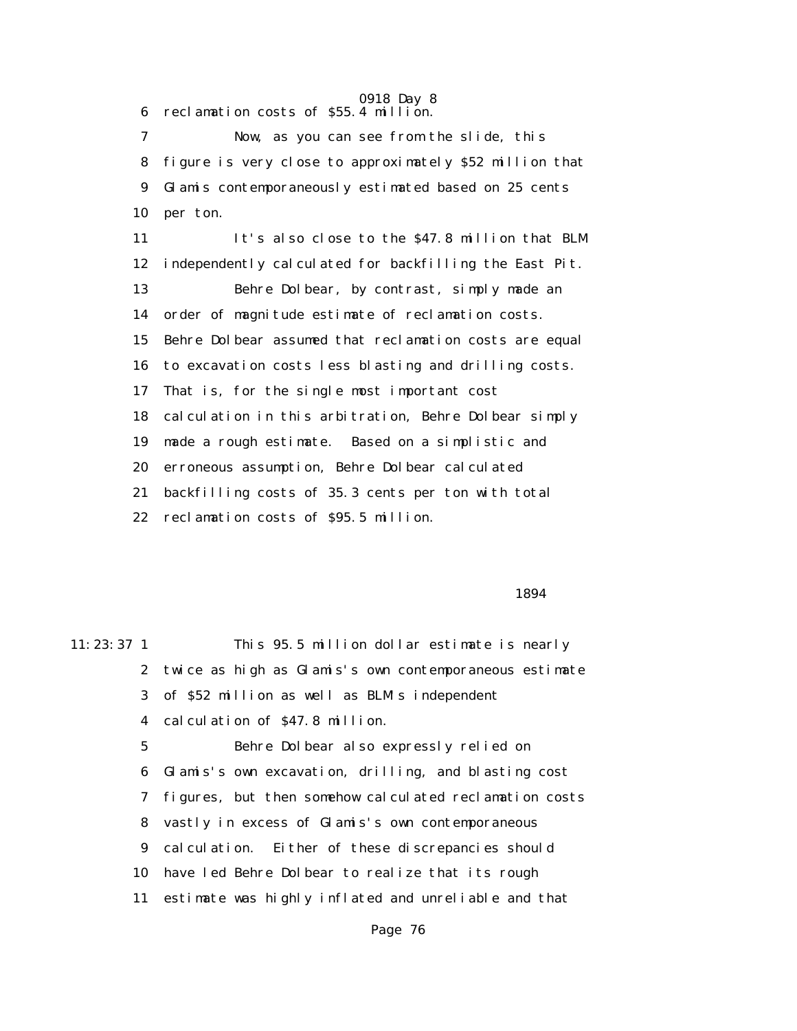6 reclamation costs of $55.4 million.

7 Now, as you can see from the slide, this

8 figure is very close to approximately $52 million that

9 Glamis contemporaneously estimated based on 25 cents

10 per ton.

11 It's also close to the $47.8 million that BLM

12 independently calculated for backfilling the East Pit.

13 Behre Dolbear, by contrast, simply made an

14 order of magnitude estimate of reclamation costs.

15 Behre Dolbear assumed that reclamation costs are equal

16 to excavation costs less blasting and drilling costs.

17 That is, for the single most important cost

18 calculation in this arbitration, Behre Dolbear simply

19 made a rough estimate. Based on a simplistic and

20 erroneous assumption, Behre Dolbear calculated

21 backfilling costs of 35.3 cents per ton with total

22 reclamation costs of $95.5 million.

1894

11:23:37 1 This 95.5 million dollar estimate is nearly

2 twice as high as Glamis's own contemporaneous estimate

3 of $52 million as well as BLM's independent

4 calculation of $47.8 million.

5 Behre Dolbear also expressly relied on

6 Glamis's own excavation, drilling, and blasting cost

7 figures, but then somehow calculated reclamation costs

8 vastly in excess of Glamis's own contemporaneous

9 calculation. Either of these discrepancies should

10 have led Behre Dolbear to realize that its rough

11 estimate was highly inflated and unreliable and that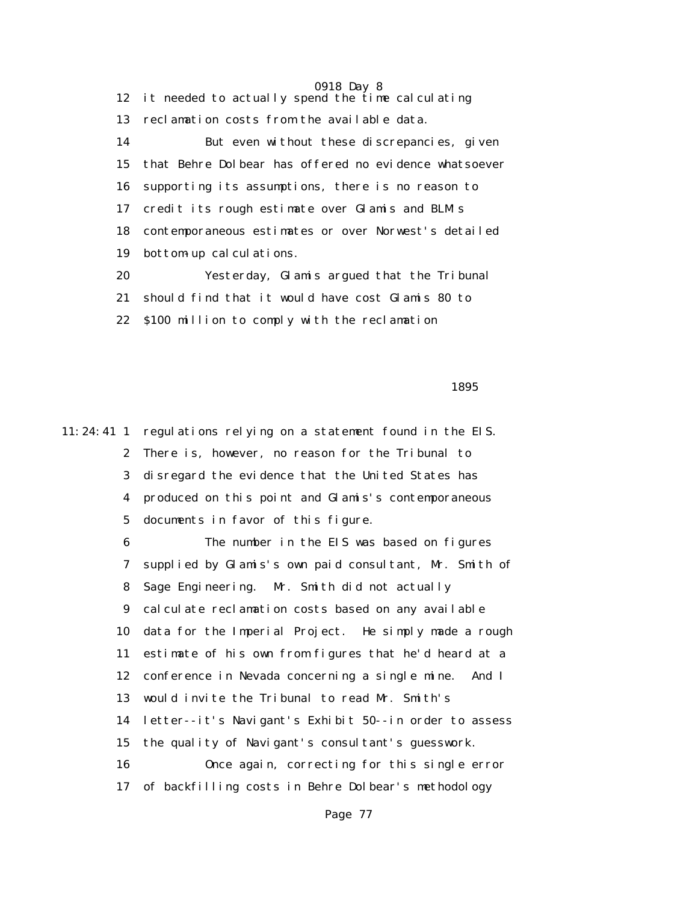12 it needed to actually spend the time calculating

13 reclamation costs from the available data.

14 But even without these discrepancies, given

15 that Behre Dolbear has offered no evidence whatsoever

16 supporting its assumptions, there is no reason to

17 credit its rough estimate over Glamis and BLM's

18 contemporaneous estimates or over Norwest's detailed

19 bottom-up calculations.

20 Yesterday, Glamis argued that the Tribunal

21 should find that it would have cost Glamis 80 to

22 $100 million to comply with the reclamation

1895

11:24:41 1 regulations relying on a statement found in the EIS.

2 There is, however, no reason for the Tribunal to

3 disregard the evidence that the United States has

4 produced on this point and Glamis's contemporaneous

5 documents in favor of this figure.

6 The number in the EIS was based on figures

7 supplied by Glamis's own paid consultant, Mr. Smith of

8 Sage Engineering. Mr. Smith did not actually

9 calculate reclamation costs based on any available

10 data for the Imperial Project. He simply made a rough

11 estimate of his own from figures that he'd heard at a

12 conference in Nevada concerning a single mine. And I

13 would invite the Tribunal to read Mr. Smith's

14 letter--it's Navigant's Exhibit 50--in order to assess

15 the quality of Navigant's consultant's guesswork.

16 Once again, correcting for this single error

17 of backfilling costs in Behre Dolbear's methodology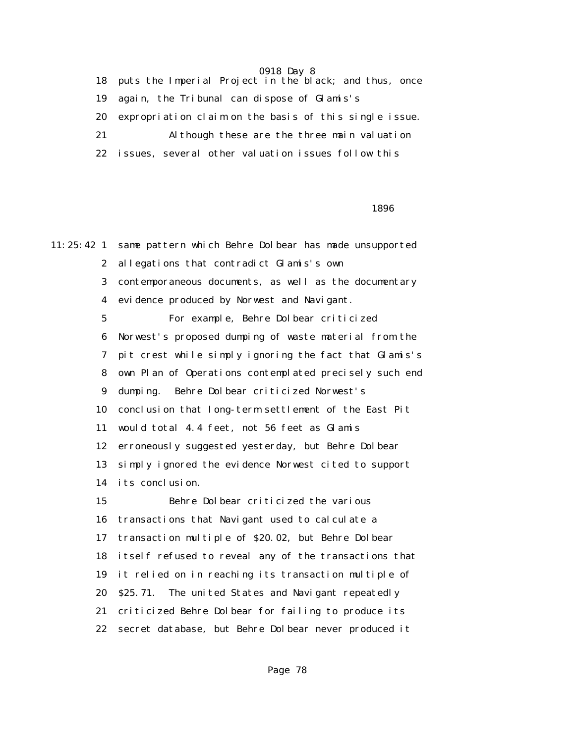puts the Imperial Project in the black; and thus, once again, the Tribunal can dispose of Glamis's expropriation claim on the basis of this single issue.

Although these are the three main valuation issues, several other valuation issues follow this

same pattern which Behre Dolbear has made unsupported allegations that contradict Glamis's own contemporaneous documents, as well as the documentary evidence produced by Norwest and Navigant.

For example, Behre Dolbear criticized Norwest's proposed dumping of waste material from the pit crest while simply ignoring the fact that Glamis's own Plan of Operations contemplated precisely such end dumping. Behre Dolbear criticized Norwest's conclusion that long-term settlement of the East Pit would total 4.4 feet, not 56 feet as Glamis erroneously suggested yesterday, but Behre Dolbear simply ignored the evidence Norwest cited to support its conclusion.

Behre Dolbear criticized the various transactions that Navigant used to calculate a transaction multiple of $20.02, but Behre Dolbear itself refused to reveal any of the transactions that it relied on in reaching its transaction multiple of $25.71. The united States and Navigant repeatedly criticized Behre Dolbear for failing to produce its secret database, but Behre Dolbear never produced it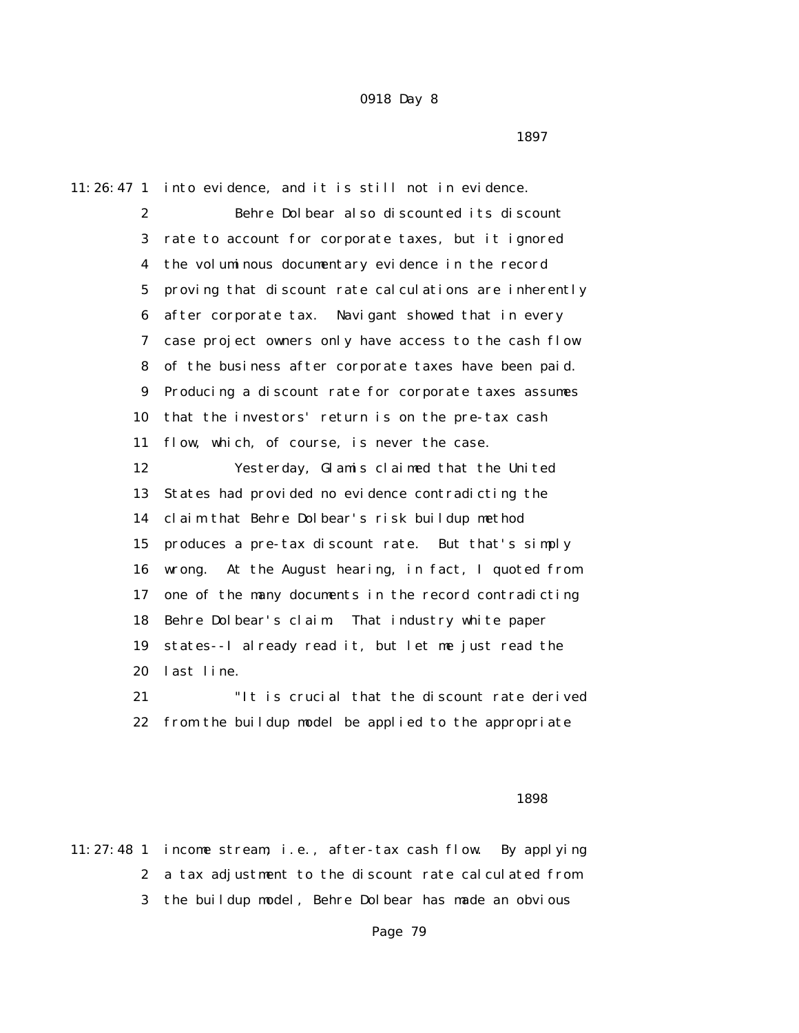into evidence, and it is still not in evidence.

Behre Dolbear also discounted its discount rate to account for corporate taxes, but it ignored the voluminous documentary evidence in the record proving that discount rate calculations are inherently after corporate tax. Navigant showed that in every case project owners only have access to the cash flow of the business after corporate taxes have been paid. Producing a discount rate for corporate taxes assumes that the investors' return is on the pre-tax cash flow, which, of course, is never the case.

Yesterday, Glamis claimed that the United States had provided no evidence contradicting the claim that Behre Dolbear's risk buildup method produces a pre-tax discount rate. But that's simply wrong. At the August hearing, in fact, I quoted from one of the many documents in the record contradicting Behre Dolbear's claim. That industry white paper states--I already read it, but let me just read the last line.

"It is crucial that the discount rate derived from the buildup model be applied to the appropriate income stream; i.e., after-tax cash flow. By applying a tax adjustment to the discount rate calculated from the buildup model, Behre Dolbear has made an obvious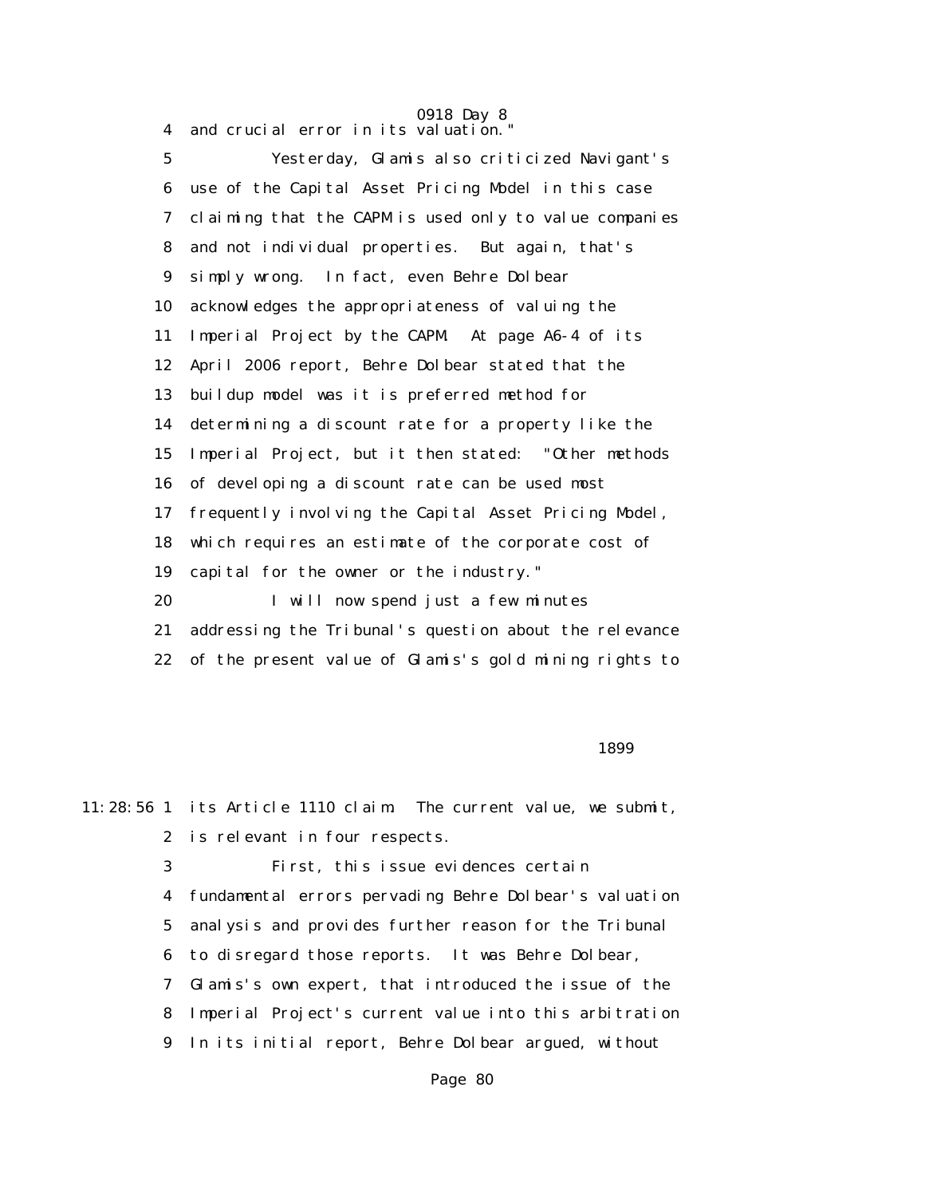4 and crucial error in its valuation."

5 Yesterday, Glamis also criticized Navigant's
6 use of the Capital Asset Pricing Model in this case
7 claiming that the CAPM is used only to value companies
8 and not individual properties. But again, that's
9 simply wrong. In fact, even Behre Dolbear
10 acknowledges the appropriateness of valuing the
11 Imperial Project by the CAPM. At page A6-4 of its
12 April 2006 report, Behre Dolbear stated that the
13 buildup model was it is preferred method for
14 determining a discount rate for a property like the
15 Imperial Project, but it then stated: "Other methods
16 of developing a discount rate can be used most
17 frequently involving the Capital Asset Pricing Model,
18 which requires an estimate of the corporate cost of
19 capital for the owner or the industry."

20 I will now spend just a few minutes
21 addressing the Tribunal's question about the relevance
22 of the present value of Glamis's gold mining rights to

1899

11:28:56 1 its Article 1110 claim. The current value, we submit,
2 is relevant in four respects.

3 First, this issue evidences certain
4 fundamental errors pervading Behre Dolbear's valuation
5 analysis and provides further reason for the Tribunal
6 to disregard those reports. It was Behre Dolbear,
7 Glamis's own expert, that introduced the issue of the
8 Imperial Project's current value into this arbitration
9 In its initial report, Behre Dolbear argued, without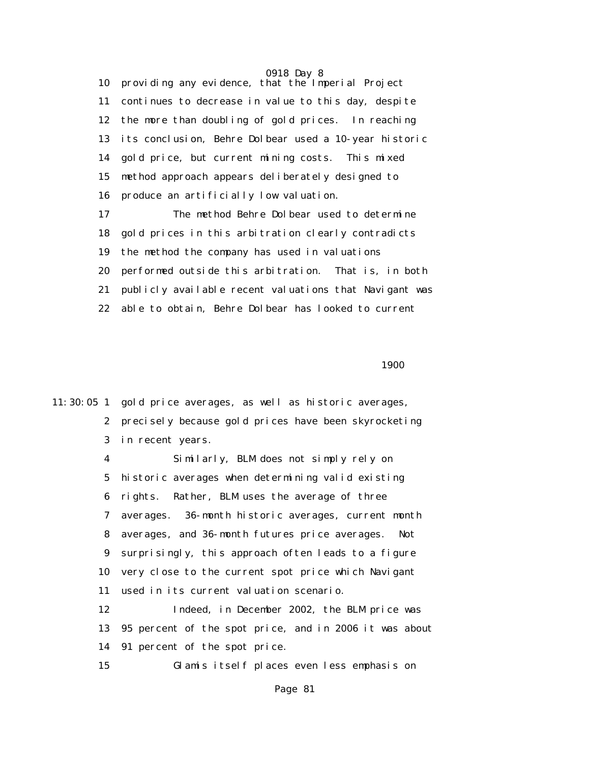providing any evidence, that the Imperial Project continues to decrease in value to this day, despite the more than doubling of gold prices. In reaching its conclusion, Behre Dolbear used a 10-year historic gold price, but current mining costs. This mixed method approach appears deliberately designed to produce an artificially low valuation.

The method Behre Dolbear used to determine gold prices in this arbitration clearly contradicts the method the company has used in valuations performed outside this arbitration. That is, in both publicly available recent valuations that Navigant was able to obtain, Behre Dolbear has looked to current gold price averages, as well as historic averages, precisely because gold prices have been skyrocketing in recent years.

Similarly, BLM does not simply rely on historic averages when determining valid existing rights. Rather, BLM uses the average of three averages. 36-month historic averages, current month averages, and 36-month futures price averages. Not surprisingly, this approach often leads to a figure very close to the current spot price which Navigant used in its current valuation scenario.

Indeed, in December 2002, the BLM price was 95 percent of the spot price, and in 2006 it was about 91 percent of the spot price.

Glamis itself places even less emphasis on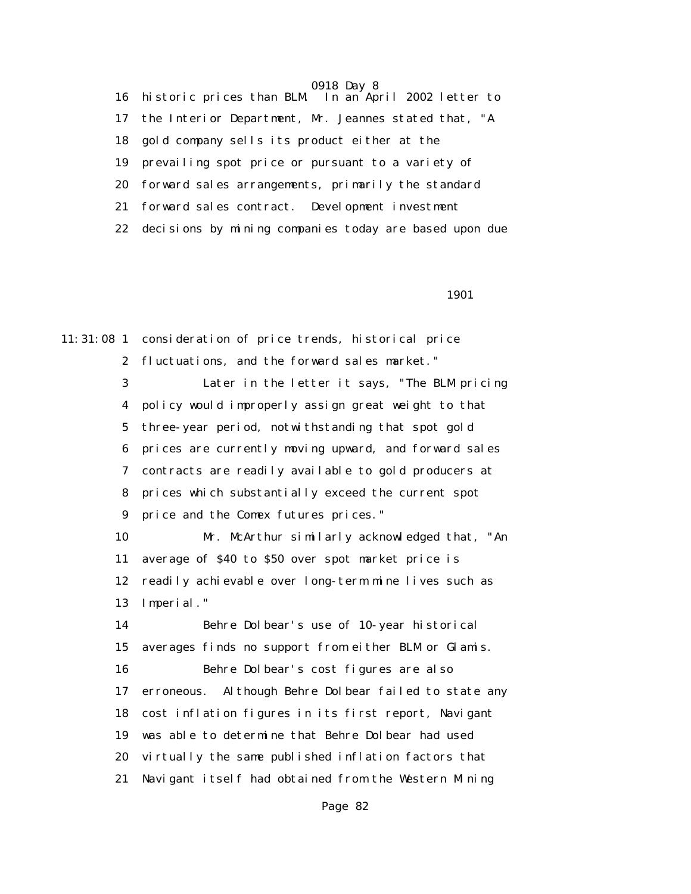16 historic prices than BLM. In an April 2002 letter to
17 the Interior Department, Mr. Jeannes stated that, "A
18 gold company sells its product either at the
19 prevailing spot price or pursuant to a variety of
20 forward sales arrangements, primarily the standard
21 forward sales contract. Development investment
22 decisions by mining companies today are based upon due

1901

11:31:08 1 consideration of price trends, historical price
2 fluctuations, and the forward sales market."
3 Later in the letter it says, "The BLM pricing
4 policy would improperly assign great weight to that
5 three-year period, notwithstanding that spot gold
6 prices are currently moving upward, and forward sales
7 contracts are readily available to gold producers at
8 prices which substantially exceed the current spot
9 price and the Comex futures prices."
10 Mr. McArthur similarly acknowledged that, "An
11 average of $40 to $50 over spot market price is
12 readily achievable over long-term mine lives such as
13 Imperial."
14 Behre Dolbear's use of 10-year historical
15 averages finds no support from either BLM or Glamis.
16 Behre Dolbear's cost figures are also
17 erroneous. Although Behre Dolbear failed to state any
18 cost inflation figures in its first report, Navigant
19 was able to determine that Behre Dolbear had used
20 virtually the same published inflation factors that
21 Navigant itself had obtained from the Western Mining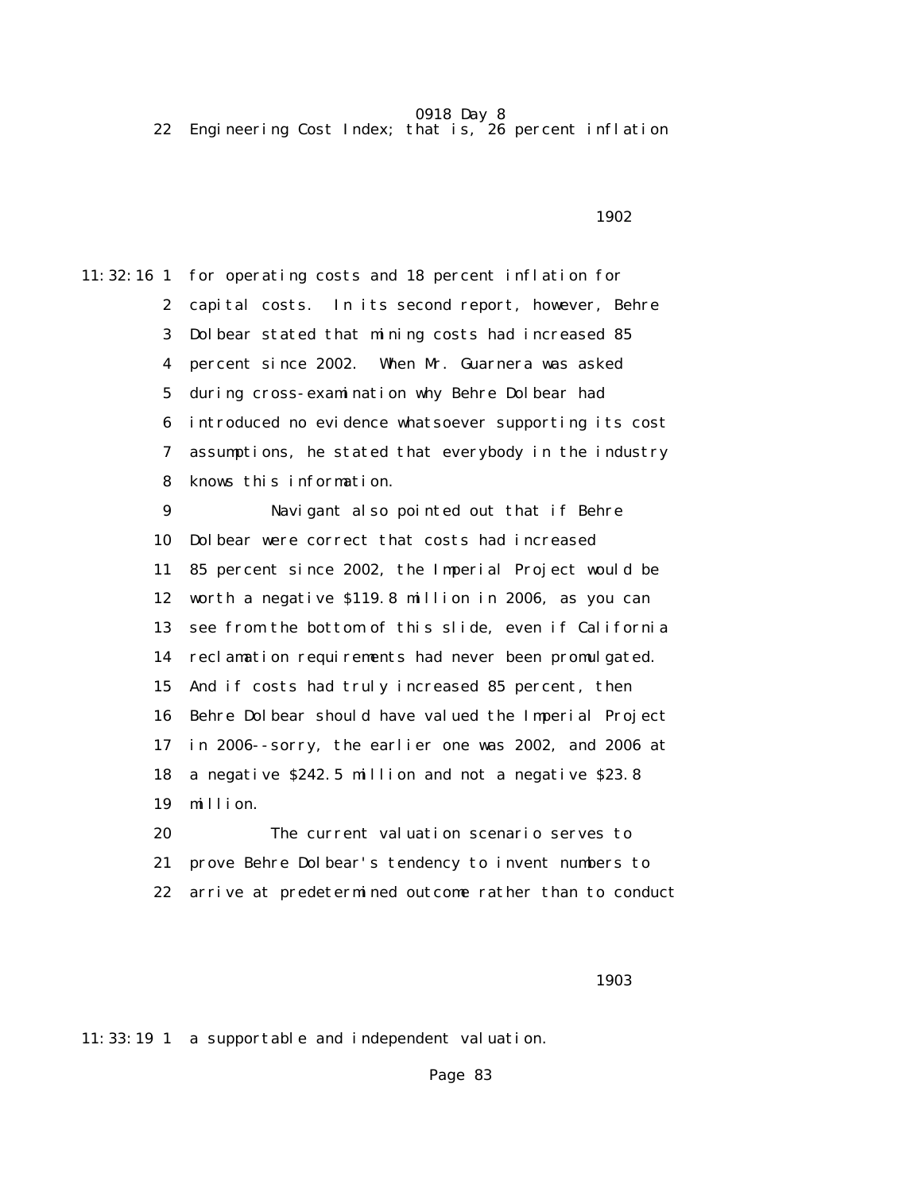22 Engineering Cost Index; that is, 26 percent inflation

1902

11:32:16 1 for operating costs and 18 percent inflation for
2 capital costs. In its second report, however, Behre
3 Dolbear stated that mining costs had increased 85
4 percent since 2002. When Mr. Guarnera was asked
5 during cross-examination why Behre Dolbear had
6 introduced no evidence whatsoever supporting its cost
7 assumptions, he stated that everybody in the industry
8 knows this information.
9 Navigant also pointed out that if Behre
10 Dolbear were correct that costs had increased
11 85 percent since 2002, the Imperial Project would be
12 worth a negative $119.8 million in 2006, as you can
13 see from the bottom of this slide, even if California
14 reclamation requirements had never been promulgated.
15 And if costs had truly increased 85 percent, then
16 Behre Dolbear should have valued the Imperial Project
17 in 2006--sorry, the earlier one was 2002, and 2006 at
18 a negative $242.5 million and not a negative $23.8
19 million.
20 The current valuation scenario serves to
21 prove Behre Dolbear's tendency to invent numbers to
22 arrive at predetermined outcome rather than to conduct

1903

11:33:19 1 a supportable and independent valuation.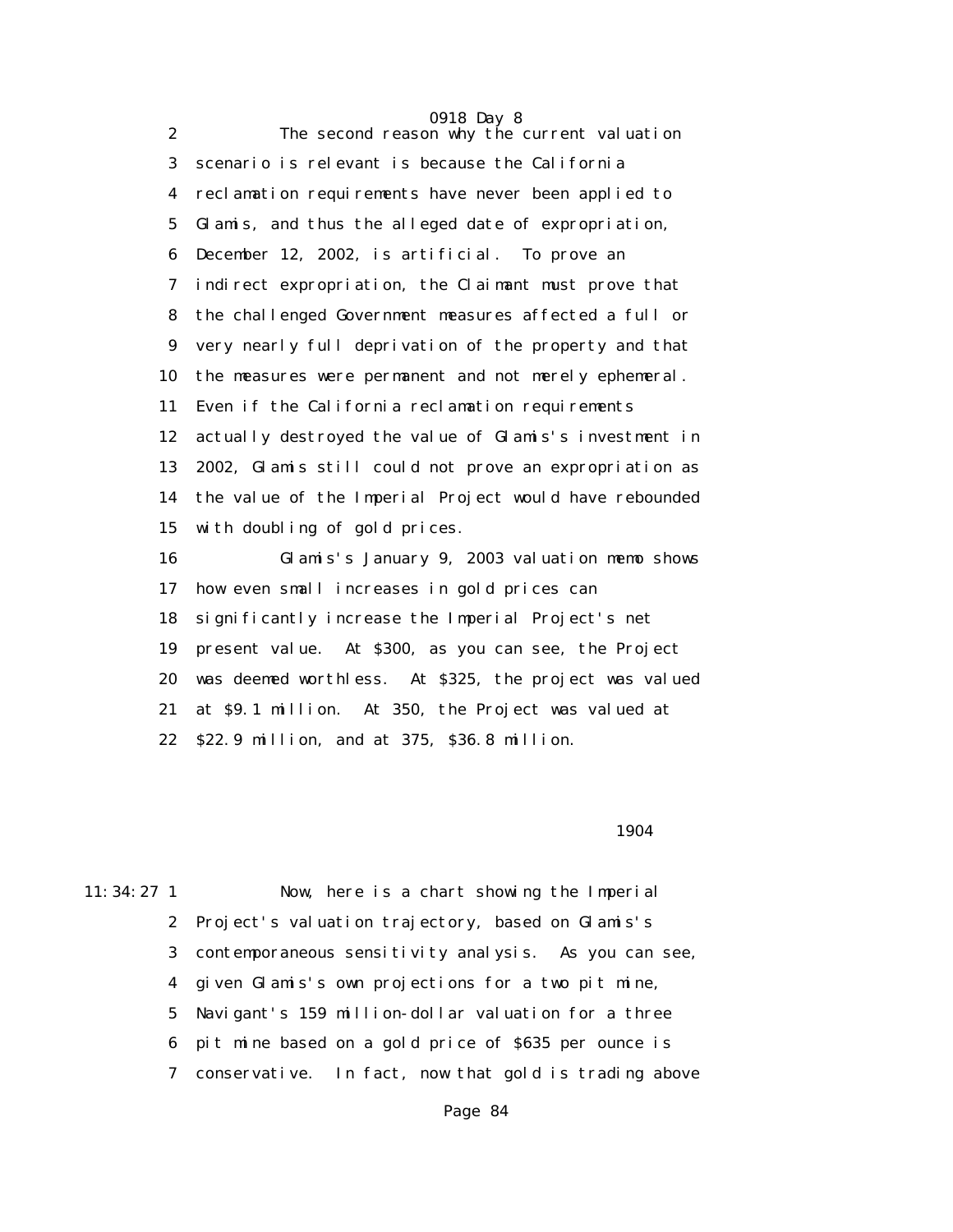The second reason why the current valuation scenario is relevant is because the California reclamation requirements have never been applied to Glamis, and thus the alleged date of expropriation, December 12, 2002, is artificial. To prove an indirect expropriation, the Claimant must prove that the challenged Government measures affected a full or very nearly full deprivation of the property and that the measures were permanent and not merely ephemeral. Even if the California reclamation requirements actually destroyed the value of Glamis's investment in 2002, Glamis still could not prove an expropriation as the value of the Imperial Project would have rebounded with doubling of gold prices.

Glamis's January 9, 2003 valuation memo shows how even small increases in gold prices can significantly increase the Imperial Project's net present value. At $300, as you can see, the Project was deemed worthless. At $325, the project was valued at $9.1 million. At 350, the Project was valued at $22.9 million, and at 375, $36.8 million.

11:34:27 Now, here is a chart showing the Imperial Project's valuation trajectory, based on Glamis's contemporaneous sensitivity analysis. As you can see, given Glamis's own projections for a two pit mine, Navigant's 159 million-dollar valuation for a three pit mine based on a gold price of $635 per ounce is conservative. In fact, now that gold is trading above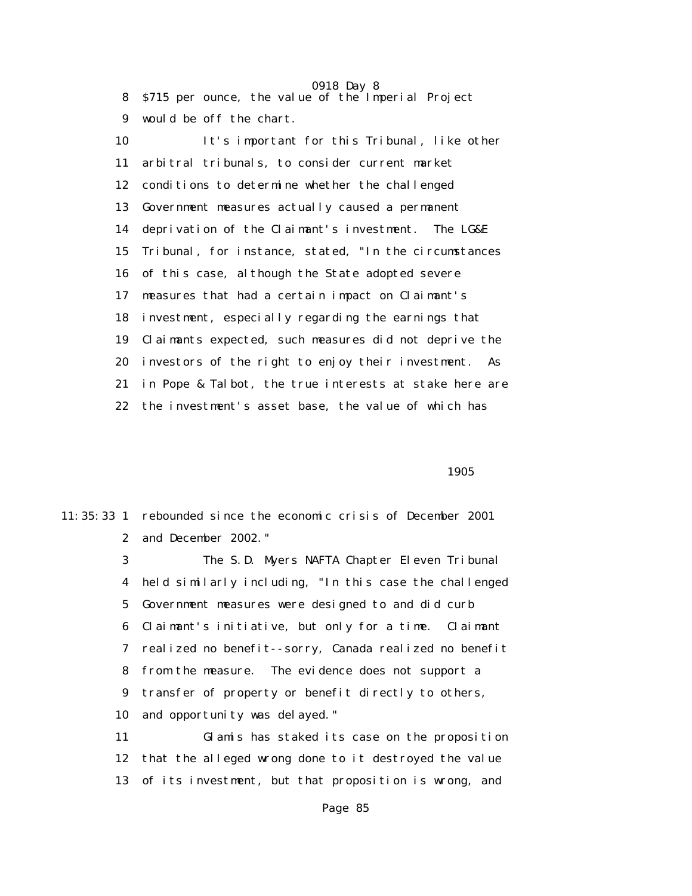$715 per ounce, the value of the Imperial Project would be off the chart.

It's important for this Tribunal, like other arbitral tribunals, to consider current market conditions to determine whether the challenged Government measures actually caused a permanent deprivation of the Claimant's investment. The LG&E Tribunal, for instance, stated, "In the circumstances of this case, although the State adopted severe measures that had a certain impact on Claimant's investment, especially regarding the earnings that Claimants expected, such measures did not deprive the investors of the right to enjoy their investment. As in Pope & Talbot, the true interests at stake here are the investment's asset base, the value of which has rebounded since the economic crisis of December 2001 and December 2002."

The S.D. Myers NAFTA Chapter Eleven Tribunal held similarly including, "In this case the challenged Government measures were designed to and did curb Claimant's initiative, but only for a time. Claimant realized no benefit--sorry, Canada realized no benefit from the measure. The evidence does not support a transfer of property or benefit directly to others, and opportunity was delayed."

Glamis has staked its case on the proposition that the alleged wrong done to it destroyed the value of its investment, but that proposition is wrong, and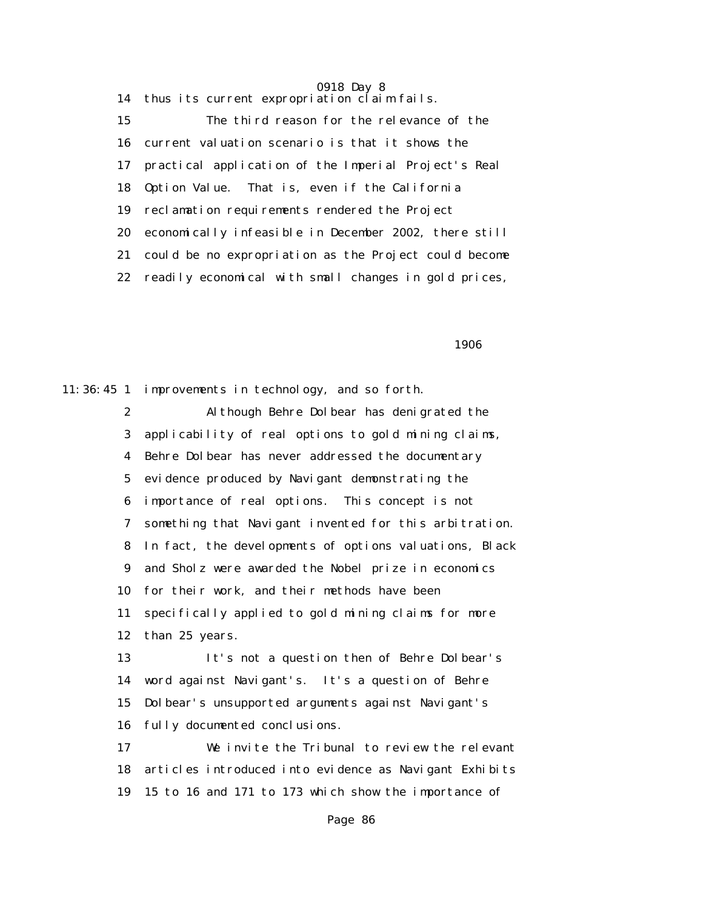14 thus its current expropriation claim fails.

15 The third reason for the relevance of the

16 current valuation scenario is that it shows the

17 practical application of the Imperial Project's Real

18 Option Value. That is, even if the California

19 reclamation requirements rendered the Project

20 economically infeasible in December 2002, there still

21 could be no expropriation as the Project could become

22 readily economical with small changes in gold prices,

1906

11:36:45 1 improvements in technology, and so forth.

2 Although Behre Dolbear has denigrated the

3 applicability of real options to gold mining claims,

4 Behre Dolbear has never addressed the documentary

5 evidence produced by Navigant demonstrating the

6 importance of real options. This concept is not

7 something that Navigant invented for this arbitration.

8 In fact, the developments of options valuations, Black

9 and Sholz were awarded the Nobel prize in economics

10 for their work, and their methods have been

11 specifically applied to gold mining claims for more

12 than 25 years.

13 It's not a question then of Behre Dolbear's

14 word against Navigant's. It's a question of Behre

15 Dolbear's unsupported arguments against Navigant's

16 fully documented conclusions.

17 We invite the Tribunal to review the relevant

18 articles introduced into evidence as Navigant Exhibits

19 15 to 16 and 171 to 173 which show the importance of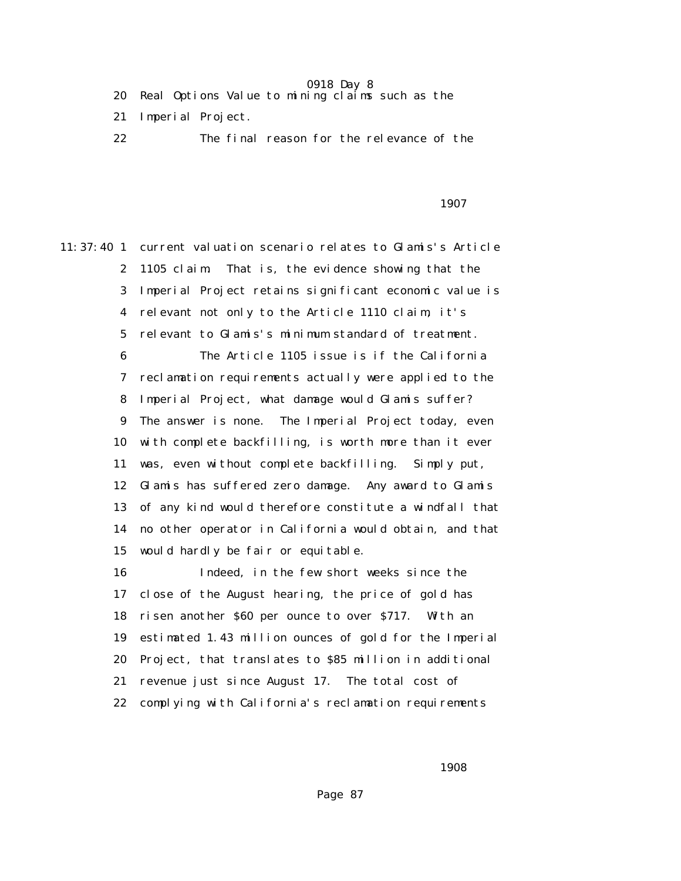20 Real Options Value to mining claims such as the
21 Imperial Project.
22 The final reason for the relevance of the

11:37:40 1 current valuation scenario relates to Glamis's Article
2 1105 claim. That is, the evidence showing that the
3 Imperial Project retains significant economic value is
4 relevant not only to the Article 1110 claim, it's
5 relevant to Glamis's minimum standard of treatment.
6 The Article 1105 issue is if the California
7 reclamation requirements actually were applied to the
8 Imperial Project, what damage would Glamis suffer?
9 The answer is none. The Imperial Project today, even
10 with complete backfilling, is worth more than it ever
11 was, even without complete backfilling. Simply put,
12 Glamis has suffered zero damage. Any award to Glamis
13 of any kind would therefore constitute a windfall that
14 no other operator in California would obtain, and that
15 would hardly be fair or equitable.
16 Indeed, in the few short weeks since the
17 close of the August hearing, the price of gold has
18 risen another $60 per ounce to over $717. With an
19 estimated 1.43 million ounces of gold for the Imperial
20 Project, that translates to $85 million in additional
21 revenue just since August 17. The total cost of
22 complying with California's reclamation requirements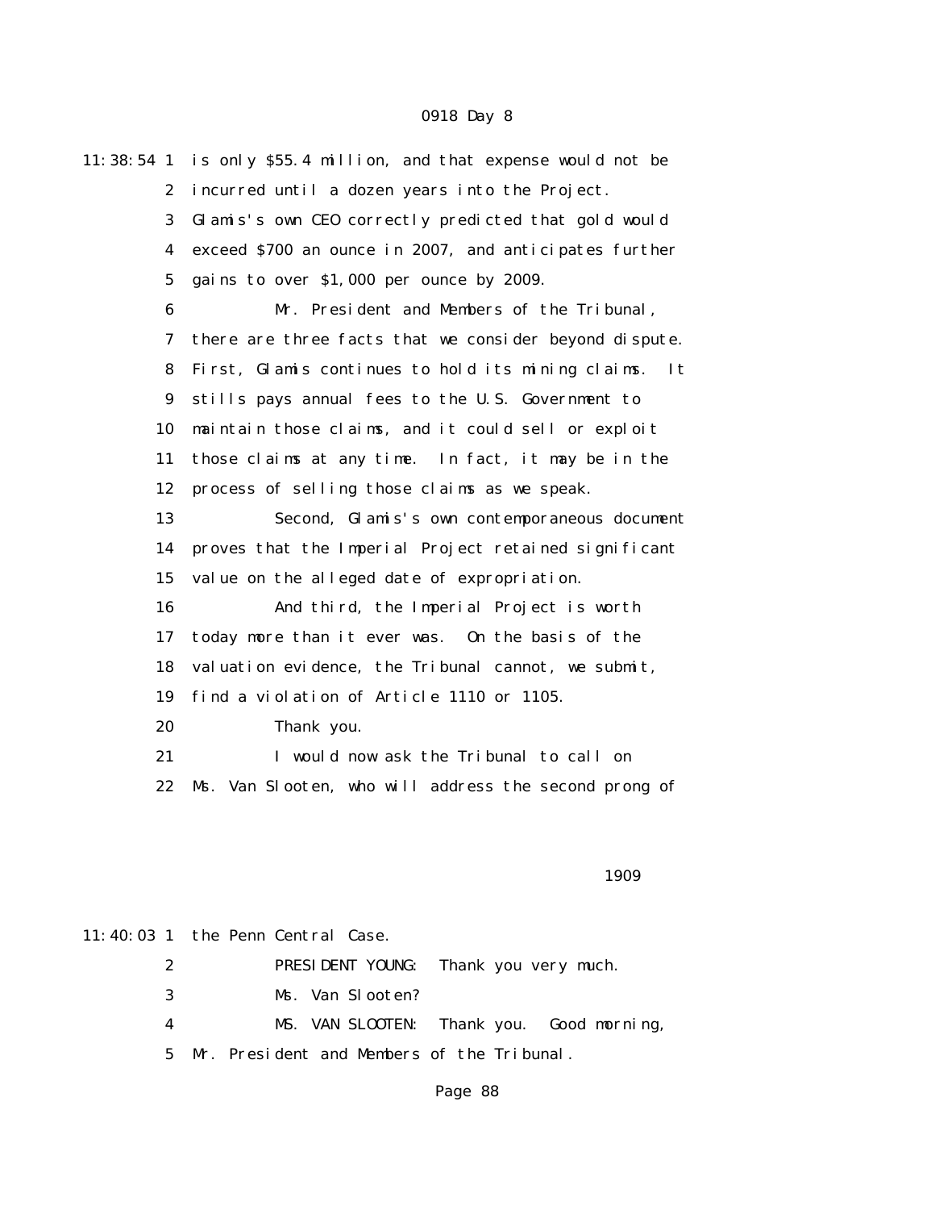is only $55.4 million, and that expense would not be incurred until a dozen years into the Project. Glamis's own CEO correctly predicted that gold would exceed $700 an ounce in 2007, and anticipates further gains to over $1,000 per ounce by 2009.

Mr. President and Members of the Tribunal, there are three facts that we consider beyond dispute. First, Glamis continues to hold its mining claims. It stills pays annual fees to the U.S. Government to maintain those claims, and it could sell or exploit those claims at any time. In fact, it may be in the process of selling those claims as we speak.

Second, Glamis's own contemporaneous document proves that the Imperial Project retained significant value on the alleged date of expropriation.

And third, the Imperial Project is worth today more than it ever was. On the basis of the valuation evidence, the Tribunal cannot, we submit, find a violation of Article 1110 or 1105.

Thank you.

I would now ask the Tribunal to call on Ms. Van Slooten, who will address the second prong of the Penn Central Case.

PRESIDENT YOUNG: Thank you very much.

Ms. Van Slooten?

MS. VAN SLOOTEN: Thank you. Good morning, Mr. President and Members of the Tribunal.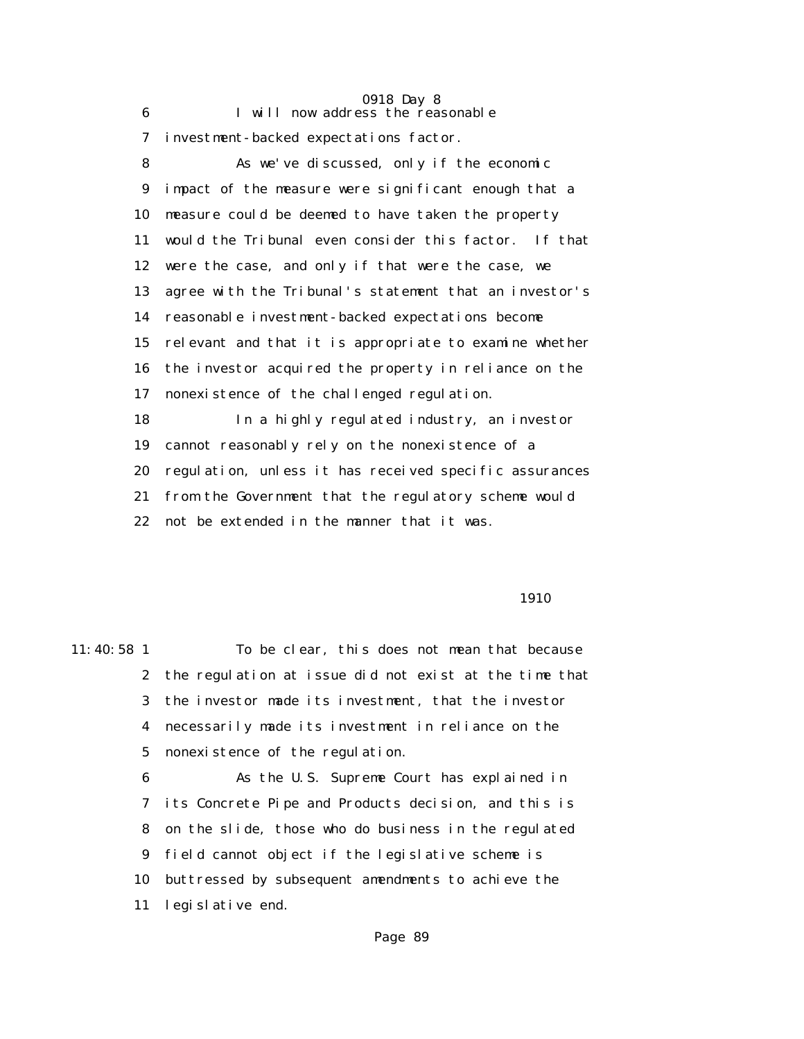I will now address the reasonable investment-backed expectations factor.

As we've discussed, only if the economic impact of the measure were significant enough that a measure could be deemed to have taken the property would the Tribunal even consider this factor. If that were the case, and only if that were the case, we agree with the Tribunal's statement that an investor's reasonable investment-backed expectations become relevant and that it is appropriate to examine whether the investor acquired the property in reliance on the nonexistence of the challenged regulation.

In a highly regulated industry, an investor cannot reasonably rely on the nonexistence of a regulation, unless it has received specific assurances from the Government that the regulatory scheme would not be extended in the manner that it was.

To be clear, this does not mean that because the regulation at issue did not exist at the time that the investor made its investment, that the investor necessarily made its investment in reliance on the nonexistence of the regulation.

As the U.S. Supreme Court has explained in its Concrete Pipe and Products decision, and this is on the slide, those who do business in the regulated field cannot object if the legislative scheme is buttressed by subsequent amendments to achieve the legislative end.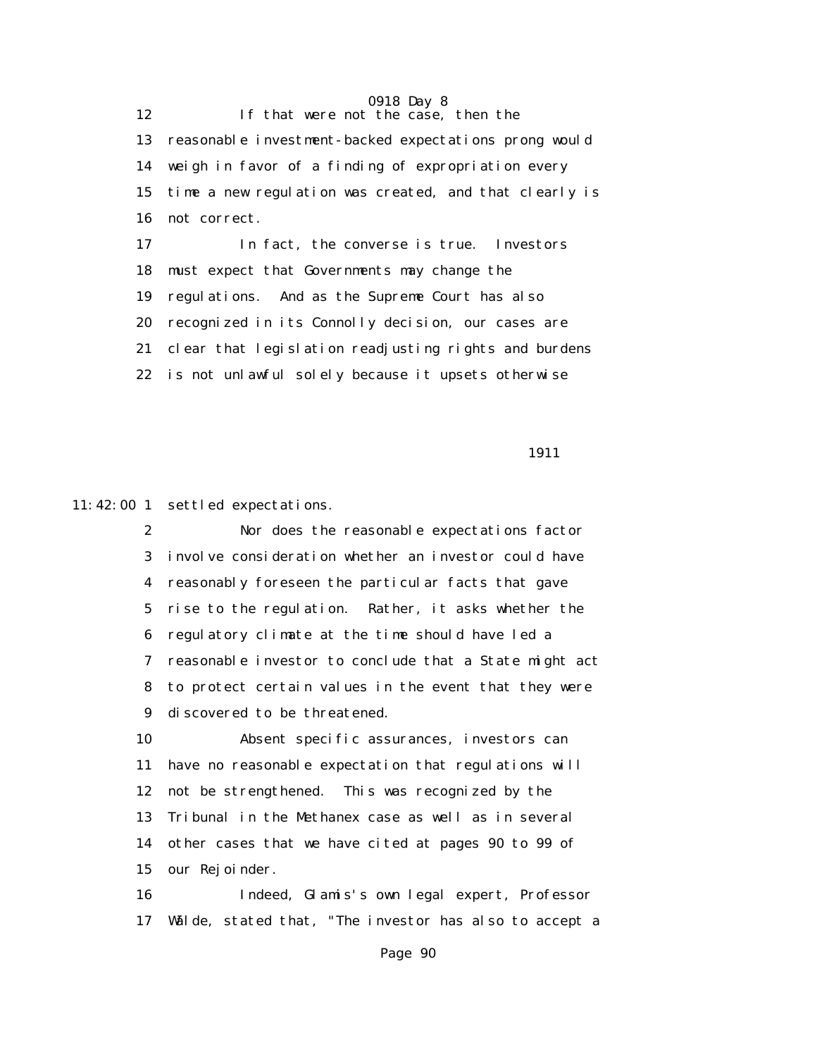12 If that were not the case, then the
13 reasonable investment-backed expectations prong would
14 weigh in favor of a finding of expropriation every
15 time a new regulation was created, and that clearly is
16 not correct.
17 In fact, the converse is true. Investors
18 must expect that Governments may change the
19 regulations. And as the Supreme Court has also
20 recognized in its Connolly decision, our cases are
21 clear that legislation readjusting rights and burdens
22 is not unlawful solely because it upsets otherwise

1911

11:42:00 1 settled expectations.
2 Nor does the reasonable expectations factor
3 involve consideration whether an investor could have
4 reasonably foreseen the particular facts that gave
5 rise to the regulation. Rather, it asks whether the
6 regulatory climate at the time should have led a
7 reasonable investor to conclude that a State might act
8 to protect certain values in the event that they were
9 discovered to be threatened.
10 Absent specific assurances, investors can
11 have no reasonable expectation that regulations will
12 not be strengthened. This was recognized by the
13 Tribunal in the Methanex case as well as in several
14 other cases that we have cited at pages 90 to 99 of
15 our Rejoinder.
16 Indeed, Glamis's own legal expert, Professor
17 Wälde, stated that, "The investor has also to accept a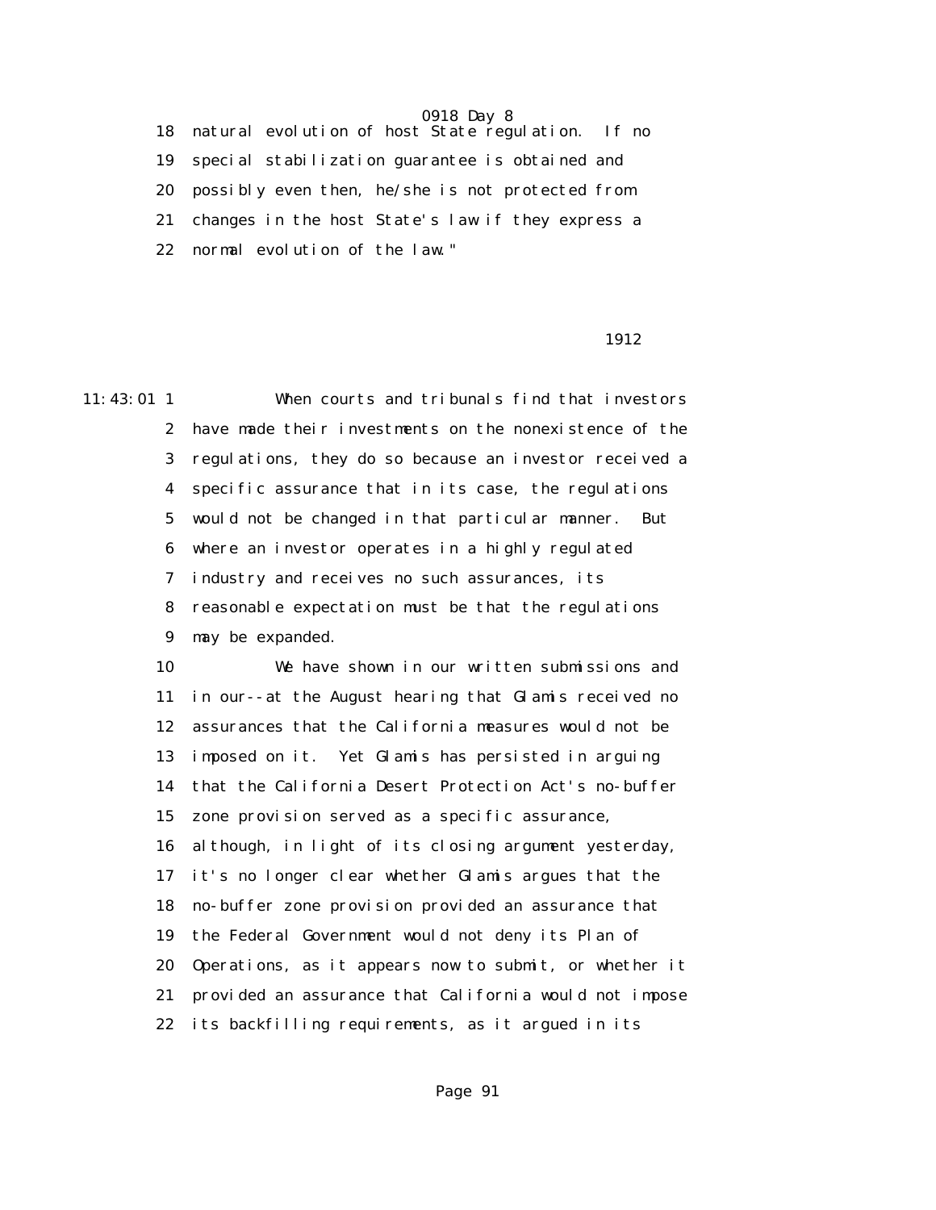18 natural evolution of host State regulation. If no
19 special stabilization guarantee is obtained and
20 possibly even then, he/she is not protected from
21 changes in the host State's law if they express a
22 normal evolution of the law."

1912

11:43:01 1 When courts and tribunals find that investors
2 have made their investments on the nonexistence of the
3 regulations, they do so because an investor received a
4 specific assurance that in its case, the regulations
5 would not be changed in that particular manner. But
6 where an investor operates in a highly regulated
7 industry and receives no such assurances, its
8 reasonable expectation must be that the regulations
9 may be expanded.

10 We have shown in our written submissions and
11 in our--at the August hearing that Glamis received no
12 assurances that the California measures would not be
13 imposed on it. Yet Glamis has persisted in arguing
14 that the California Desert Protection Act's no-buffer
15 zone provision served as a specific assurance,
16 although, in light of its closing argument yesterday,
17 it's no longer clear whether Glamis argues that the
18 no-buffer zone provision provided an assurance that
19 the Federal Government would not deny its Plan of
20 Operations, as it appears now to submit, or whether it
21 provided an assurance that California would not impose
22 its backfilling requirements, as it argued in its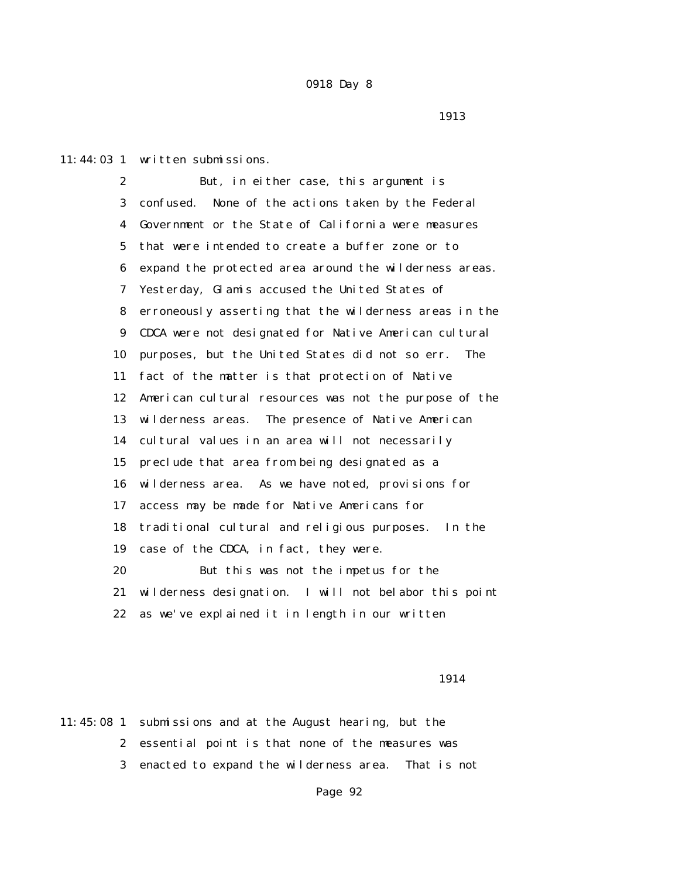written submissions.

But, in either case, this argument is confused. None of the actions taken by the Federal Government or the State of California were measures that were intended to create a buffer zone or to expand the protected area around the wilderness areas. Yesterday, Glamis accused the United States of erroneously asserting that the wilderness areas in the CDCA were not designated for Native American cultural purposes, but the United States did not so err. The fact of the matter is that protection of Native American cultural resources was not the purpose of the wilderness areas. The presence of Native American cultural values in an area will not necessarily preclude that area from being designated as a wilderness area. As we have noted, provisions for access may be made for Native Americans for traditional cultural and religious purposes. In the case of the CDCA, in fact, they were.

But this was not the impetus for the wilderness designation. I will not belabor this point as we've explained it in length in our written submissions and at the August hearing, but the essential point is that none of the measures was enacted to expand the wilderness area. That is not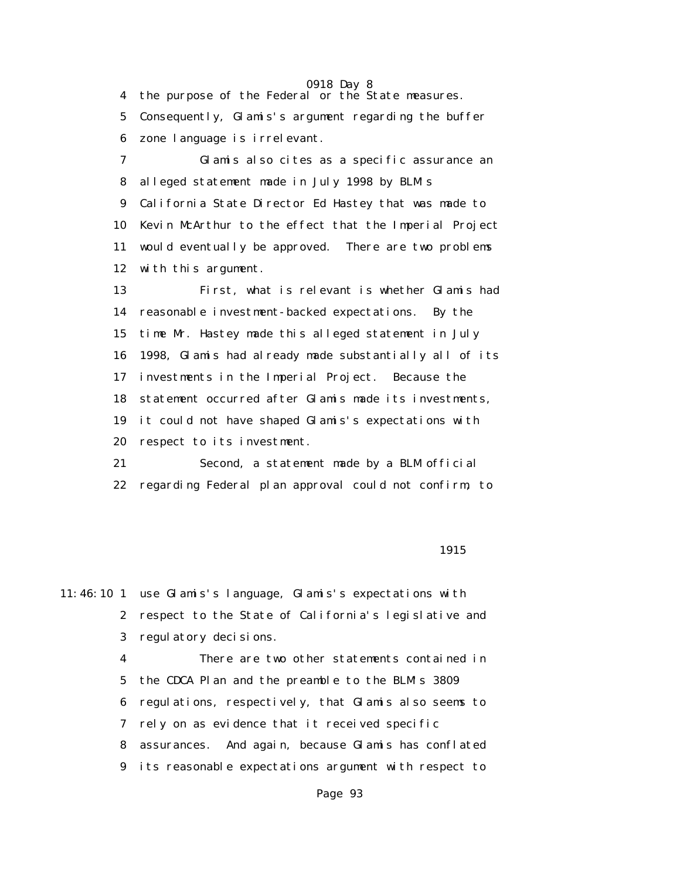4 the purpose of the Federal or the State measures.

5 Consequently, Glamis's argument regarding the buffer

6 zone language is irrelevant.

7 Glamis also cites as a specific assurance an

8 alleged statement made in July 1998 by BLM's

9 California State Director Ed Hastey that was made to

10 Kevin McArthur to the effect that the Imperial Project

11 would eventually be approved. There are two problems

12 with this argument.

13 First, what is relevant is whether Glamis had

14 reasonable investment-backed expectations. By the

15 time Mr. Hastey made this alleged statement in July

16 1998, Glamis had already made substantially all of its

17 investments in the Imperial Project. Because the

18 statement occurred after Glamis made its investments,

19 it could not have shaped Glamis's expectations with

20 respect to its investment.

21 Second, a statement made by a BLM official

22 regarding Federal plan approval could not confirm, to

1915

11:46:10 1 use Glamis's language, Glamis's expectations with

2 respect to the State of California's legislative and

3 regulatory decisions.

4 There are two other statements contained in

5 the CDCA Plan and the preamble to the BLM's 3809

6 regulations, respectively, that Glamis also seems to

7 rely on as evidence that it received specific

8 assurances. And again, because Glamis has conflated

9 its reasonable expectations argument with respect to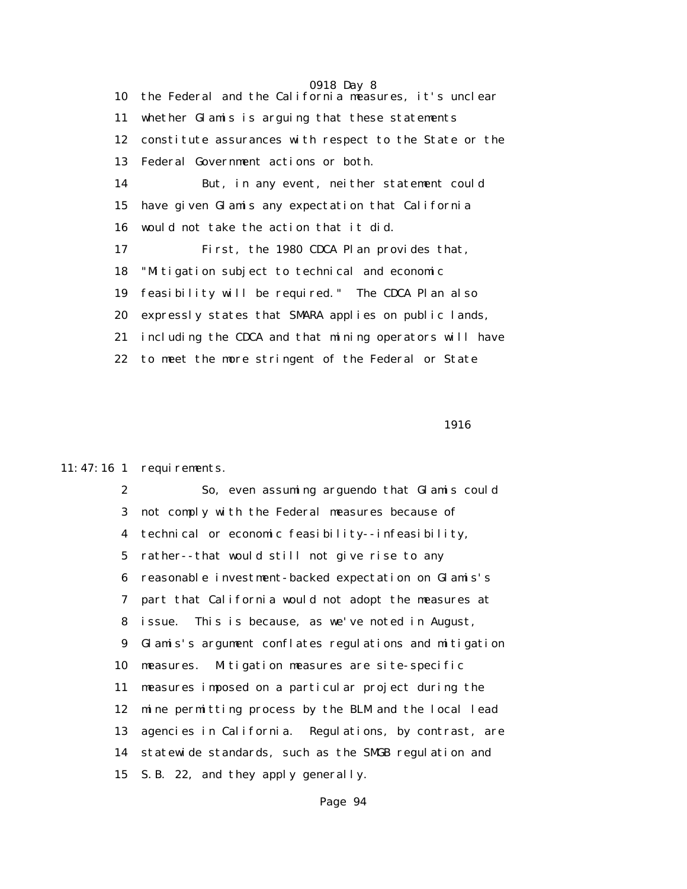the Federal and the California measures, it's unclear whether Glamis is arguing that these statements constitute assurances with respect to the State or the Federal Government actions or both.

But, in any event, neither statement could have given Glamis any expectation that California would not take the action that it did.

First, the 1980 CDCA Plan provides that, "Mitigation subject to technical and economic feasibility will be required." The CDCA Plan also expressly states that SMARA applies on public lands, including the CDCA and that mining operators will have to meet the more stringent of the Federal or State requirements.

So, even assuming arguendo that Glamis could not comply with the Federal measures because of technical or economic feasibility--infeasibility, rather--that would still not give rise to any reasonable investment-backed expectation on Glamis's part that California would not adopt the measures at issue. This is because, as we've noted in August, Glamis's argument conflates regulations and mitigation measures. Mitigation measures are site-specific measures imposed on a particular project during the mine permitting process by the BLM and the local lead agencies in California. Regulations, by contrast, are statewide standards, such as the SMGB regulation and S.B. 22, and they apply generally.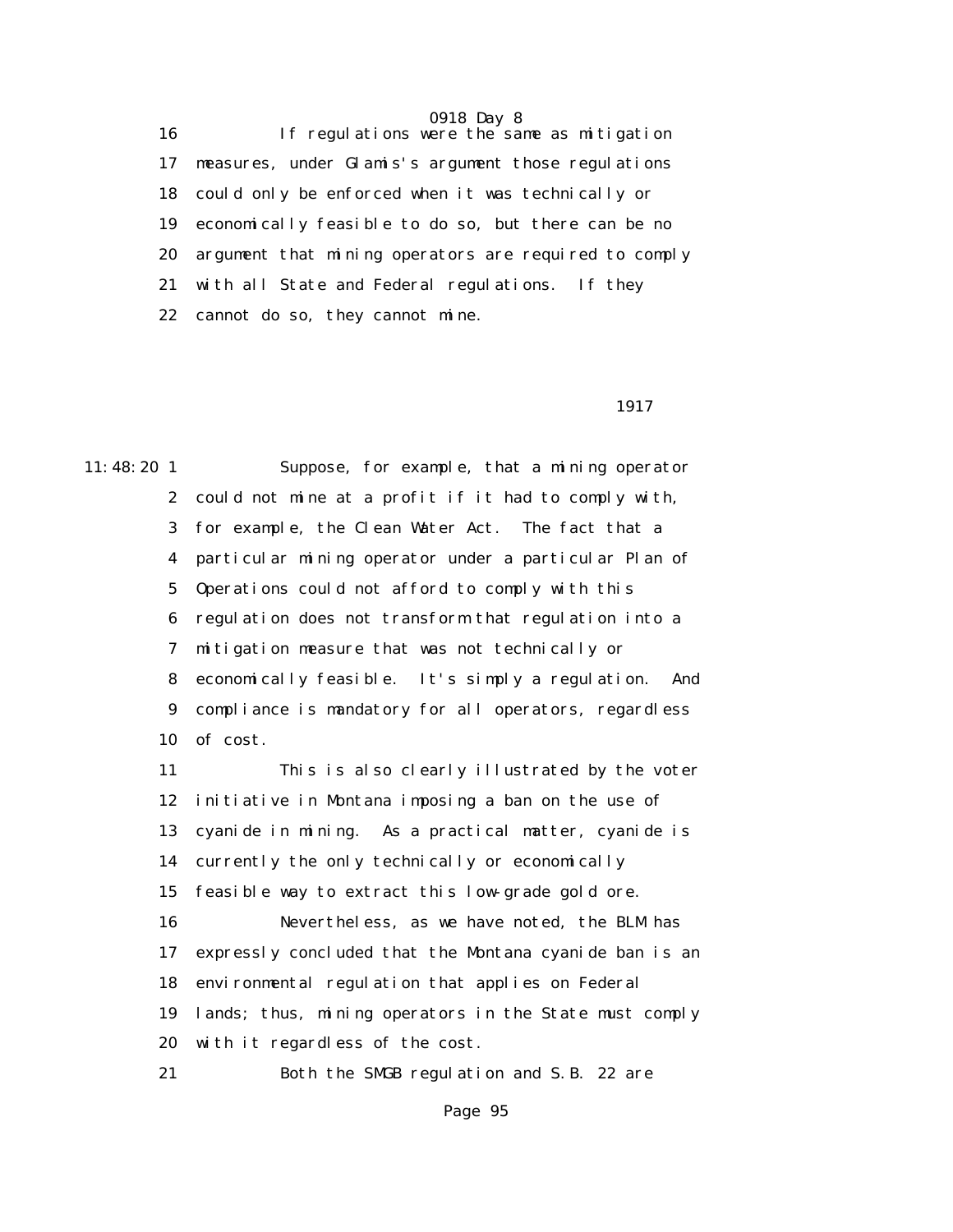16 If regulations were the same as mitigation
17 measures, under Glamis's argument those regulations
18 could only be enforced when it was technically or
19 economically feasible to do so, but there can be no
20 argument that mining operators are required to comply
21 with all State and Federal regulations. If they
22 cannot do so, they cannot mine.

1917

11:48:20 1 Suppose, for example, that a mining operator
2 could not mine at a profit if it had to comply with,
3 for example, the Clean Water Act. The fact that a
4 particular mining operator under a particular Plan of
5 Operations could not afford to comply with this
6 regulation does not transform that regulation into a
7 mitigation measure that was not technically or
8 economically feasible. It's simply a regulation. And
9 compliance is mandatory for all operators, regardless
10 of cost.
11 This is also clearly illustrated by the voter
12 initiative in Montana imposing a ban on the use of
13 cyanide in mining. As a practical matter, cyanide is
14 currently the only technically or economically
15 feasible way to extract this low-grade gold ore.
16 Nevertheless, as we have noted, the BLM has
17 expressly concluded that the Montana cyanide ban is an
18 environmental regulation that applies on Federal
19 lands; thus, mining operators in the State must comply
20 with it regardless of the cost.
21 Both the SMGB regulation and S.B. 22 are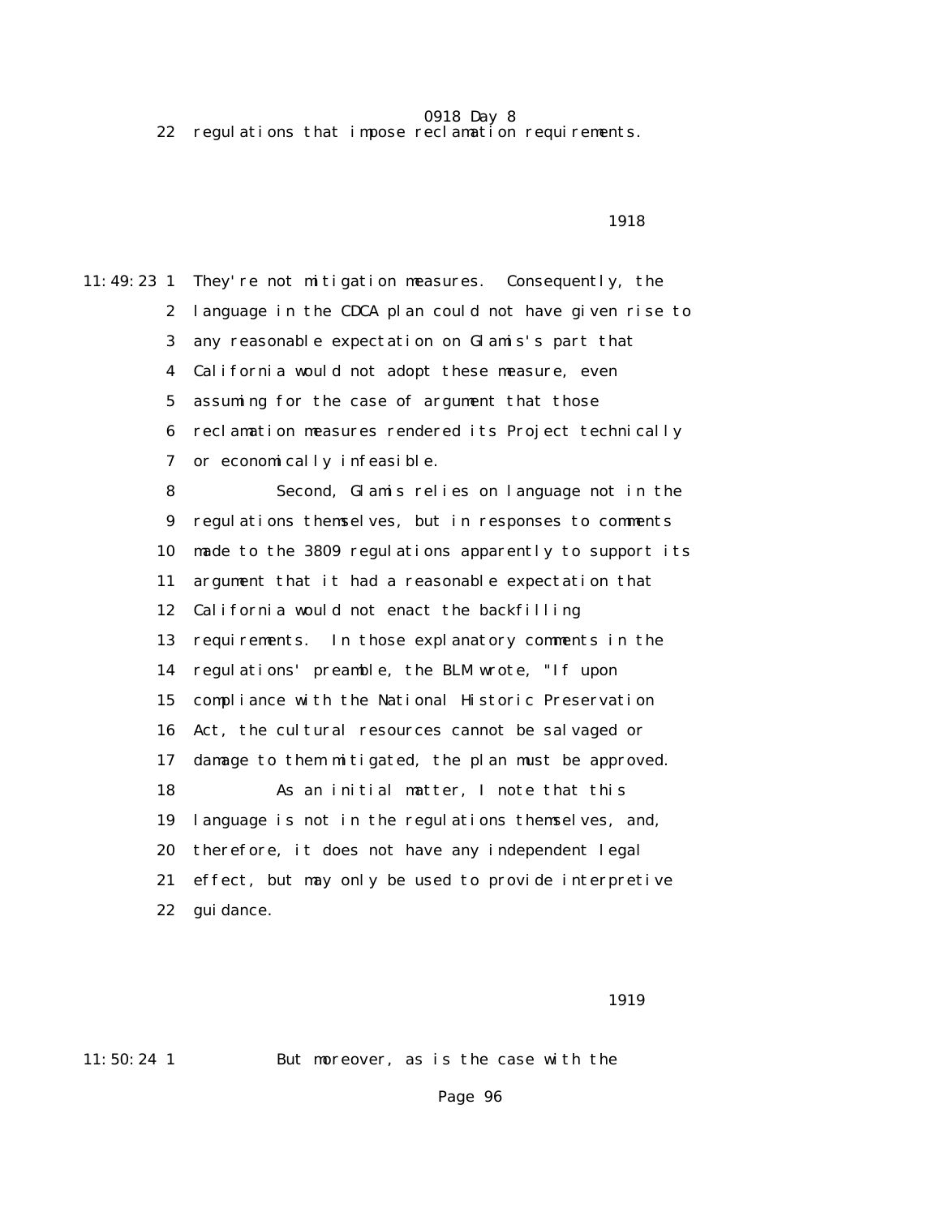22 regulations that impose reclamation requirements.

1918

11:49:23 1 They're not mitigation measures. Consequently, the
2 language in the CDCA plan could not have given rise to
3 any reasonable expectation on Glamis's part that
4 California would not adopt these measure, even
5 assuming for the case of argument that those
6 reclamation measures rendered its Project technically
7 or economically infeasible.
8 Second, Glamis relies on language not in the
9 regulations themselves, but in responses to comments
10 made to the 3809 regulations apparently to support its
11 argument that it had a reasonable expectation that
12 California would not enact the backfilling
13 requirements. In those explanatory comments in the
14 regulations' preamble, the BLM wrote, "If upon
15 compliance with the National Historic Preservation
16 Act, the cultural resources cannot be salvaged or
17 damage to them mitigated, the plan must be approved.
18 As an initial matter, I note that this
19 language is not in the regulations themselves, and,
20 therefore, it does not have any independent legal
21 effect, but may only be used to provide interpretive
22 guidance.

1919

11:50:24 1 But moreover, as is the case with the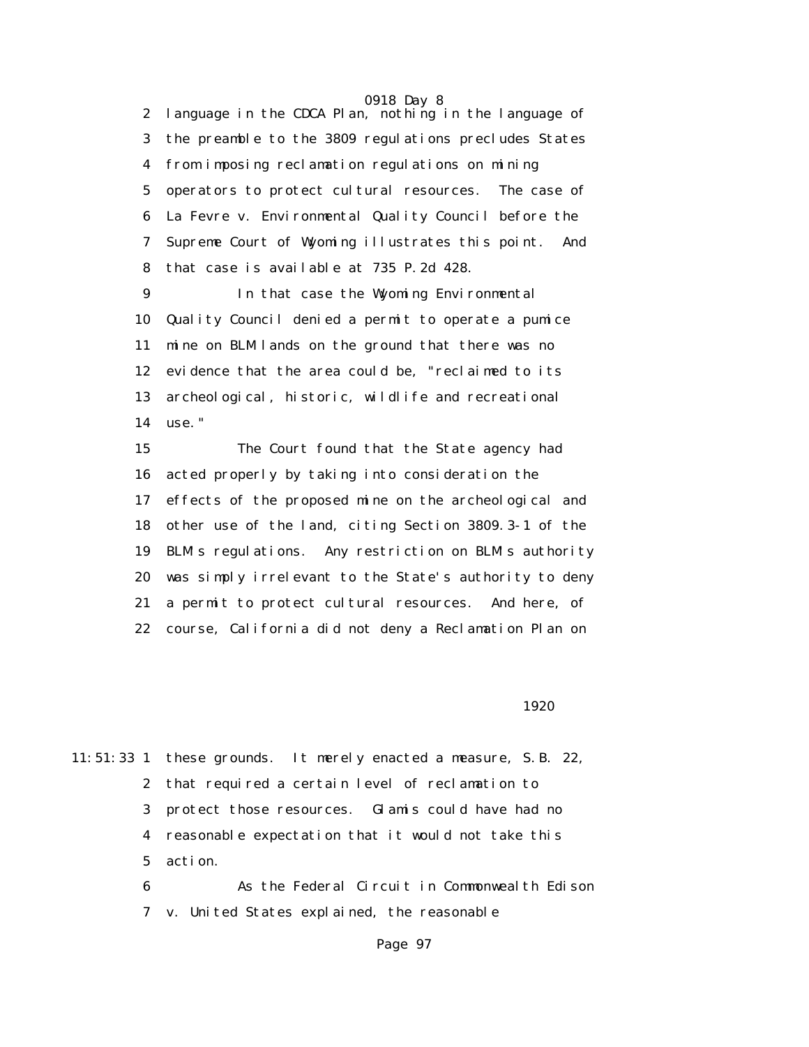2 language in the CDCA Plan, nothing in the language of
3 the preamble to the 3809 regulations precludes States
4 from imposing reclamation regulations on mining
5 operators to protect cultural resources. The case of
6 La Fevre v. Environmental Quality Council before the
7 Supreme Court of Wyoming illustrates this point. And
8 that case is available at 735 P.2d 428.

9 In that case the Wyoming Environmental
10 Quality Council denied a permit to operate a pumice
11 mine on BLM lands on the ground that there was no
12 evidence that the area could be, "reclaimed to its
13 archeological, historic, wildlife and recreational
14 use."

15 The Court found that the State agency had
16 acted properly by taking into consideration the
17 effects of the proposed mine on the archeological and
18 other use of the land, citing Section 3809.3-1 of the
19 BLM's regulations. Any restriction on BLM's authority
20 was simply irrelevant to the State's authority to deny
21 a permit to protect cultural resources. And here, of
22 course, California did not deny a Reclamation Plan on

1920

11:51:33 1 these grounds. It merely enacted a measure, S.B. 22,
2 that required a certain level of reclamation to
3 protect those resources. Glamis could have had no
4 reasonable expectation that it would not take this
5 action.

6 As the Federal Circuit in Commonwealth Edison
7 v. United States explained, the reasonable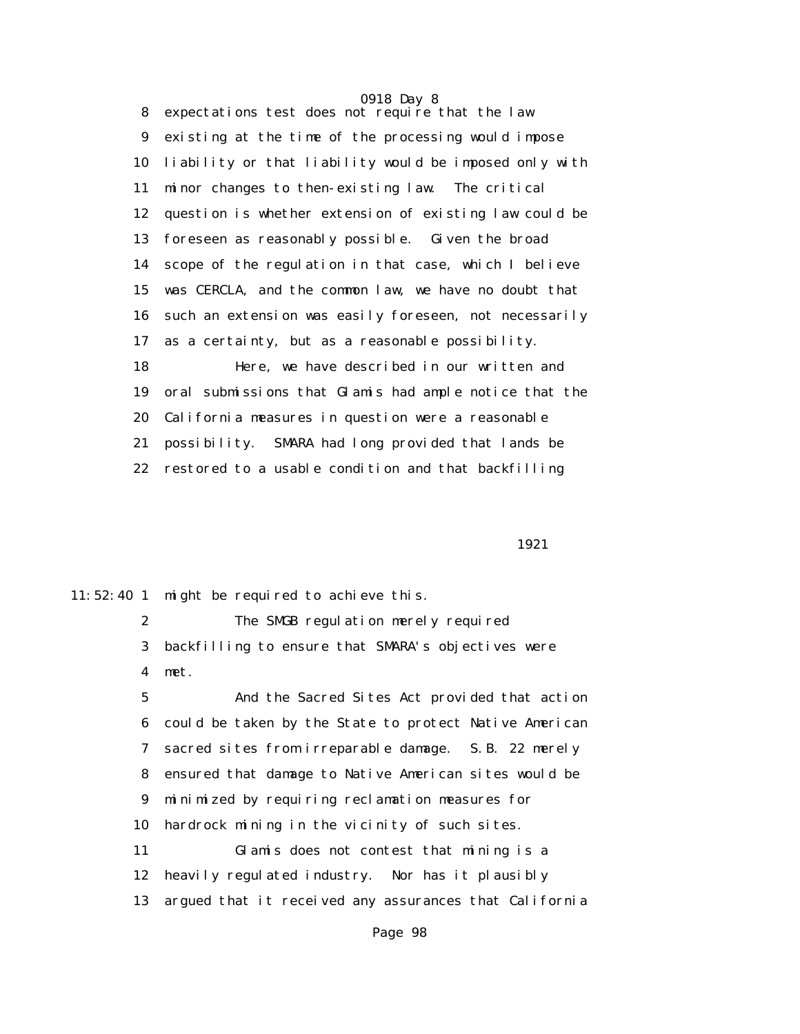8 expectations test does not require that the law

9 existing at the time of the processing would impose

10 liability or that liability would be imposed only with

11 minor changes to then-existing law. The critical

12 question is whether extension of existing law could be

13 foreseen as reasonably possible. Given the broad

14 scope of the regulation in that case, which I believe

15 was CERCLA, and the common law, we have no doubt that

16 such an extension was easily foreseen, not necessarily

17 as a certainty, but as a reasonable possibility.

18 Here, we have described in our written and

19 oral submissions that Glamis had ample notice that the

20 California measures in question were a reasonable

21 possibility. SMARA had long provided that lands be

22 restored to a usable condition and that backfilling

1921

11:52:40 1 might be required to achieve this.

2 The SMGB regulation merely required

3 backfilling to ensure that SMARA's objectives were

4 met.

5 And the Sacred Sites Act provided that action

6 could be taken by the State to protect Native American

7 sacred sites from irreparable damage. S.B. 22 merely

8 ensured that damage to Native American sites would be

9 minimized by requiring reclamation measures for

10 hardrock mining in the vicinity of such sites.

11 Glamis does not contest that mining is a

12 heavily regulated industry. Nor has it plausibly

13 argued that it received any assurances that California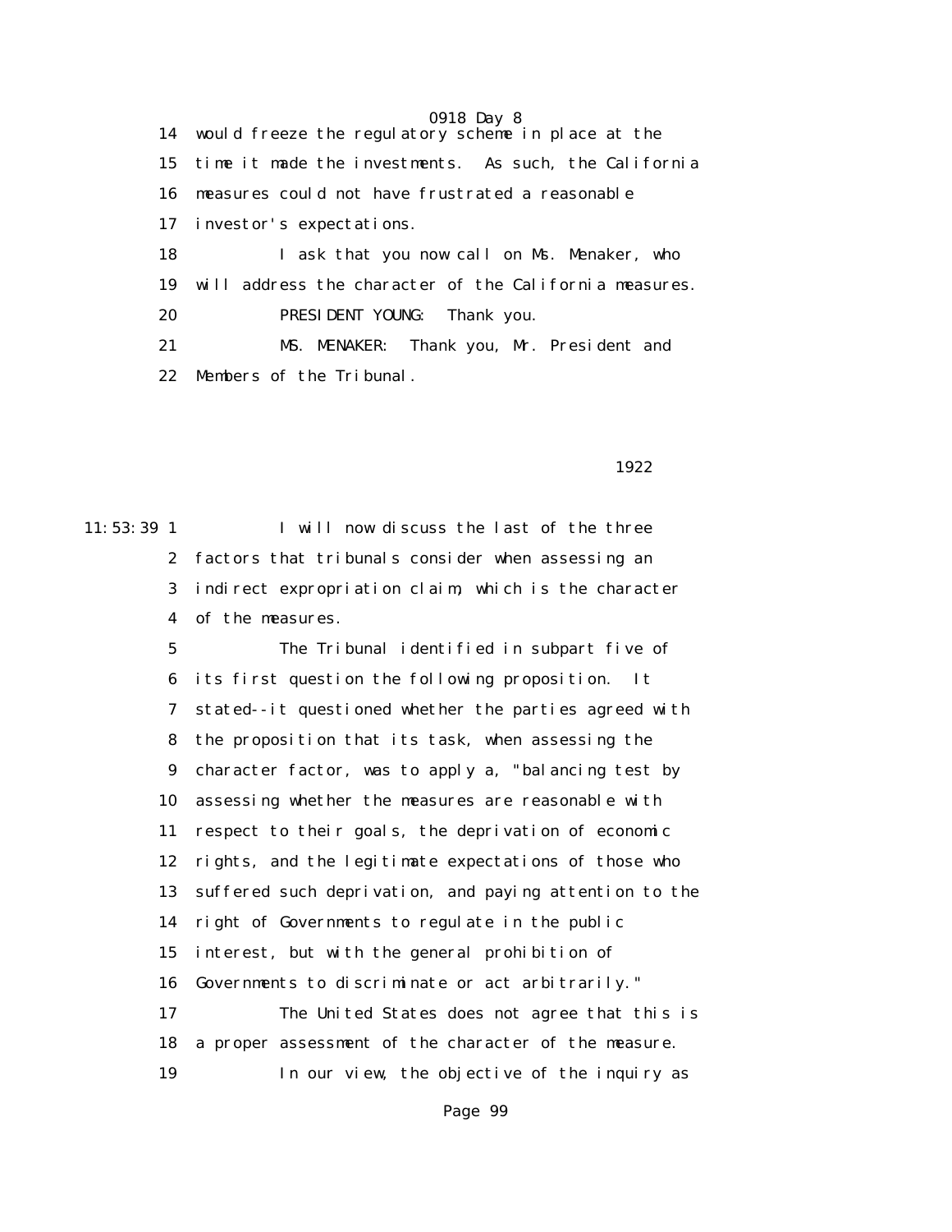14 would freeze the regulatory scheme in place at the

15 time it made the investments. As such, the California

16 measures could not have frustrated a reasonable

17 investor's expectations.

18 I ask that you now call on Ms. Menaker, who

19 will address the character of the California measures.

20 PRESIDENT YOUNG: Thank you.

21 MS. MENAKER: Thank you, Mr. President and

22 Members of the Tribunal.

1922

11:53:39 1 I will now discuss the last of the three

2 factors that tribunals consider when assessing an

3 indirect expropriation claim, which is the character

4 of the measures.

5 The Tribunal identified in subpart five of

6 its first question the following proposition. It

7 stated--it questioned whether the parties agreed with

8 the proposition that its task, when assessing the

9 character factor, was to apply a, "balancing test by

10 assessing whether the measures are reasonable with

11 respect to their goals, the deprivation of economic

12 rights, and the legitimate expectations of those who

13 suffered such deprivation, and paying attention to the

14 right of Governments to regulate in the public

15 interest, but with the general prohibition of

16 Governments to discriminate or act arbitrarily."

17 The United States does not agree that this is

18 a proper assessment of the character of the measure.

19 In our view, the objective of the inquiry as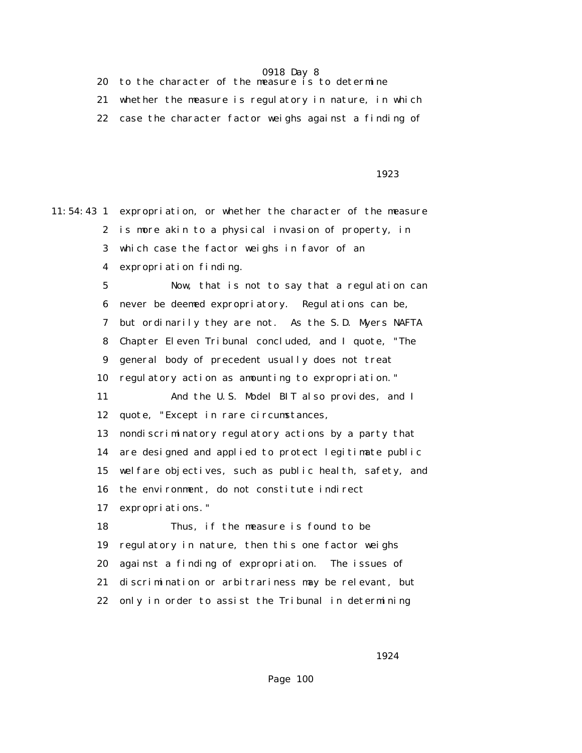to the character of the measure is to determine whether the measure is regulatory in nature, in which case the character factor weighs against a finding of expropriation, or whether the character of the measure is more akin to a physical invasion of property, in which case the factor weighs in favor of an expropriation finding.

Now, that is not to say that a regulation can never be deemed expropriatory. Regulations can be, but ordinarily they are not. As the S.D. Myers NAFTA Chapter Eleven Tribunal concluded, and I quote, "The general body of precedent usually does not treat regulatory action as amounting to expropriation."

And the U.S. Model BIT also provides, and I quote, "Except in rare circumstances, nondiscriminatory regulatory actions by a party that are designed and applied to protect legitimate public welfare objectives, such as public health, safety, and the environment, do not constitute indirect expropriations."

Thus, if the measure is found to be regulatory in nature, then this one factor weighs against a finding of expropriation. The issues of discrimination or arbitrariness may be relevant, but only in order to assist the Tribunal in determining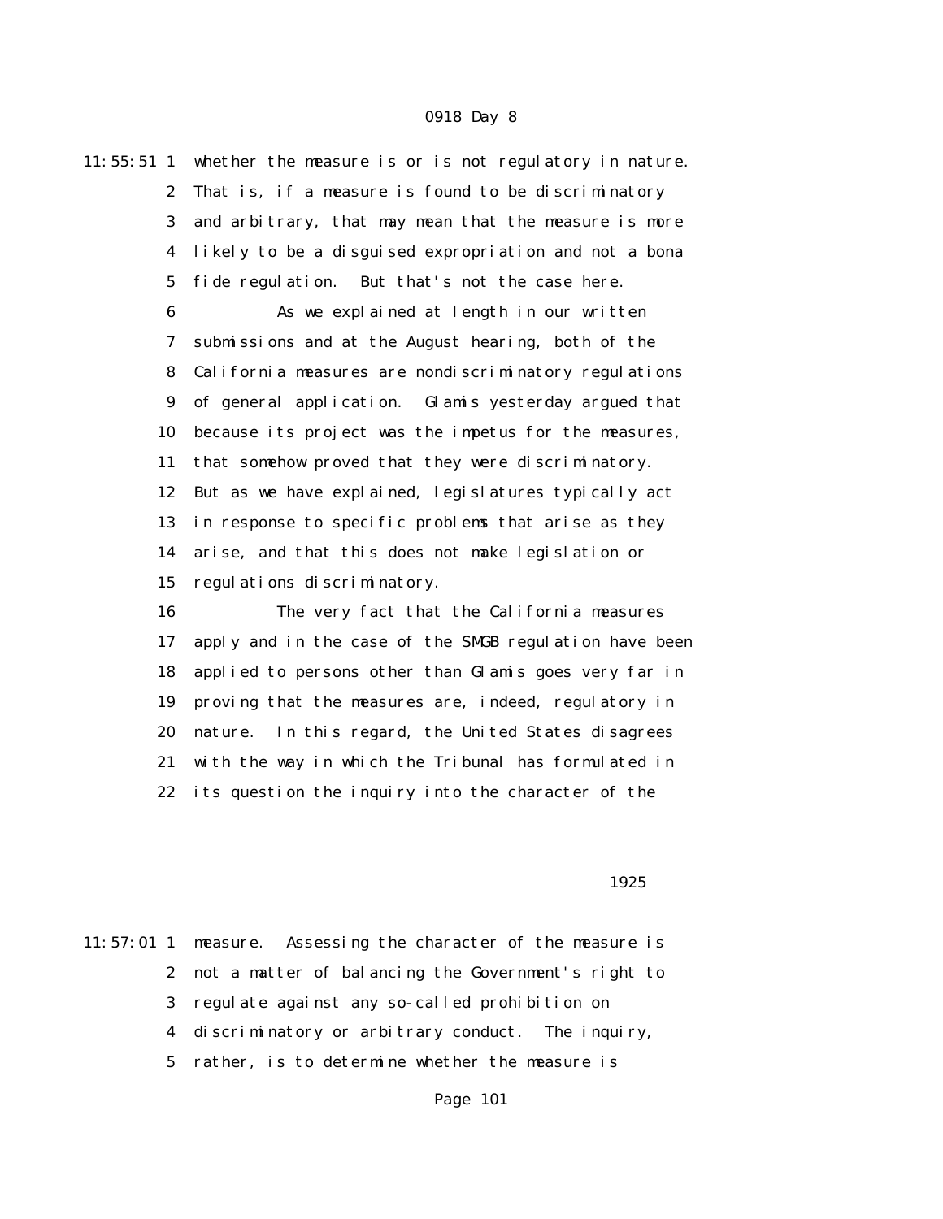whether the measure is or is not regulatory in nature. That is, if a measure is found to be discriminatory and arbitrary, that may mean that the measure is more likely to be a disguised expropriation and not a bona fide regulation. But that's not the case here.

As we explained at length in our written submissions and at the August hearing, both of the California measures are nondiscriminatory regulations of general application. Glamis yesterday argued that because its project was the impetus for the measures, that somehow proved that they were discriminatory. But as we have explained, legislatures typically act in response to specific problems that arise as they arise, and that this does not make legislation or regulations discriminatory.

The very fact that the California measures apply and in the case of the SMGB regulation have been applied to persons other than Glamis goes very far in proving that the measures are, indeed, regulatory in nature. In this regard, the United States disagrees with the way in which the Tribunal has formulated in its question the inquiry into the character of the measure. Assessing the character of the measure is not a matter of balancing the Government's right to regulate against any so-called prohibition on discriminatory or arbitrary conduct. The inquiry, rather, is to determine whether the measure is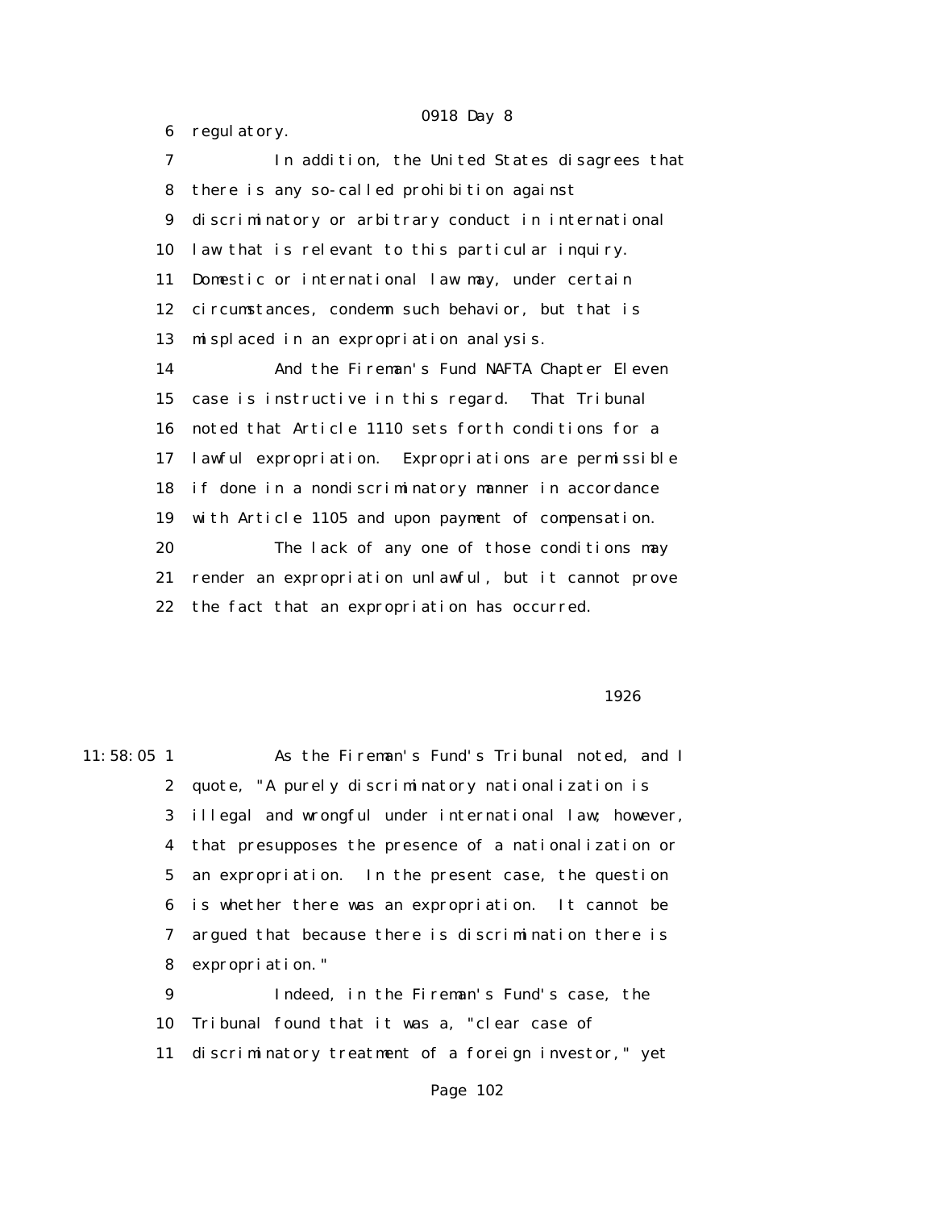6 regulatory.

7 In addition, the United States disagrees that
8 there is any so-called prohibition against
9 discriminatory or arbitrary conduct in international
10 law that is relevant to this particular inquiry.
11 Domestic or international law may, under certain
12 circumstances, condemn such behavior, but that is
13 misplaced in an expropriation analysis.

14 And the Fireman's Fund NAFTA Chapter Eleven
15 case is instructive in this regard. That Tribunal
16 noted that Article 1110 sets forth conditions for a
17 lawful expropriation. Expropriations are permissible
18 if done in a nondiscriminatory manner in accordance
19 with Article 1105 and upon payment of compensation.

20 The lack of any one of those conditions may
21 render an expropriation unlawful, but it cannot prove
22 the fact that an expropriation has occurred.

1926

11:58:05 1 As the Fireman's Fund's Tribunal noted, and I
2 quote, "A purely discriminatory nationalization is
3 illegal and wrongful under international law; however,
4 that presupposes the presence of a nationalization or
5 an expropriation. In the present case, the question
6 is whether there was an expropriation. It cannot be
7 argued that because there is discrimination there is
8 expropriation."

9 Indeed, in the Fireman's Fund's case, the
10 Tribunal found that it was a, "clear case of
11 discriminatory treatment of a foreign investor," yet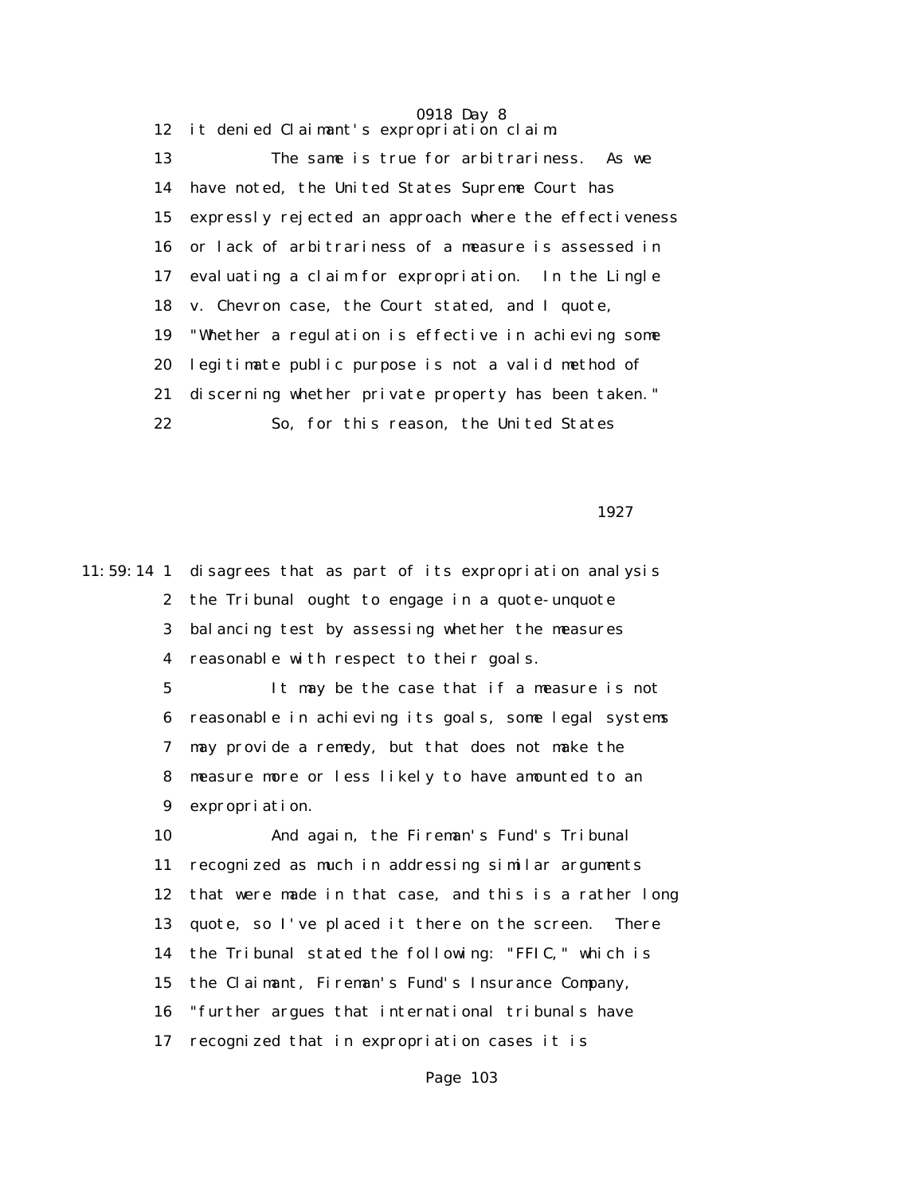12 it denied Claimant's expropriation claim.

13 The same is true for arbitrariness. As we

14 have noted, the United States Supreme Court has

15 expressly rejected an approach where the effectiveness

16 or lack of arbitrariness of a measure is assessed in

17 evaluating a claim for expropriation. In the Lingle

18 v. Chevron case, the Court stated, and I quote,

19 "Whether a regulation is effective in achieving some

20 legitimate public purpose is not a valid method of

21 discerning whether private property has been taken."

22 So, for this reason, the United States

1927

11:59:14 1 disagrees that as part of its expropriation analysis

2 the Tribunal ought to engage in a quote-unquote

3 balancing test by assessing whether the measures

4 reasonable with respect to their goals.

5 It may be the case that if a measure is not

6 reasonable in achieving its goals, some legal systems

7 may provide a remedy, but that does not make the

8 measure more or less likely to have amounted to an

9 expropriation.

10 And again, the Fireman's Fund's Tribunal

11 recognized as much in addressing similar arguments

12 that were made in that case, and this is a rather long

13 quote, so I've placed it there on the screen. There

14 the Tribunal stated the following: "FFIC," which is

15 the Claimant, Fireman's Fund's Insurance Company,

16 "further argues that international tribunals have

17 recognized that in expropriation cases it is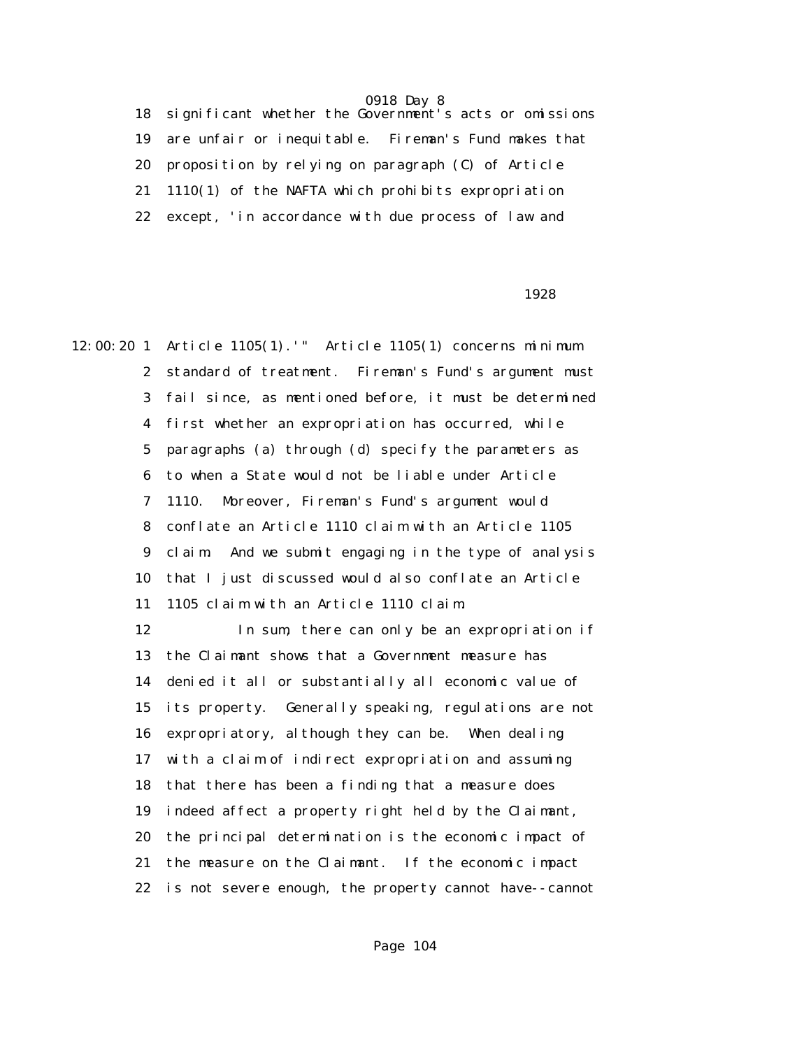significant whether the Government's acts or omissions are unfair or inequitable. Fireman's Fund makes that proposition by relying on paragraph (C) of Article 1110(1) of the NAFTA which prohibits expropriation except, 'in accordance with due process of law and

Article 1105(1).'" Article 1105(1) concerns minimum standard of treatment. Fireman's Fund's argument must fail since, as mentioned before, it must be determined first whether an expropriation has occurred, while paragraphs (a) through (d) specify the parameters as to when a State would not be liable under Article 1110. Moreover, Fireman's Fund's argument would conflate an Article 1110 claim with an Article 1105 claim. And we submit engaging in the type of analysis that I just discussed would also conflate an Article 1105 claim with an Article 1110 claim.

In sum, there can only be an expropriation if the Claimant shows that a Government measure has denied it all or substantially all economic value of its property. Generally speaking, regulations are not expropriatory, although they can be. When dealing with a claim of indirect expropriation and assuming that there has been a finding that a measure does indeed affect a property right held by the Claimant, the principal determination is the economic impact of the measure on the Claimant. If the economic impact is not severe enough, the property cannot have--cannot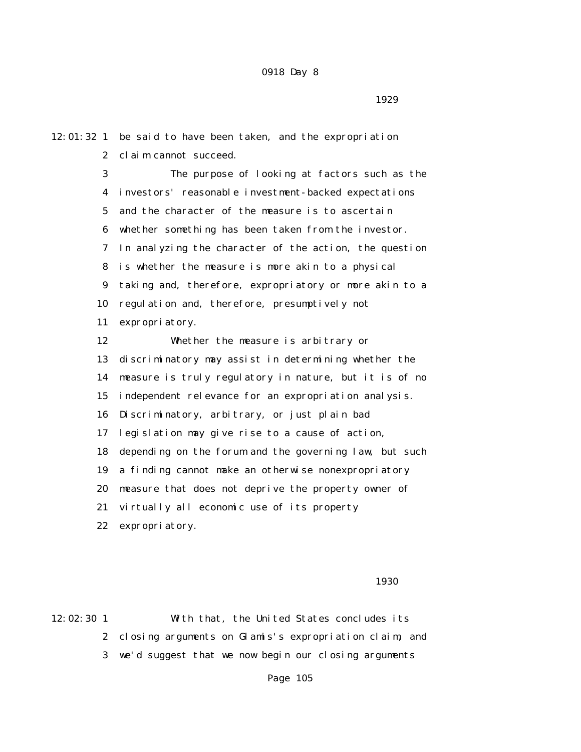be said to have been taken, and the expropriation claim cannot succeed.

The purpose of looking at factors such as the investors' reasonable investment-backed expectations and the character of the measure is to ascertain whether something has been taken from the investor. In analyzing the character of the action, the question is whether the measure is more akin to a physical taking and, therefore, expropriatory or more akin to a regulation and, therefore, presumptively not expropriatory.

Whether the measure is arbitrary or discriminatory may assist in determining whether the measure is truly regulatory in nature, but it is of no independent relevance for an expropriation analysis. Discriminatory, arbitrary, or just plain bad legislation may give rise to a cause of action, depending on the forum and the governing law, but such a finding cannot make an otherwise nonexpropriatory measure that does not deprive the property owner of virtually all economic use of its property expropriatory.

With that, the United States concludes its closing arguments on Glamis's expropriation claim, and we'd suggest that we now begin our closing arguments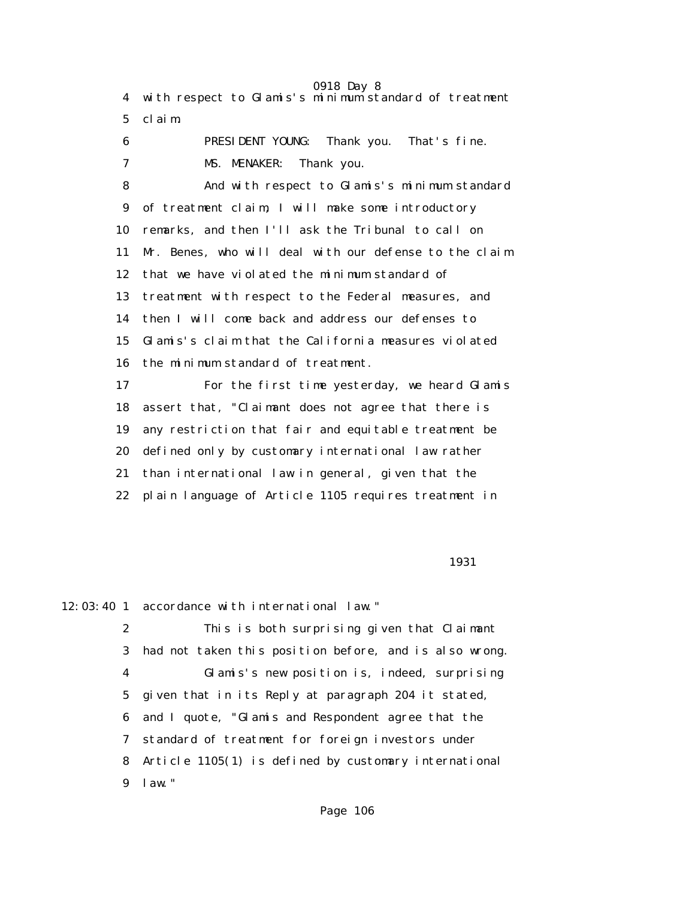4 with respect to Glamis's minimum standard of treatment
5 claim.

6 PRESIDENT YOUNG: Thank you. That's fine.

7 MS. MENAKER: Thank you.

8 And with respect to Glamis's minimum standard
9 of treatment claim, I will make some introductory
10 remarks, and then I'll ask the Tribunal to call on
11 Mr. Benes, who will deal with our defense to the claim
12 that we have violated the minimum standard of
13 treatment with respect to the Federal measures, and
14 then I will come back and address our defenses to
15 Glamis's claim that the California measures violated
16 the minimum standard of treatment.

17 For the first time yesterday, we heard Glamis
18 assert that, "Claimant does not agree that there is
19 any restriction that fair and equitable treatment be
20 defined only by customary international law rather
21 than international law in general, given that the
22 plain language of Article 1105 requires treatment in

1931

12:03:40 1 accordance with international law."

2 This is both surprising given that Claimant
3 had not taken this position before, and is also wrong.

4 Glamis's new position is, indeed, surprising
5 given that in its Reply at paragraph 204 it stated,
6 and I quote, "Glamis and Respondent agree that the
7 standard of treatment for foreign investors under
8 Article 1105(1) is defined by customary international
9 law."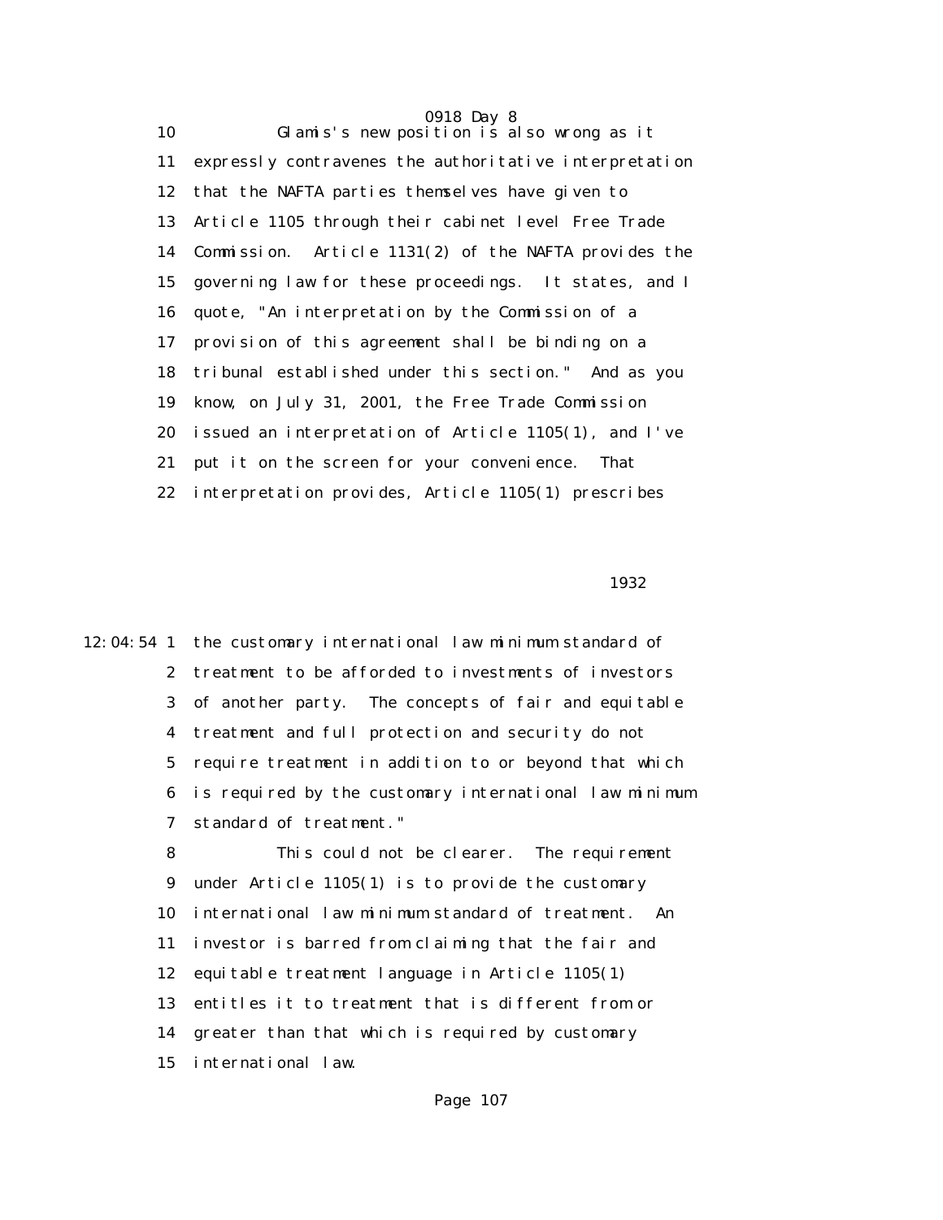Glamis's new position is also wrong as it expressly contravenes the authoritative interpretation that the NAFTA parties themselves have given to Article 1105 through their cabinet level Free Trade Commission. Article 1131(2) of the NAFTA provides the governing law for these proceedings. It states, and I quote, "An interpretation by the Commission of a provision of this agreement shall be binding on a tribunal established under this section." And as you know, on July 31, 2001, the Free Trade Commission issued an interpretation of Article 1105(1), and I've put it on the screen for your convenience. That interpretation provides, Article 1105(1) prescribes

the customary international law minimum standard of treatment to be afforded to investments of investors of another party. The concepts of fair and equitable treatment and full protection and security do not require treatment in addition to or beyond that which is required by the customary international law minimum standard of treatment."

This could not be clearer. The requirement under Article 1105(1) is to provide the customary international law minimum standard of treatment. An investor is barred from claiming that the fair and equitable treatment language in Article 1105(1) entitles it to treatment that is different from or greater than that which is required by customary international law.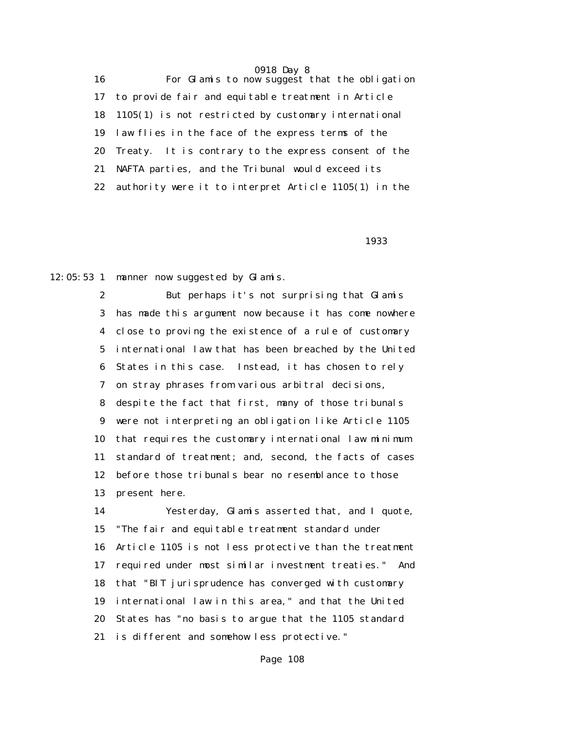16 For Glamis to now suggest that the obligation
17 to provide fair and equitable treatment in Article
18 1105(1) is not restricted by customary international
19 law flies in the face of the express terms of the
20 Treaty. It is contrary to the express consent of the
21 NAFTA parties, and the Tribunal would exceed its
22 authority were it to interpret Article 1105(1) in the

1933

12:05:53 1 manner now suggested by Glamis.
2 But perhaps it's not surprising that Glamis
3 has made this argument now because it has come nowhere
4 close to proving the existence of a rule of customary
5 international law that has been breached by the United
6 States in this case. Instead, it has chosen to rely
7 on stray phrases from various arbitral decisions,
8 despite the fact that first, many of those tribunals
9 were not interpreting an obligation like Article 1105
10 that requires the customary international law minimum
11 standard of treatment; and, second, the facts of cases
12 before those tribunals bear no resemblance to those
13 present here.
14 Yesterday, Glamis asserted that, and I quote,
15 "The fair and equitable treatment standard under
16 Article 1105 is not less protective than the treatment
17 required under most similar investment treaties." And
18 that "BIT jurisprudence has converged with customary
19 international law in this area," and that the United
20 States has "no basis to argue that the 1105 standard
21 is different and somehow less protective."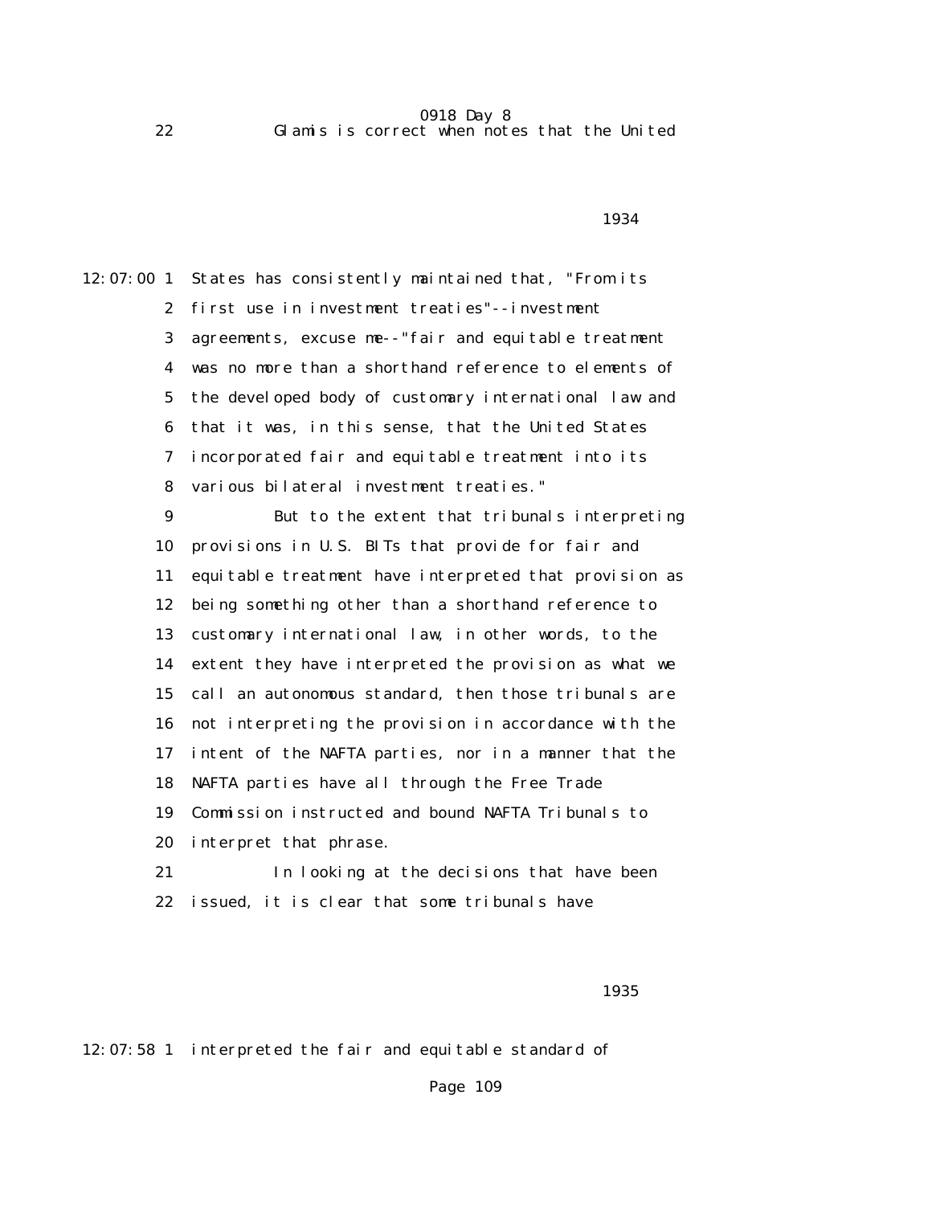22 Glamis is correct when notes that the United

1934

12:07:00 1 States has consistently maintained that, "From its
2 first use in investment treaties"--investment
3 agreements, excuse me--"fair and equitable treatment
4 was no more than a shorthand reference to elements of
5 the developed body of customary international law and
6 that it was, in this sense, that the United States
7 incorporated fair and equitable treatment into its
8 various bilateral investment treaties."
9 But to the extent that tribunals interpreting
10 provisions in U.S. BITs that provide for fair and
11 equitable treatment have interpreted that provision as
12 being something other than a shorthand reference to
13 customary international law, in other words, to the
14 extent they have interpreted the provision as what we
15 call an autonomous standard, then those tribunals are
16 not interpreting the provision in accordance with the
17 intent of the NAFTA parties, nor in a manner that the
18 NAFTA parties have all through the Free Trade
19 Commission instructed and bound NAFTA Tribunals to
20 interpret that phrase.
21 In looking at the decisions that have been
22 issued, it is clear that some tribunals have

1935

12:07:58 1 interpreted the fair and equitable standard of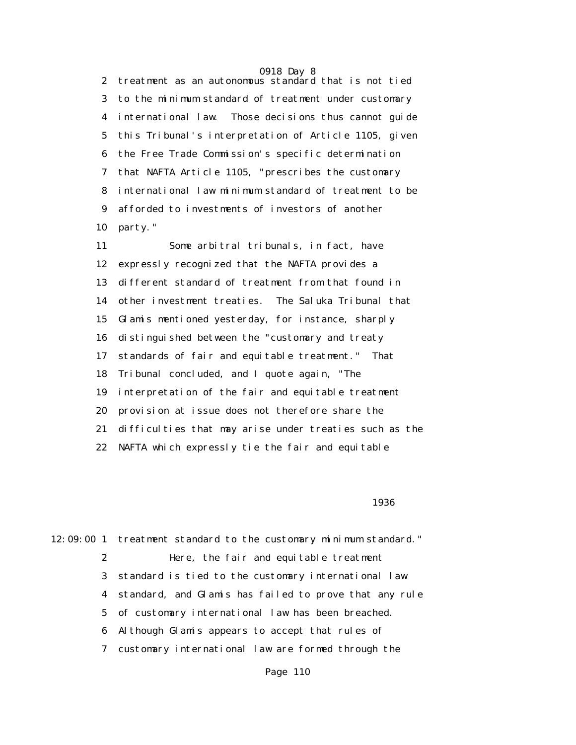treatment as an autonomous standard that is not tied to the minimum standard of treatment under customary international law. Those decisions thus cannot guide this Tribunal's interpretation of Article 1105, given the Free Trade Commission's specific determination that NAFTA Article 1105, "prescribes the customary international law minimum standard of treatment to be afforded to investments of investors of another party."

Some arbitral tribunals, in fact, have expressly recognized that the NAFTA provides a different standard of treatment from that found in other investment treaties. The Saluka Tribunal that Glamis mentioned yesterday, for instance, sharply distinguished between the "customary and treaty standards of fair and equitable treatment." That Tribunal concluded, and I quote again, "The interpretation of the fair and equitable treatment provision at issue does not therefore share the difficulties that may arise under treaties such as the NAFTA which expressly tie the fair and equitable

treatment standard to the customary minimum standard."

Here, the fair and equitable treatment standard is tied to the customary international law standard, and Glamis has failed to prove that any rule of customary international law has been breached. Although Glamis appears to accept that rules of customary international law are formed through the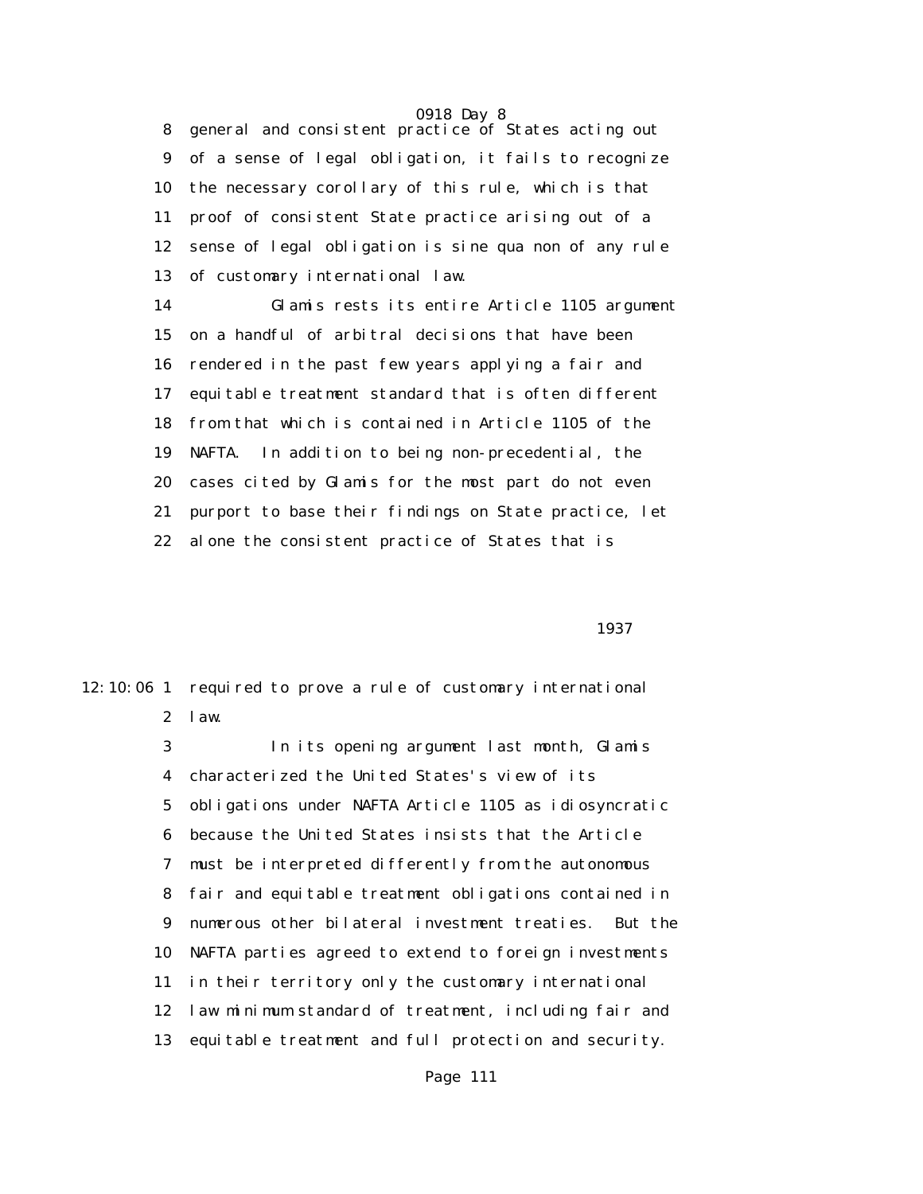general and consistent practice of States acting out of a sense of legal obligation, it fails to recognize the necessary corollary of this rule, which is that proof of consistent State practice arising out of a sense of legal obligation is sine qua non of any rule of customary international law.

Glamis rests its entire Article 1105 argument on a handful of arbitral decisions that have been rendered in the past few years applying a fair and equitable treatment standard that is often different from that which is contained in Article 1105 of the NAFTA. In addition to being non-precedential, the cases cited by Glamis for the most part do not even purport to base their findings on State practice, let alone the consistent practice of States that is

1937

12:10:06 required to prove a rule of customary international law.

In its opening argument last month, Glamis characterized the United States's view of its obligations under NAFTA Article 1105 as idiosyncratic because the United States insists that the Article must be interpreted differently from the autonomous fair and equitable treatment obligations contained in numerous other bilateral investment treaties. But the NAFTA parties agreed to extend to foreign investments in their territory only the customary international law minimum standard of treatment, including fair and equitable treatment and full protection and security.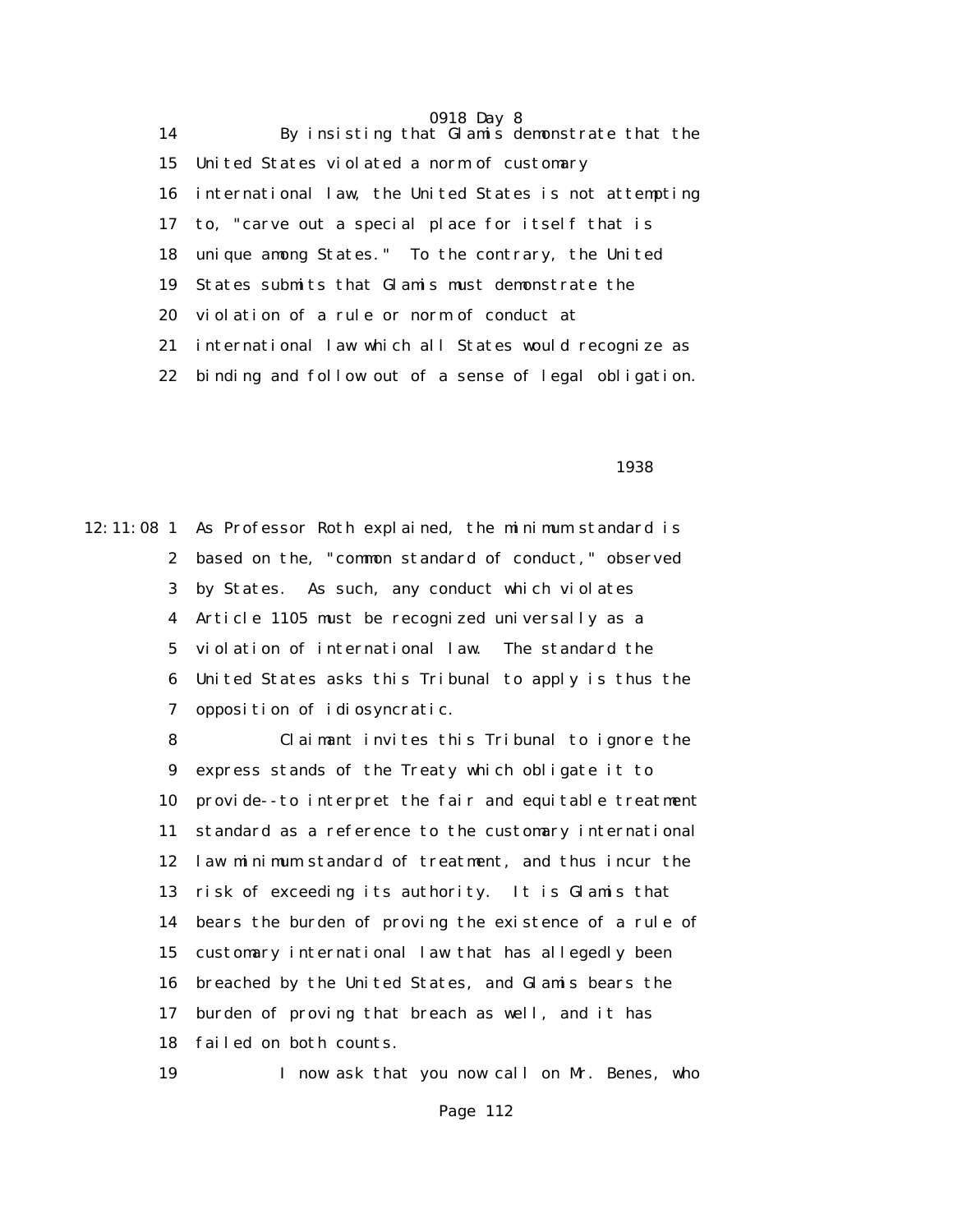By insisting that Glamis demonstrate that the United States violated a norm of customary international law, the United States is not attempting to, "carve out a special place for itself that is unique among States." To the contrary, the United States submits that Glamis must demonstrate the violation of a rule or norm of conduct at international law which all States would recognize as binding and follow out of a sense of legal obligation.

As Professor Roth explained, the minimum standard is based on the, "common standard of conduct," observed by States. As such, any conduct which violates Article 1105 must be recognized universally as a violation of international law. The standard the United States asks this Tribunal to apply is thus the opposition of idiosyncratic.

Claimant invites this Tribunal to ignore the express stands of the Treaty which obligate it to provide--to interpret the fair and equitable treatment standard as a reference to the customary international law minimum standard of treatment, and thus incur the risk of exceeding its authority. It is Glamis that bears the burden of proving the existence of a rule of customary international law that has allegedly been breached by the United States, and Glamis bears the burden of proving that breach as well, and it has failed on both counts.

I now ask that you now call on Mr. Benes, who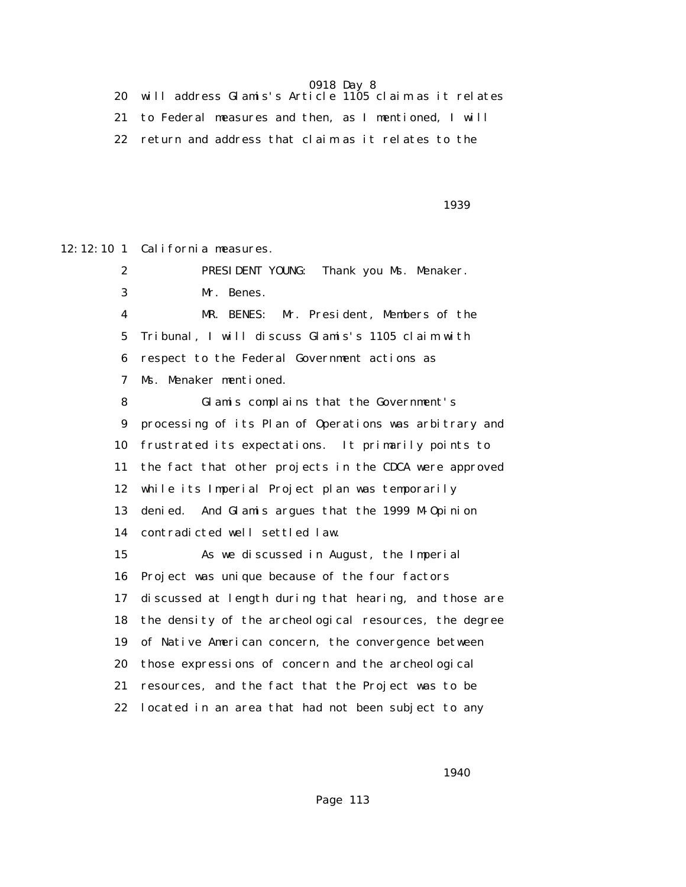20 will address Glamis's Article 1105 claim as it relates
21 to Federal measures and then, as I mentioned, I will
22 return and address that claim as it relates to the

12:12:10 1 California measures.
2 PRESIDENT YOUNG: Thank you Ms. Menaker.
3 Mr. Benes.
4 MR. BENES: Mr. President, Members of the
5 Tribunal, I will discuss Glamis's 1105 claim with
6 respect to the Federal Government actions as
7 Ms. Menaker mentioned.
8 Glamis complains that the Government's
9 processing of its Plan of Operations was arbitrary and
10 frustrated its expectations. It primarily points to
11 the fact that other projects in the CDCA were approved
12 while its Imperial Project plan was temporarily
13 denied. And Glamis argues that the 1999 M-Opinion
14 contradicted well settled law.
15 As we discussed in August, the Imperial
16 Project was unique because of the four factors
17 discussed at length during that hearing, and those are
18 the density of the archeological resources, the degree
19 of Native American concern, the convergence between
20 those expressions of concern and the archeological
21 resources, and the fact that the Project was to be
22 located in an area that had not been subject to any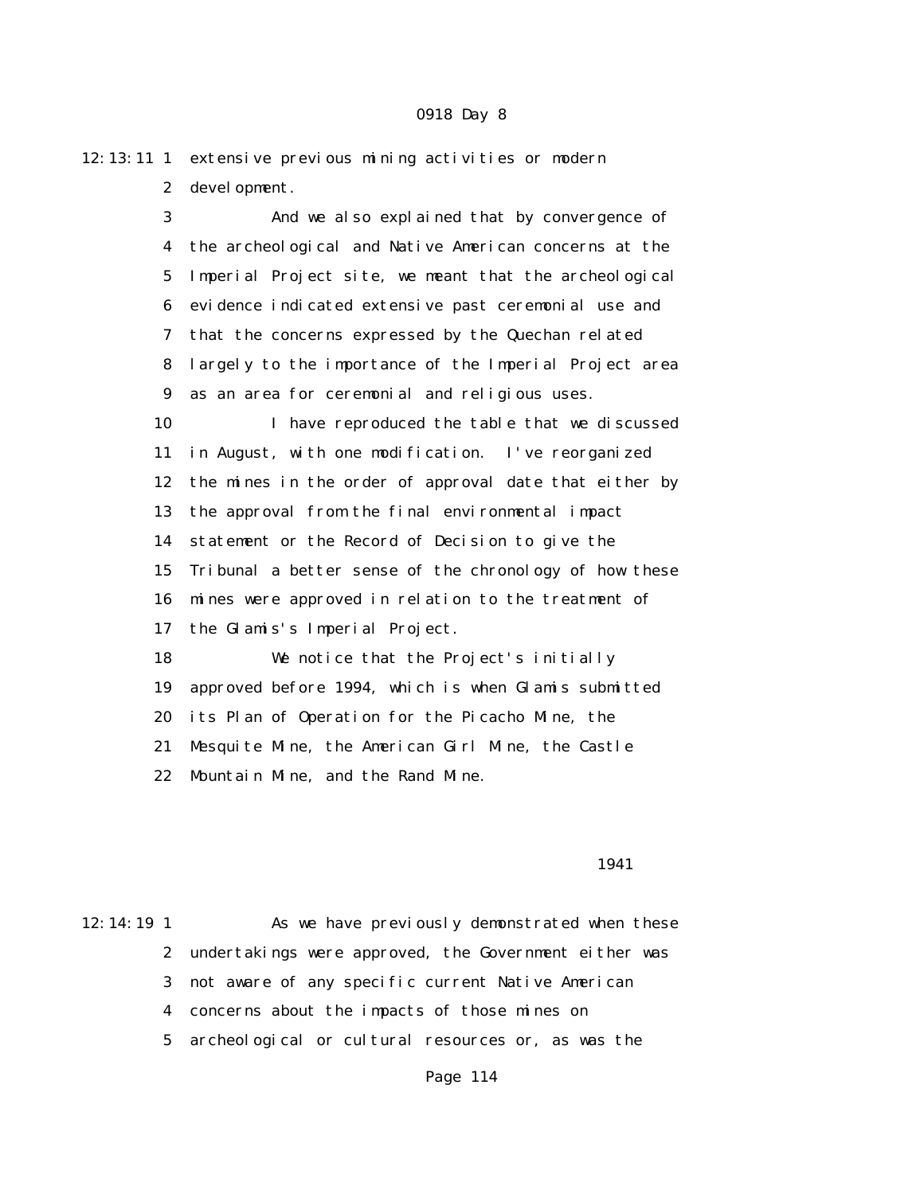extensive previous mining activities or modern development.

And we also explained that by convergence of the archeological and Native American concerns at the Imperial Project site, we meant that the archeological evidence indicated extensive past ceremonial use and that the concerns expressed by the Quechan related largely to the importance of the Imperial Project area as an area for ceremonial and religious uses.

I have reproduced the table that we discussed in August, with one modification. I've reorganized the mines in the order of approval date that either by the approval from the final environmental impact statement or the Record of Decision to give the Tribunal a better sense of the chronology of how these mines were approved in relation to the treatment of the Glamis's Imperial Project.

We notice that the Project's initially approved before 1994, which is when Glamis submitted its Plan of Operation for the Picacho Mine, the Mesquite Mine, the American Girl Mine, the Castle Mountain Mine, and the Rand Mine.

As we have previously demonstrated when these undertakings were approved, the Government either was not aware of any specific current Native American concerns about the impacts of those mines on archeological or cultural resources or, as was the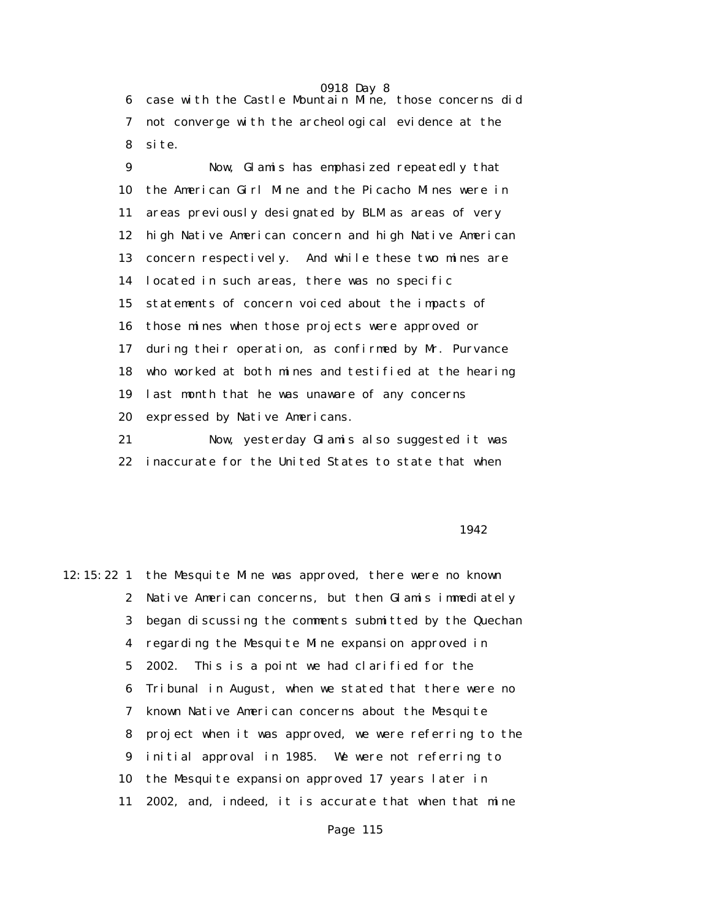case with the Castle Mountain Mine, those concerns did not converge with the archeological evidence at the site.

Now, Glamis has emphasized repeatedly that the American Girl Mine and the Picacho Mines were in areas previously designated by BLM as areas of very high Native American concern and high Native American concern respectively. And while these two mines are located in such areas, there was no specific statements of concern voiced about the impacts of those mines when those projects were approved or during their operation, as confirmed by Mr. Purvance who worked at both mines and testified at the hearing last month that he was unaware of any concerns expressed by Native Americans.

Now, yesterday Glamis also suggested it was inaccurate for the United States to state that when the Mesquite Mine was approved, there were no known Native American concerns, but then Glamis immediately began discussing the comments submitted by the Quechan regarding the Mesquite Mine expansion approved in 2002. This is a point we had clarified for the Tribunal in August, when we stated that there were no known Native American concerns about the Mesquite project when it was approved, we were referring to the initial approval in 1985. We were not referring to the Mesquite expansion approved 17 years later in 2002, and, indeed, it is accurate that when that mine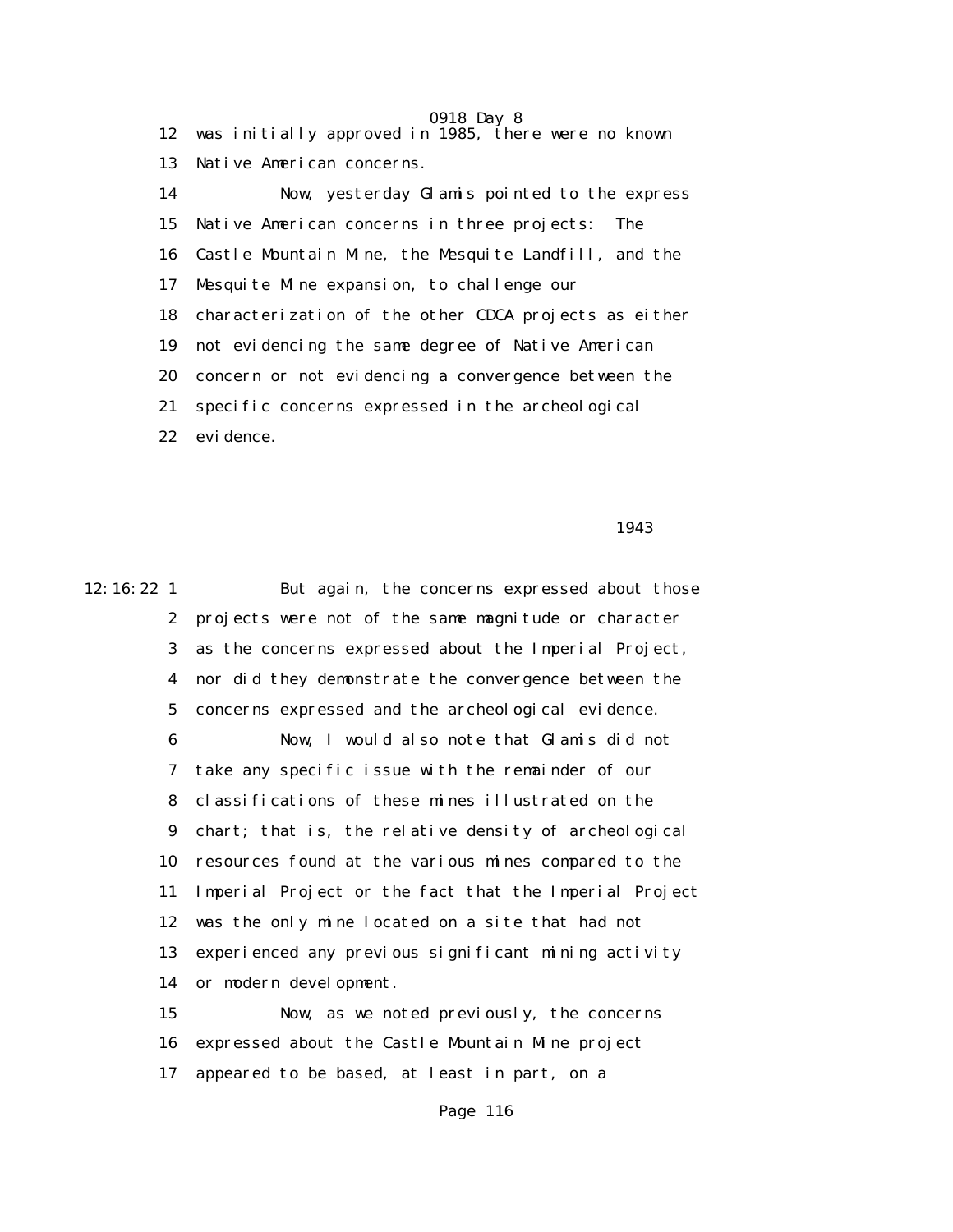was initially approved in 1985, there were no known Native American concerns.

Now, yesterday Glamis pointed to the express Native American concerns in three projects: The Castle Mountain Mine, the Mesquite Landfill, and the Mesquite Mine expansion, to challenge our characterization of the other CDCA projects as either not evidencing the same degree of Native American concern or not evidencing a convergence between the specific concerns expressed in the archeological evidence.

But again, the concerns expressed about those projects were not of the same magnitude or character as the concerns expressed about the Imperial Project, nor did they demonstrate the convergence between the concerns expressed and the archeological evidence.

Now, I would also note that Glamis did not take any specific issue with the remainder of our classifications of these mines illustrated on the chart; that is, the relative density of archeological resources found at the various mines compared to the Imperial Project or the fact that the Imperial Project was the only mine located on a site that had not experienced any previous significant mining activity or modern development.

Now, as we noted previously, the concerns expressed about the Castle Mountain Mine project appeared to be based, at least in part, on a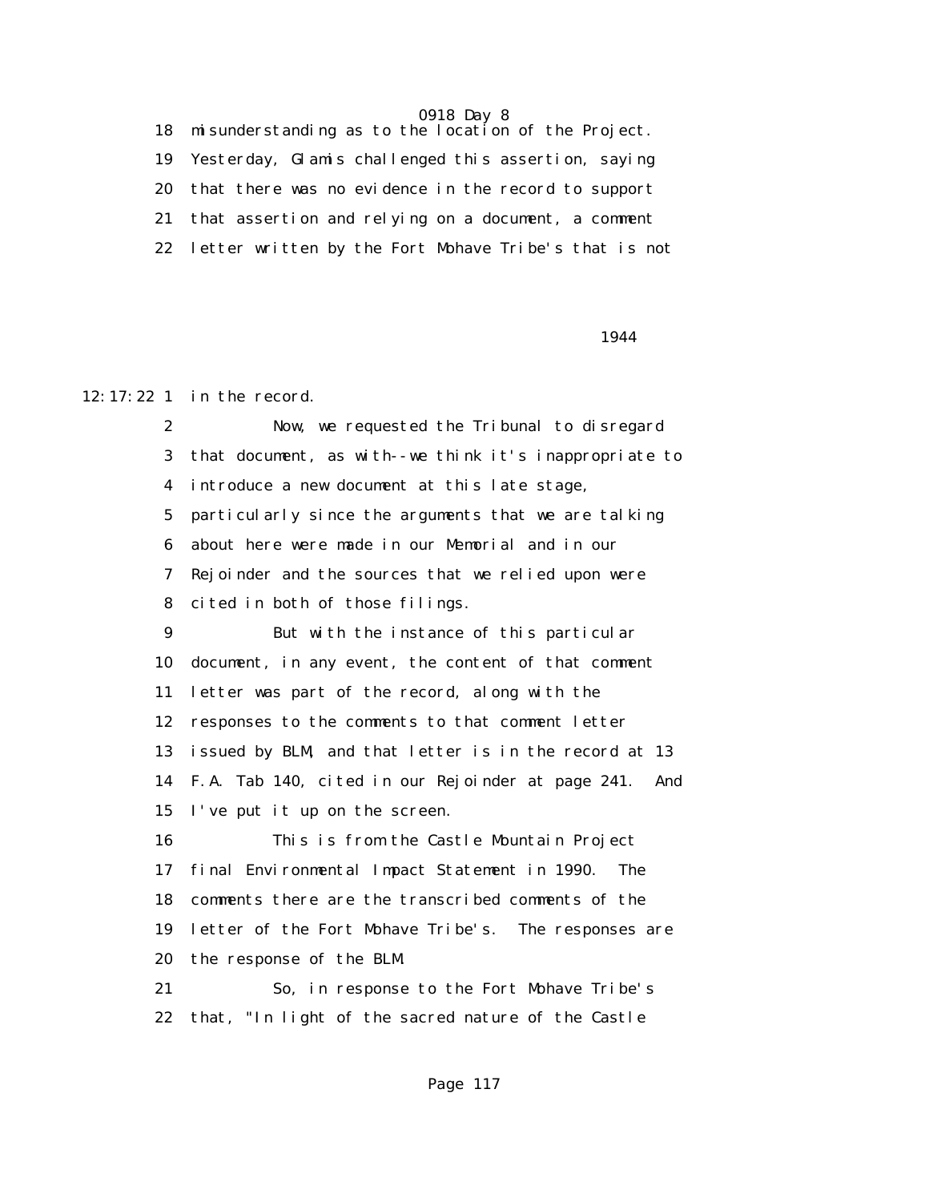18 misunderstanding as to the location of the Project.

19 Yesterday, Glamis challenged this assertion, saying

20 that there was no evidence in the record to support

21 that assertion and relying on a document, a comment

22 letter written by the Fort Mohave Tribe's that is not

1944

12:17:22 1 in the record.

2 Now, we requested the Tribunal to disregard

3 that document, as with--we think it's inappropriate to

4 introduce a new document at this late stage,

5 particularly since the arguments that we are talking

6 about here were made in our Memorial and in our

7 Rejoinder and the sources that we relied upon were

8 cited in both of those filings.

9 But with the instance of this particular

10 document, in any event, the content of that comment

11 letter was part of the record, along with the

12 responses to the comments to that comment letter

13 issued by BLM, and that letter is in the record at 13

14 F.A. Tab 140, cited in our Rejoinder at page 241. And

15 I've put it up on the screen.

16 This is from the Castle Mountain Project

17 final Environmental Impact Statement in 1990. The

18 comments there are the transcribed comments of the

19 letter of the Fort Mohave Tribe's. The responses are

20 the response of the BLM.

21 So, in response to the Fort Mohave Tribe's

22 that, "In light of the sacred nature of the Castle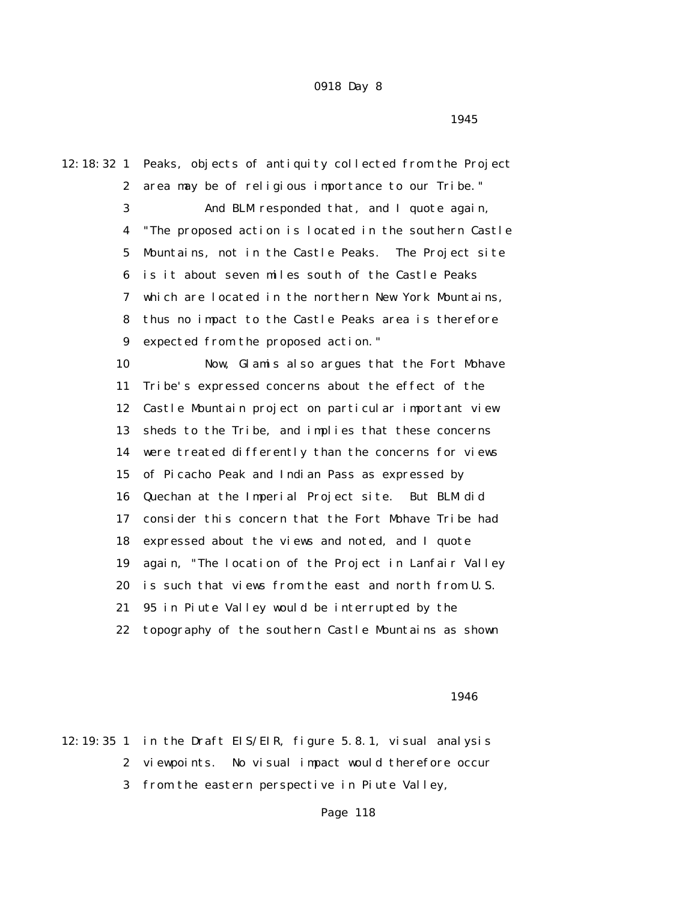12:18:32 1 Peaks, objects of antiquity collected from the Project
2 area may be of religious importance to our Tribe."
3 And BLM responded that, and I quote again,
4 "The proposed action is located in the southern Castle
5 Mountains, not in the Castle Peaks. The Project site
6 is it about seven miles south of the Castle Peaks
7 which are located in the northern New York Mountains,
8 thus no impact to the Castle Peaks area is therefore
9 expected from the proposed action."
10 Now, Glamis also argues that the Fort Mohave
11 Tribe's expressed concerns about the effect of the
12 Castle Mountain project on particular important view
13 sheds to the Tribe, and implies that these concerns
14 were treated differently than the concerns for views
15 of Picacho Peak and Indian Pass as expressed by
16 Quechan at the Imperial Project site. But BLM did
17 consider this concern that the Fort Mohave Tribe had
18 expressed about the views and noted, and I quote
19 again, "The location of the Project in Lanfair Valley
20 is such that views from the east and north from U.S.
21 95 in Piute Valley would be interrupted by the
22 topography of the southern Castle Mountains as shown

1946

12:19:35 1 in the Draft EIS/EIR, figure 5.8.1, visual analysis
2 viewpoints. No visual impact would therefore occur
3 from the eastern perspective in Piute Valley,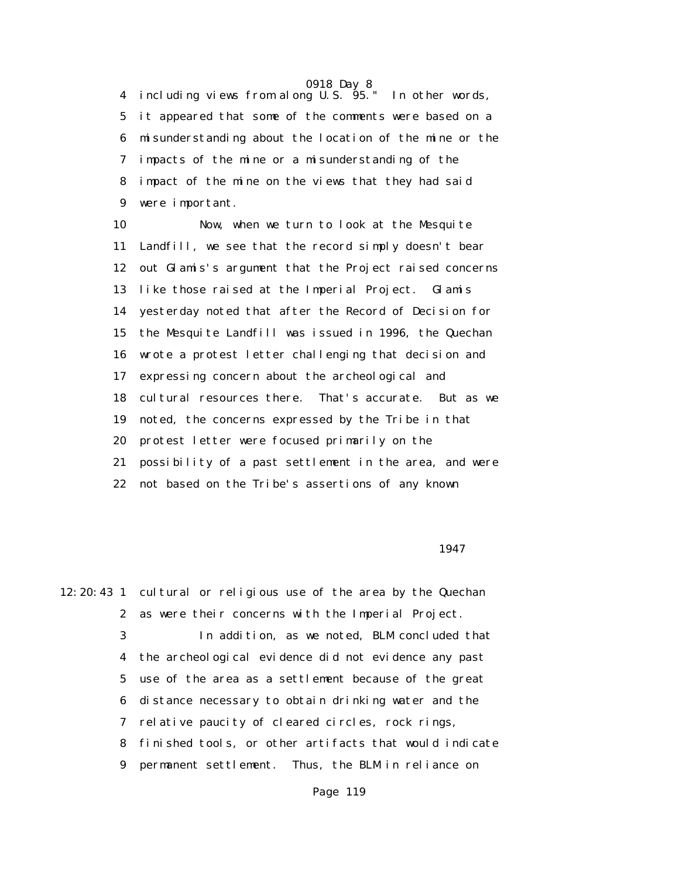including views from along U.S. 95." In other words, it appeared that some of the comments were based on a misunderstanding about the location of the mine or the impacts of the mine or a misunderstanding of the impact of the mine on the views that they had said were important.

Now, when we turn to look at the Mesquite Landfill, we see that the record simply doesn't bear out Glamis's argument that the Project raised concerns like those raised at the Imperial Project. Glamis yesterday noted that after the Record of Decision for the Mesquite Landfill was issued in 1996, the Quechan wrote a protest letter challenging that decision and expressing concern about the archeological and cultural resources there. That's accurate. But as we noted, the concerns expressed by the Tribe in that protest letter were focused primarily on the possibility of a past settlement in the area, and were not based on the Tribe's assertions of any known

1947

12:20:43 cultural or religious use of the area by the Quechan as were their concerns with the Imperial Project.

In addition, as we noted, BLM concluded that the archeological evidence did not evidence any past use of the area as a settlement because of the great distance necessary to obtain drinking water and the relative paucity of cleared circles, rock rings, finished tools, or other artifacts that would indicate permanent settlement. Thus, the BLM in reliance on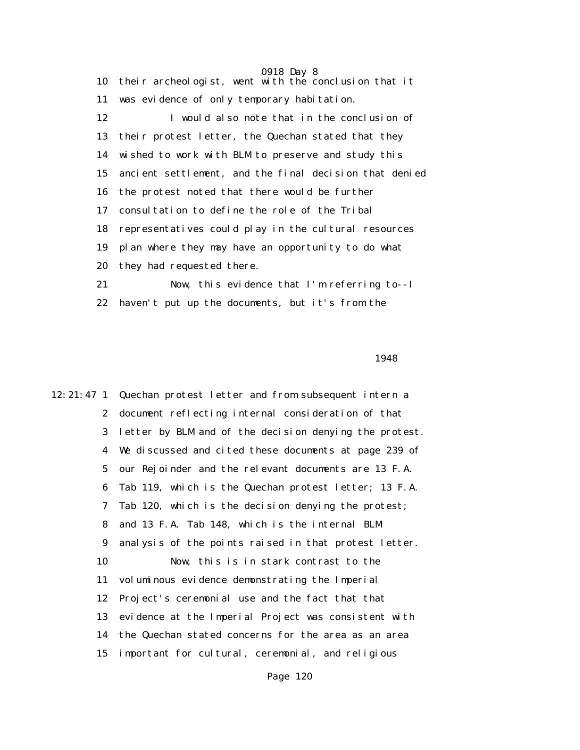10 their archeologist, went with the conclusion that it

11 was evidence of only temporary habitation.

12 I would also note that in the conclusion of

13 their protest letter, the Quechan stated that they

14 wished to work with BLM to preserve and study this

15 ancient settlement, and the final decision that denied

16 the protest noted that there would be further

17 consultation to define the role of the Tribal

18 representatives could play in the cultural resources

19 plan where they may have an opportunity to do what

20 they had requested there.

21 Now, this evidence that I'm referring to--I

22 haven't put up the documents, but it's from the

1948

12:21:47 1 Quechan protest letter and from subsequent intern a

2 document reflecting internal consideration of that

3 letter by BLM and of the decision denying the protest.

4 We discussed and cited these documents at page 239 of

5 our Rejoinder and the relevant documents are 13 F.A.

6 Tab 119, which is the Quechan protest letter; 13 F.A.

7 Tab 120, which is the decision denying the protest;

8 and 13 F.A. Tab 148, which is the internal BLM

9 analysis of the points raised in that protest letter.

10 Now, this is in stark contrast to the

11 voluminous evidence demonstrating the Imperial

12 Project's ceremonial use and the fact that that

13 evidence at the Imperial Project was consistent with

14 the Quechan stated concerns for the area as an area

15 important for cultural, ceremonial, and religious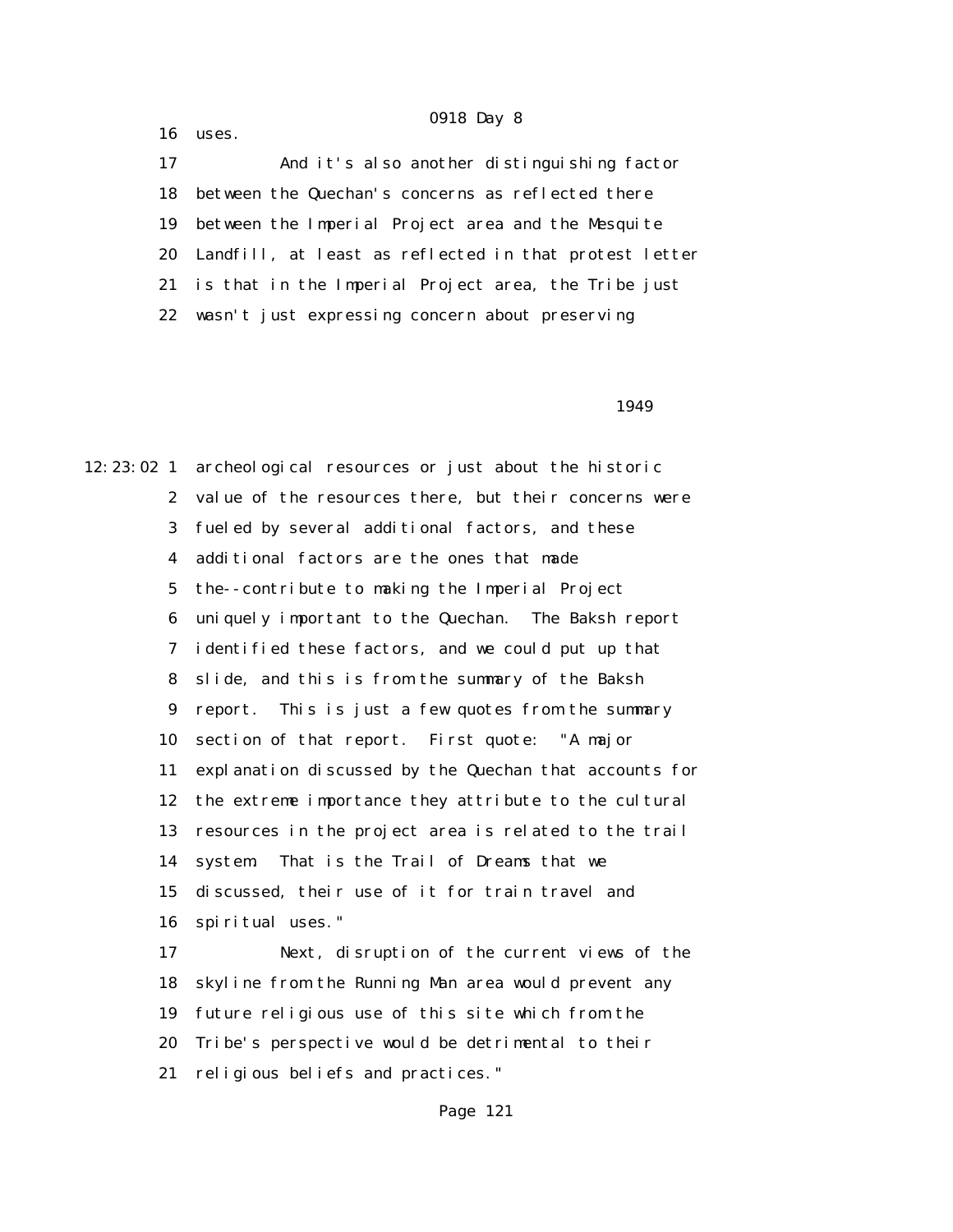16 uses.

17 And it's also another distinguishing factor

18 between the Quechan's concerns as reflected there

19 between the Imperial Project area and the Mesquite

20 Landfill, at least as reflected in that protest letter

21 is that in the Imperial Project area, the Tribe just

22 wasn't just expressing concern about preserving

1949

12:23:02 1 archeological resources or just about the historic

2 value of the resources there, but their concerns were

3 fueled by several additional factors, and these

4 additional factors are the ones that made

5 the--contribute to making the Imperial Project

6 uniquely important to the Quechan. The Baksh report

7 identified these factors, and we could put up that

8 slide, and this is from the summary of the Baksh

9 report. This is just a few quotes from the summary

10 section of that report. First quote: "A major

11 explanation discussed by the Quechan that accounts for

12 the extreme importance they attribute to the cultural

13 resources in the project area is related to the trail

14 system. That is the Trail of Dreams that we

15 discussed, their use of it for train travel and

16 spiritual uses."

17 Next, disruption of the current views of the

18 skyline from the Running Man area would prevent any

19 future religious use of this site which from the

20 Tribe's perspective would be detrimental to their

21 religious beliefs and practices."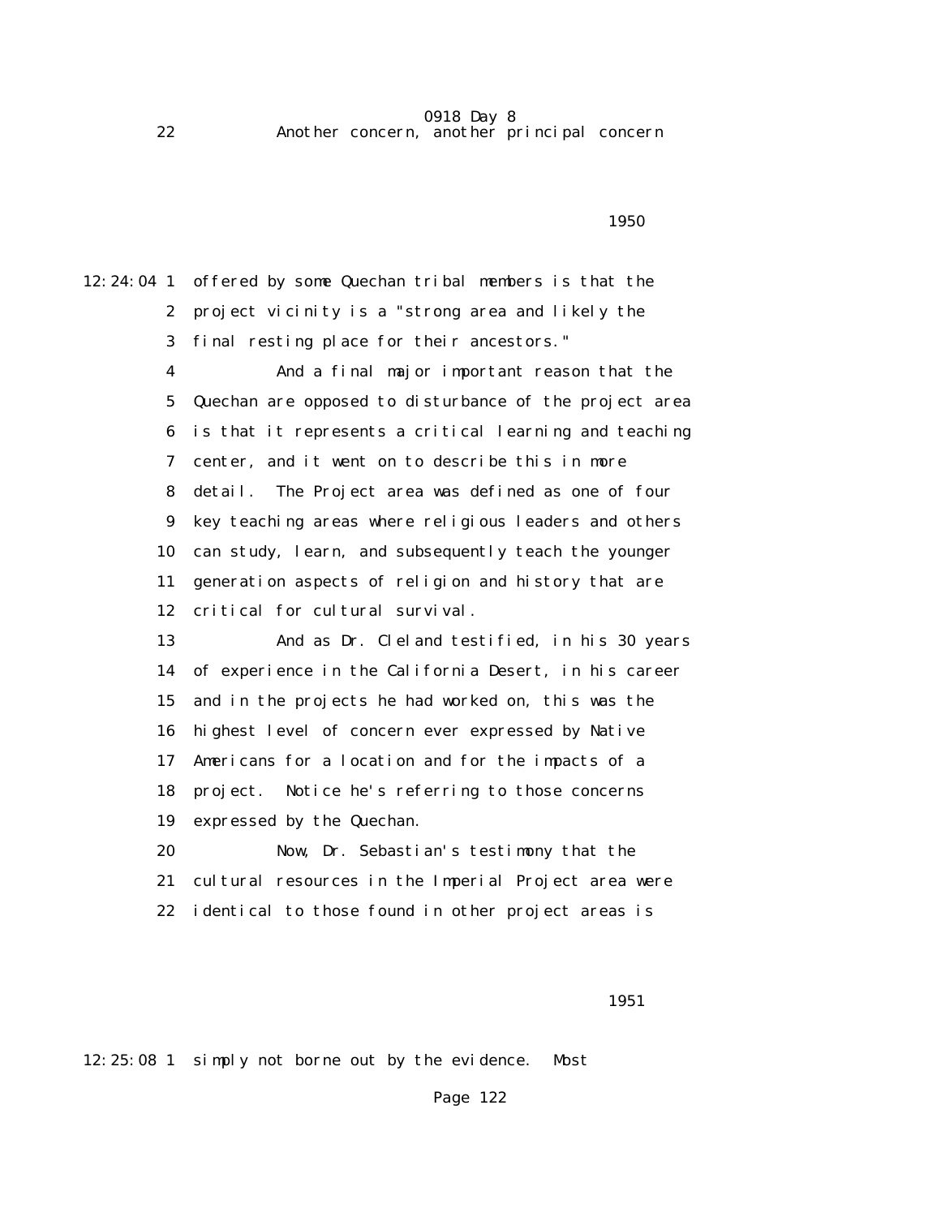22            Another concern, another principal concern

1950

12:24:04 1   offered by some Quechan tribal members is that the
2   project vicinity is a "strong area and likely the
3   final resting place for their ancestors."
4            And a final major important reason that the
5   Quechan are opposed to disturbance of the project area
6   is that it represents a critical learning and teaching
7   center, and it went on to describe this in more
8   detail.  The Project area was defined as one of four
9   key teaching areas where religious leaders and others
10   can study, learn, and subsequently teach the younger
11   generation aspects of religion and history that are
12   critical for cultural survival.
13            And as Dr. Cleland testified, in his 30 years
14   of experience in the California Desert, in his career
15   and in the projects he had worked on, this was the
16   highest level of concern ever expressed by Native
17   Americans for a location and for the impacts of a
18   project.  Notice he's referring to those concerns
19   expressed by the Quechan.
20            Now, Dr. Sebastian's testimony that the
21   cultural resources in the Imperial Project area were
22   identical to those found in other project areas is

1951

12:25:08 1   simply not borne out by the evidence.  Most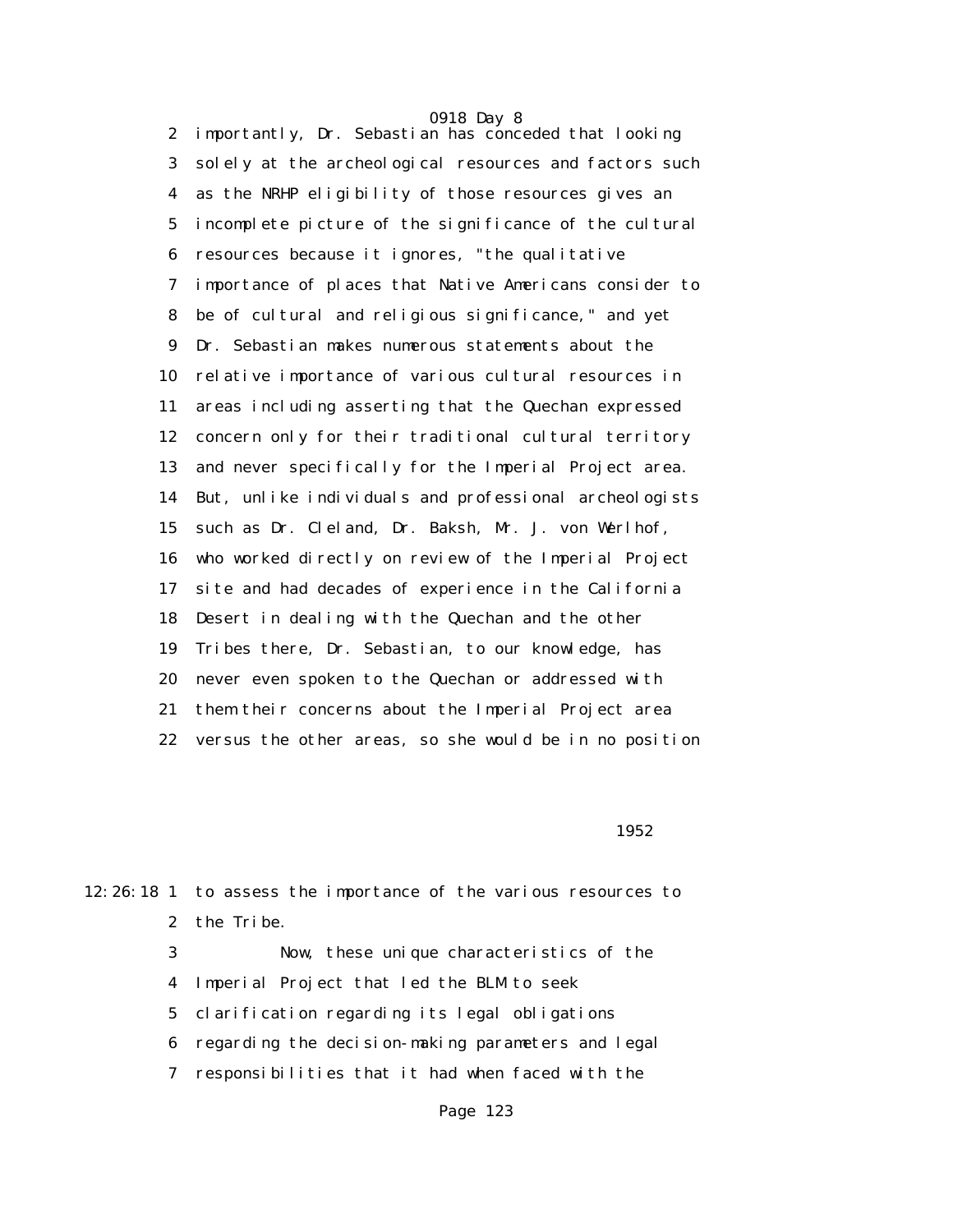importantly, Dr. Sebastian has conceded that looking solely at the archeological resources and factors such as the NRHP eligibility of those resources gives an incomplete picture of the significance of the cultural resources because it ignores, "the qualitative importance of places that Native Americans consider to be of cultural and religious significance," and yet Dr. Sebastian makes numerous statements about the relative importance of various cultural resources in areas including asserting that the Quechan expressed concern only for their traditional cultural territory and never specifically for the Imperial Project area. But, unlike individuals and professional archeologists such as Dr. Cleland, Dr. Baksh, Mr. J. von Werlhof, who worked directly on review of the Imperial Project site and had decades of experience in the California Desert in dealing with the Quechan and the other Tribes there, Dr. Sebastian, to our knowledge, has never even spoken to the Quechan or addressed with them their concerns about the Imperial Project area versus the other areas, so she would be in no position to assess the importance of the various resources to the Tribe.

Now, these unique characteristics of the Imperial Project that led the BLM to seek clarification regarding its legal obligations regarding the decision-making parameters and legal responsibilities that it had when faced with the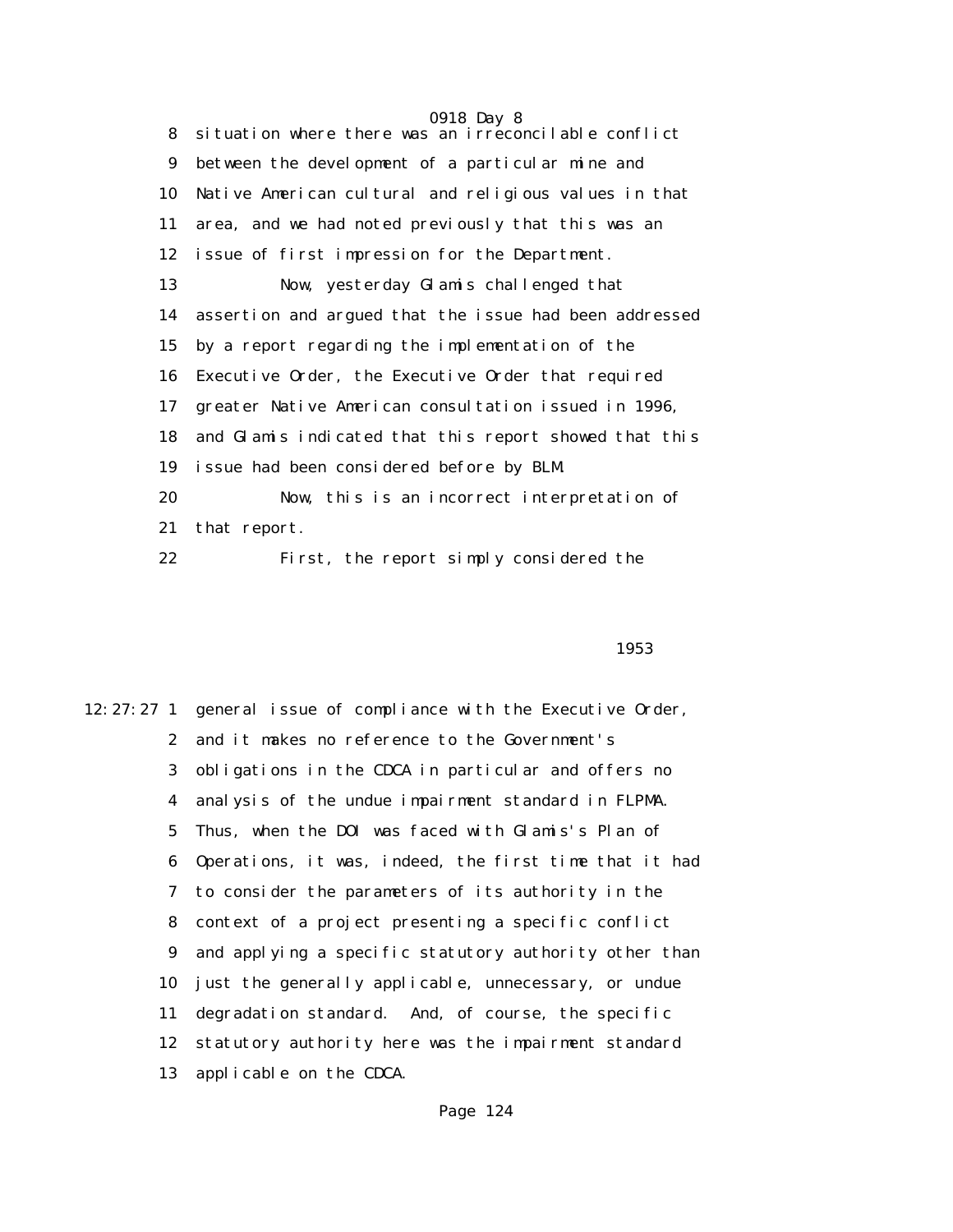8 situation where there was an irreconcilable conflict
9 between the development of a particular mine and
10 Native American cultural and religious values in that
11 area, and we had noted previously that this was an
12 issue of first impression for the Department.
13 Now, yesterday Glamis challenged that
14 assertion and argued that the issue had been addressed
15 by a report regarding the implementation of the
16 Executive Order, the Executive Order that required
17 greater Native American consultation issued in 1996,
18 and Glamis indicated that this report showed that this
19 issue had been considered before by BLM.
20 Now, this is an incorrect interpretation of
21 that report.
22 First, the report simply considered the

1953

12:27:27 1 general issue of compliance with the Executive Order,
2 and it makes no reference to the Government's
3 obligations in the CDCA in particular and offers no
4 analysis of the undue impairment standard in FLPMA.
5 Thus, when the DOI was faced with Glamis's Plan of
6 Operations, it was, indeed, the first time that it had
7 to consider the parameters of its authority in the
8 context of a project presenting a specific conflict
9 and applying a specific statutory authority other than
10 just the generally applicable, unnecessary, or undue
11 degradation standard. And, of course, the specific
12 statutory authority here was the impairment standard
13 applicable on the CDCA.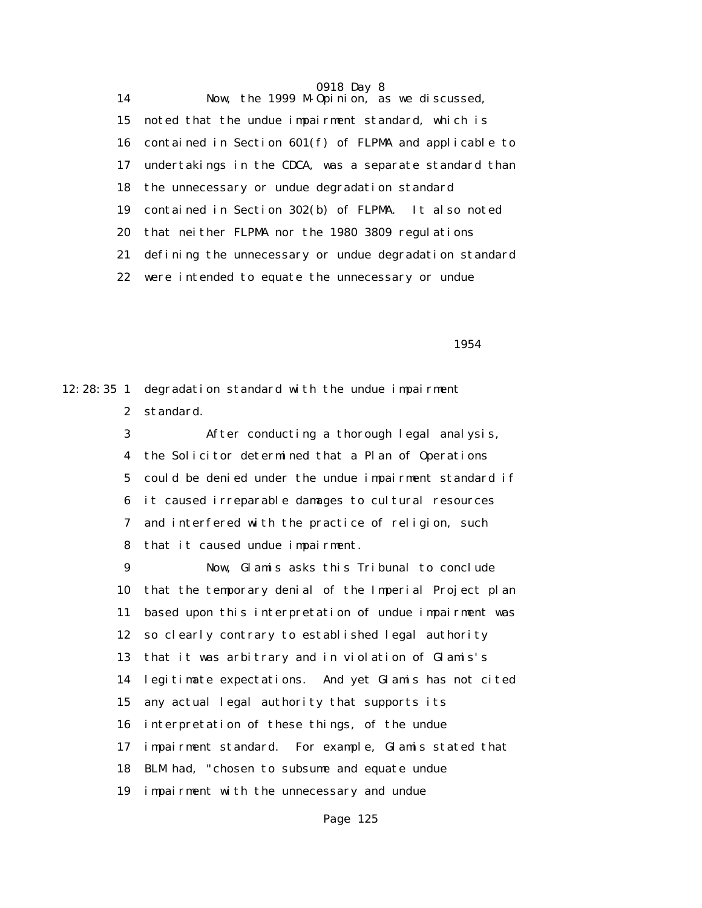Now, the 1999 M-Opinion, as we discussed, noted that the undue impairment standard, which is contained in Section 601(f) of FLPMA and applicable to undertakings in the CDCA, was a separate standard than the unnecessary or undue degradation standard contained in Section 302(b) of FLPMA. It also noted that neither FLPMA nor the 1980 3809 regulations defining the unnecessary or undue degradation standard were intended to equate the unnecessary or undue degradation standard with the undue impairment standard.

After conducting a thorough legal analysis, the Solicitor determined that a Plan of Operations could be denied under the undue impairment standard if it caused irreparable damages to cultural resources and interfered with the practice of religion, such that it caused undue impairment.

Now, Glamis asks this Tribunal to conclude that the temporary denial of the Imperial Project plan based upon this interpretation of undue impairment was so clearly contrary to established legal authority that it was arbitrary and in violation of Glamis's legitimate expectations. And yet Glamis has not cited any actual legal authority that supports its interpretation of these things, of the undue impairment standard. For example, Glamis stated that BLM had, "chosen to subsume and equate undue impairment with the unnecessary and undue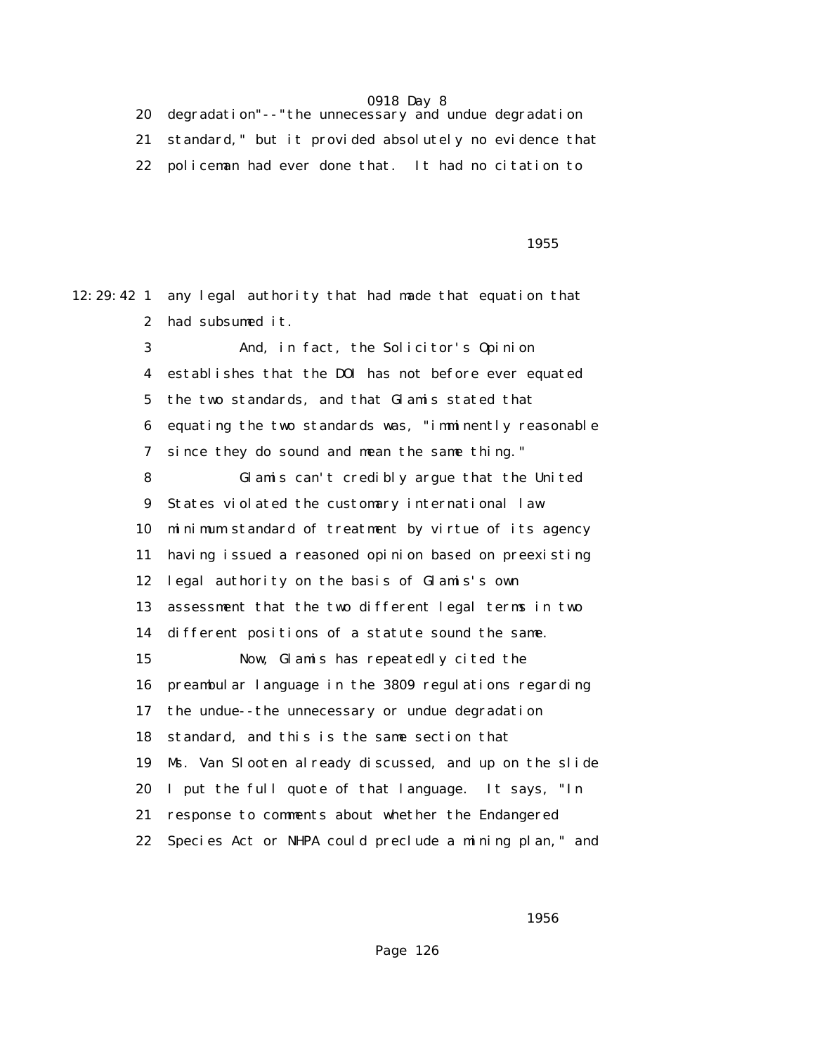20 degradation"--"the unnecessary and undue degradation
21 standard," but it provided absolutely no evidence that
22 policeman had ever done that. It had no citation to

1955

12:29:42 1 any legal authority that had made that equation that
2 had subsumed it.
3 And, in fact, the Solicitor's Opinion
4 establishes that the DOI has not before ever equated
5 the two standards, and that Glamis stated that
6 equating the two standards was, "imminently reasonable
7 since they do sound and mean the same thing."
8 Glamis can't credibly argue that the United
9 States violated the customary international law
10 minimum standard of treatment by virtue of its agency
11 having issued a reasoned opinion based on preexisting
12 legal authority on the basis of Glamis's own
13 assessment that the two different legal terms in two
14 different positions of a statute sound the same.
15 Now, Glamis has repeatedly cited the
16 preambular language in the 3809 regulations regarding
17 the undue--the unnecessary or undue degradation
18 standard, and this is the same section that
19 Ms. Van Slooten already discussed, and up on the slide
20 I put the full quote of that language. It says, "In
21 response to comments about whether the Endangered
22 Species Act or NHPA could preclude a mining plan," and

1956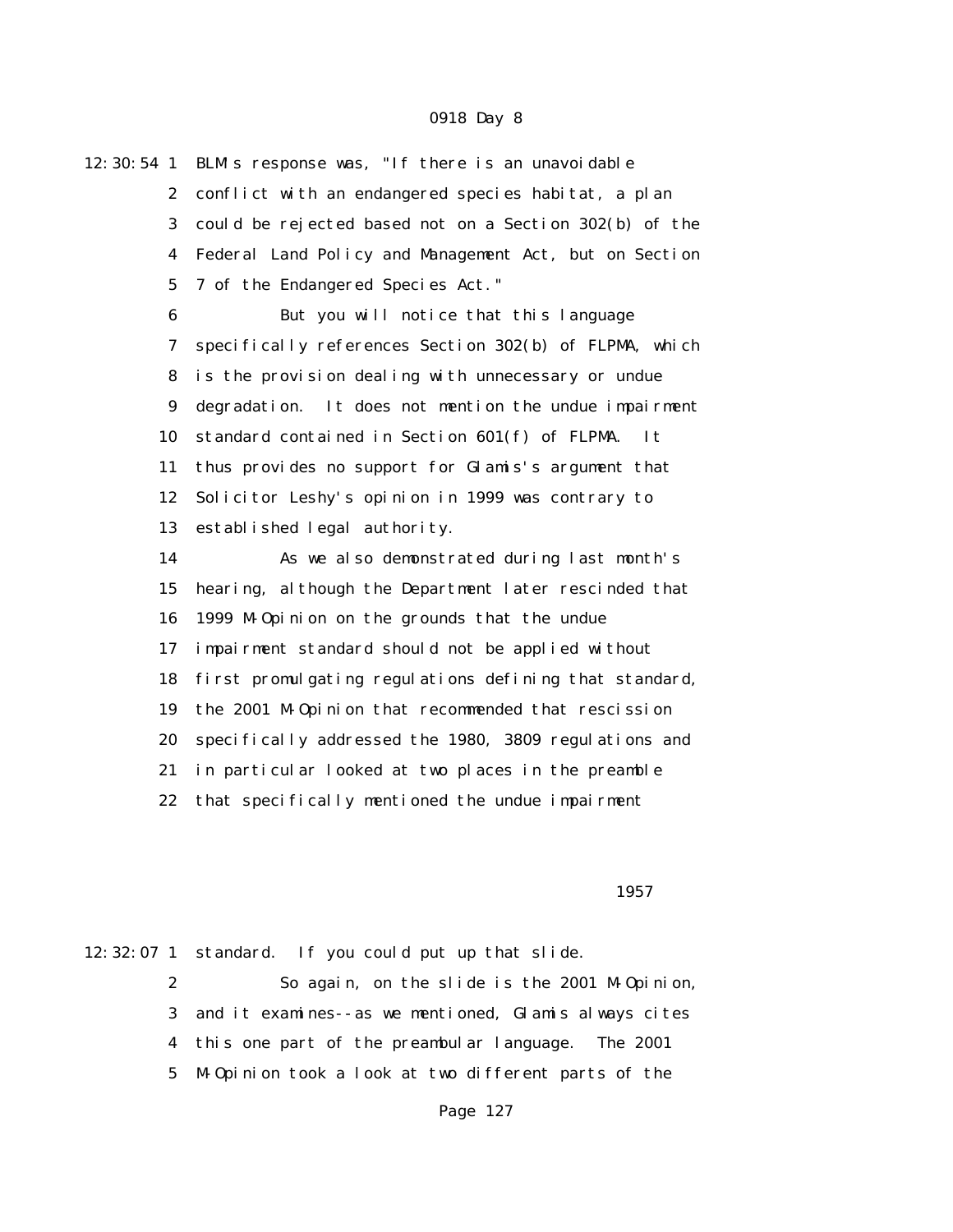12:30:54 1 BLM's response was, "If there is an unavoidable
2 conflict with an endangered species habitat, a plan
3 could be rejected based not on a Section 302(b) of the
4 Federal Land Policy and Management Act, but on Section
5 7 of the Endangered Species Act."
6 But you will notice that this language
7 specifically references Section 302(b) of FLPMA, which
8 is the provision dealing with unnecessary or undue
9 degradation. It does not mention the undue impairment
10 standard contained in Section 601(f) of FLPMA. It
11 thus provides no support for Glamis's argument that
12 Solicitor Leshy's opinion in 1999 was contrary to
13 established legal authority.
14 As we also demonstrated during last month's
15 hearing, although the Department later rescinded that
16 1999 M-Opinion on the grounds that the undue
17 impairment standard should not be applied without
18 first promulgating regulations defining that standard,
19 the 2001 M-Opinion that recommended that rescission
20 specifically addressed the 1980, 3809 regulations and
21 in particular looked at two places in the preamble
22 that specifically mentioned the undue impairment

1957

12:32:07 1 standard. If you could put up that slide.
2 So again, on the slide is the 2001 M-Opinion,
3 and it examines--as we mentioned, Glamis always cites
4 this one part of the preambular language. The 2001
5 M-Opinion took a look at two different parts of the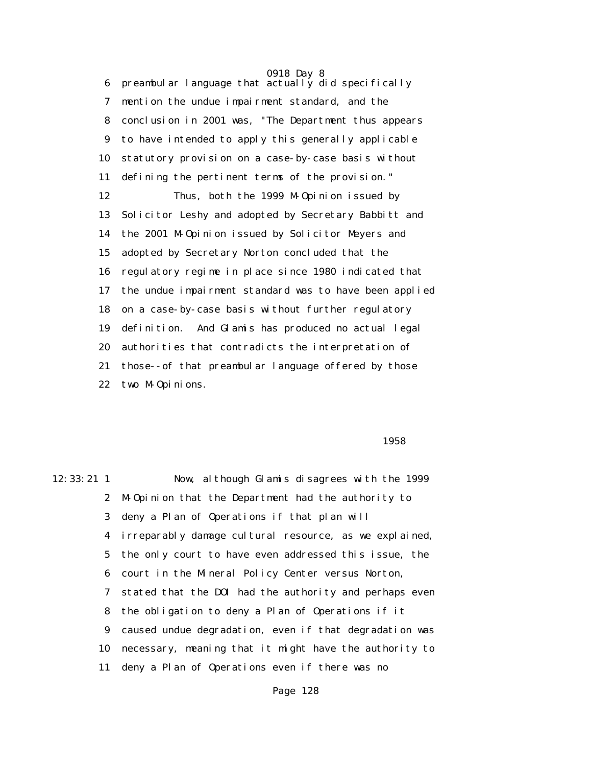preambular language that actually did specifically mention the undue impairment standard, and the conclusion in 2001 was, "The Department thus appears to have intended to apply this generally applicable statutory provision on a case-by-case basis without defining the pertinent terms of the provision."

Thus, both the 1999 M-Opinion issued by Solicitor Leshy and adopted by Secretary Babbitt and the 2001 M-Opinion issued by Solicitor Meyers and adopted by Secretary Norton concluded that the regulatory regime in place since 1980 indicated that the undue impairment standard was to have been applied on a case-by-case basis without further regulatory definition. And Glamis has produced no actual legal authorities that contradicts the interpretation of those--of that preambular language offered by those two M-Opinions.

1958

12:33:21 Now, although Glamis disagrees with the 1999 M-Opinion that the Department had the authority to deny a Plan of Operations if that plan will irreparably damage cultural resource, as we explained, the only court to have even addressed this issue, the court in the Mineral Policy Center versus Norton, stated that the DOI had the authority and perhaps even the obligation to deny a Plan of Operations if it caused undue degradation, even if that degradation was necessary, meaning that it might have the authority to deny a Plan of Operations even if there was no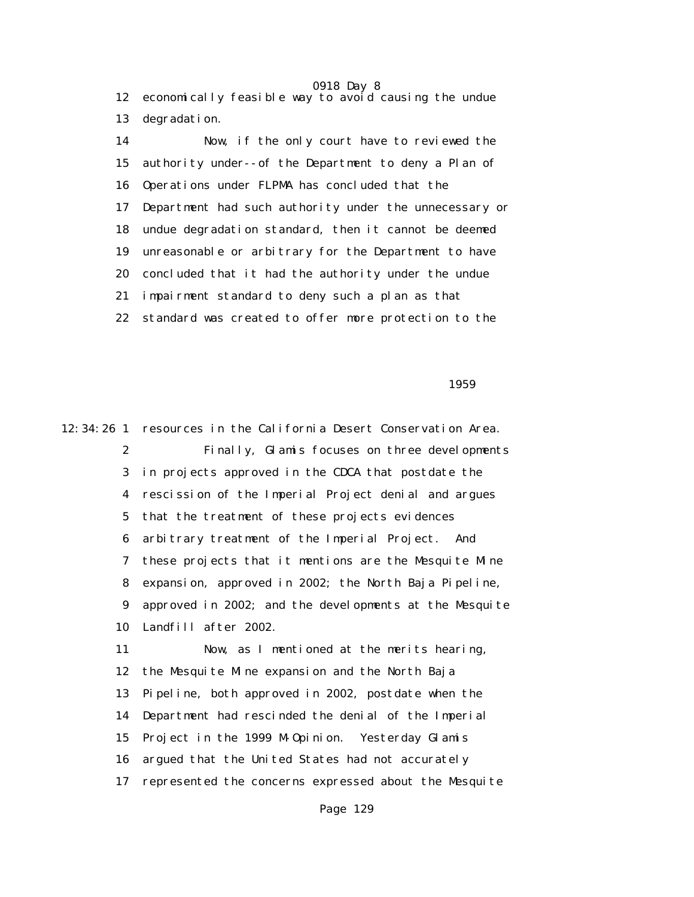12 economically feasible way to avoid causing the undue
13 degradation.
14 Now, if the only court have to reviewed the
15 authority under--of the Department to deny a Plan of
16 Operations under FLPMA has concluded that the
17 Department had such authority under the unnecessary or
18 undue degradation standard, then it cannot be deemed
19 unreasonable or arbitrary for the Department to have
20 concluded that it had the authority under the undue
21 impairment standard to deny such a plan as that
22 standard was created to offer more protection to the

1959

12:34:26 1 resources in the California Desert Conservation Area.
2 Finally, Glamis focuses on three developments
3 in projects approved in the CDCA that postdate the
4 rescission of the Imperial Project denial and argues
5 that the treatment of these projects evidences
6 arbitrary treatment of the Imperial Project. And
7 these projects that it mentions are the Mesquite Mine
8 expansion, approved in 2002; the North Baja Pipeline,
9 approved in 2002; and the developments at the Mesquite
10 Landfill after 2002.
11 Now, as I mentioned at the merits hearing,
12 the Mesquite Mine expansion and the North Baja
13 Pipeline, both approved in 2002, postdate when the
14 Department had rescinded the denial of the Imperial
15 Project in the 1999 M-Opinion. Yesterday Glamis
16 argued that the United States had not accurately
17 represented the concerns expressed about the Mesquite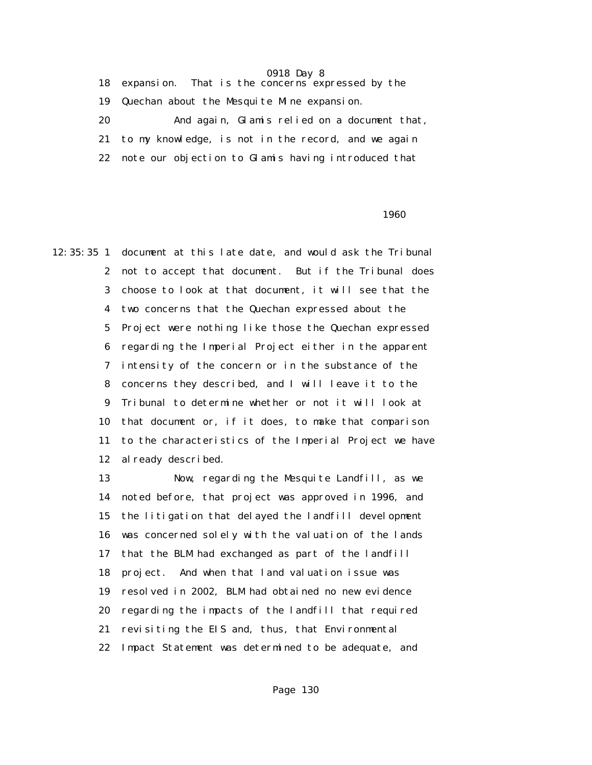expansion. That is the concerns expressed by the Quechan about the Mesquite Mine expansion.

And again, Glamis relied on a document that, to my knowledge, is not in the record, and we again note our objection to Glamis having introduced that document at this late date, and would ask the Tribunal not to accept that document. But if the Tribunal does choose to look at that document, it will see that the two concerns that the Quechan expressed about the Project were nothing like those the Quechan expressed regarding the Imperial Project either in the apparent intensity of the concern or in the substance of the concerns they described, and I will leave it to the Tribunal to determine whether or not it will look at that document or, if it does, to make that comparison to the characteristics of the Imperial Project we have already described.

Now, regarding the Mesquite Landfill, as we noted before, that project was approved in 1996, and the litigation that delayed the landfill development was concerned solely with the valuation of the lands that the BLM had exchanged as part of the landfill project. And when that land valuation issue was resolved in 2002, BLM had obtained no new evidence regarding the impacts of the landfill that required revisiting the EIS and, thus, that Environmental Impact Statement was determined to be adequate, and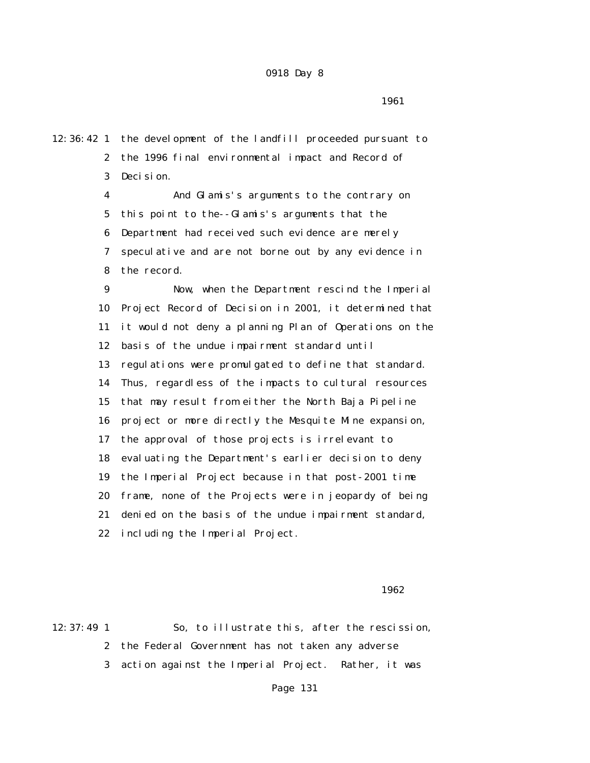the development of the landfill proceeded pursuant to the 1996 final environmental impact and Record of Decision.

And Glamis's arguments to the contrary on this point to the--Glamis's arguments that the Department had received such evidence are merely speculative and are not borne out by any evidence in the record.

Now, when the Department rescind the Imperial Project Record of Decision in 2001, it determined that it would not deny a planning Plan of Operations on the basis of the undue impairment standard until regulations were promulgated to define that standard. Thus, regardless of the impacts to cultural resources that may result from either the North Baja Pipeline project or more directly the Mesquite Mine expansion, the approval of those projects is irrelevant to evaluating the Department's earlier decision to deny the Imperial Project because in that post-2001 time frame, none of the Projects were in jeopardy of being denied on the basis of the undue impairment standard, including the Imperial Project.

So, to illustrate this, after the rescission, the Federal Government has not taken any adverse action against the Imperial Project. Rather, it was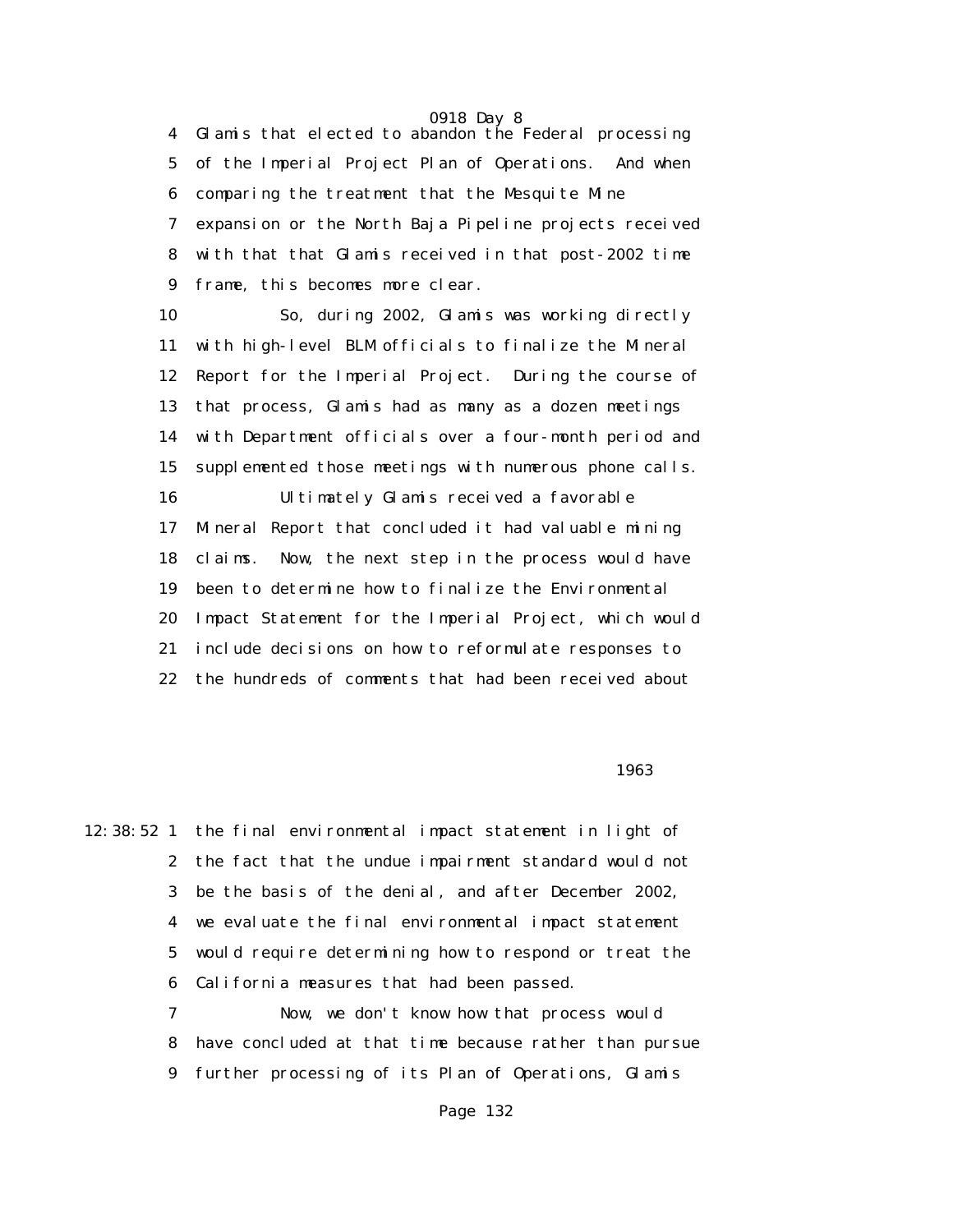4 Glamis that elected to abandon the Federal processing
5 of the Imperial Project Plan of Operations. And when
6 comparing the treatment that the Mesquite Mine
7 expansion or the North Baja Pipeline projects received
8 with that that Glamis received in that post-2002 time
9 frame, this becomes more clear.

10 So, during 2002, Glamis was working directly
11 with high-level BLM officials to finalize the Mineral
12 Report for the Imperial Project. During the course of
13 that process, Glamis had as many as a dozen meetings
14 with Department officials over a four-month period and
15 supplemented those meetings with numerous phone calls.

16 Ultimately Glamis received a favorable
17 Mineral Report that concluded it had valuable mining
18 claims. Now, the next step in the process would have
19 been to determine how to finalize the Environmental
20 Impact Statement for the Imperial Project, which would
21 include decisions on how to reformulate responses to
22 the hundreds of comments that had been received about

1963

12:38:52 1 the final environmental impact statement in light of
2 the fact that the undue impairment standard would not
3 be the basis of the denial, and after December 2002,
4 we evaluate the final environmental impact statement
5 would require determining how to respond or treat the
6 California measures that had been passed.

7 Now, we don't know how that process would
8 have concluded at that time because rather than pursue
9 further processing of its Plan of Operations, Glamis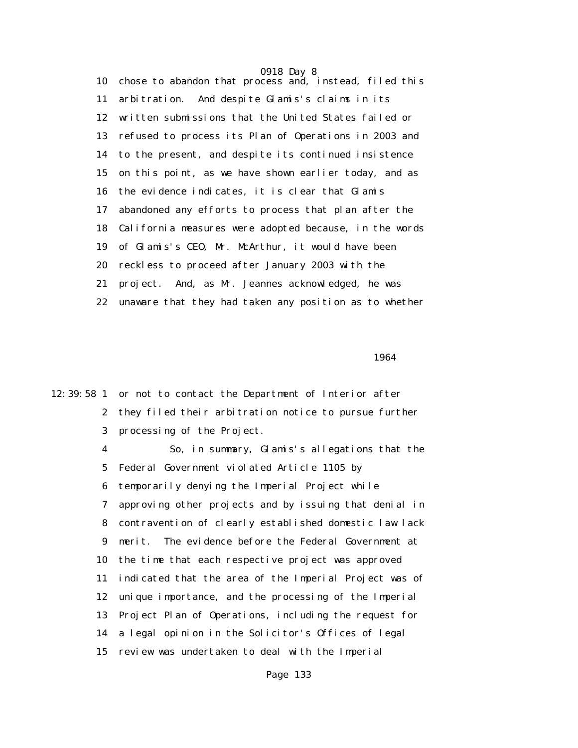chose to abandon that process and, instead, filed this arbitration. And despite Glamis's claims in its written submissions that the United States failed or refused to process its Plan of Operations in 2003 and to the present, and despite its continued insistence on this point, as we have shown earlier today, and as the evidence indicates, it is clear that Glamis abandoned any efforts to process that plan after the California measures were adopted because, in the words of Glamis's CEO, Mr. McArthur, it would have been reckless to proceed after January 2003 with the project. And, as Mr. Jeannes acknowledged, he was unaware that they had taken any position as to whether or not to contact the Department of Interior after they filed their arbitration notice to pursue further processing of the Project.

So, in summary, Glamis's allegations that the Federal Government violated Article 1105 by temporarily denying the Imperial Project while approving other projects and by issuing that denial in contravention of clearly established domestic law lack merit. The evidence before the Federal Government at the time that each respective project was approved indicated that the area of the Imperial Project was of unique importance, and the processing of the Imperial Project Plan of Operations, including the request for a legal opinion in the Solicitor's Offices of legal review was undertaken to deal with the Imperial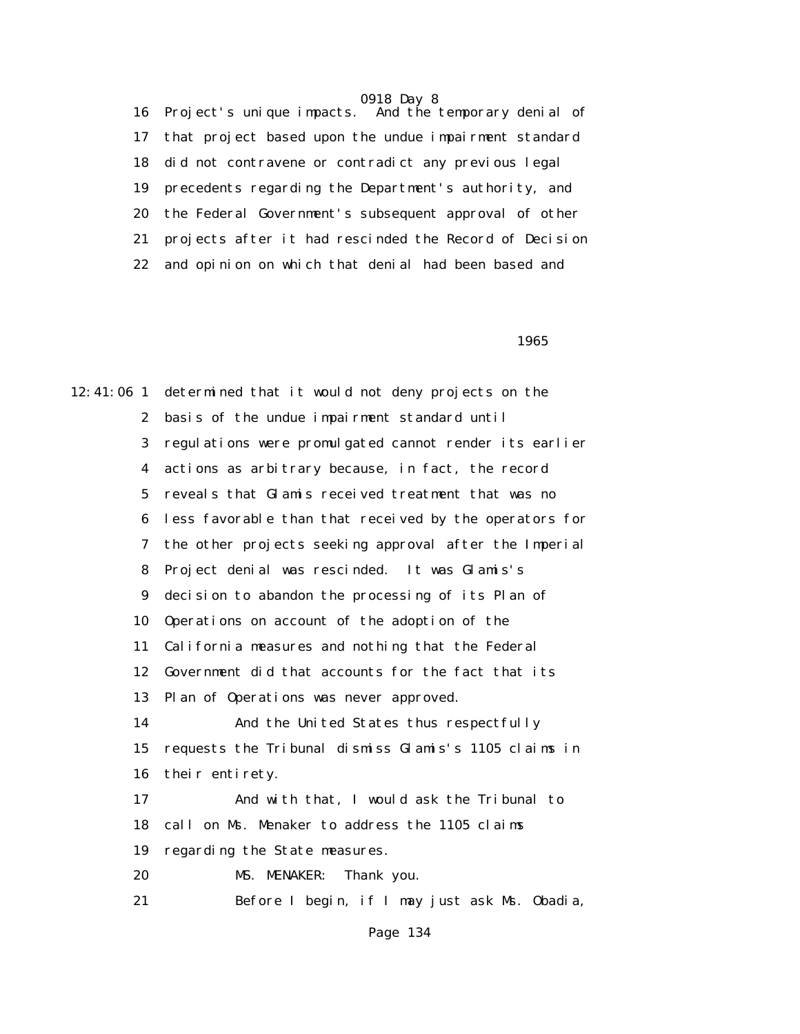16 Project's unique impacts. And the temporary denial of
17 that project based upon the undue impairment standard
18 did not contravene or contradict any previous legal
19 precedents regarding the Department's authority, and
20 the Federal Government's subsequent approval of other
21 projects after it had rescinded the Record of Decision
22 and opinion on which that denial had been based and

1965

12:41:06 1 determined that it would not deny projects on the
2 basis of the undue impairment standard until
3 regulations were promulgated cannot render its earlier
4 actions as arbitrary because, in fact, the record
5 reveals that Glamis received treatment that was no
6 less favorable than that received by the operators for
7 the other projects seeking approval after the Imperial
8 Project denial was rescinded. It was Glamis's
9 decision to abandon the processing of its Plan of
10 Operations on account of the adoption of the
11 California measures and nothing that the Federal
12 Government did that accounts for the fact that its
13 Plan of Operations was never approved.
14 And the United States thus respectfully
15 requests the Tribunal dismiss Glamis's 1105 claims in
16 their entirety.
17 And with that, I would ask the Tribunal to
18 call on Ms. Menaker to address the 1105 claims
19 regarding the State measures.
20 MS. MENAKER: Thank you.
21 Before I begin, if I may just ask Ms. Obadia,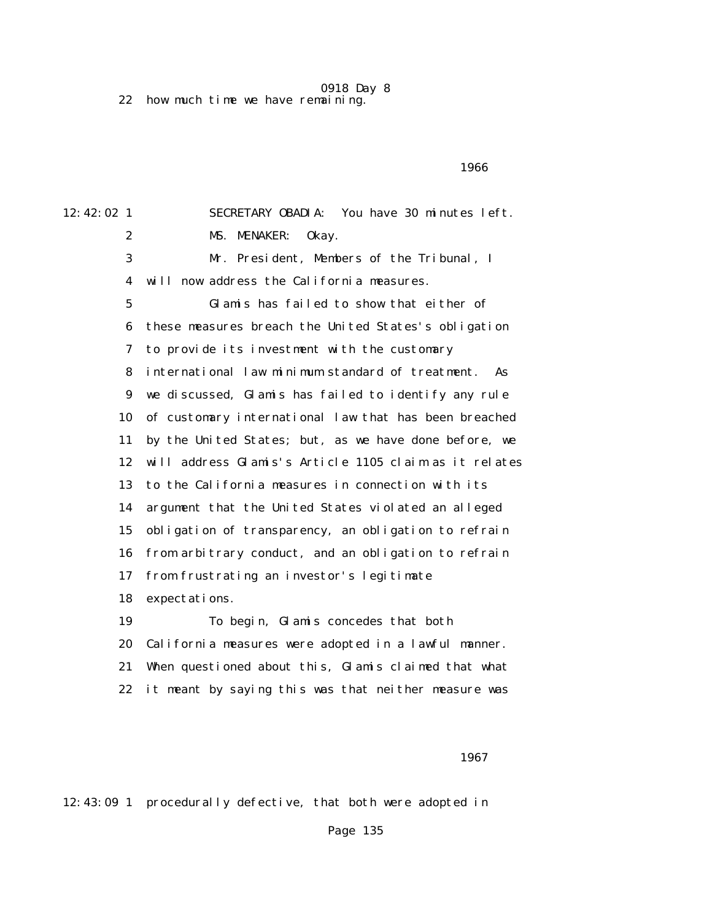22 how much time we have remaining.

1966

12:42:02 1 SECRETARY OBADIA: You have 30 minutes left.

2 MS. MENAKER: Okay.

3 Mr. President, Members of the Tribunal, I

4 will now address the California measures.

5 Glamis has failed to show that either of

6 these measures breach the United States's obligation

7 to provide its investment with the customary

8 international law minimum standard of treatment. As

9 we discussed, Glamis has failed to identify any rule

10 of customary international law that has been breached

11 by the United States; but, as we have done before, we

12 will address Glamis's Article 1105 claim as it relates

13 to the California measures in connection with its

14 argument that the United States violated an alleged

15 obligation of transparency, an obligation to refrain

16 from arbitrary conduct, and an obligation to refrain

17 from frustrating an investor's legitimate

18 expectations.

19 To begin, Glamis concedes that both

20 California measures were adopted in a lawful manner.

21 When questioned about this, Glamis claimed that what

22 it meant by saying this was that neither measure was

1967

12:43:09 1 procedurally defective, that both were adopted in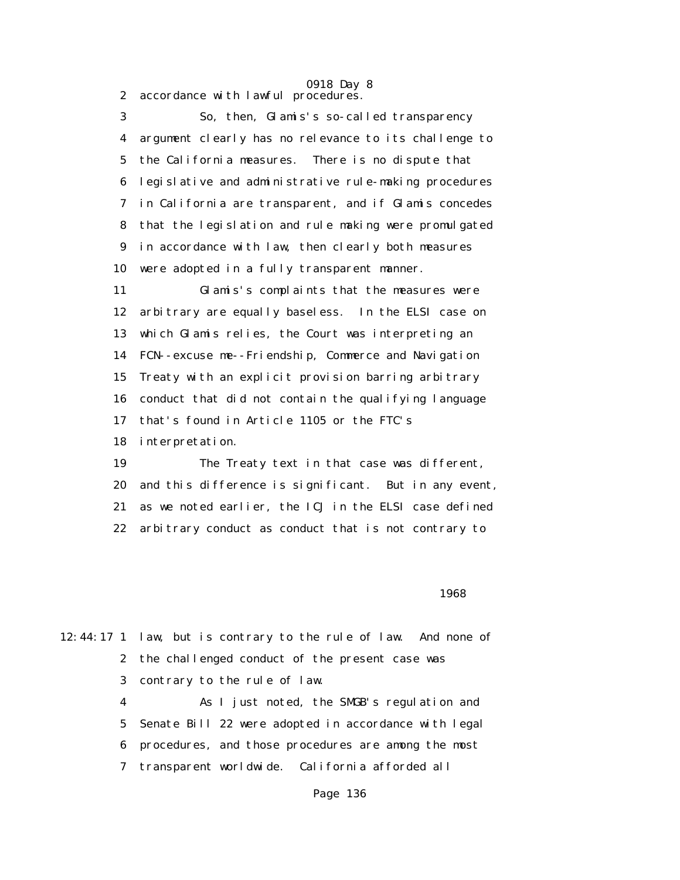2 accordance with lawful procedures.

3 So, then, Glamis's so-called transparency
4 argument clearly has no relevance to its challenge to
5 the California measures. There is no dispute that
6 legislative and administrative rule-making procedures
7 in California are transparent, and if Glamis concedes
8 that the legislation and rule making were promulgated
9 in accordance with law, then clearly both measures
10 were adopted in a fully transparent manner.

11 Glamis's complaints that the measures were
12 arbitrary are equally baseless. In the ELSI case on
13 which Glamis relies, the Court was interpreting an
14 FCN--excuse me--Friendship, Commerce and Navigation
15 Treaty with an explicit provision barring arbitrary
16 conduct that did not contain the qualifying language
17 that's found in Article 1105 or the FTC's
18 interpretation.

19 The Treaty text in that case was different,
20 and this difference is significant. But in any event,
21 as we noted earlier, the ICJ in the ELSI case defined
22 arbitrary conduct as conduct that is not contrary to

1968

12:44:17 1 law, but is contrary to the rule of law. And none of
2 the challenged conduct of the present case was
3 contrary to the rule of law.

4 As I just noted, the SMGB's regulation and
5 Senate Bill 22 were adopted in accordance with legal
6 procedures, and those procedures are among the most
7 transparent worldwide. California afforded all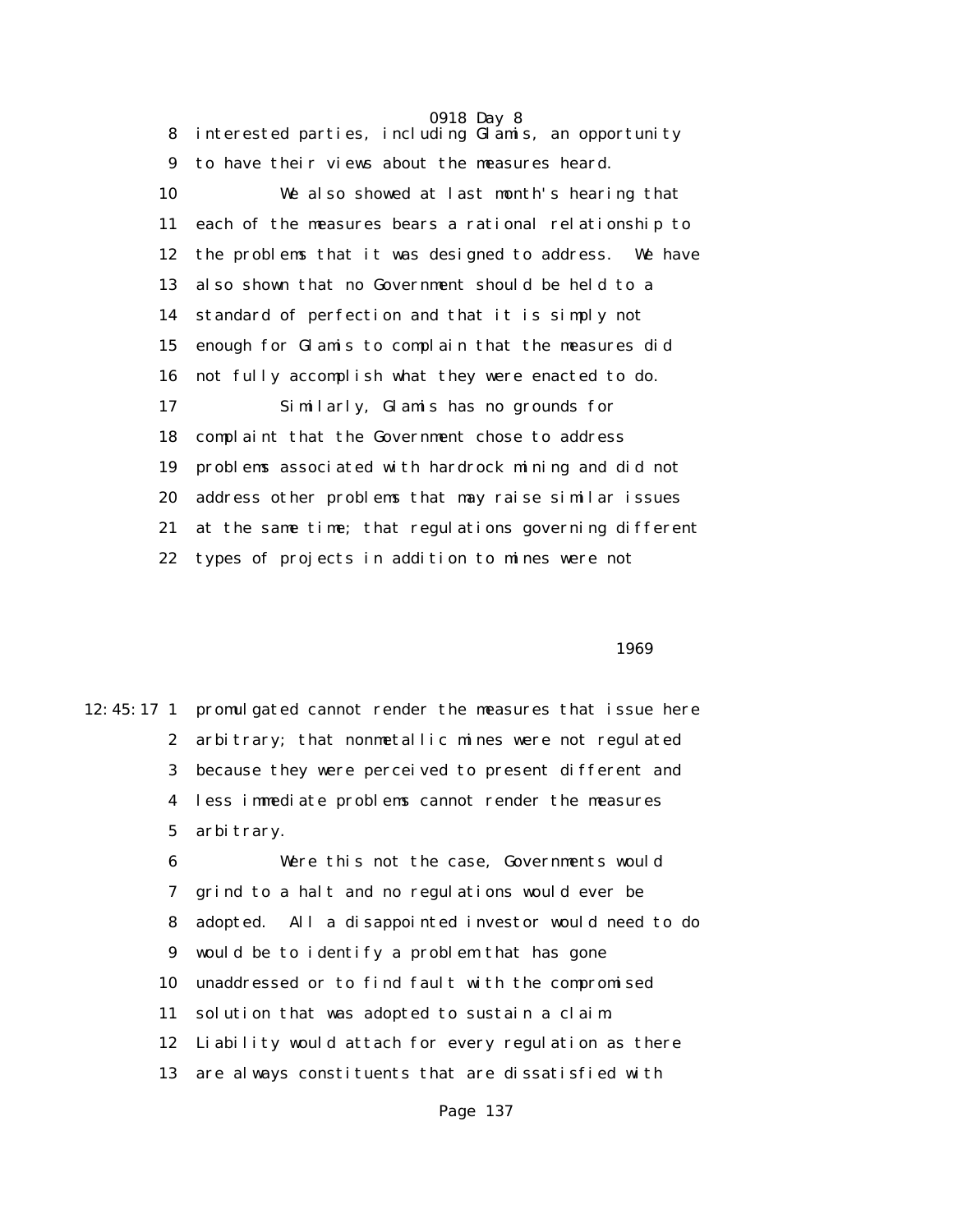interested parties, including Glamis, an opportunity to have their views about the measures heard.

We also showed at last month's hearing that each of the measures bears a rational relationship to the problems that it was designed to address. We have also shown that no Government should be held to a standard of perfection and that it is simply not enough for Glamis to complain that the measures did not fully accomplish what they were enacted to do.

Similarly, Glamis has no grounds for complaint that the Government chose to address problems associated with hardrock mining and did not address other problems that may raise similar issues at the same time; that regulations governing different types of projects in addition to mines were not

promulgated cannot render the measures that issue here arbitrary; that nonmetallic mines were not regulated because they were perceived to present different and less immediate problems cannot render the measures arbitrary.

Were this not the case, Governments would grind to a halt and no regulations would ever be adopted. All a disappointed investor would need to do would be to identify a problem that has gone unaddressed or to find fault with the compromised solution that was adopted to sustain a claim. Liability would attach for every regulation as there are always constituents that are dissatisfied with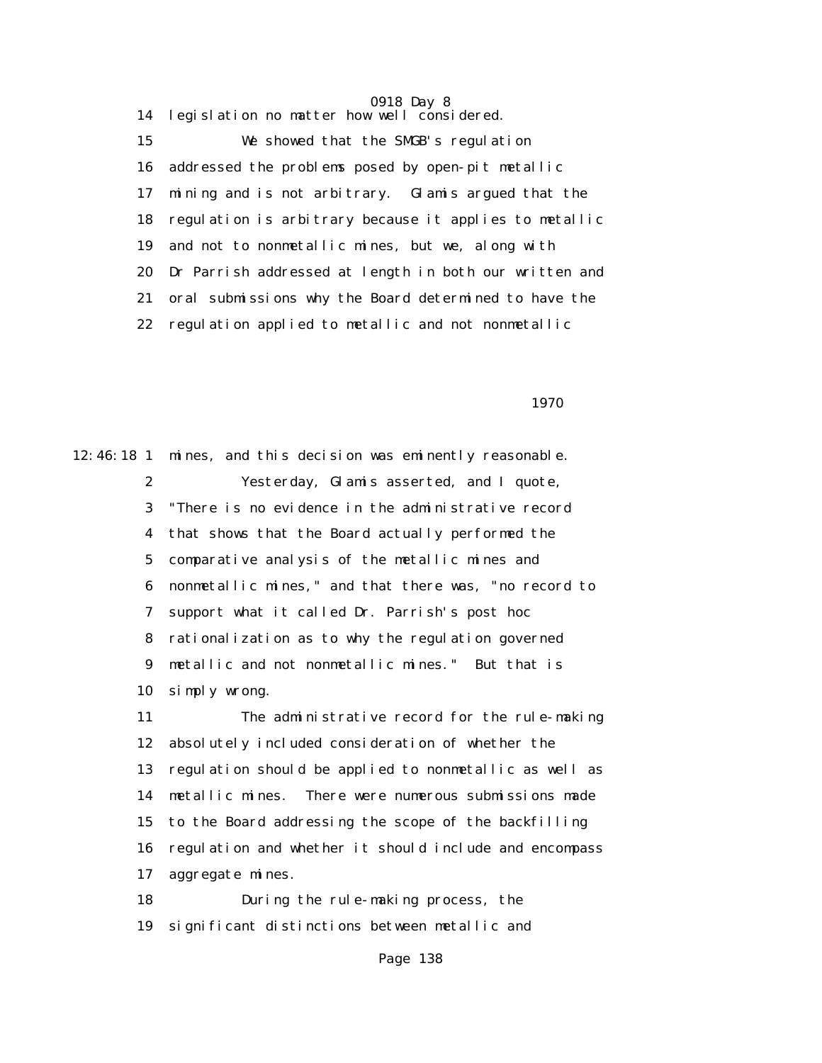14 legislation no matter how well considered.

15 We showed that the SMGB's regulation

16 addressed the problems posed by open-pit metallic

17 mining and is not arbitrary. Glamis argued that the

18 regulation is arbitrary because it applies to metallic

19 and not to nonmetallic mines, but we, along with

20 Dr Parrish addressed at length in both our written and

21 oral submissions why the Board determined to have the

22 regulation applied to metallic and not nonmetallic

1970

12:46:18 1 mines, and this decision was eminently reasonable.

2 Yesterday, Glamis asserted, and I quote,

3 "There is no evidence in the administrative record

4 that shows that the Board actually performed the

5 comparative analysis of the metallic mines and

6 nonmetallic mines," and that there was, "no record to

7 support what it called Dr. Parrish's post hoc

8 rationalization as to why the regulation governed

9 metallic and not nonmetallic mines." But that is

10 simply wrong.

11 The administrative record for the rule-making

12 absolutely included consideration of whether the

13 regulation should be applied to nonmetallic as well as

14 metallic mines. There were numerous submissions made

15 to the Board addressing the scope of the backfilling

16 regulation and whether it should include and encompass

17 aggregate mines.

18 During the rule-making process, the

19 significant distinctions between metallic and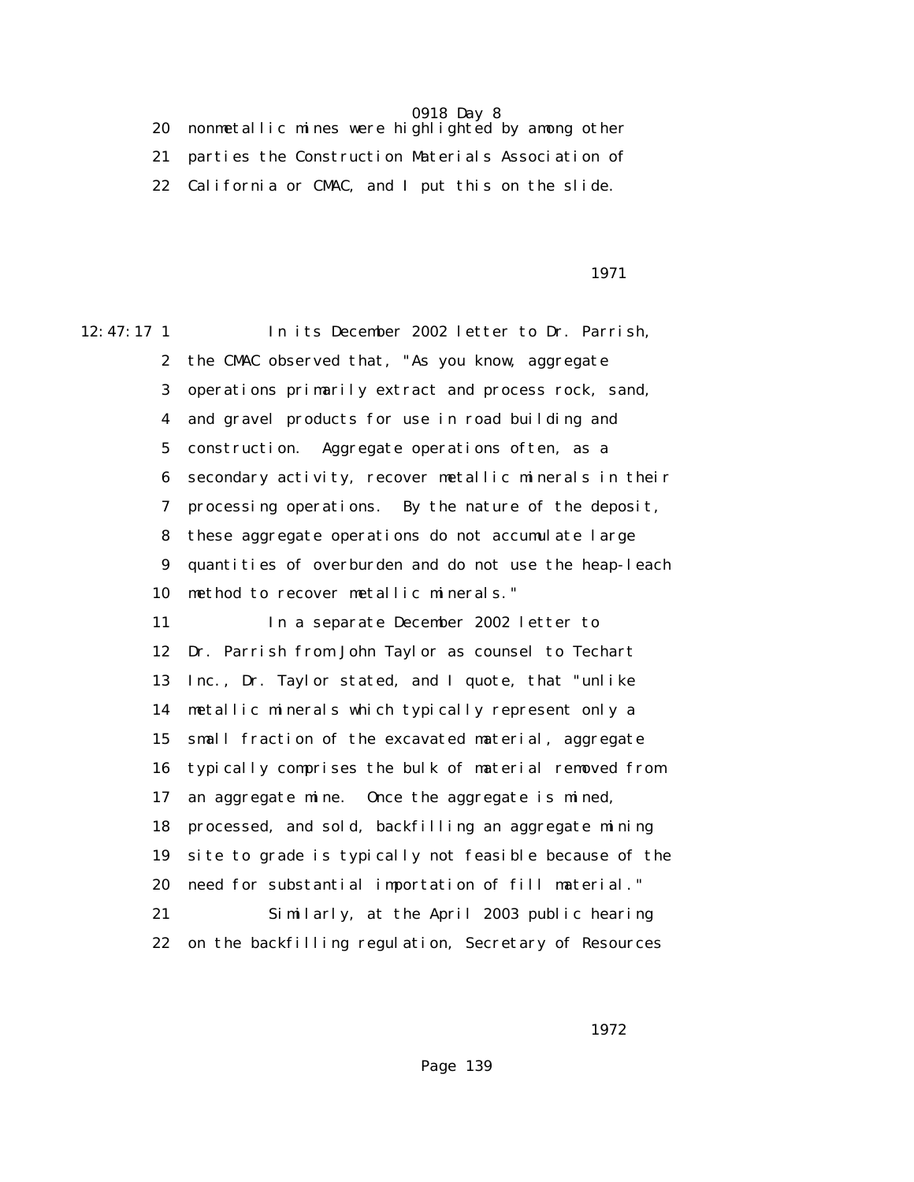20 nonmetallic mines were highlighted by among other

21 parties the Construction Materials Association of

22 California or CMAC, and I put this on the slide.

12:47:17 1 In its December 2002 letter to Dr. Parrish,

2 the CMAC observed that, "As you know, aggregate

3 operations primarily extract and process rock, sand,

4 and gravel products for use in road building and

5 construction. Aggregate operations often, as a

6 secondary activity, recover metallic minerals in their

7 processing operations. By the nature of the deposit,

8 these aggregate operations do not accumulate large

9 quantities of overburden and do not use the heap-leach

10 method to recover metallic minerals."

11 In a separate December 2002 letter to

12 Dr. Parrish from John Taylor as counsel to Techart

13 Inc., Dr. Taylor stated, and I quote, that "unlike

14 metallic minerals which typically represent only a

15 small fraction of the excavated material, aggregate

16 typically comprises the bulk of material removed from

17 an aggregate mine. Once the aggregate is mined,

18 processed, and sold, backfilling an aggregate mining

19 site to grade is typically not feasible because of the

20 need for substantial importation of fill material."

21 Similarly, at the April 2003 public hearing

22 on the backfilling regulation, Secretary of Resources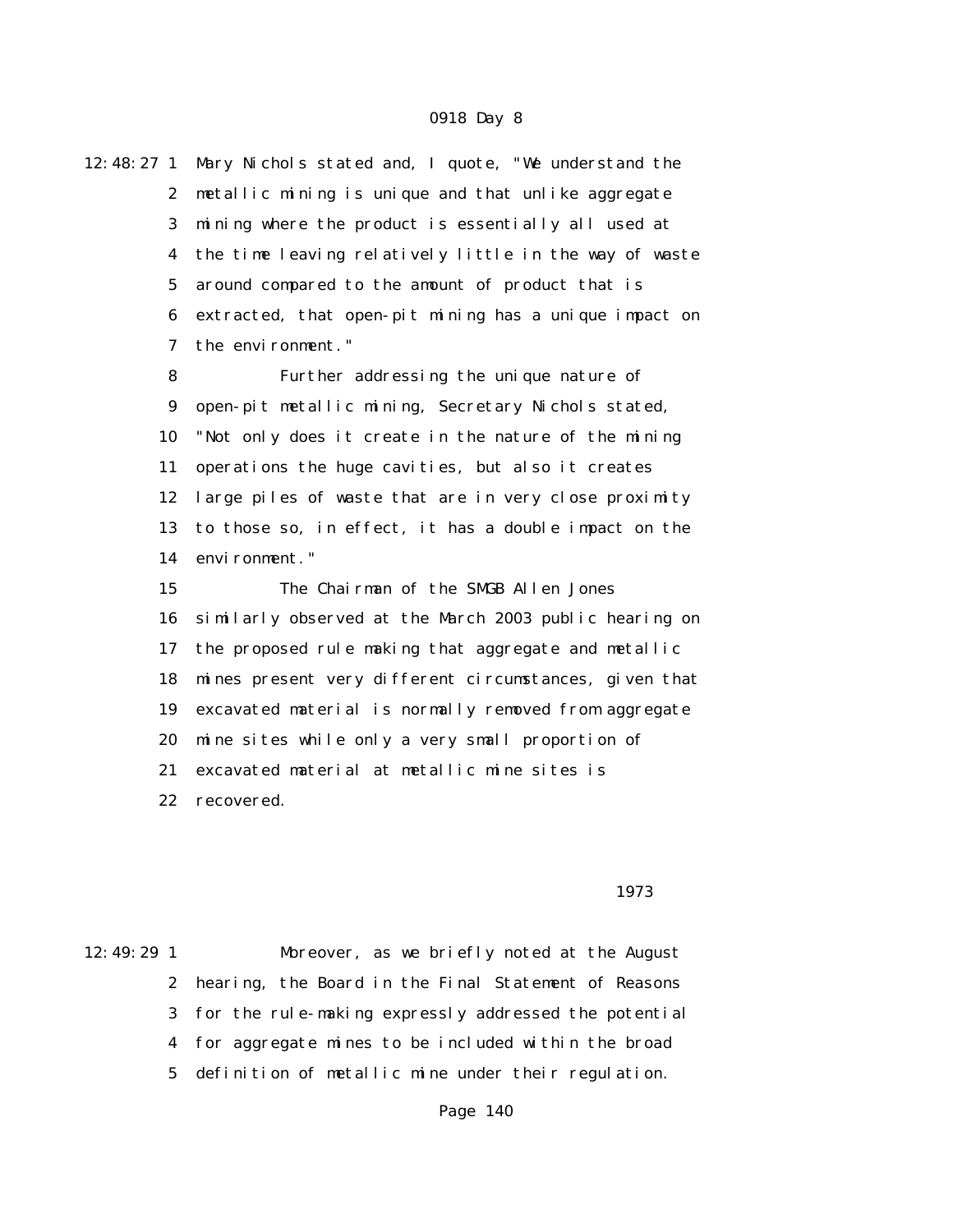12:48:27 1 Mary Nichols stated and, I quote, "We understand the
2 metallic mining is unique and that unlike aggregate
3 mining where the product is essentially all used at
4 the time leaving relatively little in the way of waste
5 around compared to the amount of product that is
6 extracted, that open-pit mining has a unique impact on
7 the environment."

8 Further addressing the unique nature of
9 open-pit metallic mining, Secretary Nichols stated,
10 "Not only does it create in the nature of the mining
11 operations the huge cavities, but also it creates
12 large piles of waste that are in very close proximity
13 to those so, in effect, it has a double impact on the
14 environment."

15 The Chairman of the SMGB Allen Jones
16 similarly observed at the March 2003 public hearing on
17 the proposed rule making that aggregate and metallic
18 mines present very different circumstances, given that
19 excavated material is normally removed from aggregate
20 mine sites while only a very small proportion of
21 excavated material at metallic mine sites is
22 recovered.

1973

12:49:29 1 Moreover, as we briefly noted at the August
2 hearing, the Board in the Final Statement of Reasons
3 for the rule-making expressly addressed the potential
4 for aggregate mines to be included within the broad
5 definition of metallic mine under their regulation.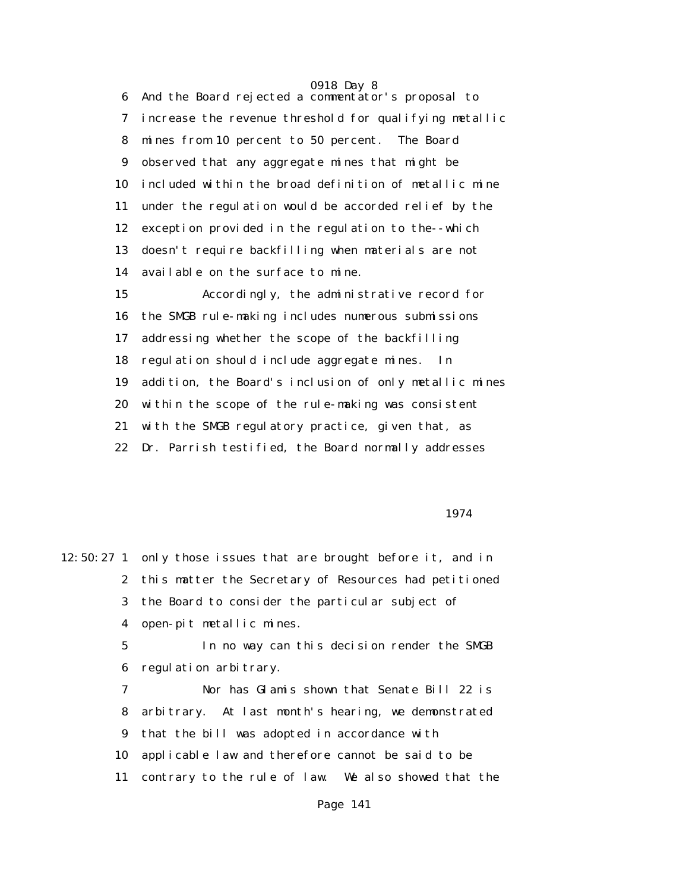6 And the Board rejected a commentator's proposal to
7 increase the revenue threshold for qualifying metallic
8 mines from 10 percent to 50 percent. The Board
9 observed that any aggregate mines that might be
10 included within the broad definition of metallic mine
11 under the regulation would be accorded relief by the
12 exception provided in the regulation to the--which
13 doesn't require backfilling when materials are not
14 available on the surface to mine.

15 Accordingly, the administrative record for
16 the SMGB rule-making includes numerous submissions
17 addressing whether the scope of the backfilling
18 regulation should include aggregate mines. In
19 addition, the Board's inclusion of only metallic mines
20 within the scope of the rule-making was consistent
21 with the SMGB regulatory practice, given that, as
22 Dr. Parrish testified, the Board normally addresses

1974

12:50:27 1 only those issues that are brought before it, and in
2 this matter the Secretary of Resources had petitioned
3 the Board to consider the particular subject of
4 open-pit metallic mines.

5 In no way can this decision render the SMGB
6 regulation arbitrary.

7 Nor has Glamis shown that Senate Bill 22 is
8 arbitrary. At last month's hearing, we demonstrated
9 that the bill was adopted in accordance with
10 applicable law and therefore cannot be said to be
11 contrary to the rule of law. We also showed that the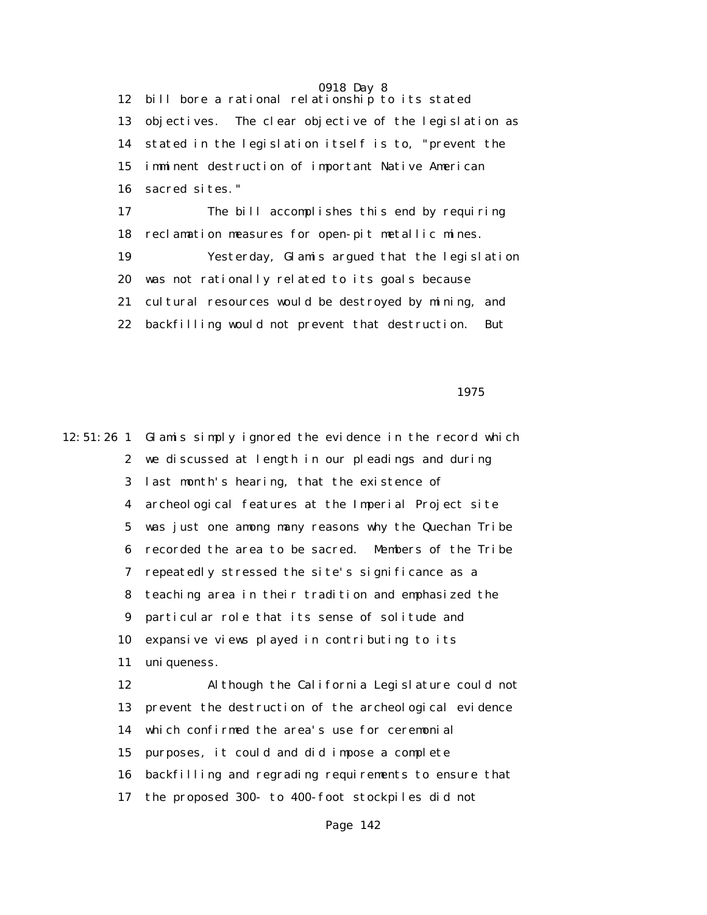bill bore a rational relationship to its stated objectives. The clear objective of the legislation as stated in the legislation itself is to, "prevent the imminent destruction of important Native American sacred sites."

The bill accomplishes this end by requiring reclamation measures for open-pit metallic mines.

Yesterday, Glamis argued that the legislation was not rationally related to its goals because cultural resources would be destroyed by mining, and backfilling would not prevent that destruction. But Glamis simply ignored the evidence in the record which we discussed at length in our pleadings and during last month's hearing, that the existence of archeological features at the Imperial Project site was just one among many reasons why the Quechan Tribe recorded the area to be sacred. Members of the Tribe repeatedly stressed the site's significance as a teaching area in their tradition and emphasized the particular role that its sense of solitude and expansive views played in contributing to its uniqueness.

Although the California Legislature could not prevent the destruction of the archeological evidence which confirmed the area's use for ceremonial purposes, it could and did impose a complete backfilling and regrading requirements to ensure that the proposed 300- to 400-foot stockpiles did not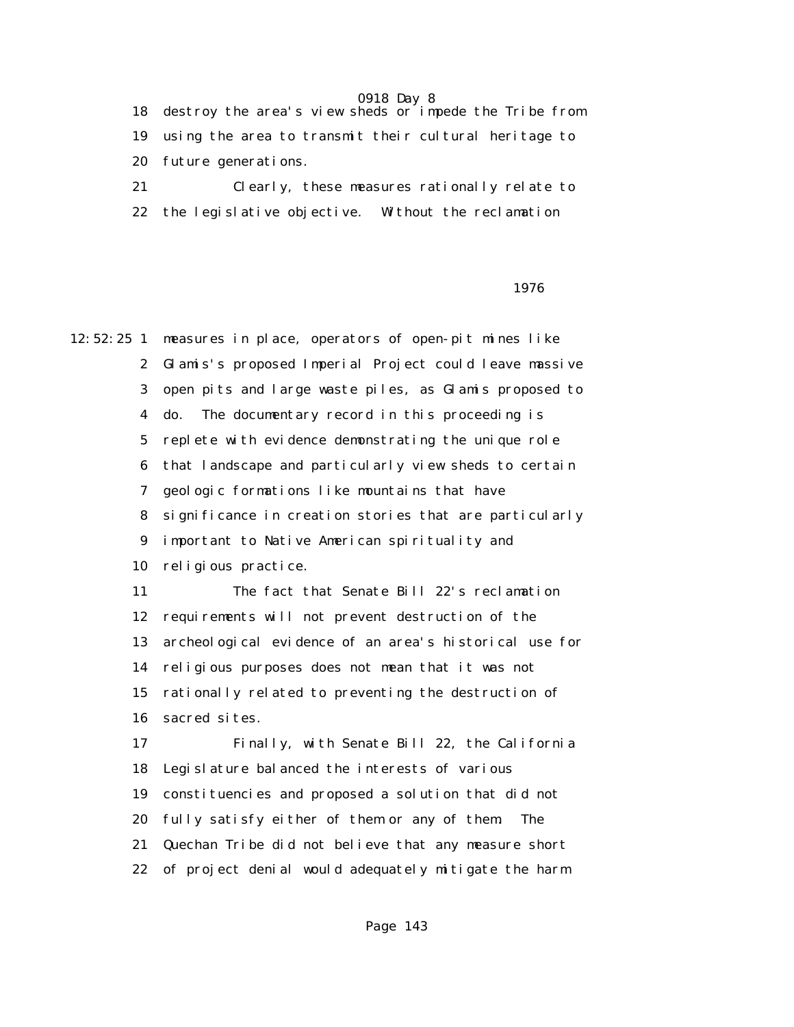18 destroy the area's view sheds or impede the Tribe from

19 using the area to transmit their cultural heritage to

20 future generations.

21 Clearly, these measures rationally relate to

22 the legislative objective. Without the reclamation

1976

12:52:25 1 measures in place, operators of open-pit mines like

2 Glamis's proposed Imperial Project could leave massive

3 open pits and large waste piles, as Glamis proposed to

4 do. The documentary record in this proceeding is

5 replete with evidence demonstrating the unique role

6 that landscape and particularly view sheds to certain

7 geologic formations like mountains that have

8 significance in creation stories that are particularly

9 important to Native American spirituality and

10 religious practice.

11 The fact that Senate Bill 22's reclamation

12 requirements will not prevent destruction of the

13 archeological evidence of an area's historical use for

14 religious purposes does not mean that it was not

15 rationally related to preventing the destruction of

16 sacred sites.

17 Finally, with Senate Bill 22, the California

18 Legislature balanced the interests of various

19 constituencies and proposed a solution that did not

20 fully satisfy either of them or any of them. The

21 Quechan Tribe did not believe that any measure short

22 of project denial would adequately mitigate the harm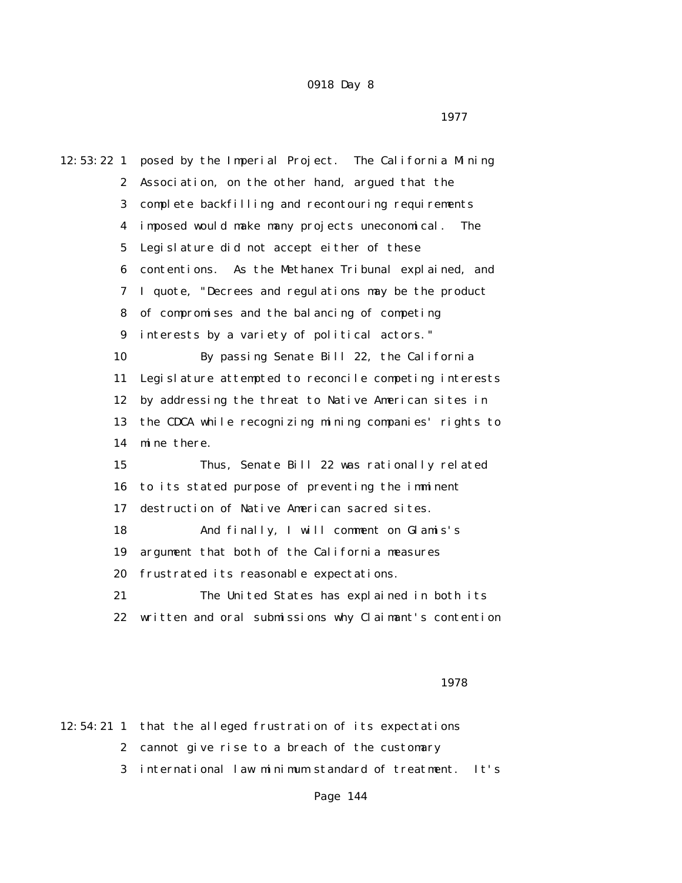12:53:22 1 posed by the Imperial Project. The California Mining
2 Association, on the other hand, argued that the
3 complete backfilling and recontouring requirements
4 imposed would make many projects uneconomical. The
5 Legislature did not accept either of these
6 contentions. As the Methanex Tribunal explained, and
7 I quote, "Decrees and regulations may be the product
8 of compromises and the balancing of competing
9 interests by a variety of political actors."
10 By passing Senate Bill 22, the California
11 Legislature attempted to reconcile competing interests
12 by addressing the threat to Native American sites in
13 the CDCA while recognizing mining companies' rights to
14 mine there.
15 Thus, Senate Bill 22 was rationally related
16 to its stated purpose of preventing the imminent
17 destruction of Native American sacred sites.
18 And finally, I will comment on Glamis's
19 argument that both of the California measures
20 frustrated its reasonable expectations.
21 The United States has explained in both its
22 written and oral submissions why Claimant's contention

1978

12:54:21 1 that the alleged frustration of its expectations
2 cannot give rise to a breach of the customary
3 international law minimum standard of treatment. It's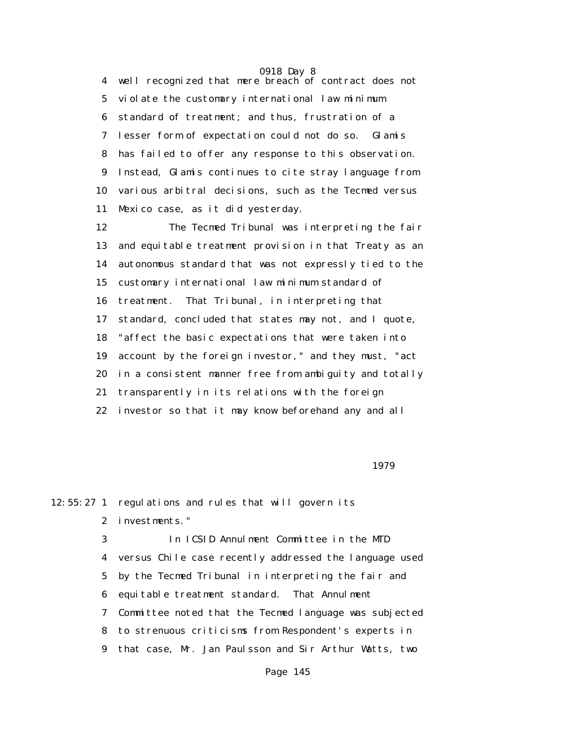4 well recognized that mere breach of contract does not
5 violate the customary international law minimum
6 standard of treatment; and thus, frustration of a
7 lesser form of expectation could not do so. Glamis
8 has failed to offer any response to this observation.
9 Instead, Glamis continues to cite stray language from
10 various arbitral decisions, such as the Tecmed versus
11 Mexico case, as it did yesterday.

12 The Tecmed Tribunal was interpreting the fair
13 and equitable treatment provision in that Treaty as an
14 autonomous standard that was not expressly tied to the
15 customary international law minimum standard of
16 treatment. That Tribunal, in interpreting that
17 standard, concluded that states may not, and I quote,
18 "affect the basic expectations that were taken into
19 account by the foreign investor," and they must, "act
20 in a consistent manner free from ambiguity and totally
21 transparently in its relations with the foreign
22 investor so that it may know beforehand any and all

1979

12:55:27 1 regulations and rules that will govern its
2 investments."

3 In ICSID Annulment Committee in the MTD
4 versus Chile case recently addressed the language used
5 by the Tecmed Tribunal in interpreting the fair and
6 equitable treatment standard. That Annulment
7 Committee noted that the Tecmed language was subjected
8 to strenuous criticisms from Respondent's experts in
9 that case, Mr. Jan Paulsson and Sir Arthur Watts, two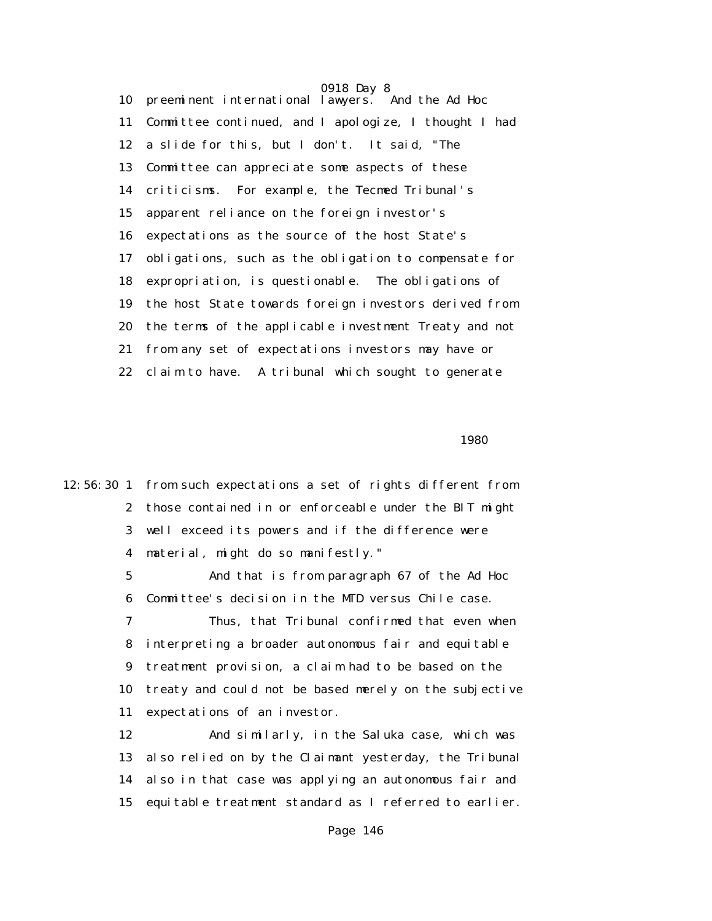10 preeminent international lawyers. And the Ad Hoc
11 Committee continued, and I apologize, I thought I had
12 a slide for this, but I don't. It said, "The
13 Committee can appreciate some aspects of these
14 criticisms. For example, the Tecmed Tribunal's
15 apparent reliance on the foreign investor's
16 expectations as the source of the host State's
17 obligations, such as the obligation to compensate for
18 expropriation, is questionable. The obligations of
19 the host State towards foreign investors derived from
20 the terms of the applicable investment Treaty and not
21 from any set of expectations investors may have or
22 claim to have. A tribunal which sought to generate

1980

12:56:30 1 from such expectations a set of rights different from
2 those contained in or enforceable under the BIT might
3 well exceed its powers and if the difference were
4 material, might do so manifestly."
5 And that is from paragraph 67 of the Ad Hoc
6 Committee's decision in the MTD versus Chile case.
7 Thus, that Tribunal confirmed that even when
8 interpreting a broader autonomous fair and equitable
9 treatment provision, a claim had to be based on the
10 treaty and could not be based merely on the subjective
11 expectations of an investor.
12 And similarly, in the Saluka case, which was
13 also relied on by the Claimant yesterday, the Tribunal
14 also in that case was applying an autonomous fair and
15 equitable treatment standard as I referred to earlier.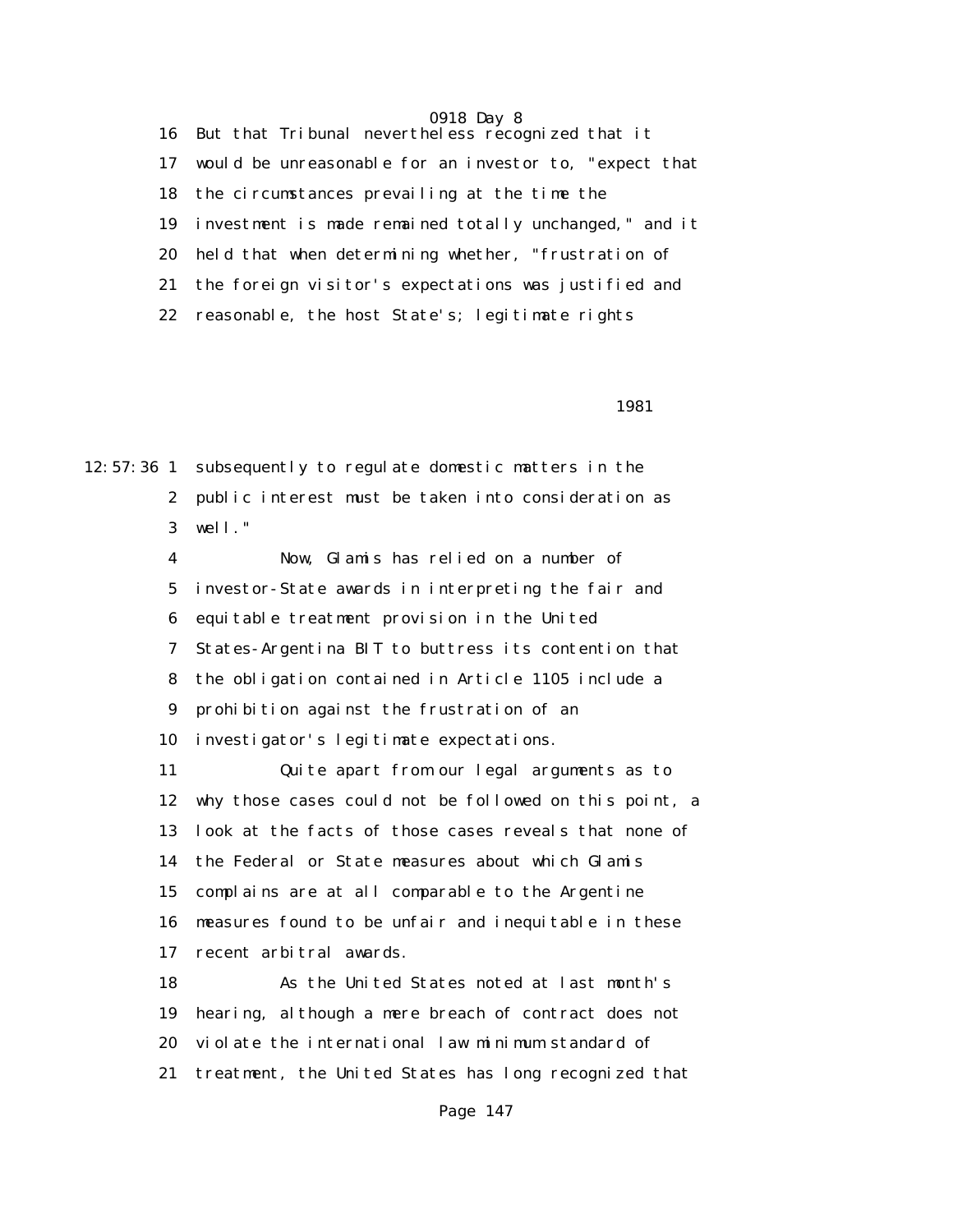16 But that Tribunal nevertheless recognized that it
17 would be unreasonable for an investor to, "expect that
18 the circumstances prevailing at the time the
19 investment is made remained totally unchanged," and it
20 held that when determining whether, "frustration of
21 the foreign visitor's expectations was justified and
22 reasonable, the host State's; legitimate rights

1981

12:57:36 1 subsequently to regulate domestic matters in the
2 public interest must be taken into consideration as
3 well."
4 Now, Glamis has relied on a number of
5 investor-State awards in interpreting the fair and
6 equitable treatment provision in the United
7 States-Argentina BIT to buttress its contention that
8 the obligation contained in Article 1105 include a
9 prohibition against the frustration of an
10 investigator's legitimate expectations.
11 Quite apart from our legal arguments as to
12 why those cases could not be followed on this point, a
13 look at the facts of those cases reveals that none of
14 the Federal or State measures about which Glamis
15 complains are at all comparable to the Argentine
16 measures found to be unfair and inequitable in these
17 recent arbitral awards.
18 As the United States noted at last month's
19 hearing, although a mere breach of contract does not
20 violate the international law minimum standard of
21 treatment, the United States has long recognized that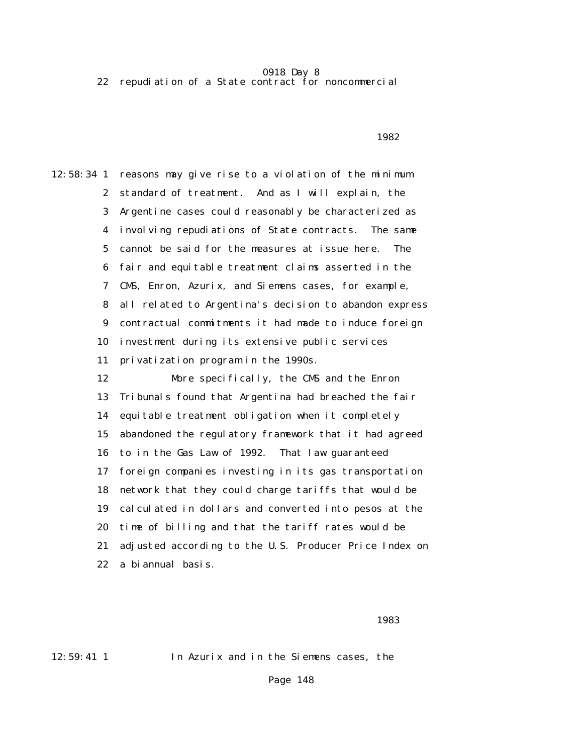22 repudiation of a State contract for noncommercial

1982

12:58:34 1 reasons may give rise to a violation of the minimum

2 standard of treatment. And as I will explain, the

3 Argentine cases could reasonably be characterized as

4 involving repudiations of State contracts. The same

5 cannot be said for the measures at issue here. The

6 fair and equitable treatment claims asserted in the

7 CMS, Enron, Azurix, and Siemens cases, for example,

8 all related to Argentina's decision to abandon express

9 contractual commitments it had made to induce foreign

10 investment during its extensive public services

11 privatization program in the 1990s.

12 More specifically, the CMS and the Enron

13 Tribunals found that Argentina had breached the fair

14 equitable treatment obligation when it completely

15 abandoned the regulatory framework that it had agreed

16 to in the Gas Law of 1992. That law guaranteed

17 foreign companies investing in its gas transportation

18 network that they could charge tariffs that would be

19 calculated in dollars and converted into pesos at the

20 time of billing and that the tariff rates would be

21 adjusted according to the U.S. Producer Price Index on

22 a biannual basis.

1983

12:59:41 1 In Azurix and in the Siemens cases, the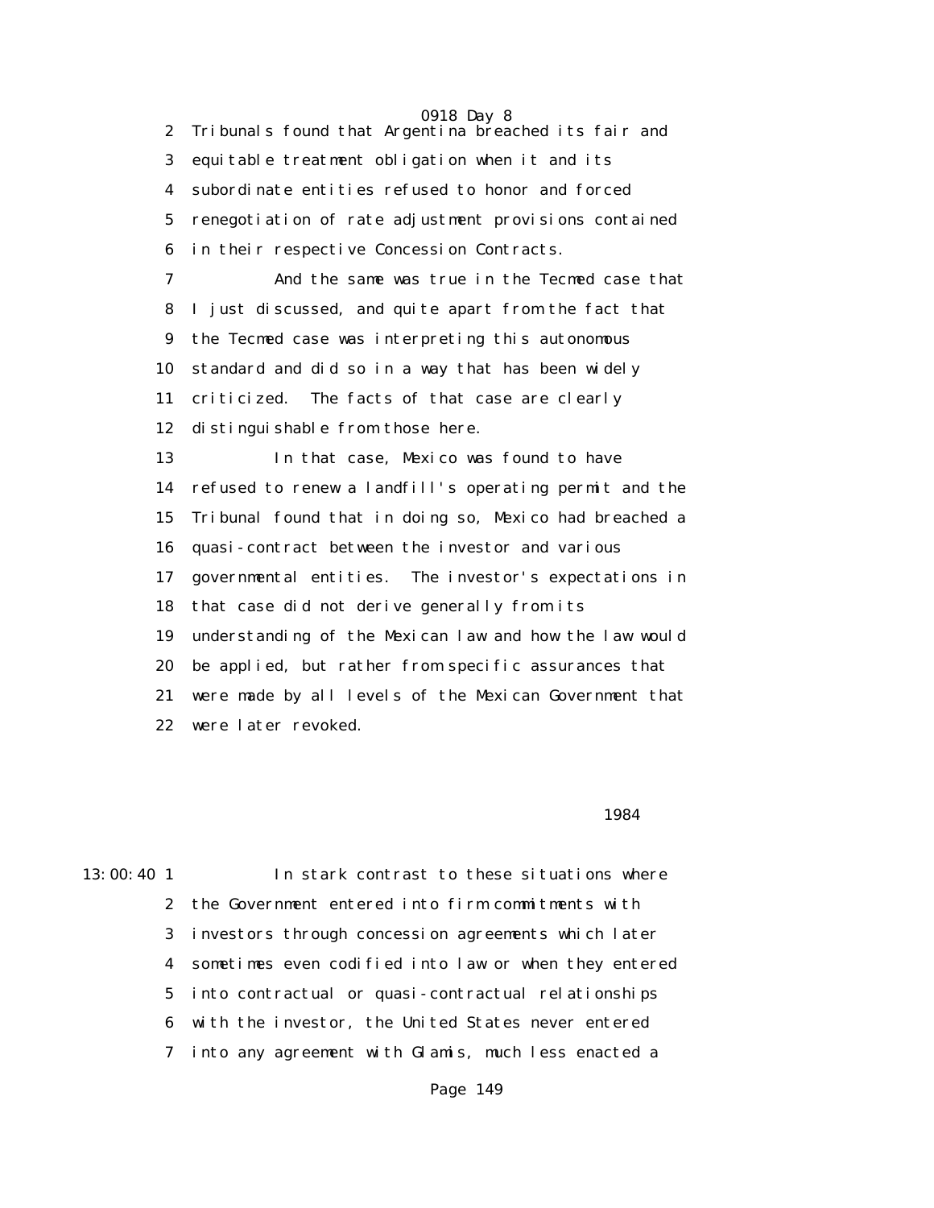Tribunals found that Argentina breached its fair and equitable treatment obligation when it and its subordinate entities refused to honor and forced renegotiation of rate adjustment provisions contained in their respective Concession Contracts.

And the same was true in the Tecmed case that I just discussed, and quite apart from the fact that the Tecmed case was interpreting this autonomous standard and did so in a way that has been widely criticized. The facts of that case are clearly distinguishable from those here.

In that case, Mexico was found to have refused to renew a landfill's operating permit and the Tribunal found that in doing so, Mexico had breached a quasi-contract between the investor and various governmental entities. The investor's expectations in that case did not derive generally from its understanding of the Mexican law and how the law would be applied, but rather from specific assurances that were made by all levels of the Mexican Government that were later revoked.

In stark contrast to these situations where the Government entered into firm commitments with investors through concession agreements which later sometimes even codified into law or when they entered into contractual or quasi-contractual relationships with the investor, the United States never entered into any agreement with Glamis, much less enacted a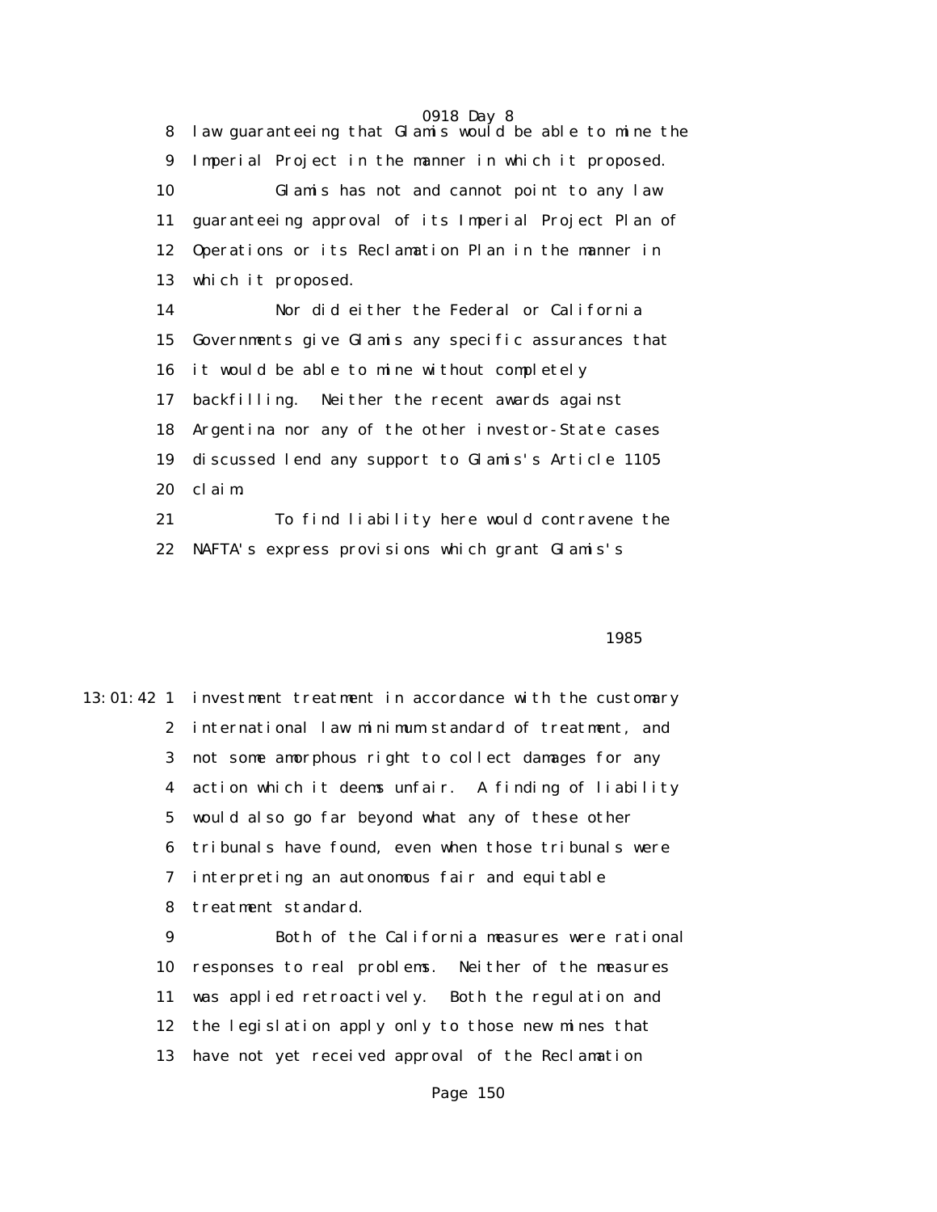8 law guaranteeing that Glamis would be able to mine the
9 Imperial Project in the manner in which it proposed.
10 Glamis has not and cannot point to any law
11 guaranteeing approval of its Imperial Project Plan of
12 Operations or its Reclamation Plan in the manner in
13 which it proposed.
14 Nor did either the Federal or California
15 Governments give Glamis any specific assurances that
16 it would be able to mine without completely
17 backfilling. Neither the recent awards against
18 Argentina nor any of the other investor-State cases
19 discussed lend any support to Glamis's Article 1105
20 claim.
21 To find liability here would contravene the
22 NAFTA's express provisions which grant Glamis's

1985

13:01:42 1 investment treatment in accordance with the customary
2 international law minimum standard of treatment, and
3 not some amorphous right to collect damages for any
4 action which it deems unfair. A finding of liability
5 would also go far beyond what any of these other
6 tribunals have found, even when those tribunals were
7 interpreting an autonomous fair and equitable
8 treatment standard.
9 Both of the California measures were rational
10 responses to real problems. Neither of the measures
11 was applied retroactively. Both the regulation and
12 the legislation apply only to those new mines that
13 have not yet received approval of the Reclamation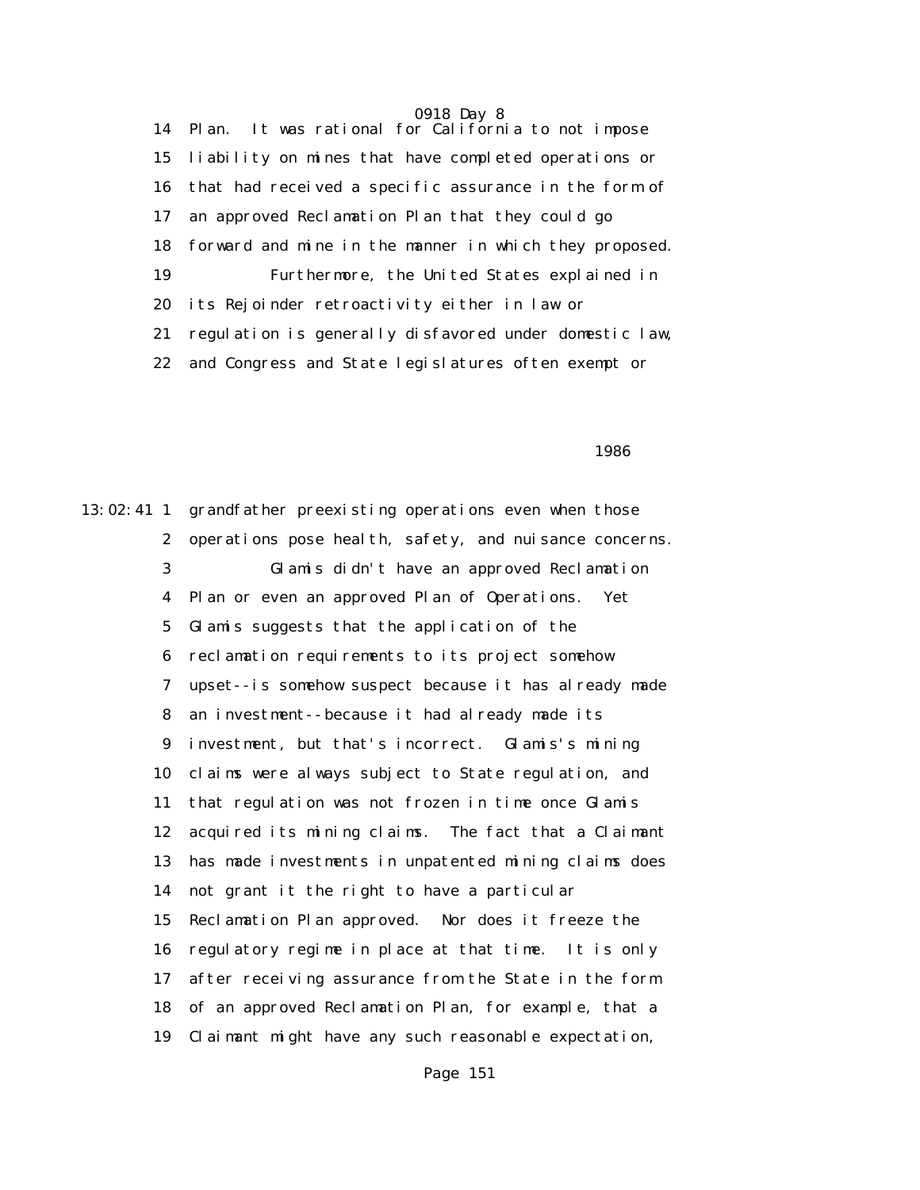14 Plan. It was rational for California to not impose
15 liability on mines that have completed operations or
16 that had received a specific assurance in the form of
17 an approved Reclamation Plan that they could go
18 forward and mine in the manner in which they proposed.
19 Furthermore, the United States explained in
20 its Rejoinder retroactivity either in law or
21 regulation is generally disfavored under domestic law,
22 and Congress and State legislatures often exempt or

1986

13:02:41 1 grandfather preexisting operations even when those
2 operations pose health, safety, and nuisance concerns.
3 Glamis didn't have an approved Reclamation
4 Plan or even an approved Plan of Operations. Yet
5 Glamis suggests that the application of the
6 reclamation requirements to its project somehow
7 upset--is somehow suspect because it has already made
8 an investment--because it had already made its
9 investment, but that's incorrect. Glamis's mining
10 claims were always subject to State regulation, and
11 that regulation was not frozen in time once Glamis
12 acquired its mining claims. The fact that a Claimant
13 has made investments in unpatented mining claims does
14 not grant it the right to have a particular
15 Reclamation Plan approved. Nor does it freeze the
16 regulatory regime in place at that time. It is only
17 after receiving assurance from the State in the form
18 of an approved Reclamation Plan, for example, that a
19 Claimant might have any such reasonable expectation,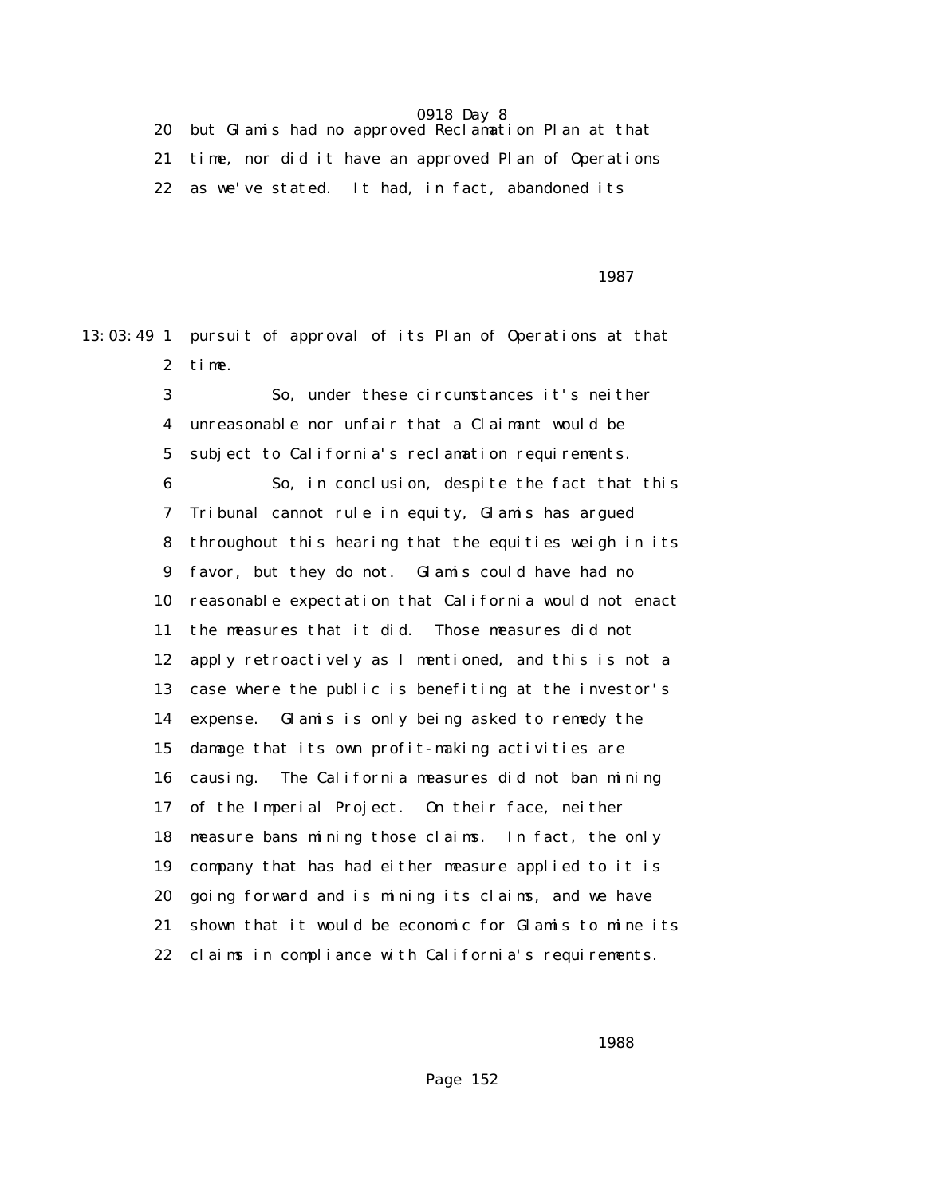20 but Glamis had no approved Reclamation Plan at that
21 time, nor did it have an approved Plan of Operations
22 as we've stated. It had, in fact, abandoned its

1987

13:03:49 1 pursuit of approval of its Plan of Operations at that
2 time.
3 So, under these circumstances it's neither
4 unreasonable nor unfair that a Claimant would be
5 subject to California's reclamation requirements.
6 So, in conclusion, despite the fact that this
7 Tribunal cannot rule in equity, Glamis has argued
8 throughout this hearing that the equities weigh in its
9 favor, but they do not. Glamis could have had no
10 reasonable expectation that California would not enact
11 the measures that it did. Those measures did not
12 apply retroactively as I mentioned, and this is not a
13 case where the public is benefiting at the investor's
14 expense. Glamis is only being asked to remedy the
15 damage that its own profit-making activities are
16 causing. The California measures did not ban mining
17 of the Imperial Project. On their face, neither
18 measure bans mining those claims. In fact, the only
19 company that has had either measure applied to it is
20 going forward and is mining its claims, and we have
21 shown that it would be economic for Glamis to mine its
22 claims in compliance with California's requirements.

1988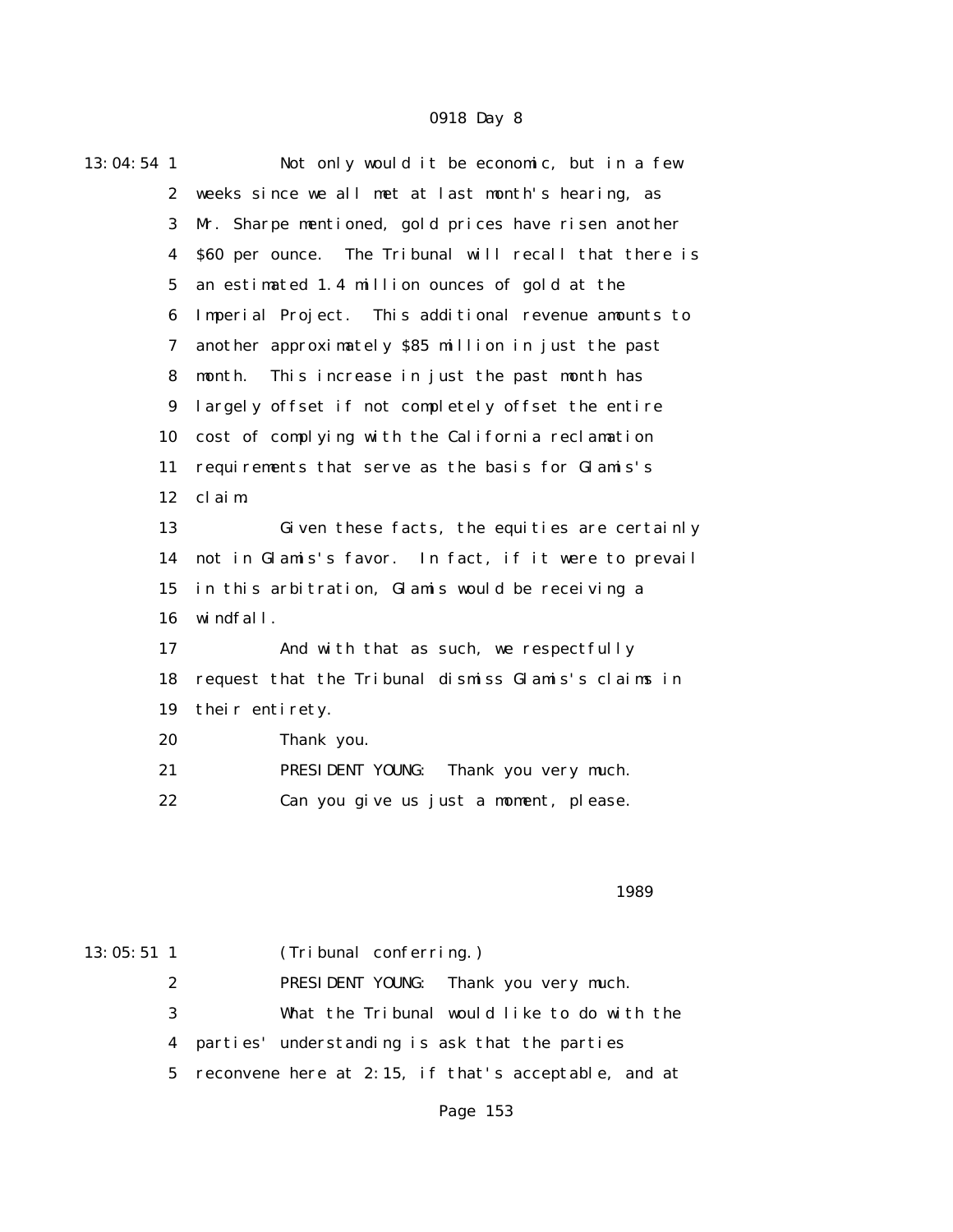13:04:54 1 Not only would it be economic, but in a few
2 weeks since we all met at last month's hearing, as
3 Mr. Sharpe mentioned, gold prices have risen another
4 $60 per ounce. The Tribunal will recall that there is
5 an estimated 1.4 million ounces of gold at the
6 Imperial Project. This additional revenue amounts to
7 another approximately $85 million in just the past
8 month. This increase in just the past month has
9 largely offset if not completely offset the entire
10 cost of complying with the California reclamation
11 requirements that serve as the basis for Glamis's
12 claim.
13 Given these facts, the equities are certainly
14 not in Glamis's favor. In fact, if it were to prevail
15 in this arbitration, Glamis would be receiving a
16 windfall.
17 And with that as such, we respectfully
18 request that the Tribunal dismiss Glamis's claims in
19 their entirety.
20 Thank you.
21 PRESIDENT YOUNG: Thank you very much.
22 Can you give us just a moment, please.

1989

13:05:51 1 (Tribunal conferring.)
2 PRESIDENT YOUNG: Thank you very much.
3 What the Tribunal would like to do with the
4 parties' understanding is ask that the parties
5 reconvene here at 2:15, if that's acceptable, and at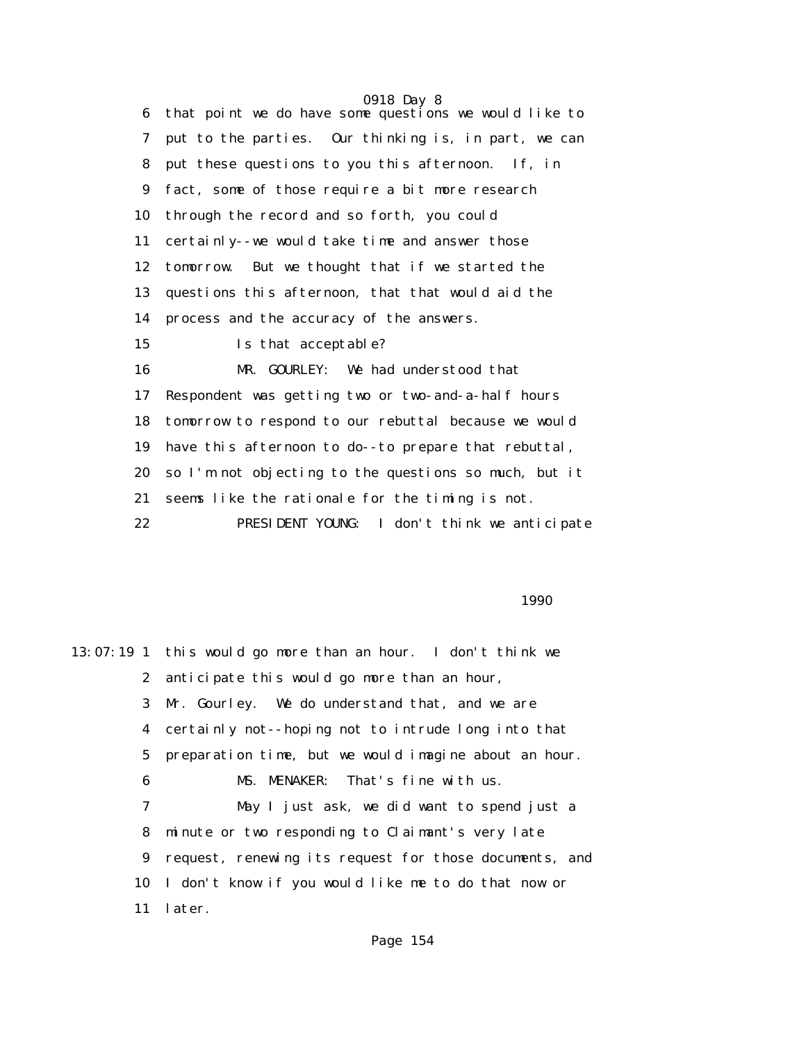6 that point we do have some questions we would like to

7 put to the parties. Our thinking is, in part, we can

8 put these questions to you this afternoon. If, in

9 fact, some of those require a bit more research

10 through the record and so forth, you could

11 certainly--we would take time and answer those

12 tomorrow. But we thought that if we started the

13 questions this afternoon, that that would aid the

14 process and the accuracy of the answers.

15 Is that acceptable?

16 MR. GOURLEY: We had understood that

17 Respondent was getting two or two-and-a-half hours

18 tomorrow to respond to our rebuttal because we would

19 have this afternoon to do--to prepare that rebuttal,

20 so I'm not objecting to the questions so much, but it

21 seems like the rationale for the timing is not.

22 PRESIDENT YOUNG: I don't think we anticipate

1990

13:07:19 1 this would go more than an hour. I don't think we

2 anticipate this would go more than an hour,

3 Mr. Gourley. We do understand that, and we are

4 certainly not--hoping not to intrude long into that

5 preparation time, but we would imagine about an hour.

6 MS. MENAKER: That's fine with us.

7 May I just ask, we did want to spend just a

8 minute or two responding to Claimant's very late

9 request, renewing its request for those documents, and

10 I don't know if you would like me to do that now or

11 later.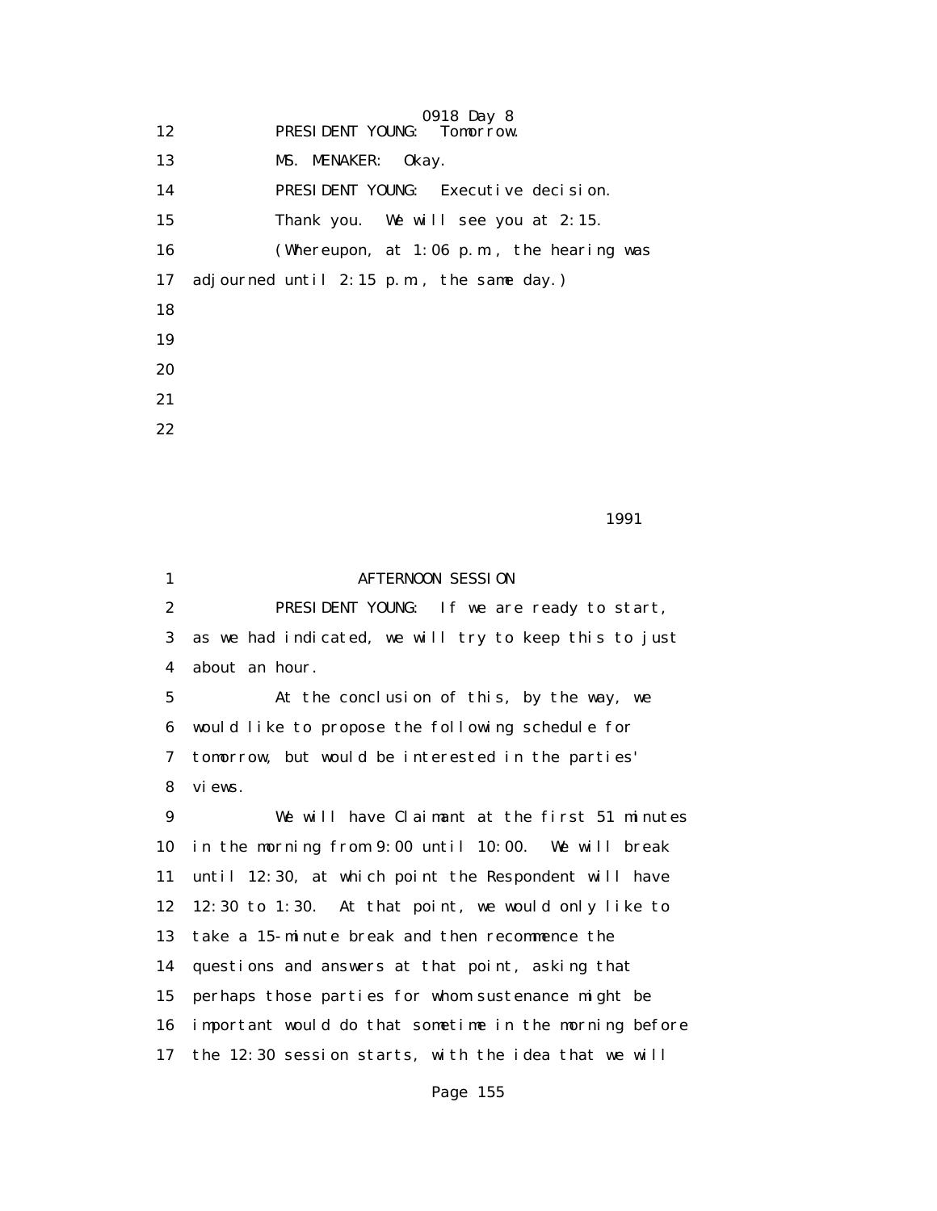12 PRESIDENT YOUNG: Tomorrow.

13 MS. MENAKER: Okay.

14 PRESIDENT YOUNG: Executive decision.

15 Thank you. We will see you at 2:15.

16 (Whereupon, at 1:06 p.m., the hearing was

17 adjourned until 2:15 p.m., the same day.)

18

19

20

21

22

1991

1 AFTERNOON SESSION

2 PRESIDENT YOUNG: If we are ready to start,

3 as we had indicated, we will try to keep this to just

4 about an hour.

5 At the conclusion of this, by the way, we

6 would like to propose the following schedule for

7 tomorrow, but would be interested in the parties'

8 views.

9 We will have Claimant at the first 51 minutes

10 in the morning from 9:00 until 10:00. We will break

11 until 12:30, at which point the Respondent will have

12 12:30 to 1:30. At that point, we would only like to

13 take a 15-minute break and then recommence the

14 questions and answers at that point, asking that

15 perhaps those parties for whom sustenance might be

16 important would do that sometime in the morning before

17 the 12:30 session starts, with the idea that we will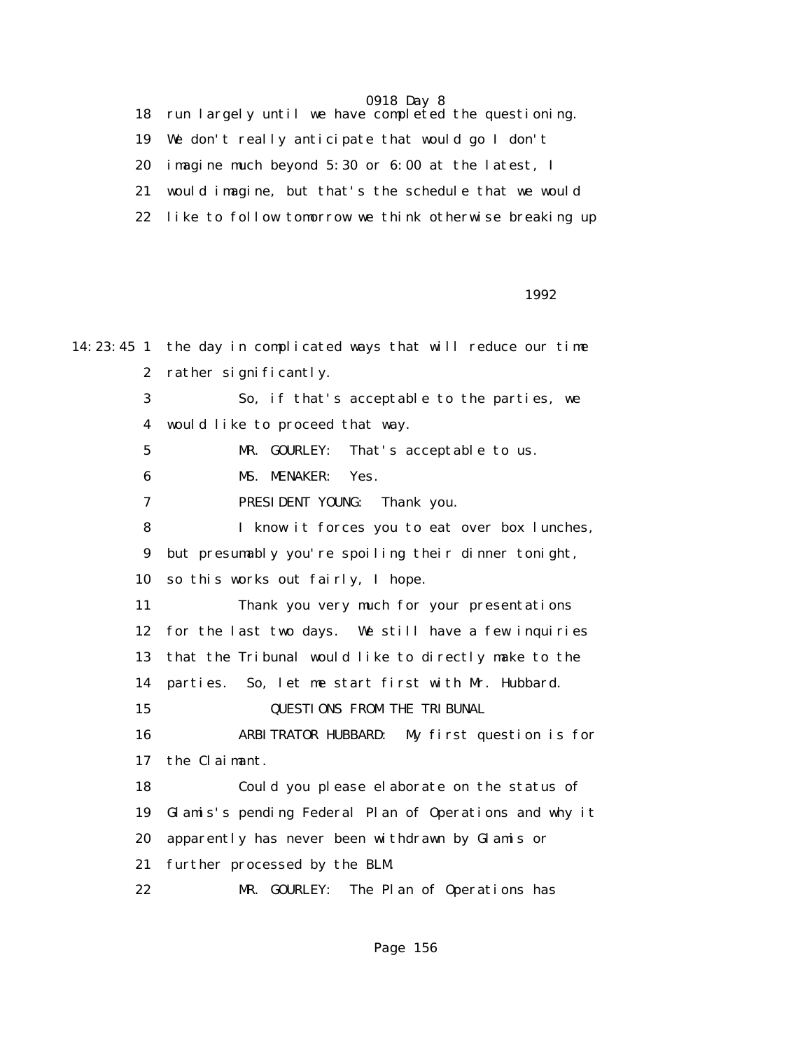18 run largely until we have completed the questioning.

19 We don't really anticipate that would go I don't

20 imagine much beyond 5:30 or 6:00 at the latest, I

21 would imagine, but that's the schedule that we would

22 like to follow tomorrow we think otherwise breaking up

1992

14:23:45 1 the day in complicated ways that will reduce our time

2 rather significantly.

3 So, if that's acceptable to the parties, we

4 would like to proceed that way.

5 MR. GOURLEY: That's acceptable to us.

6 MS. MENAKER: Yes.

7 PRESIDENT YOUNG: Thank you.

8 I know it forces you to eat over box lunches,

9 but presumably you're spoiling their dinner tonight,

10 so this works out fairly, I hope.

11 Thank you very much for your presentations

12 for the last two days. We still have a few inquiries

13 that the Tribunal would like to directly make to the

14 parties. So, let me start first with Mr. Hubbard.

15 QUESTIONS FROM THE TRIBUNAL

16 ARBITRATOR HUBBARD: My first question is for

17 the Claimant.

18 Could you please elaborate on the status of

19 Glamis's pending Federal Plan of Operations and why it

20 apparently has never been withdrawn by Glamis or

21 further processed by the BLM.

22 MR. GOURLEY: The Plan of Operations has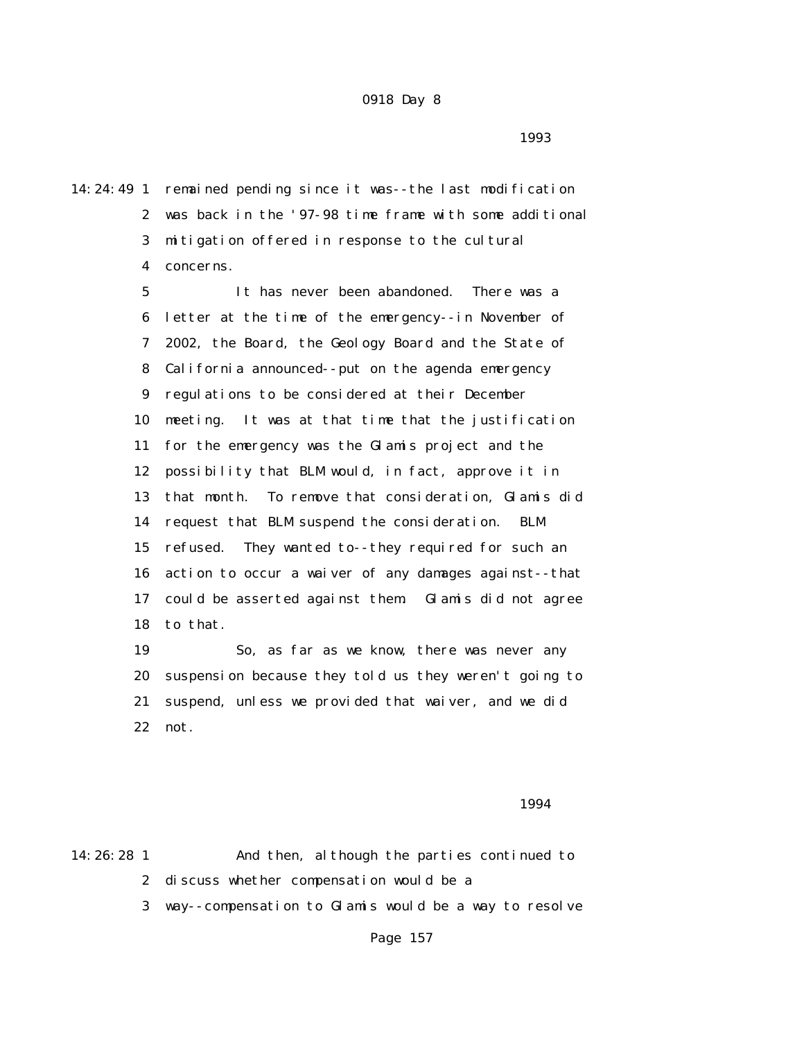1993

14:24:49 1 remained pending since it was--the last modification
2 was back in the '97-98 time frame with some additional
3 mitigation offered in response to the cultural
4 concerns.
5 It has never been abandoned. There was a
6 letter at the time of the emergency--in November of
7 2002, the Board, the Geology Board and the State of
8 California announced--put on the agenda emergency
9 regulations to be considered at their December
10 meeting. It was at that time that the justification
11 for the emergency was the Glamis project and the
12 possibility that BLM would, in fact, approve it in
13 that month. To remove that consideration, Glamis did
14 request that BLM suspend the consideration. BLM
15 refused. They wanted to--they required for such an
16 action to occur a waiver of any damages against--that
17 could be asserted against them. Glamis did not agree
18 to that.
19 So, as far as we know, there was never any
20 suspension because they told us they weren't going to
21 suspend, unless we provided that waiver, and we did
22 not.

1994

14:26:28 1 And then, although the parties continued to
2 discuss whether compensation would be a
3 way--compensation to Glamis would be a way to resolve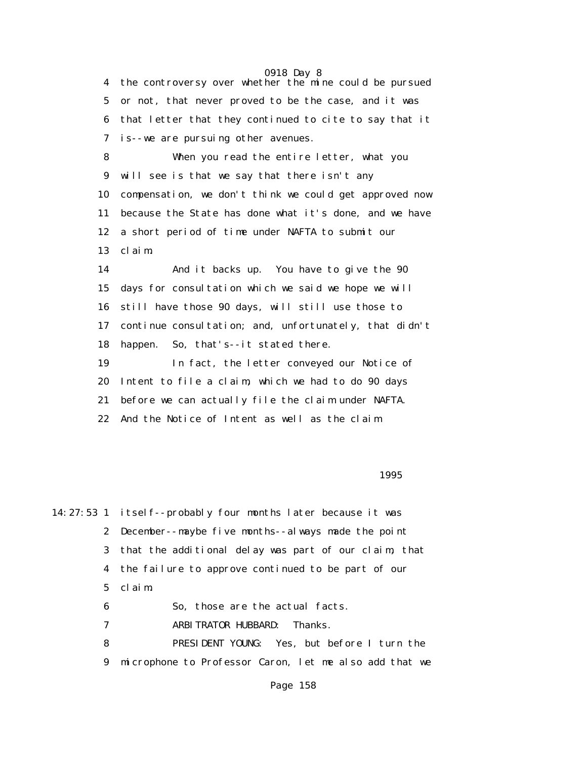4 the controversy over whether the mine could be pursued
5 or not, that never proved to be the case, and it was
6 that letter that they continued to cite to say that it
7 is--we are pursuing other avenues.

8 When you read the entire letter, what you
9 will see is that we say that there isn't any
10 compensation, we don't think we could get approved now
11 because the State has done what it's done, and we have
12 a short period of time under NAFTA to submit our
13 claim.

14 And it backs up. You have to give the 90
15 days for consultation which we said we hope we will
16 still have those 90 days, will still use those to
17 continue consultation; and, unfortunately, that didn't
18 happen. So, that's--it stated there.

19 In fact, the letter conveyed our Notice of
20 Intent to file a claim, which we had to do 90 days
21 before we can actually file the claim under NAFTA.
22 And the Notice of Intent as well as the claim

1995

14:27:53 1 itself--probably four months later because it was
2 December--maybe five months--always made the point
3 that the additional delay was part of our claim, that
4 the failure to approve continued to be part of our
5 claim.

6 So, those are the actual facts.

7 ARBITRATOR HUBBARD: Thanks.

8 PRESIDENT YOUNG: Yes, but before I turn the
9 microphone to Professor Caron, let me also add that we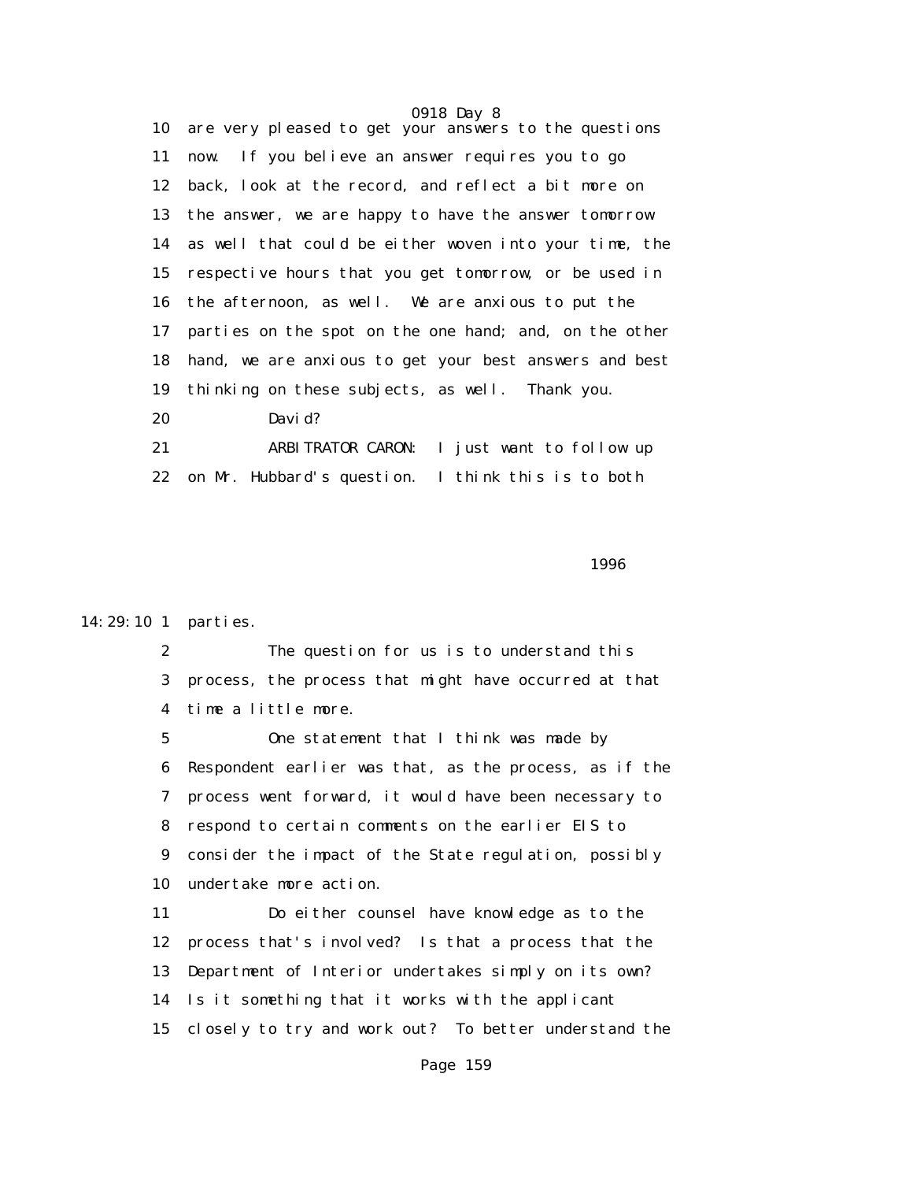10 are very pleased to get your answers to the questions
11 now. If you believe an answer requires you to go
12 back, look at the record, and reflect a bit more on
13 the answer, we are happy to have the answer tomorrow
14 as well that could be either woven into your time, the
15 respective hours that you get tomorrow, or be used in
16 the afternoon, as well. We are anxious to put the
17 parties on the spot on the one hand; and, on the other
18 hand, we are anxious to get your best answers and best
19 thinking on these subjects, as well. Thank you.
20 David?
21 ARBITRATOR CARON: I just want to follow up
22 on Mr. Hubbard's question. I think this is to both

1996

14:29:10 1 parties.
2 The question for us is to understand this
3 process, the process that might have occurred at that
4 time a little more.
5 One statement that I think was made by
6 Respondent earlier was that, as the process, as if the
7 process went forward, it would have been necessary to
8 respond to certain comments on the earlier EIS to
9 consider the impact of the State regulation, possibly
10 undertake more action.
11 Do either counsel have knowledge as to the
12 process that's involved? Is that a process that the
13 Department of Interior undertakes simply on its own?
14 Is it something that it works with the applicant
15 closely to try and work out? To better understand the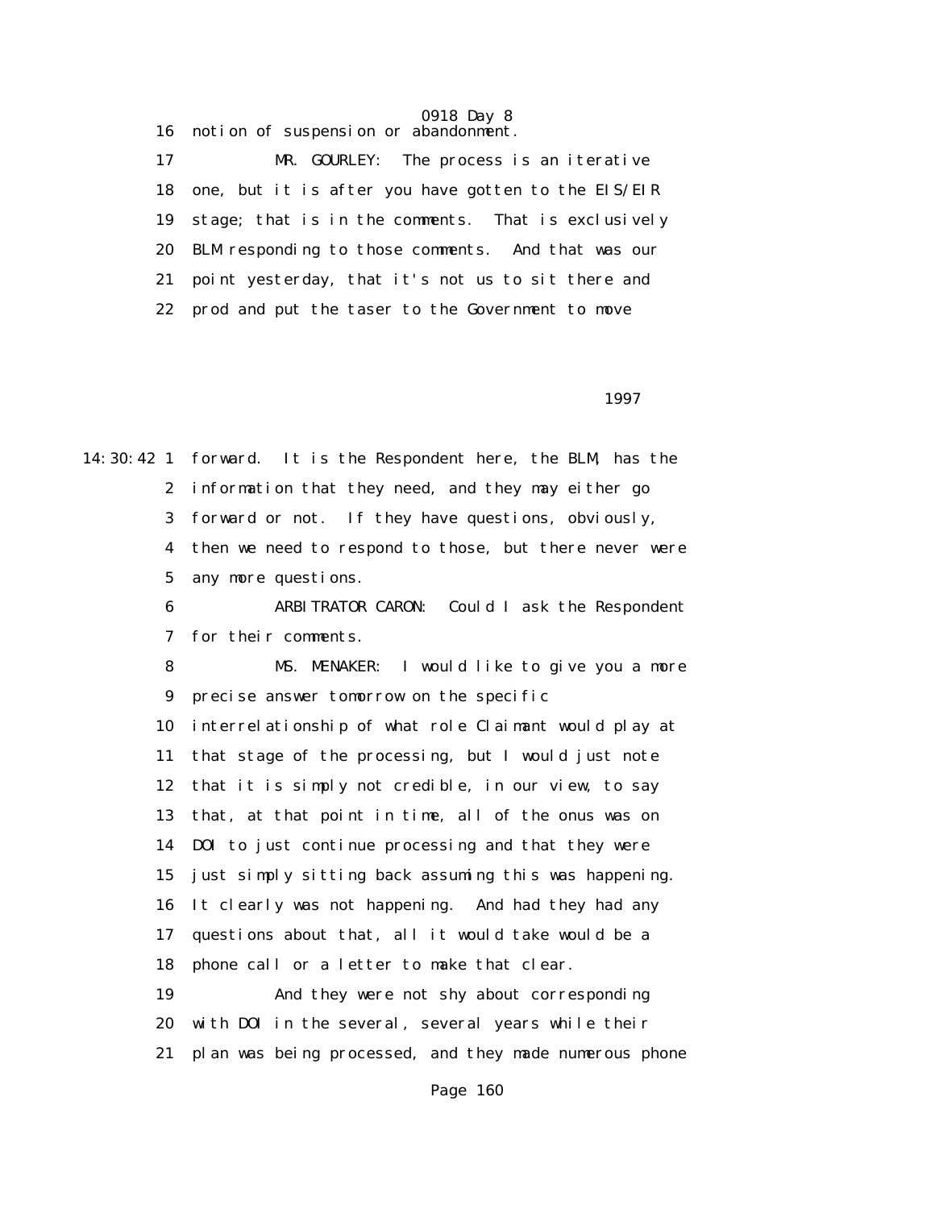16 notion of suspension or abandonment.

17 MR. GOURLEY: The process is an iterative

18 one, but it is after you have gotten to the EIS/EIR

19 stage; that is in the comments. That is exclusively

20 BLM responding to those comments. And that was our

21 point yesterday, that it's not us to sit there and

22 prod and put the taser to the Government to move

1997

14:30:42 1 forward. It is the Respondent here, the BLM, has the

2 information that they need, and they may either go

3 forward or not. If they have questions, obviously,

4 then we need to respond to those, but there never were

5 any more questions.

6 ARBITRATOR CARON: Could I ask the Respondent

7 for their comments.

8 MS. MENAKER: I would like to give you a more

9 precise answer tomorrow on the specific

10 interrelationship of what role Claimant would play at

11 that stage of the processing, but I would just note

12 that it is simply not credible, in our view, to say

13 that, at that point in time, all of the onus was on

14 DOI to just continue processing and that they were

15 just simply sitting back assuming this was happening.

16 It clearly was not happening. And had they had any

17 questions about that, all it would take would be a

18 phone call or a letter to make that clear.

19 And they were not shy about corresponding

20 with DOI in the several, several years while their

21 plan was being processed, and they made numerous phone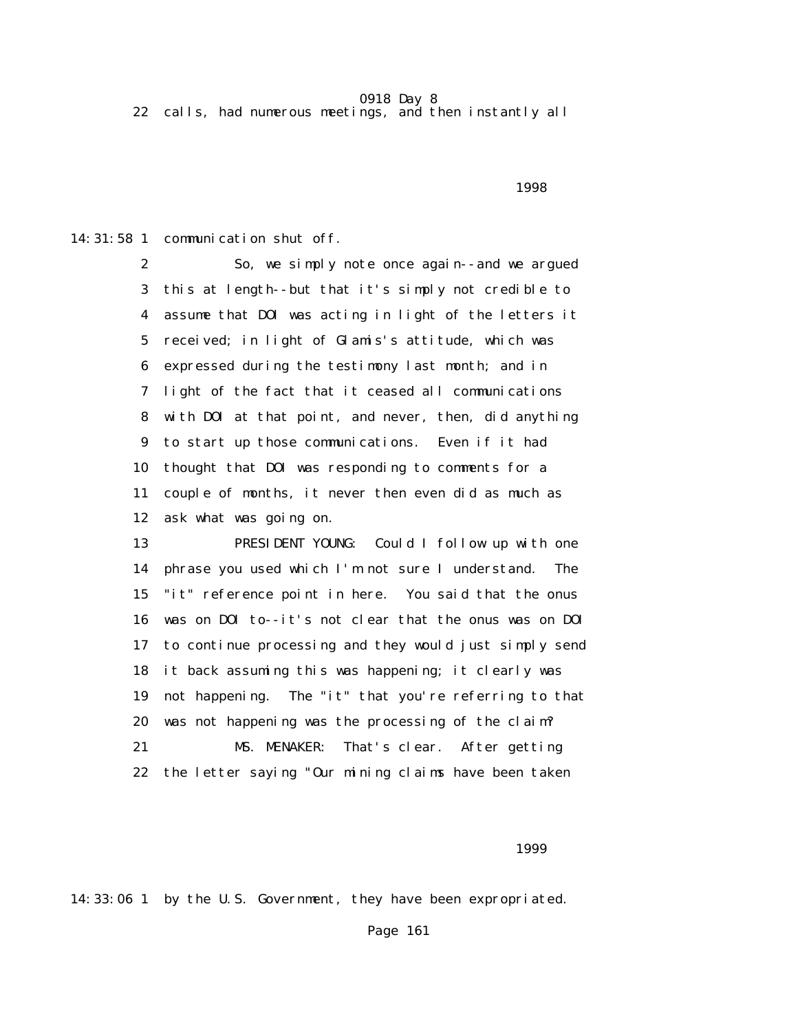22 calls, had numerous meetings, and then instantly all

1998

14:31:58 1 communication shut off.

2 So, we simply note once again--and we argued
3 this at length--but that it's simply not credible to
4 assume that DOI was acting in light of the letters it
5 received; in light of Glamis's attitude, which was
6 expressed during the testimony last month; and in
7 light of the fact that it ceased all communications
8 with DOI at that point, and never, then, did anything
9 to start up those communications. Even if it had
10 thought that DOI was responding to comments for a
11 couple of months, it never then even did as much as
12 ask what was going on.

13 PRESIDENT YOUNG: Could I follow up with one
14 phrase you used which I'm not sure I understand. The
15 "it" reference point in here. You said that the onus
16 was on DOI to--it's not clear that the onus was on DOI
17 to continue processing and they would just simply send
18 it back assuming this was happening; it clearly was
19 not happening. The "it" that you're referring to that
20 was not happening was the processing of the claim?

21 MS. MENAKER: That's clear. After getting
22 the letter saying "Our mining claims have been taken

1999

14:33:06 1 by the U.S. Government, they have been expropriated.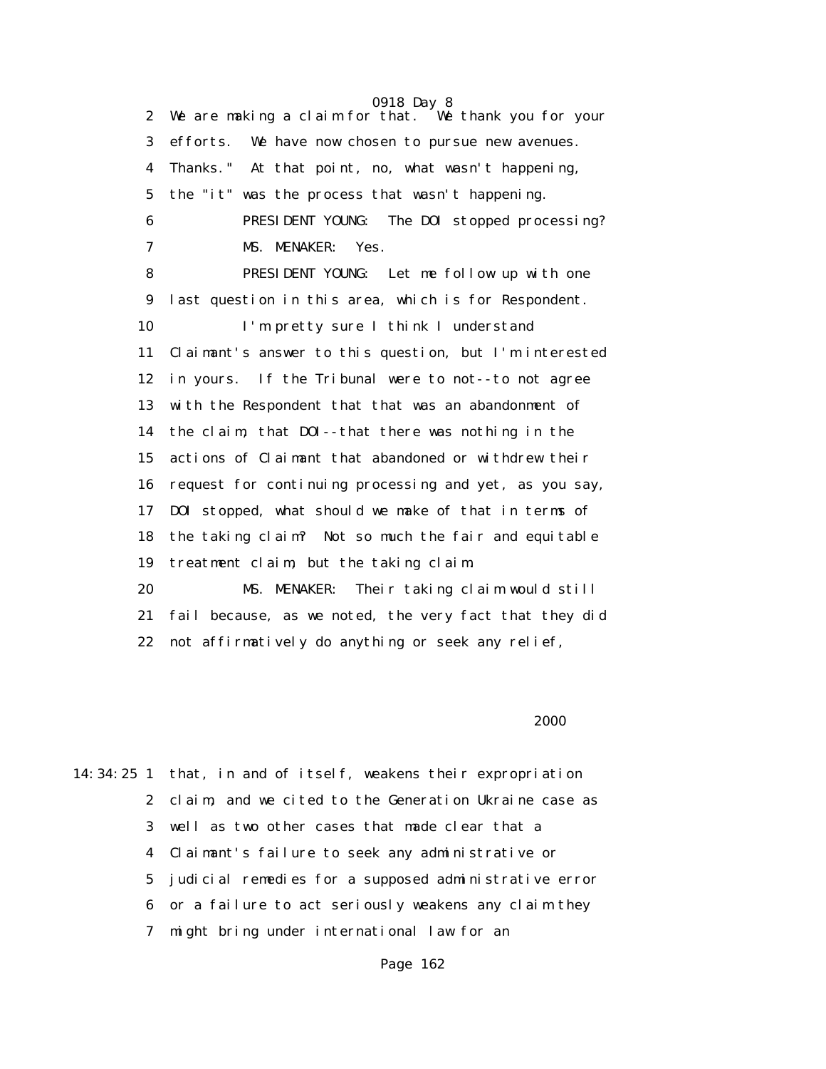We are making a claim for that. We thank you for your efforts. We have now chosen to pursue new avenues. Thanks." At that point, no, what wasn't happening, the "it" was the process that wasn't happening.

PRESIDENT YOUNG: The DOI stopped processing?

MS. MENAKER: Yes.

PRESIDENT YOUNG: Let me follow up with one last question in this area, which is for Respondent.

I'm pretty sure I think I understand Claimant's answer to this question, but I'm interested in yours. If the Tribunal were to not--to not agree with the Respondent that that was an abandonment of the claim, that DOI--that there was nothing in the actions of Claimant that abandoned or withdrew their request for continuing processing and yet, as you say, DOI stopped, what should we make of that in terms of the taking claim? Not so much the fair and equitable treatment claim, but the taking claim.

MS. MENAKER: Their taking claim would still fail because, as we noted, the very fact that they did not affirmatively do anything or seek any relief,

that, in and of itself, weakens their expropriation claim, and we cited to the Generation Ukraine case as well as two other cases that made clear that a Claimant's failure to seek any administrative or judicial remedies for a supposed administrative error or a failure to act seriously weakens any claim they might bring under international law for an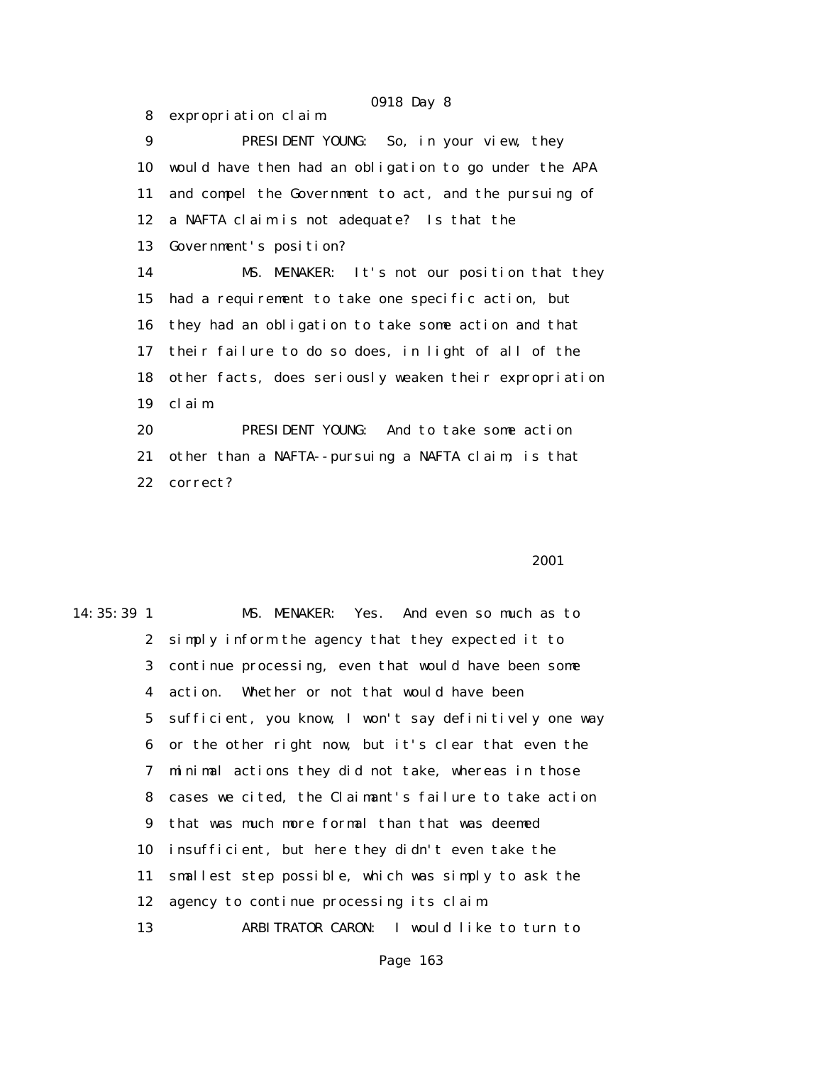8 expropriation claim.

9 PRESIDENT YOUNG: So, in your view, they

10 would have then had an obligation to go under the APA

11 and compel the Government to act, and the pursuing of

12 a NAFTA claim is not adequate? Is that the

13 Government's position?

14 MS. MENAKER: It's not our position that they

15 had a requirement to take one specific action, but

16 they had an obligation to take some action and that

17 their failure to do so does, in light of all of the

18 other facts, does seriously weaken their expropriation

19 claim.

20 PRESIDENT YOUNG: And to take some action

21 other than a NAFTA--pursuing a NAFTA claim; is that

22 correct?

2001

14:35:39 1 MS. MENAKER: Yes. And even so much as to

2 simply inform the agency that they expected it to

3 continue processing, even that would have been some

4 action. Whether or not that would have been

5 sufficient, you know, I won't say definitively one way

6 or the other right now, but it's clear that even the

7 minimal actions they did not take, whereas in those

8 cases we cited, the Claimant's failure to take action

9 that was much more formal than that was deemed

10 insufficient, but here they didn't even take the

11 smallest step possible, which was simply to ask the

12 agency to continue processing its claim.

13 ARBITRATOR CARON: I would like to turn to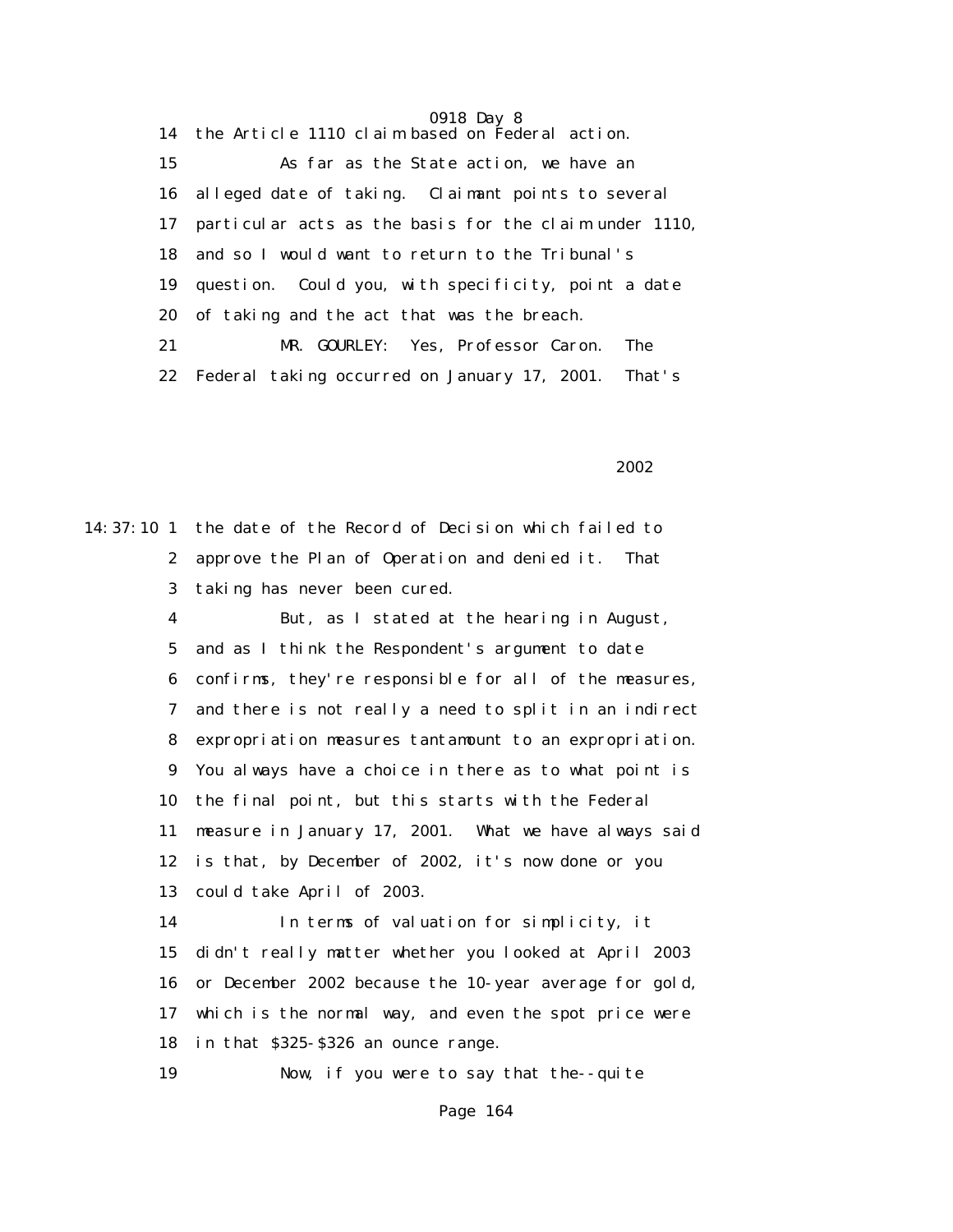14 the Article 1110 claim based on Federal action.

15 As far as the State action, we have an

16 alleged date of taking. Claimant points to several

17 particular acts as the basis for the claim under 1110,

18 and so I would want to return to the Tribunal's

19 question. Could you, with specificity, point a date

20 of taking and the act that was the breach.

21 MR. GOURLEY: Yes, Professor Caron. The

22 Federal taking occurred on January 17, 2001. That's

2002

14:37:10 1 the date of the Record of Decision which failed to

2 approve the Plan of Operation and denied it. That

3 taking has never been cured.

4 But, as I stated at the hearing in August,

5 and as I think the Respondent's argument to date

6 confirms, they're responsible for all of the measures,

7 and there is not really a need to split in an indirect

8 expropriation measures tantamount to an expropriation.

9 You always have a choice in there as to what point is

10 the final point, but this starts with the Federal

11 measure in January 17, 2001. What we have always said

12 is that, by December of 2002, it's now done or you

13 could take April of 2003.

14 In terms of valuation for simplicity, it

15 didn't really matter whether you looked at April 2003

16 or December 2002 because the 10-year average for gold,

17 which is the normal way, and even the spot price were

18 in that $325-$326 an ounce range.

19 Now, if you were to say that the--quite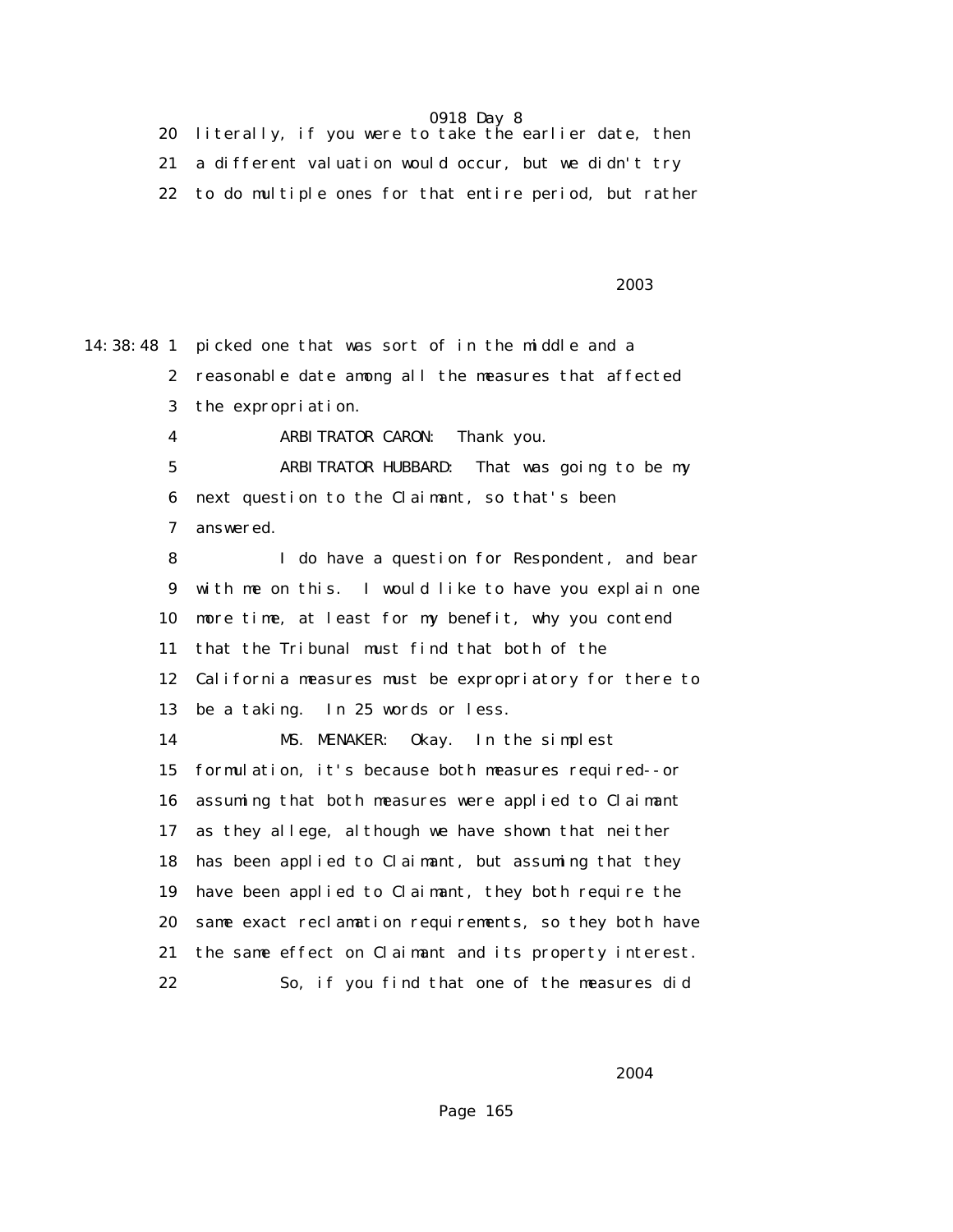20 literally, if you were to take the earlier date, then
21 a different valuation would occur, but we didn't try
22 to do multiple ones for that entire period, but rather

2003

14:38:48 1 picked one that was sort of in the middle and a
2 reasonable date among all the measures that affected
3 the expropriation.
4 ARBITRATOR CARON: Thank you.
5 ARBITRATOR HUBBARD: That was going to be my
6 next question to the Claimant, so that's been
7 answered.
8 I do have a question for Respondent, and bear
9 with me on this. I would like to have you explain one
10 more time, at least for my benefit, why you contend
11 that the Tribunal must find that both of the
12 California measures must be expropriatory for there to
13 be a taking. In 25 words or less.
14 MS. MENAKER: Okay. In the simplest
15 formulation, it's because both measures required--or
16 assuming that both measures were applied to Claimant
17 as they allege, although we have shown that neither
18 has been applied to Claimant, but assuming that they
19 have been applied to Claimant, they both require the
20 same exact reclamation requirements, so they both have
21 the same effect on Claimant and its property interest.
22 So, if you find that one of the measures did

2004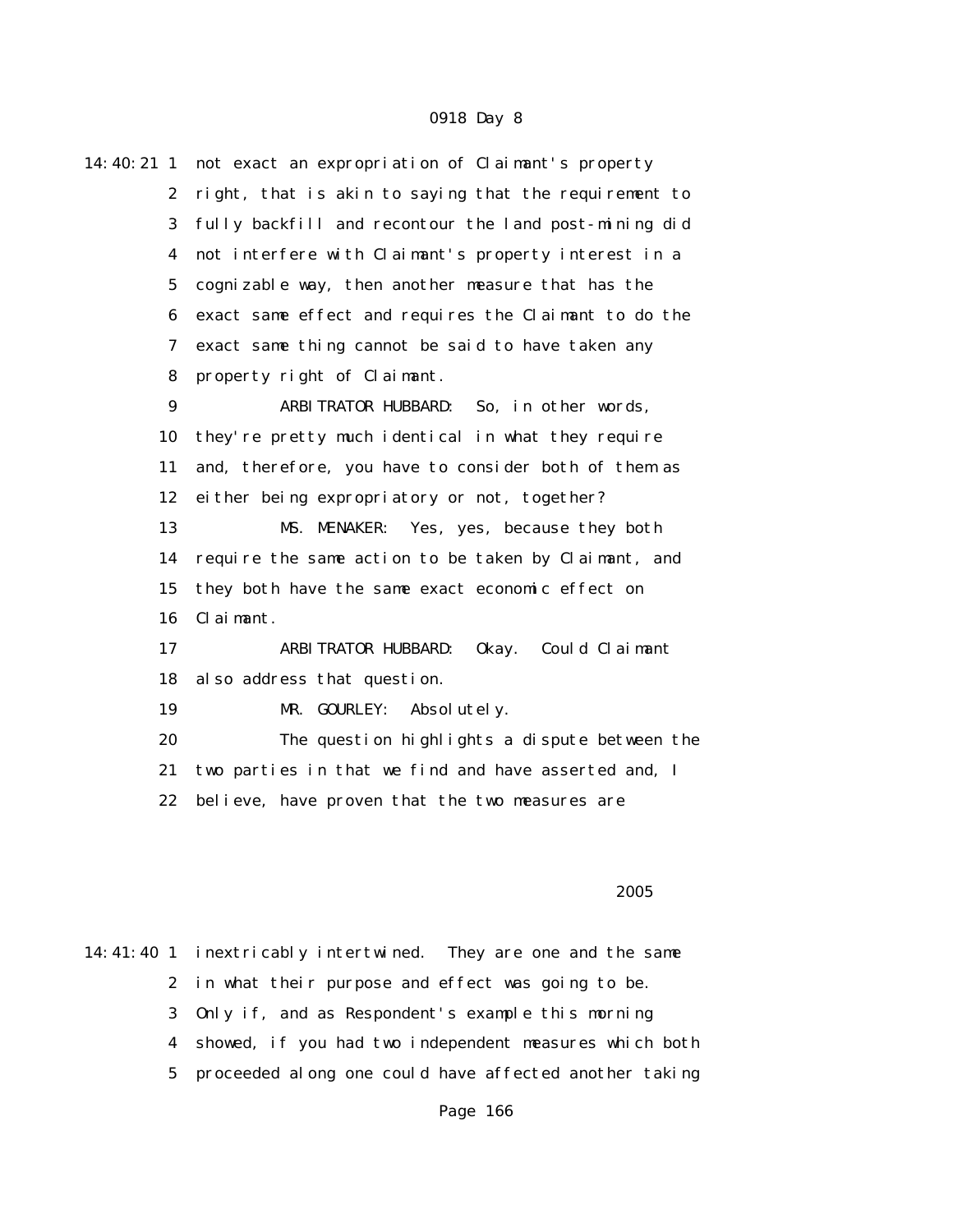14:40:21 1 not exact an expropriation of Claimant's property
2 right, that is akin to saying that the requirement to
3 fully backfill and recontour the land post-mining did
4 not interfere with Claimant's property interest in a
5 cognizable way, then another measure that has the
6 exact same effect and requires the Claimant to do the
7 exact same thing cannot be said to have taken any
8 property right of Claimant.

9 ARBITRATOR HUBBARD: So, in other words,
10 they're pretty much identical in what they require
11 and, therefore, you have to consider both of them as
12 either being expropriatory or not, together?

13 MS. MENAKER: Yes, yes, because they both
14 require the same action to be taken by Claimant, and
15 they both have the same exact economic effect on
16 Claimant.

17 ARBITRATOR HUBBARD: Okay. Could Claimant
18 also address that question.

19 MR. GOURLEY: Absolutely.

20 The question highlights a dispute between the
21 two parties in that we find and have asserted and, I
22 believe, have proven that the two measures are

2005

14:41:40 1 inextricably intertwined. They are one and the same
2 in what their purpose and effect was going to be.
3 Only if, and as Respondent's example this morning
4 showed, if you had two independent measures which both
5 proceeded along one could have affected another taking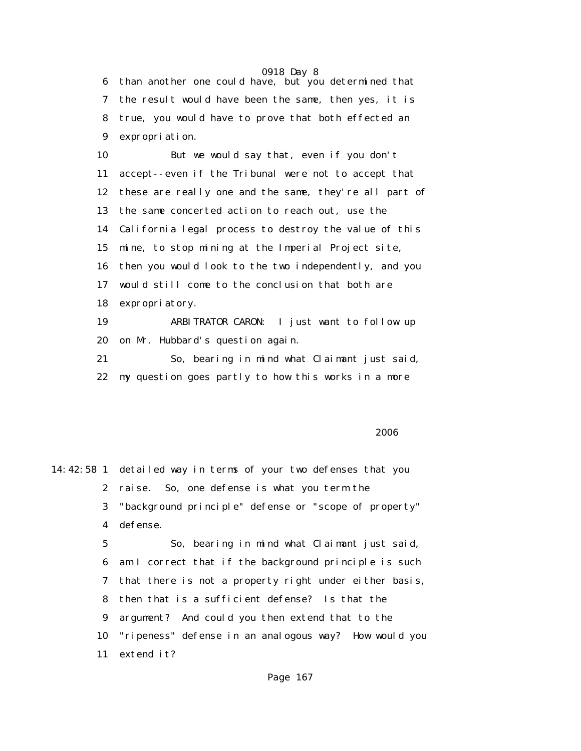than another one could have, but you determined that the result would have been the same, then yes, it is true, you would have to prove that both effected an expropriation.

But we would say that, even if you don't accept--even if the Tribunal were not to accept that these are really one and the same, they're all part of the same concerted action to reach out, use the California legal process to destroy the value of this mine, to stop mining at the Imperial Project site, then you would look to the two independently, and you would still come to the conclusion that both are expropriatory.

ARBITRATOR CARON: I just want to follow up on Mr. Hubbard's question again.

So, bearing in mind what Claimant just said, my question goes partly to how this works in a more detailed way in terms of your two defenses that you raise. So, one defense is what you term the "background principle" defense or "scope of property" defense.

So, bearing in mind what Claimant just said, am I correct that if the background principle is such that there is not a property right under either basis, then that is a sufficient defense? Is that the argument? And could you then extend that to the "ripeness" defense in an analogous way? How would you extend it?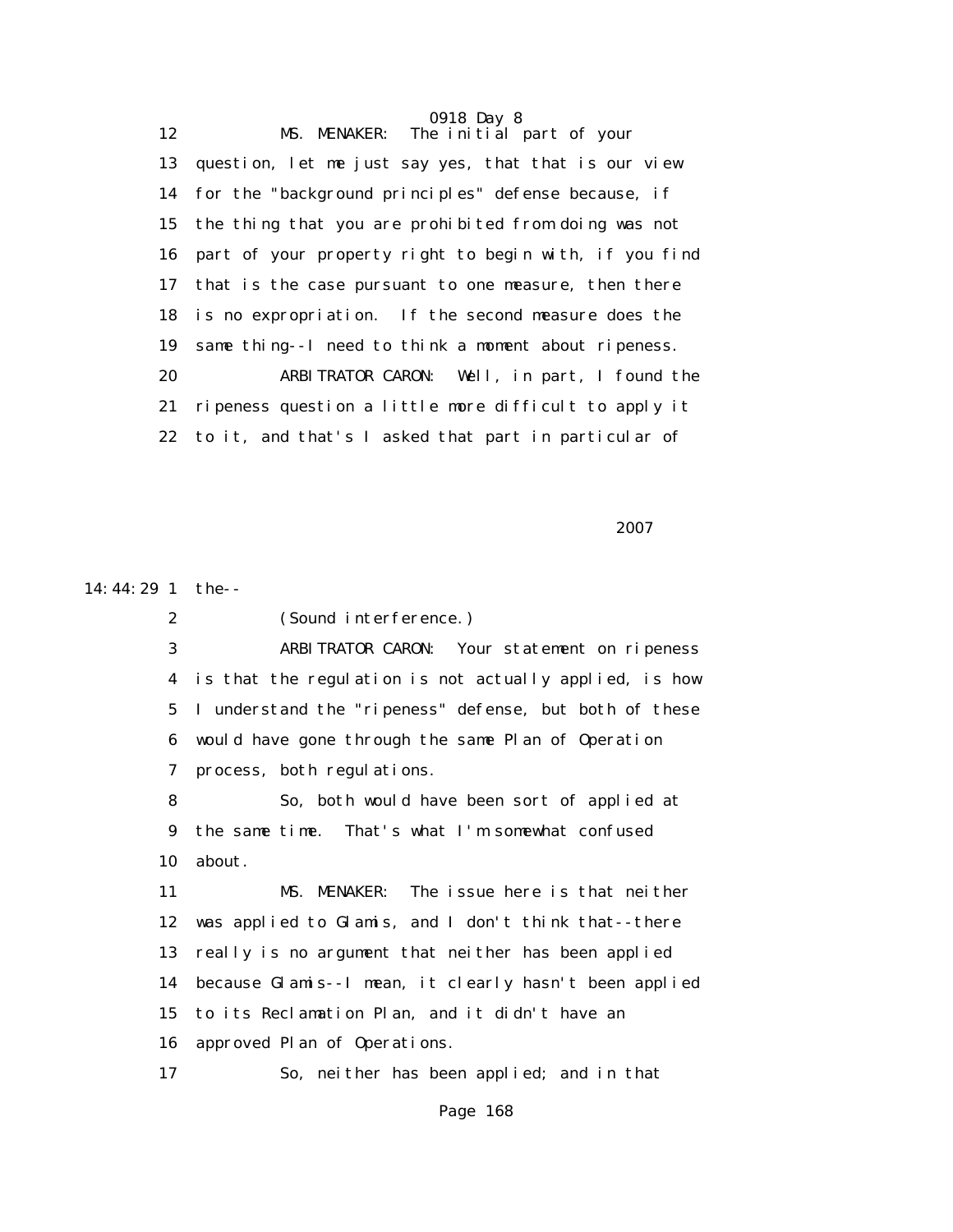12 MS. MENAKER: The initial part of your
13 question, let me just say yes, that that is our view
14 for the "background principles" defense because, if
15 the thing that you are prohibited from doing was not
16 part of your property right to begin with, if you find
17 that is the case pursuant to one measure, then there
18 is no expropriation. If the second measure does the
19 same thing--I need to think a moment about ripeness.
20 ARBITRATOR CARON: Well, in part, I found the
21 ripeness question a little more difficult to apply it
22 to it, and that's I asked that part in particular of

2007

14:44:29 1 the--
2 (Sound interference.)
3 ARBITRATOR CARON: Your statement on ripeness
4 is that the regulation is not actually applied, is how
5 I understand the "ripeness" defense, but both of these
6 would have gone through the same Plan of Operation
7 process, both regulations.
8 So, both would have been sort of applied at
9 the same time. That's what I'm somewhat confused
10 about.
11 MS. MENAKER: The issue here is that neither
12 was applied to Glamis, and I don't think that--there
13 really is no argument that neither has been applied
14 because Glamis--I mean, it clearly hasn't been applied
15 to its Reclamation Plan, and it didn't have an
16 approved Plan of Operations.
17 So, neither has been applied; and in that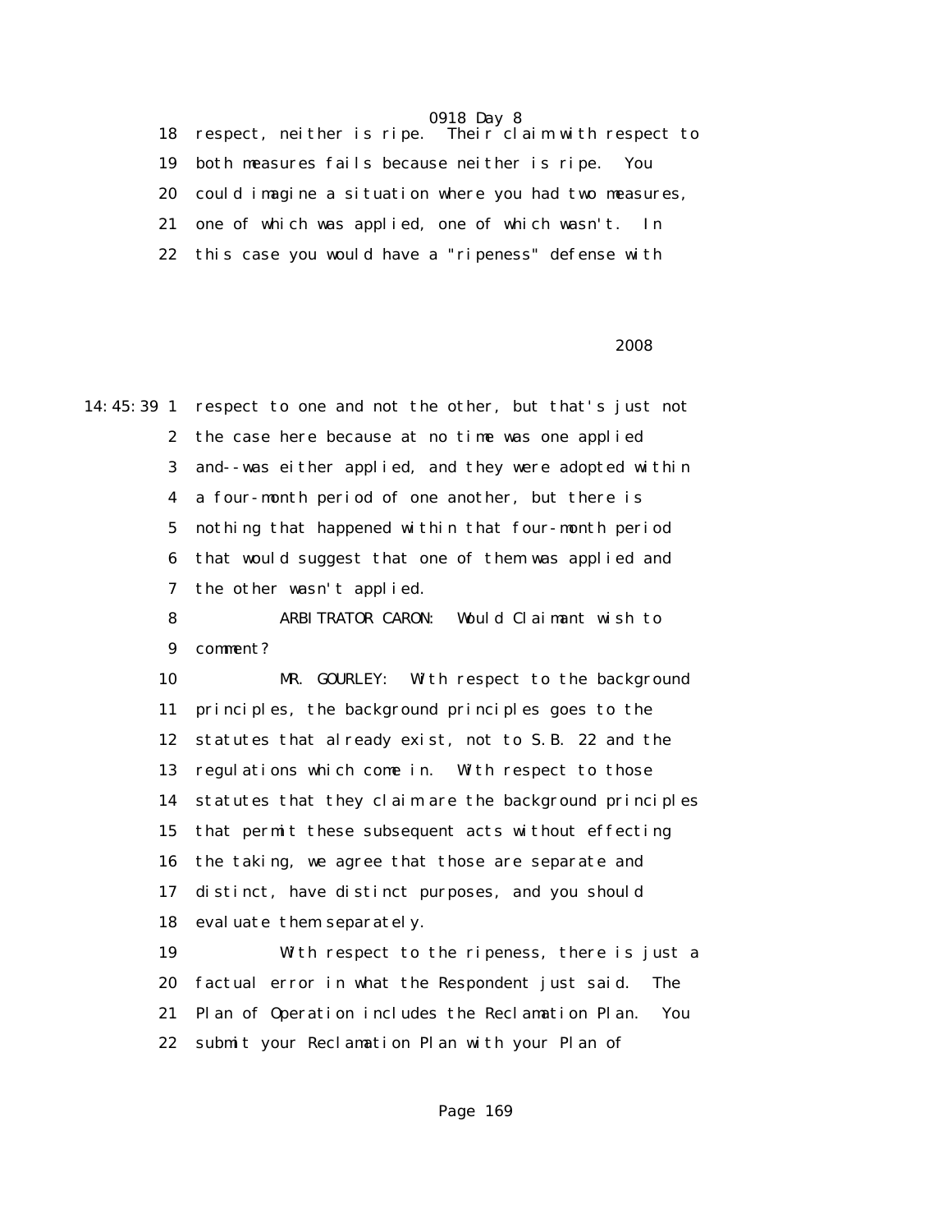18 respect, neither is ripe. Their claim with respect to
19 both measures fails because neither is ripe. You
20 could imagine a situation where you had two measures,
21 one of which was applied, one of which wasn't. In
22 this case you would have a "ripeness" defense with

2008

14:45:39 1 respect to one and not the other, but that's just not
2 the case here because at no time was one applied
3 and--was either applied, and they were adopted within
4 a four-month period of one another, but there is
5 nothing that happened within that four-month period
6 that would suggest that one of them was applied and
7 the other wasn't applied.

8 ARBITRATOR CARON: Would Claimant wish to
9 comment?

10 MR. GOURLEY: With respect to the background
11 principles, the background principles goes to the
12 statutes that already exist, not to S.B. 22 and the
13 regulations which come in. With respect to those
14 statutes that they claim are the background principles
15 that permit these subsequent acts without effecting
16 the taking, we agree that those are separate and
17 distinct, have distinct purposes, and you should
18 evaluate them separately.

19 With respect to the ripeness, there is just a
20 factual error in what the Respondent just said. The
21 Plan of Operation includes the Reclamation Plan. You
22 submit your Reclamation Plan with your Plan of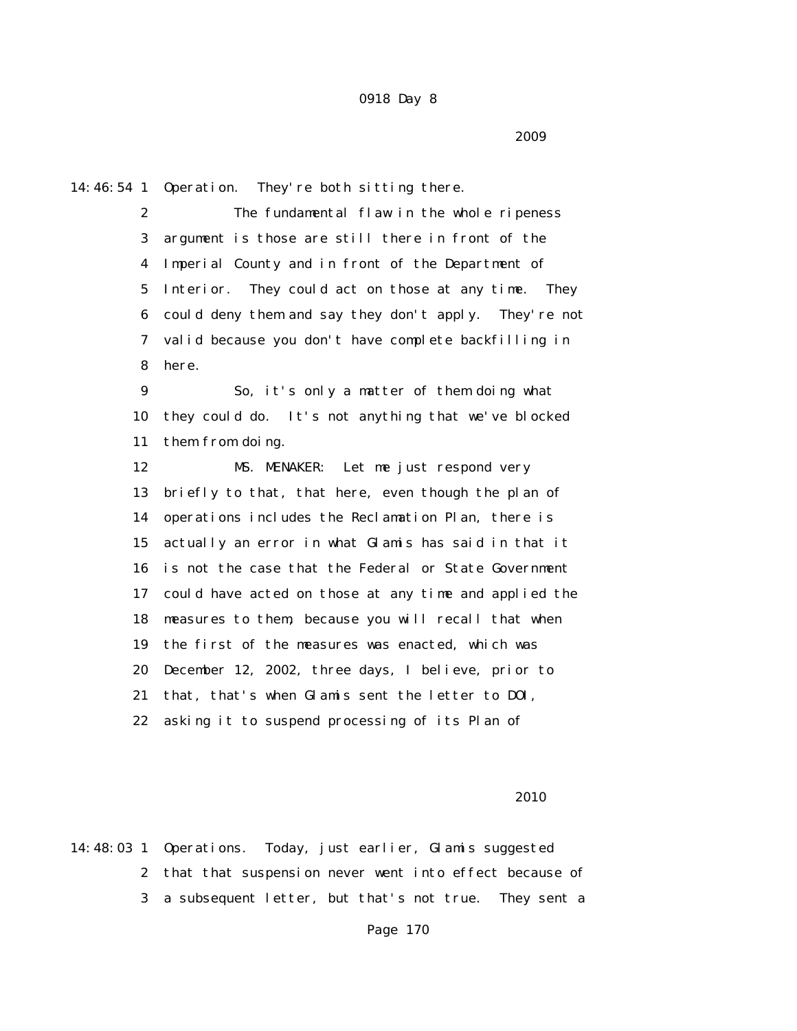2009

14:46:54 1 Operation. They're both sitting there.

2 The fundamental flaw in the whole ripeness

3 argument is those are still there in front of the

4 Imperial County and in front of the Department of

5 Interior. They could act on those at any time. They

6 could deny them and say they don't apply. They're not

7 valid because you don't have complete backfilling in

8 here.

9 So, it's only a matter of them doing what

10 they could do. It's not anything that we've blocked

11 them from doing.

12 MS. MENAKER: Let me just respond very

13 briefly to that, that here, even though the plan of

14 operations includes the Reclamation Plan, there is

15 actually an error in what Glamis has said in that it

16 is not the case that the Federal or State Government

17 could have acted on those at any time and applied the

18 measures to them, because you will recall that when

19 the first of the measures was enacted, which was

20 December 12, 2002, three days, I believe, prior to

21 that, that's when Glamis sent the letter to DOI,

22 asking it to suspend processing of its Plan of

2010

14:48:03 1 Operations. Today, just earlier, Glamis suggested

2 that that suspension never went into effect because of

3 a subsequent letter, but that's not true. They sent a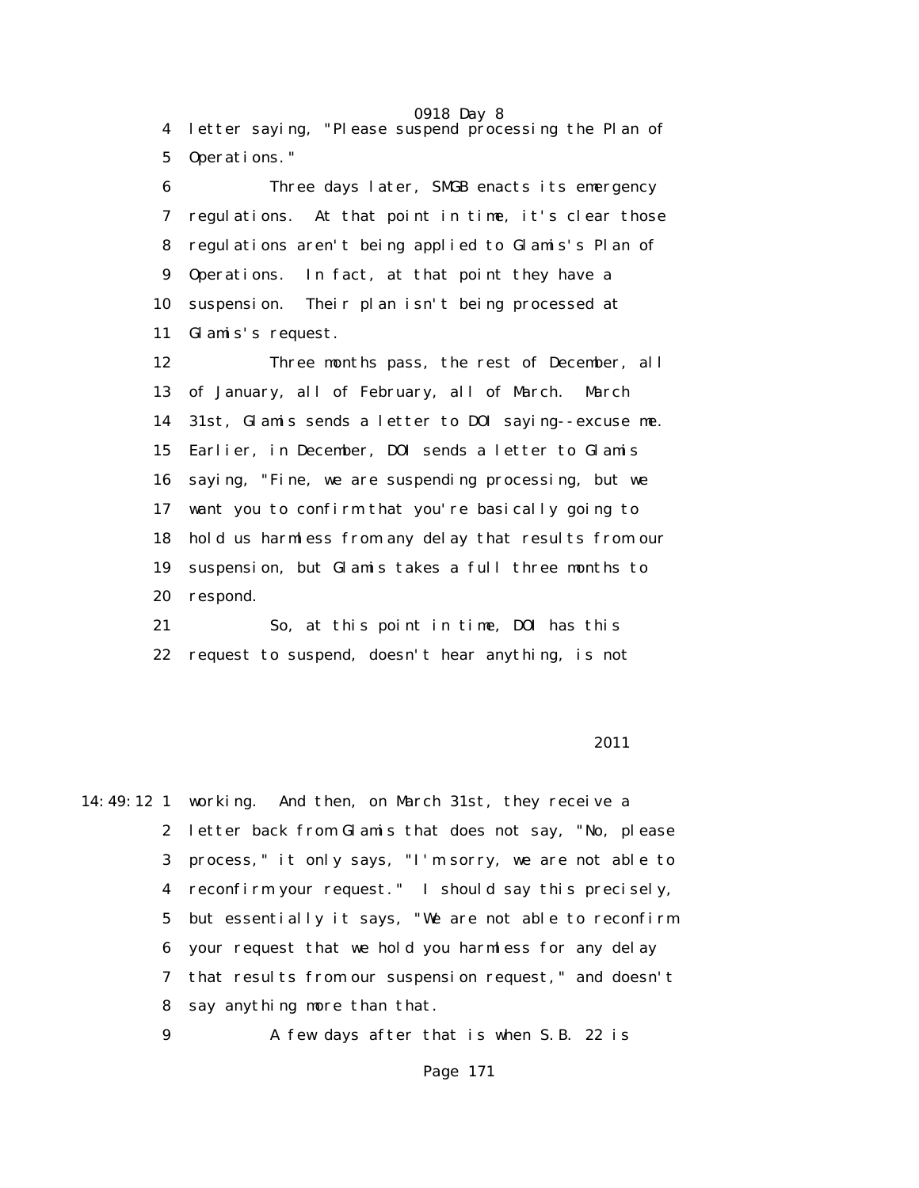4 letter saying, "Please suspend processing the Plan of
5 Operations."

6 Three days later, SMGB enacts its emergency
7 regulations. At that point in time, it's clear those
8 regulations aren't being applied to Glamis's Plan of
9 Operations. In fact, at that point they have a
10 suspension. Their plan isn't being processed at
11 Glamis's request.

12 Three months pass, the rest of December, all
13 of January, all of February, all of March. March
14 31st, Glamis sends a letter to DOI saying--excuse me.
15 Earlier, in December, DOI sends a letter to Glamis
16 saying, "Fine, we are suspending processing, but we
17 want you to confirm that you're basically going to
18 hold us harmless from any delay that results from our
19 suspension, but Glamis takes a full three months to
20 respond.

21 So, at this point in time, DOI has this
22 request to suspend, doesn't hear anything, is not

2011

14:49:12 1 working. And then, on March 31st, they receive a
2 letter back from Glamis that does not say, "No, please
3 process," it only says, "I'm sorry, we are not able to
4 reconfirm your request." I should say this precisely,
5 but essentially it says, "We are not able to reconfirm
6 your request that we hold you harmless for any delay
7 that results from our suspension request," and doesn't
8 say anything more than that.

9 A few days after that is when S.B. 22 is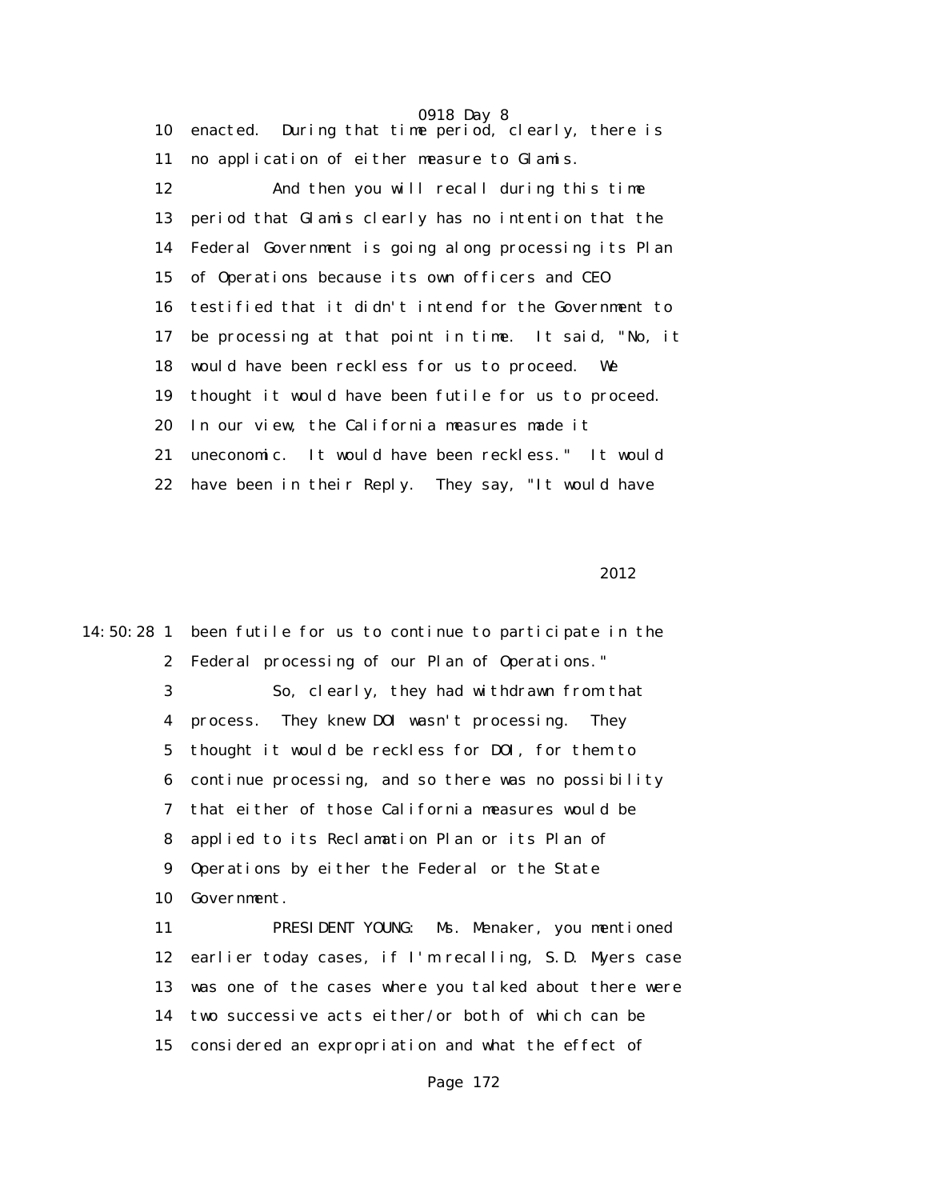enacted. During that time period, clearly, there is no application of either measure to Glamis.

And then you will recall during this time period that Glamis clearly has no intention that the Federal Government is going along processing its Plan of Operations because its own officers and CEO testified that it didn't intend for the Government to be processing at that point in time. It said, "No, it would have been reckless for us to proceed. We thought it would have been futile for us to proceed. In our view, the California measures made it uneconomic. It would have been reckless." It would have been in their Reply. They say, "It would have been futile for us to continue to participate in the Federal processing of our Plan of Operations."

So, clearly, they had withdrawn from that process. They knew DOI wasn't processing. They thought it would be reckless for DOI, for them to continue processing, and so there was no possibility that either of those California measures would be applied to its Reclamation Plan or its Plan of Operations by either the Federal or the State Government.

PRESIDENT YOUNG: Ms. Menaker, you mentioned earlier today cases, if I'm recalling, S.D. Myers case was one of the cases where you talked about there were two successive acts either/or both of which can be considered an expropriation and what the effect of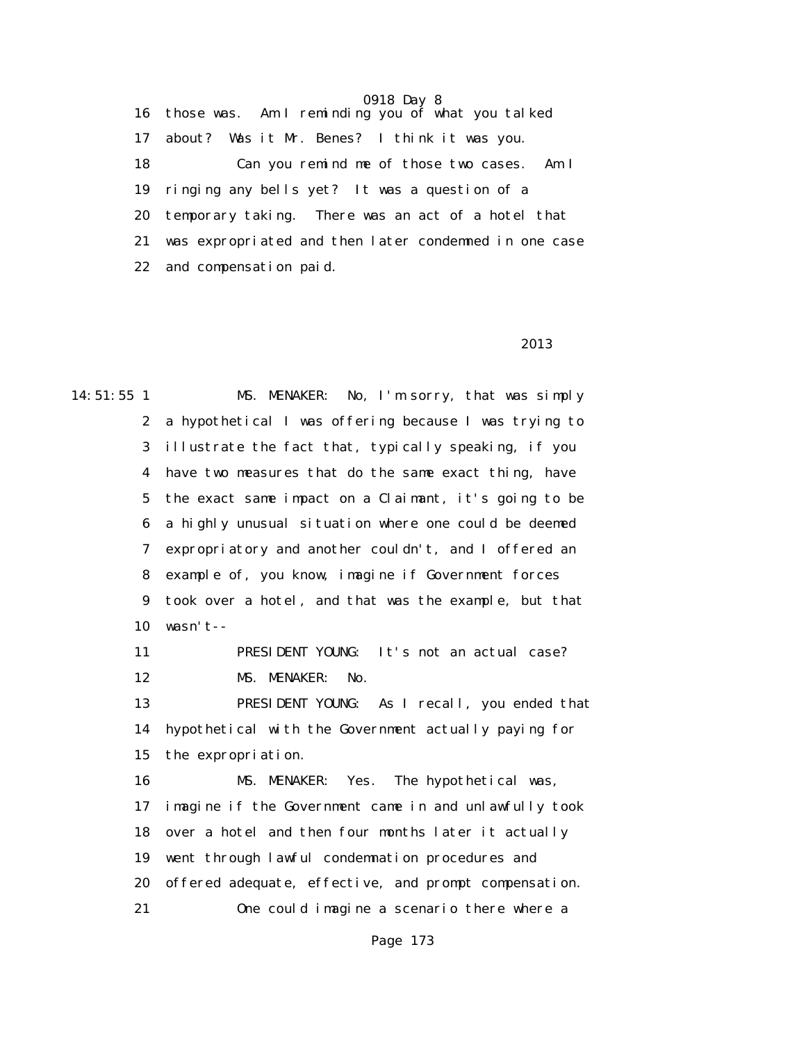16 those was. Am I reminding you of what you talked

17 about? Was it Mr. Benes? I think it was you.

18 Can you remind me of those two cases. Am I

19 ringing any bells yet? It was a question of a

20 temporary taking. There was an act of a hotel that

21 was expropriated and then later condemned in one case

22 and compensation paid.

2013

14:51:55 1 MS. MENAKER: No, I'm sorry, that was simply

2 a hypothetical I was offering because I was trying to

3 illustrate the fact that, typically speaking, if you

4 have two measures that do the same exact thing, have

5 the exact same impact on a Claimant, it's going to be

6 a highly unusual situation where one could be deemed

7 expropriatory and another couldn't, and I offered an

8 example of, you know, imagine if Government forces

9 took over a hotel, and that was the example, but that

10 wasn't--

11 PRESIDENT YOUNG: It's not an actual case?

12 MS. MENAKER: No.

13 PRESIDENT YOUNG: As I recall, you ended that

14 hypothetical with the Government actually paying for

15 the expropriation.

16 MS. MENAKER: Yes. The hypothetical was,

17 imagine if the Government came in and unlawfully took

18 over a hotel and then four months later it actually

19 went through lawful condemnation procedures and

20 offered adequate, effective, and prompt compensation.

21 One could imagine a scenario there where a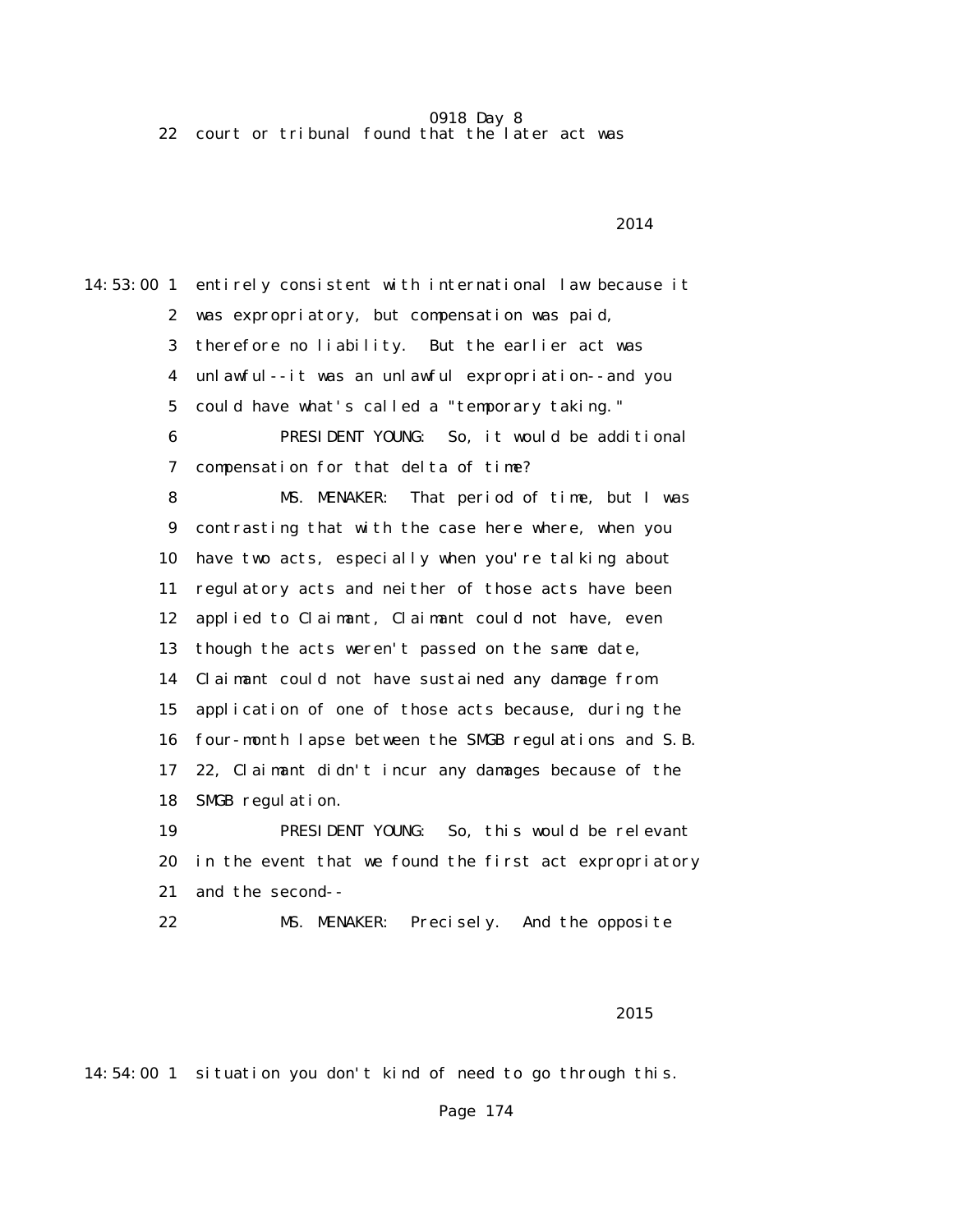22 court or tribunal found that the later act was

2014

14:53:00 1 entirely consistent with international law because it
2 was expropriatory, but compensation was paid,
3 therefore no liability. But the earlier act was
4 unlawful--it was an unlawful expropriation--and you
5 could have what's called a "temporary taking."
6 PRESIDENT YOUNG: So, it would be additional
7 compensation for that delta of time?
8 MS. MENAKER: That period of time, but I was
9 contrasting that with the case here where, when you
10 have two acts, especially when you're talking about
11 regulatory acts and neither of those acts have been
12 applied to Claimant, Claimant could not have, even
13 though the acts weren't passed on the same date,
14 Claimant could not have sustained any damage from
15 application of one of those acts because, during the
16 four-month lapse between the SMGB regulations and S.B.
17 22, Claimant didn't incur any damages because of the
18 SMGB regulation.
19 PRESIDENT YOUNG: So, this would be relevant
20 in the event that we found the first act expropriatory
21 and the second--
22 MS. MENAKER: Precisely. And the opposite

2015

14:54:00 1 situation you don't kind of need to go through this.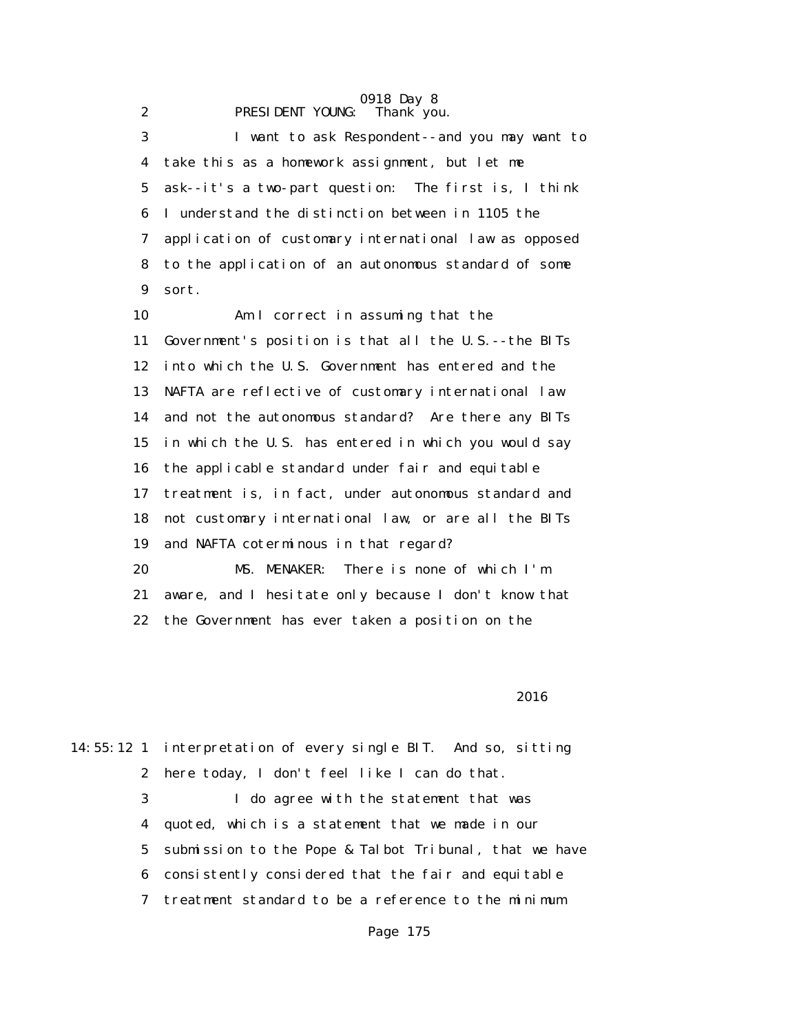PRESIDENT YOUNG: Thank you.

I want to ask Respondent--and you may want to take this as a homework assignment, but let me ask--it's a two-part question: The first is, I think I understand the distinction between in 1105 the application of customary international law as opposed to the application of an autonomous standard of some sort.

Am I correct in assuming that the Government's position is that all the U.S.--the BITs into which the U.S. Government has entered and the NAFTA are reflective of customary international law and not the autonomous standard? Are there any BITs in which the U.S. has entered in which you would say the applicable standard under fair and equitable treatment is, in fact, under autonomous standard and not customary international law, or are all the BITs and NAFTA coterminous in that regard?

MS. MENAKER: There is none of which I'm aware, and I hesitate only because I don't know that the Government has ever taken a position on the

2016

14:55:12 interpretation of every single BIT. And so, sitting here today, I don't feel like I can do that.

I do agree with the statement that was quoted, which is a statement that we made in our submission to the Pope & Talbot Tribunal, that we have consistently considered that the fair and equitable treatment standard to be a reference to the minimum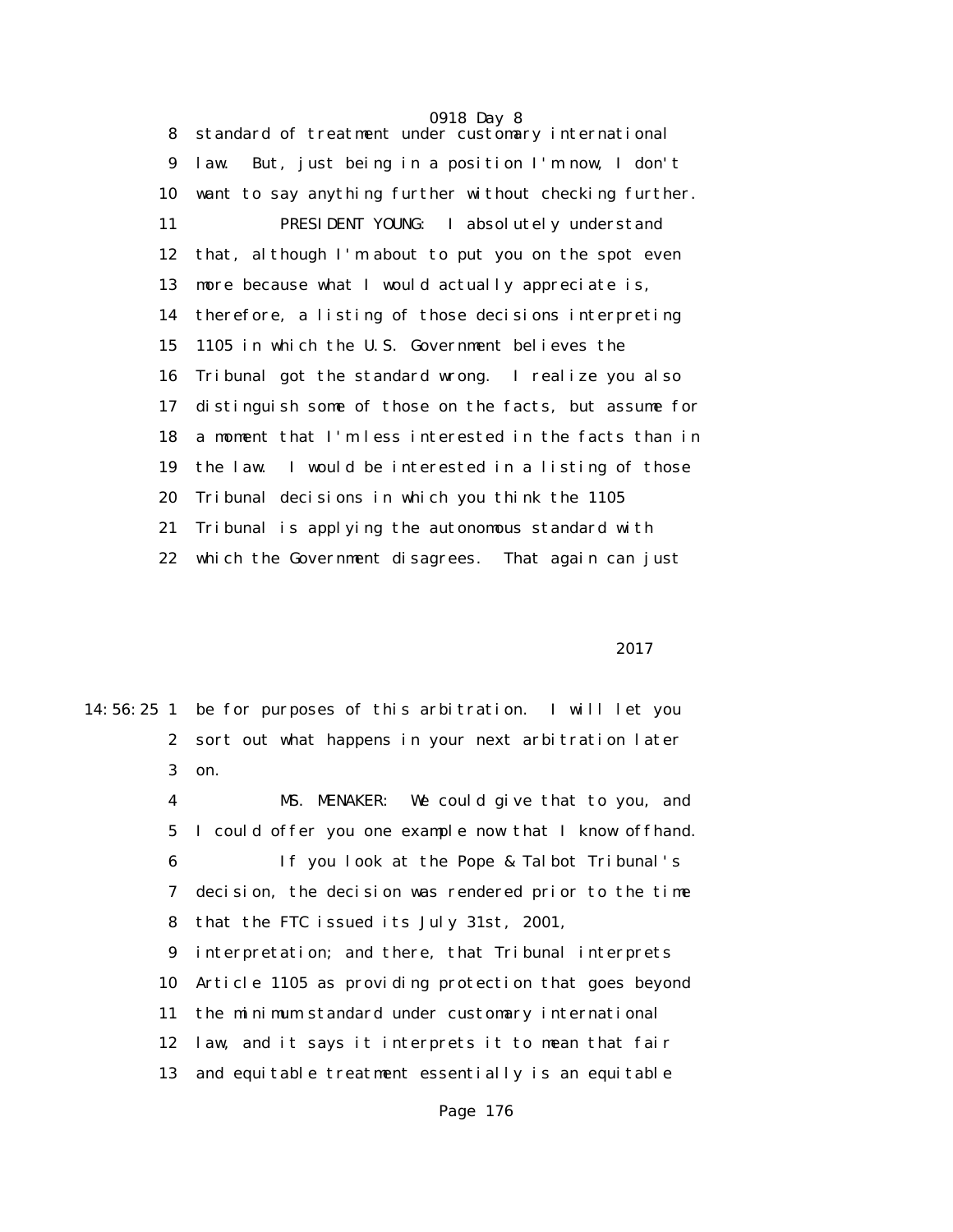8 standard of treatment under customary international

9 law. But, just being in a position I'm now, I don't

10 want to say anything further without checking further.

11 PRESIDENT YOUNG: I absolutely understand

12 that, although I'm about to put you on the spot even

13 more because what I would actually appreciate is,

14 therefore, a listing of those decisions interpreting

15 1105 in which the U.S. Government believes the

16 Tribunal got the standard wrong. I realize you also

17 distinguish some of those on the facts, but assume for

18 a moment that I'm less interested in the facts than in

19 the law. I would be interested in a listing of those

20 Tribunal decisions in which you think the 1105

21 Tribunal is applying the autonomous standard with

22 which the Government disagrees. That again can just

2017

14:56:25 1 be for purposes of this arbitration. I will let you

2 sort out what happens in your next arbitration later

3 on.

4 MS. MENAKER: We could give that to you, and

5 I could offer you one example now that I know offhand.

6 If you look at the Pope & Talbot Tribunal's

7 decision, the decision was rendered prior to the time

8 that the FTC issued its July 31st, 2001,

9 interpretation; and there, that Tribunal interprets

10 Article 1105 as providing protection that goes beyond

11 the minimum standard under customary international

12 law, and it says it interprets it to mean that fair

13 and equitable treatment essentially is an equitable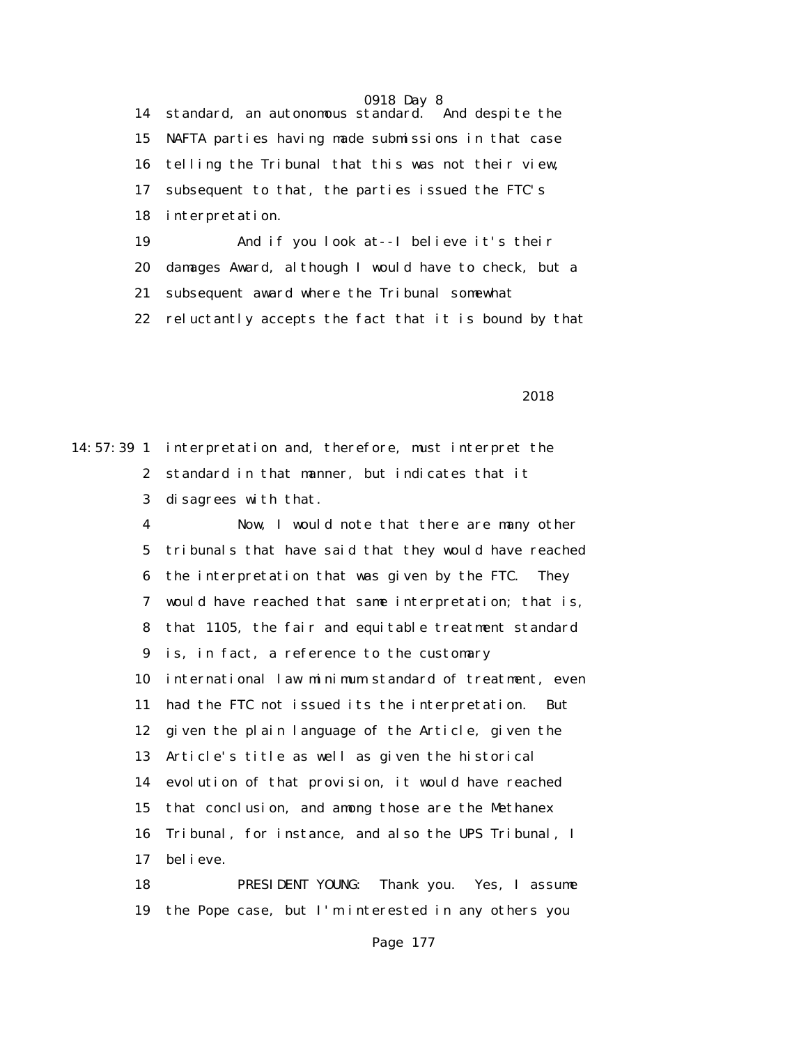standard, an autonomous standard. And despite the NAFTA parties having made submissions in that case telling the Tribunal that this was not their view, subsequent to that, the parties issued the FTC's interpretation.

And if you look at--I believe it's their damages Award, although I would have to check, but a subsequent award where the Tribunal somewhat reluctantly accepts the fact that it is bound by that interpretation and, therefore, must interpret the standard in that manner, but indicates that it disagrees with that.

Now, I would note that there are many other tribunals that have said that they would have reached the interpretation that was given by the FTC. They would have reached that same interpretation; that is, that 1105, the fair and equitable treatment standard is, in fact, a reference to the customary international law minimum standard of treatment, even had the FTC not issued its the interpretation. But given the plain language of the Article, given the Article's title as well as given the historical evolution of that provision, it would have reached that conclusion, and among those are the Methanex Tribunal, for instance, and also the UPS Tribunal, I believe.

PRESIDENT YOUNG: Thank you. Yes, I assume the Pope case, but I'm interested in any others you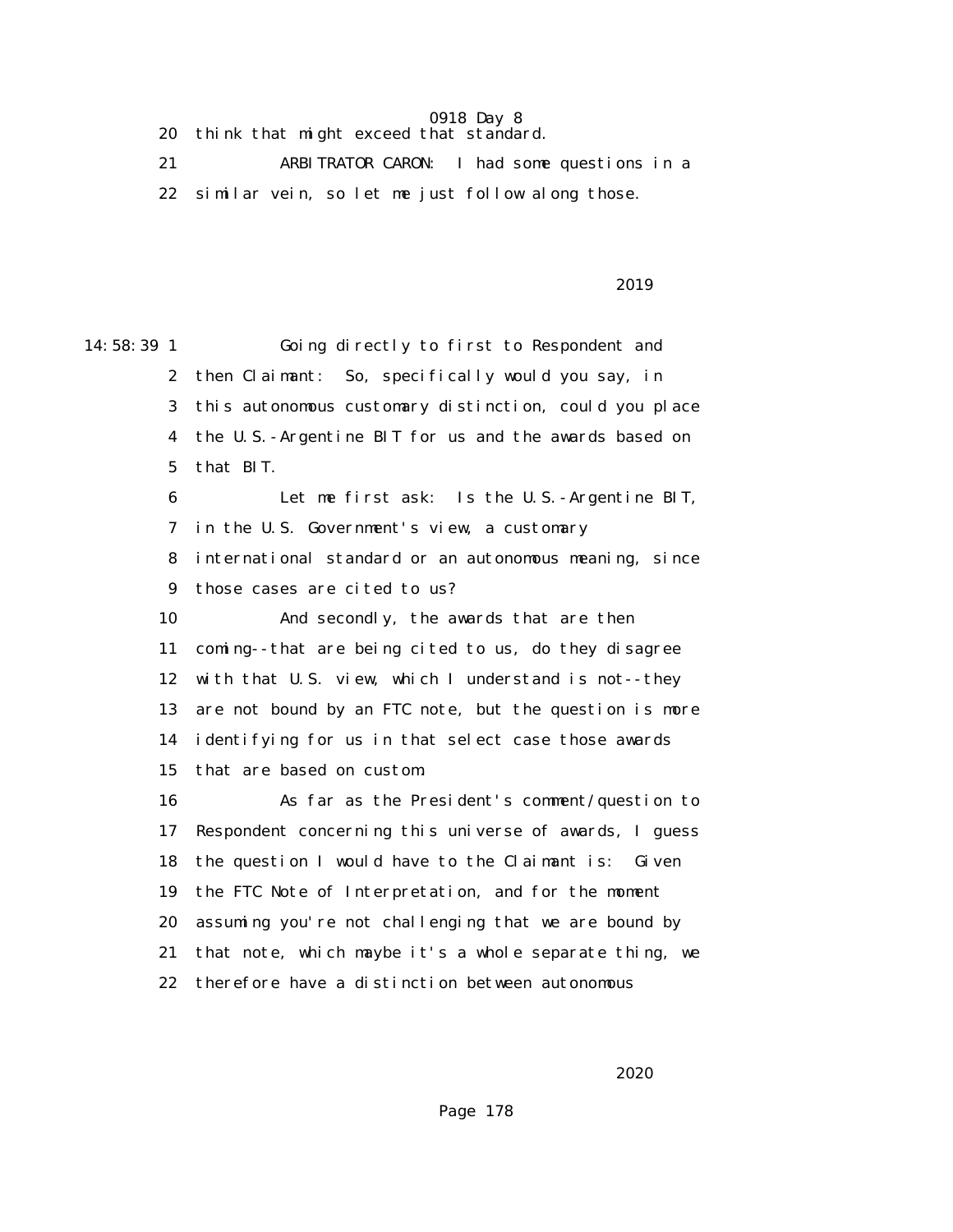20 think that might exceed that standard.

21 ARBITRATOR CARON: I had some questions in a

22 similar vein, so let me just follow along those.

2019

14:58:39 1 Going directly to first to Respondent and

2 then Claimant: So, specifically would you say, in

3 this autonomous customary distinction, could you place

4 the U.S.-Argentine BIT for us and the awards based on

5 that BIT.

6 Let me first ask: Is the U.S.-Argentine BIT,

7 in the U.S. Government's view, a customary

8 international standard or an autonomous meaning, since

9 those cases are cited to us?

10 And secondly, the awards that are then

11 coming--that are being cited to us, do they disagree

12 with that U.S. view, which I understand is not--they

13 are not bound by an FTC note, but the question is more

14 identifying for us in that select case those awards

15 that are based on custom.

16 As far as the President's comment/question to

17 Respondent concerning this universe of awards, I guess

18 the question I would have to the Claimant is: Given

19 the FTC Note of Interpretation, and for the moment

20 assuming you're not challenging that we are bound by

21 that note, which maybe it's a whole separate thing, we

22 therefore have a distinction between autonomous

2020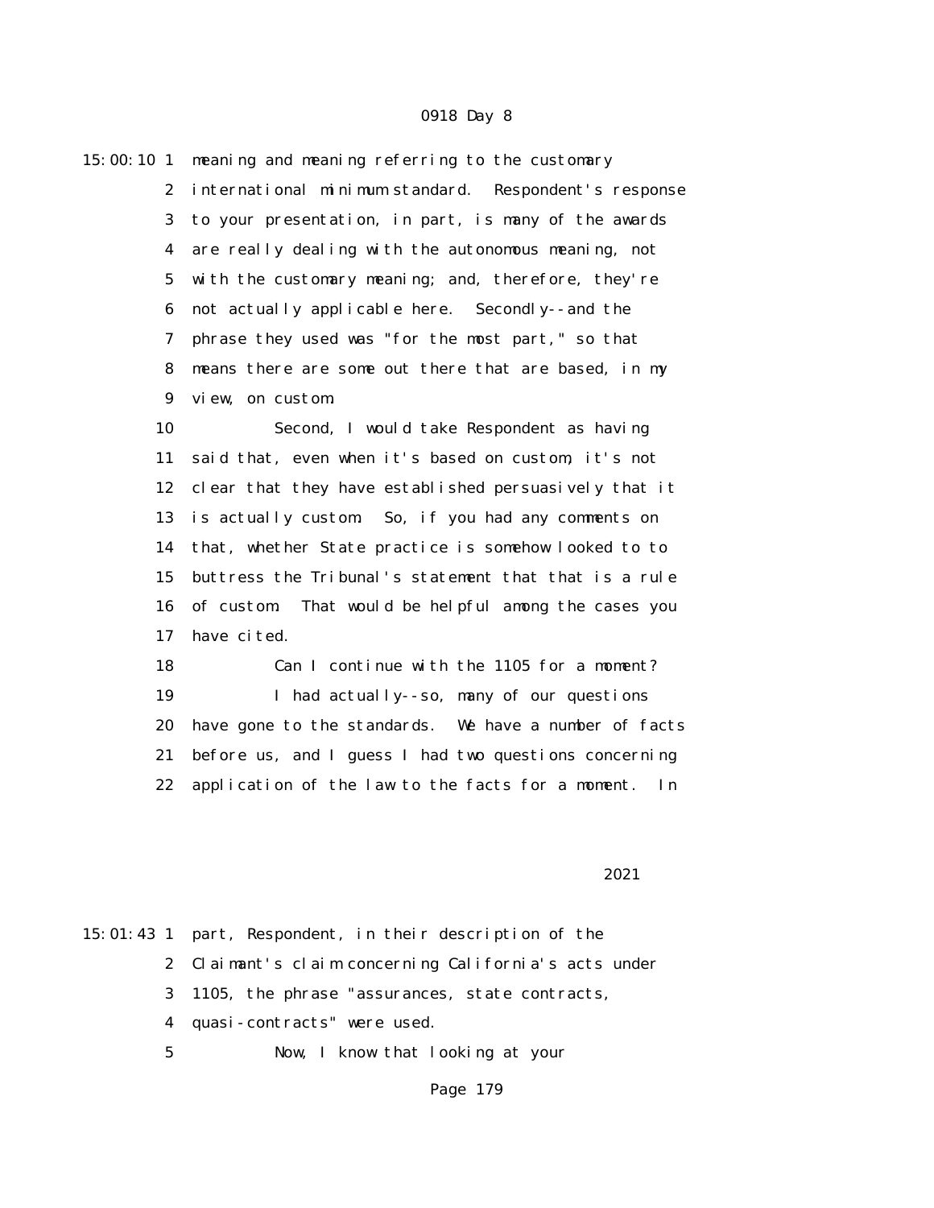15:00:10 1 meaning and meaning referring to the customary
2 international minimum standard. Respondent's response
3 to your presentation, in part, is many of the awards
4 are really dealing with the autonomous meaning, not
5 with the customary meaning; and, therefore, they're
6 not actually applicable here. Secondly--and the
7 phrase they used was "for the most part," so that
8 means there are some out there that are based, in my
9 view, on custom.
10 Second, I would take Respondent as having
11 said that, even when it's based on custom, it's not
12 clear that they have established persuasively that it
13 is actually custom. So, if you had any comments on
14 that, whether State practice is somehow looked to to
15 buttress the Tribunal's statement that that is a rule
16 of custom. That would be helpful among the cases you
17 have cited.
18 Can I continue with the 1105 for a moment?
19 I had actually--so, many of our questions
20 have gone to the standards. We have a number of facts
21 before us, and I guess I had two questions concerning
22 application of the law to the facts for a moment. In

2021

15:01:43 1 part, Respondent, in their description of the
2 Claimant's claim concerning California's acts under
3 1105, the phrase "assurances, state contracts,
4 quasi-contracts" were used.
5 Now, I know that looking at your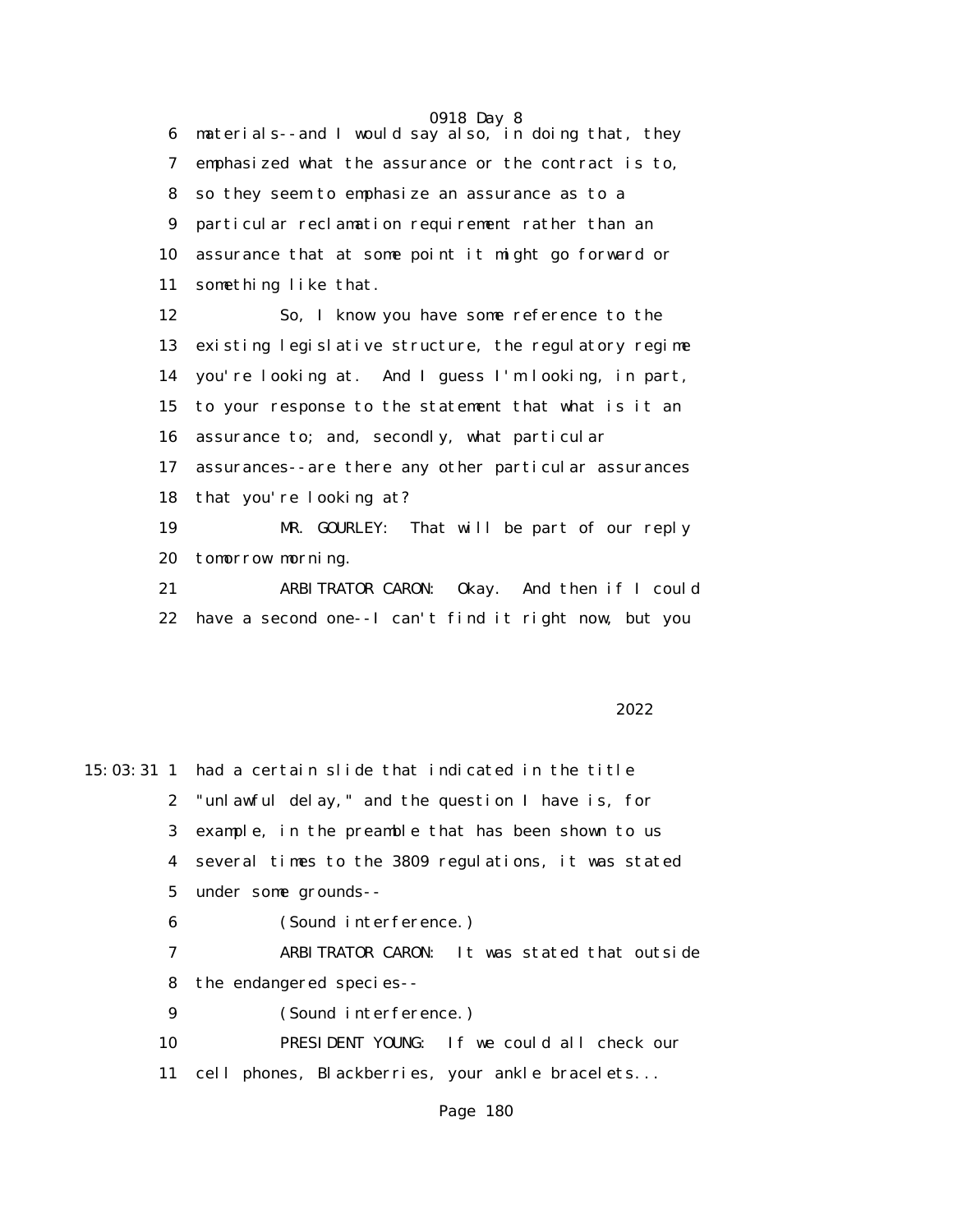6 materials--and I would say also, in doing that, they

7 emphasized what the assurance or the contract is to,

8 so they seem to emphasize an assurance as to a

9 particular reclamation requirement rather than an

10 assurance that at some point it might go forward or

11 something like that.

12 So, I know you have some reference to the

13 existing legislative structure, the regulatory regime

14 you're looking at. And I guess I'm looking, in part,

15 to your response to the statement that what is it an

16 assurance to; and, secondly, what particular

17 assurances--are there any other particular assurances

18 that you're looking at?

19 MR. GOURLEY: That will be part of our reply

20 tomorrow morning.

21 ARBITRATOR CARON: Okay. And then if I could

22 have a second one--I can't find it right now, but you

2022

15:03:31 1 had a certain slide that indicated in the title

2 "unlawful delay," and the question I have is, for

3 example, in the preamble that has been shown to us

4 several times to the 3809 regulations, it was stated

5 under some grounds--

6 (Sound interference.)

7 ARBITRATOR CARON: It was stated that outside

8 the endangered species--

9 (Sound interference.)

10 PRESIDENT YOUNG: If we could all check our

11 cell phones, Blackberries, your ankle bracelets...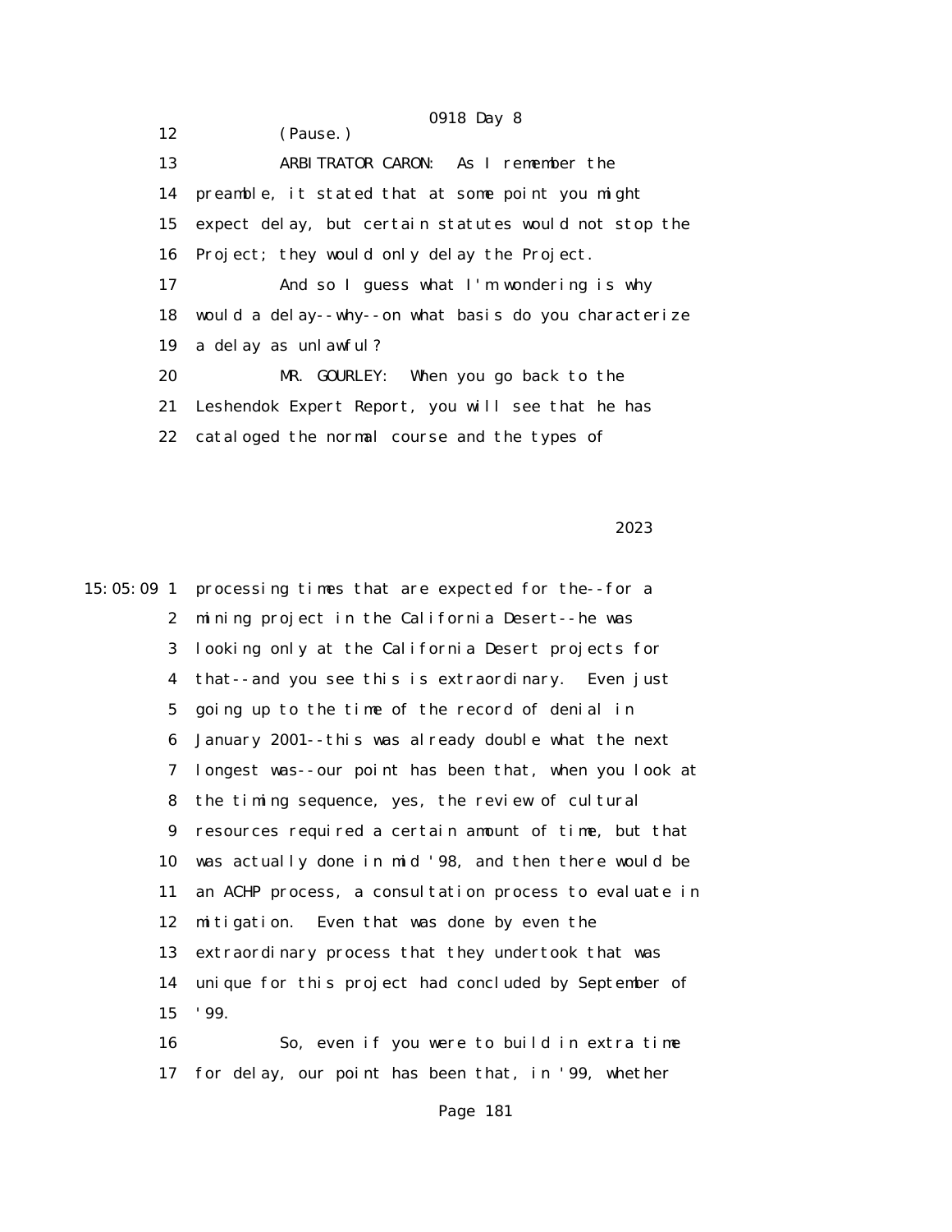12 (Pause.)

13 ARBITRATOR CARON: As I remember the

14 preamble, it stated that at some point you might

15 expect delay, but certain statutes would not stop the

16 Project; they would only delay the Project.

17 And so I guess what I'm wondering is why

18 would a delay--why--on what basis do you characterize

19 a delay as unlawful?

20 MR. GOURLEY: When you go back to the

21 Leshendok Expert Report, you will see that he has

22 cataloged the normal course and the types of

2023

15:05:09 1 processing times that are expected for the--for a

2 mining project in the California Desert--he was

3 looking only at the California Desert projects for

4 that--and you see this is extraordinary. Even just

5 going up to the time of the record of denial in

6 January 2001--this was already double what the next

7 longest was--our point has been that, when you look at

8 the timing sequence, yes, the review of cultural

9 resources required a certain amount of time, but that

10 was actually done in mid '98, and then there would be

11 an ACHP process, a consultation process to evaluate in

12 mitigation. Even that was done by even the

13 extraordinary process that they undertook that was

14 unique for this project had concluded by September of

15 '99.

16 So, even if you were to build in extra time

17 for delay, our point has been that, in '99, whether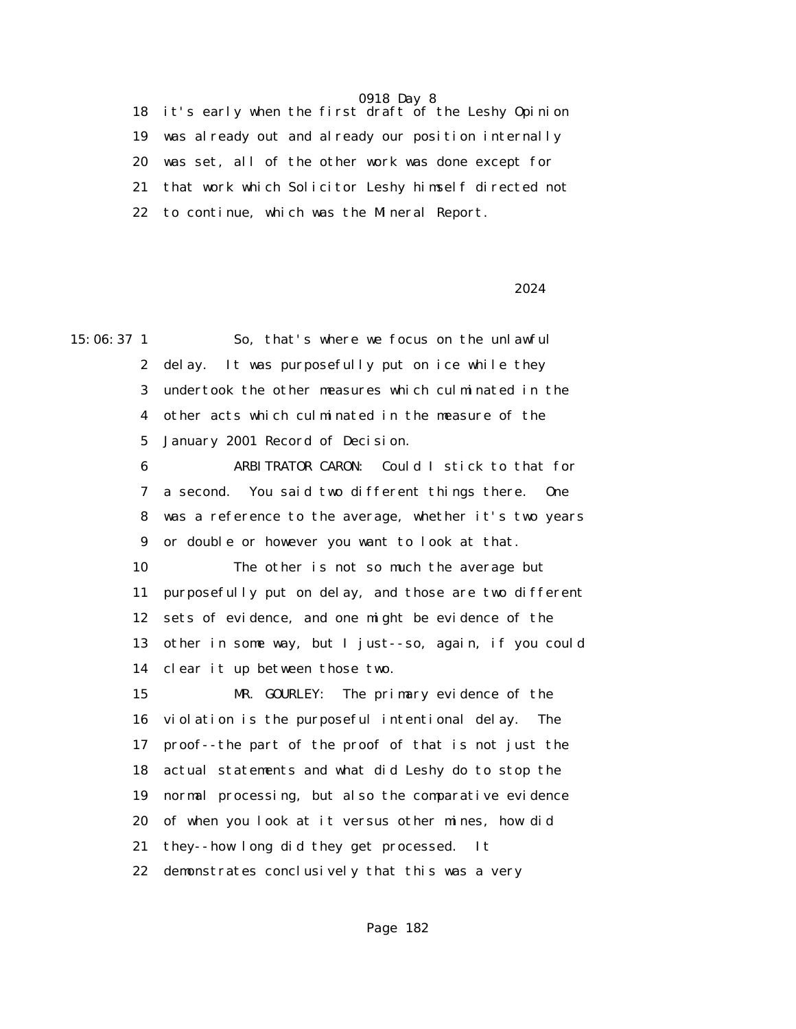it's early when the first draft of the Leshy Opinion was already out and already our position internally was set, all of the other work was done except for that work which Solicitor Leshy himself directed not to continue, which was the Mineral Report.

So, that's where we focus on the unlawful delay. It was purposefully put on ice while they undertook the other measures which culminated in the other acts which culminated in the measure of the January 2001 Record of Decision.

ARBITRATOR CARON: Could I stick to that for a second. You said two different things there. One was a reference to the average, whether it's two years or double or however you want to look at that.

The other is not so much the average but purposefully put on delay, and those are two different sets of evidence, and one might be evidence of the other in some way, but I just--so, again, if you could clear it up between those two.

MR. GOURLEY: The primary evidence of the violation is the purposeful intentional delay. The proof--the part of the proof of that is not just the actual statements and what did Leshy do to stop the normal processing, but also the comparative evidence of when you look at it versus other mines, how did they--how long did they get processed. It demonstrates conclusively that this was a very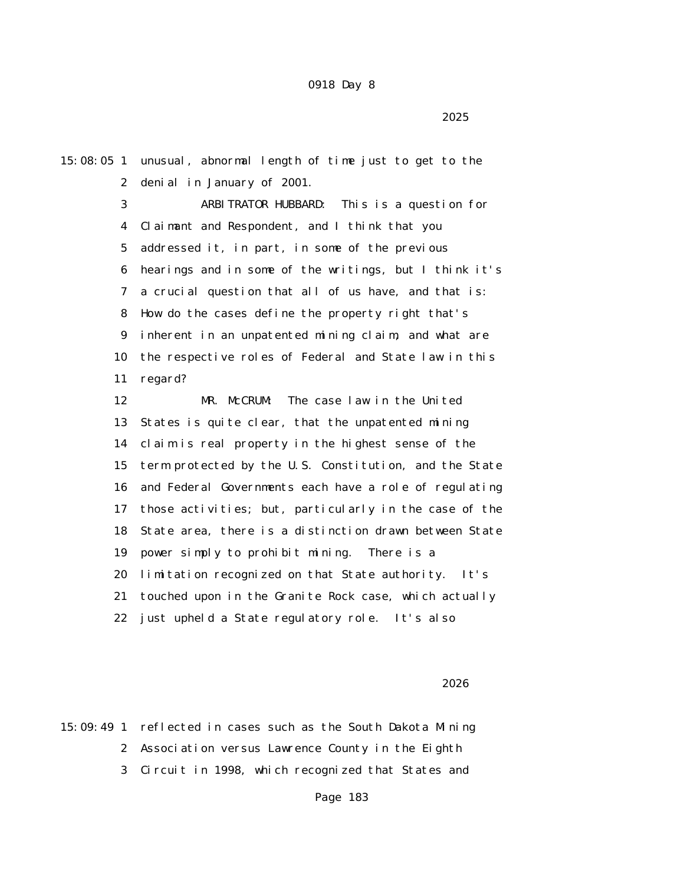0918 Day 8

2025

15:08:05 1 unusual, abnormal length of time just to get to the
2 denial in January of 2001.
3 ARBITRATOR HUBBARD: This is a question for
4 Claimant and Respondent, and I think that you
5 addressed it, in part, in some of the previous
6 hearings and in some of the writings, but I think it's
7 a crucial question that all of us have, and that is:
8 How do the cases define the property right that's
9 inherent in an unpatented mining claim, and what are
10 the respective roles of Federal and State law in this
11 regard?
12 MR. McCRUM: The case law in the United
13 States is quite clear, that the unpatented mining
14 claim is real property in the highest sense of the
15 term protected by the U.S. Constitution, and the State
16 and Federal Governments each have a role of regulating
17 those activities; but, particularly in the case of the
18 State area, there is a distinction drawn between State
19 power simply to prohibit mining. There is a
20 limitation recognized on that State authority. It's
21 touched upon in the Granite Rock case, which actually
22 just upheld a State regulatory role. It's also

2026

15:09:49 1 reflected in cases such as the South Dakota Mining
2 Association versus Lawrence County in the Eighth
3 Circuit in 1998, which recognized that States and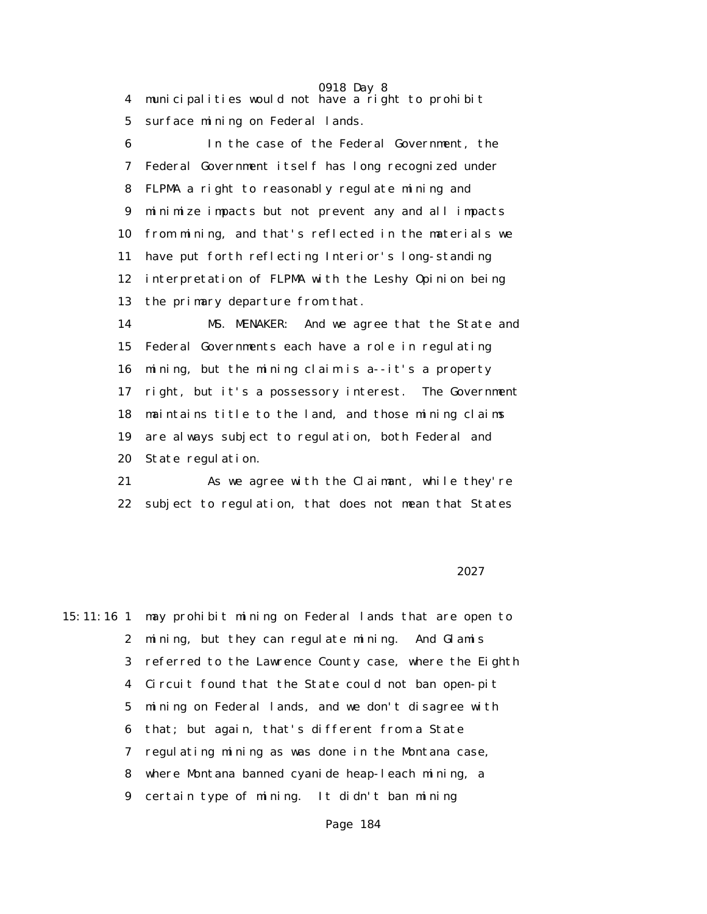municipalities would not have a right to prohibit surface mining on Federal lands.

In the case of the Federal Government, the Federal Government itself has long recognized under FLPMA a right to reasonably regulate mining and minimize impacts but not prevent any and all impacts from mining, and that's reflected in the materials we have put forth reflecting Interior's long-standing interpretation of FLPMA with the Leshy Opinion being the primary departure from that.

MS. MENAKER: And we agree that the State and Federal Governments each have a role in regulating mining, but the mining claim is a--it's a property right, but it's a possessory interest. The Government maintains title to the land, and those mining claims are always subject to regulation, both Federal and State regulation.

As we agree with the Claimant, while they're subject to regulation, that does not mean that States

2027

may prohibit mining on Federal lands that are open to mining, but they can regulate mining. And Glamis referred to the Lawrence County case, where the Eighth Circuit found that the State could not ban open-pit mining on Federal lands, and we don't disagree with that; but again, that's different from a State regulating mining as was done in the Montana case, where Montana banned cyanide heap-leach mining, a certain type of mining. It didn't ban mining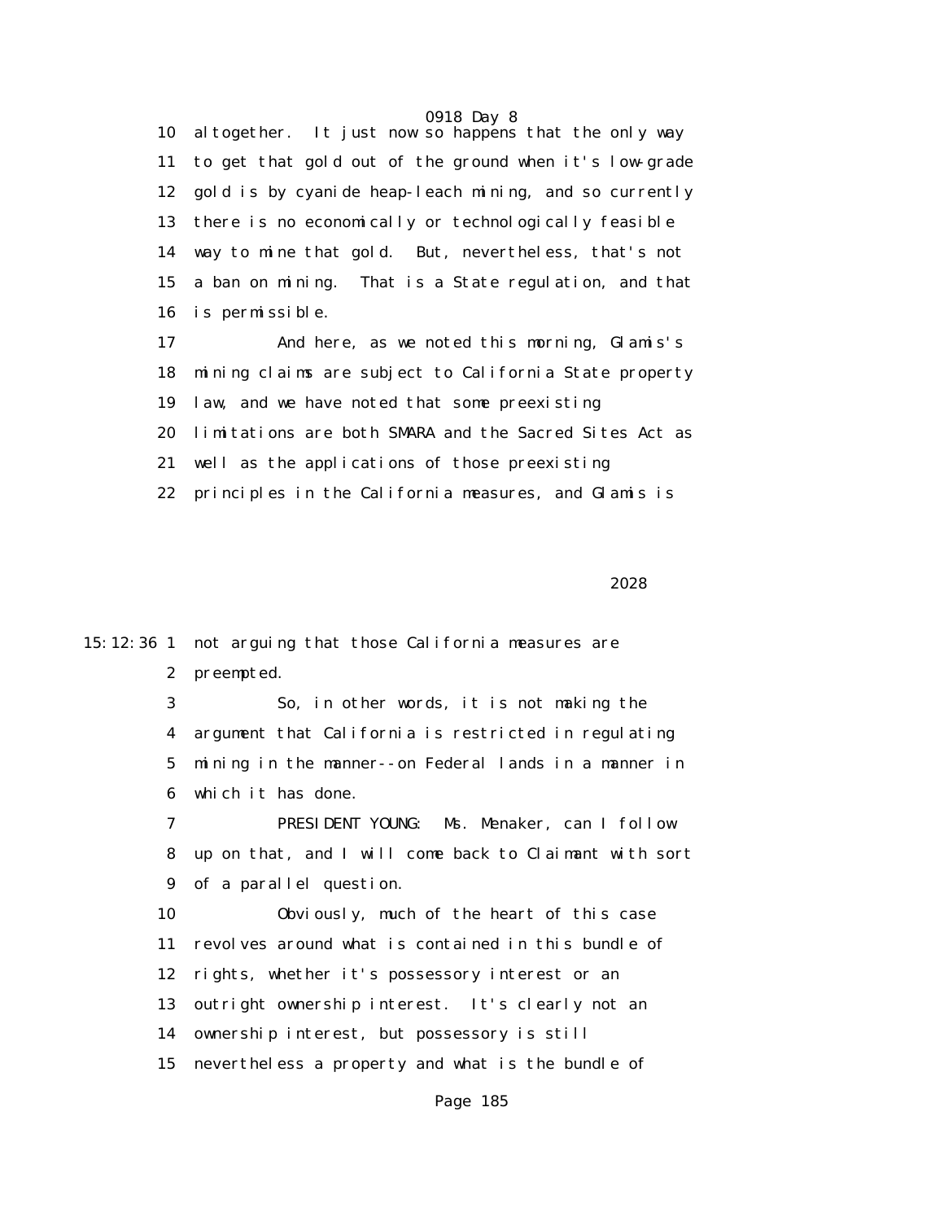altogether. It just now so happens that the only way to get that gold out of the ground when it's low-grade gold is by cyanide heap-leach mining, and so currently there is no economically or technologically feasible way to mine that gold. But, nevertheless, that's not a ban on mining. That is a State regulation, and that is permissible.

And here, as we noted this morning, Glamis's mining claims are subject to California State property law, and we have noted that some preexisting limitations are both SMARA and the Sacred Sites Act as well as the applications of those preexisting principles in the California measures, and Glamis is

not arguing that those California measures are preempted.

So, in other words, it is not making the argument that California is restricted in regulating mining in the manner--on Federal lands in a manner in which it has done.

PRESIDENT YOUNG: Ms. Menaker, can I follow up on that, and I will come back to Claimant with sort of a parallel question.

Obviously, much of the heart of this case revolves around what is contained in this bundle of rights, whether it's possessory interest or an outright ownership interest. It's clearly not an ownership interest, but possessory is still nevertheless a property and what is the bundle of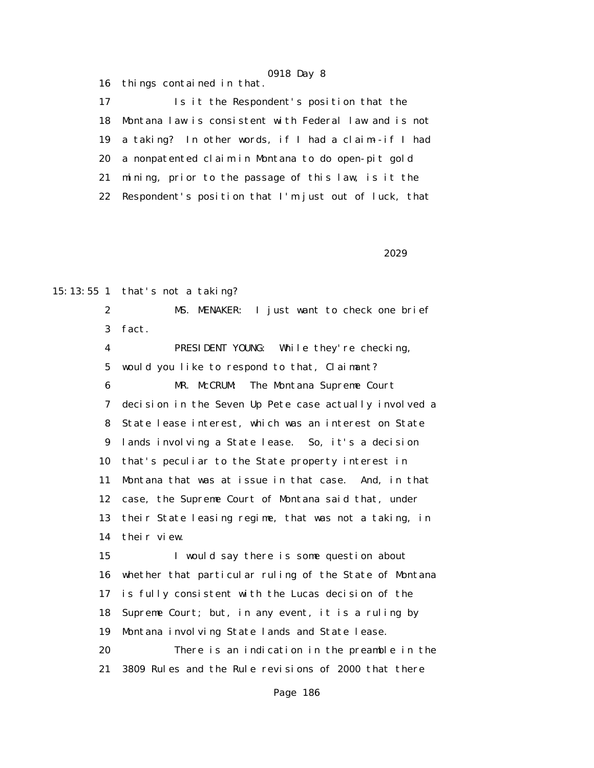16 things contained in that.

17 Is it the Respondent's position that the

18 Montana law is consistent with Federal law and is not

19 a taking? In other words, if I had a claim--if I had

20 a nonpatented claim in Montana to do open-pit gold

21 mining, prior to the passage of this law, is it the

22 Respondent's position that I'm just out of luck, that

2029

15:13:55 1 that's not a taking?

2 MS. MENAKER: I just want to check one brief

3 fact.

4 PRESIDENT YOUNG: While they're checking,

5 would you like to respond to that, Claimant?

6 MR. McCRUM: The Montana Supreme Court

7 decision in the Seven Up Pete case actually involved a

8 State lease interest, which was an interest on State

9 lands involving a State lease. So, it's a decision

10 that's peculiar to the State property interest in

11 Montana that was at issue in that case. And, in that

12 case, the Supreme Court of Montana said that, under

13 their State leasing regime, that was not a taking, in

14 their view.

15 I would say there is some question about

16 whether that particular ruling of the State of Montana

17 is fully consistent with the Lucas decision of the

18 Supreme Court; but, in any event, it is a ruling by

19 Montana involving State lands and State lease.

20 There is an indication in the preamble in the

21 3809 Rules and the Rule revisions of 2000 that there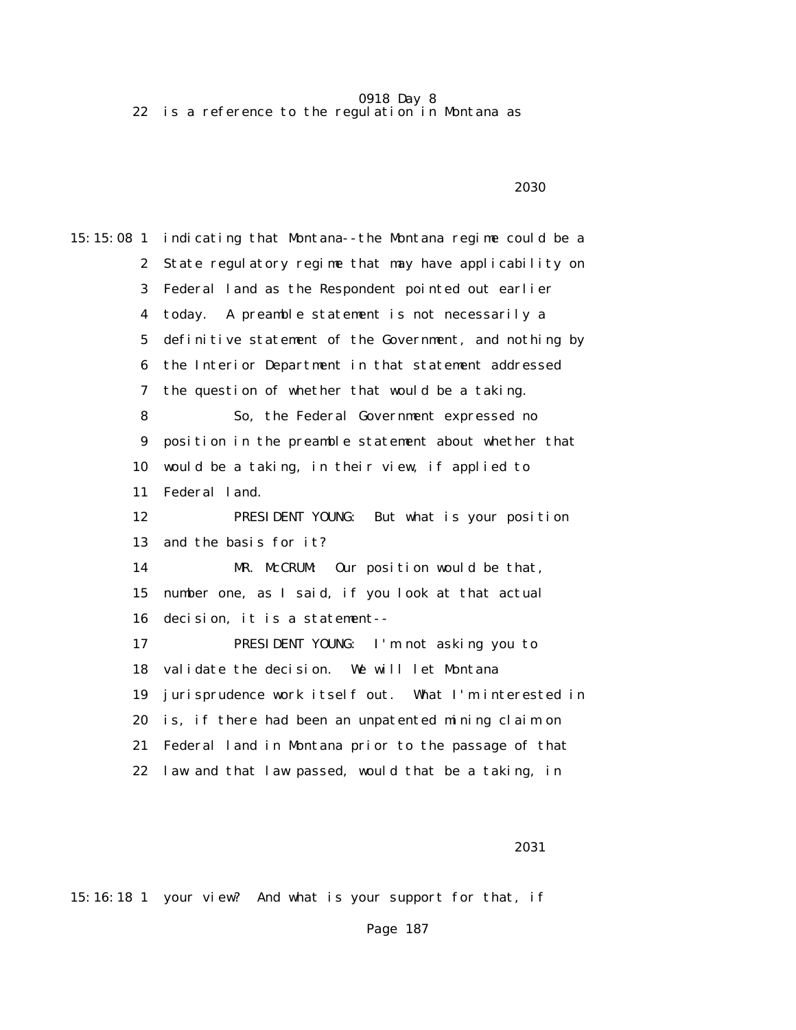22 is a reference to the regulation in Montana as

2030

15:15:08 1 indicating that Montana--the Montana regime could be a
2 State regulatory regime that may have applicability on
3 Federal land as the Respondent pointed out earlier
4 today. A preamble statement is not necessarily a
5 definitive statement of the Government, and nothing by
6 the Interior Department in that statement addressed
7 the question of whether that would be a taking.
8 So, the Federal Government expressed no
9 position in the preamble statement about whether that
10 would be a taking, in their view, if applied to
11 Federal land.
12 PRESIDENT YOUNG: But what is your position
13 and the basis for it?
14 MR. McCRUM: Our position would be that,
15 number one, as I said, if you look at that actual
16 decision, it is a statement--
17 PRESIDENT YOUNG: I'm not asking you to
18 validate the decision. We will let Montana
19 jurisprudence work itself out. What I'm interested in
20 is, if there had been an unpatented mining claim on
21 Federal land in Montana prior to the passage of that
22 law and that law passed, would that be a taking, in

2031

15:16:18 1 your view? And what is your support for that, if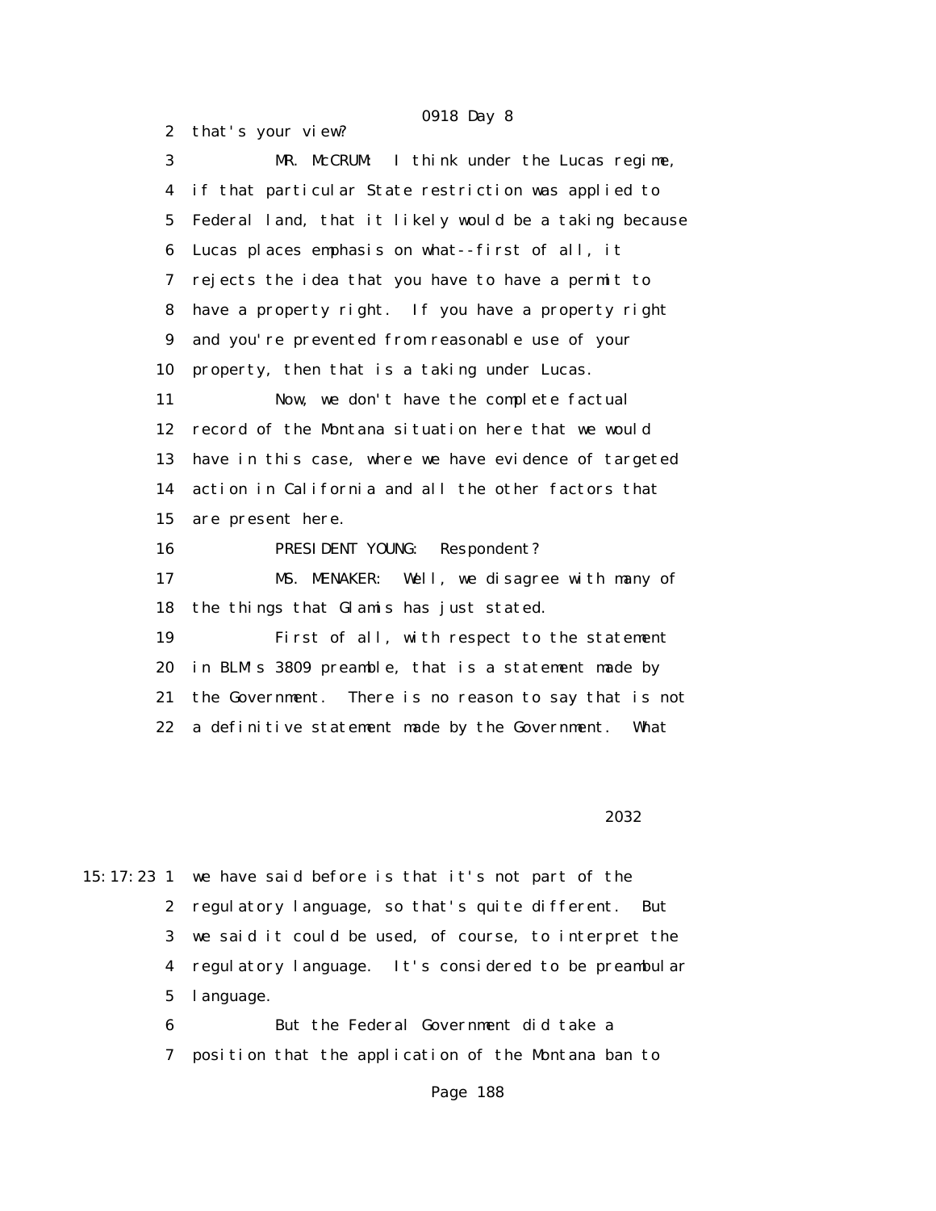that's your view?

MR. McCRUM: I think under the Lucas regime, if that particular State restriction was applied to Federal land, that it likely would be a taking because Lucas places emphasis on what--first of all, it rejects the idea that you have to have a permit to have a property right. If you have a property right and you're prevented from reasonable use of your property, then that is a taking under Lucas.

Now, we don't have the complete factual record of the Montana situation here that we would have in this case, where we have evidence of targeted action in California and all the other factors that are present here.

PRESIDENT YOUNG: Respondent?

MS. MENAKER: Well, we disagree with many of the things that Glamis has just stated.

First of all, with respect to the statement in BLM's 3809 preamble, that is a statement made by the Government. There is no reason to say that is not a definitive statement made by the Government. What

we have said before is that it's not part of the regulatory language, so that's quite different. But we said it could be used, of course, to interpret the regulatory language. It's considered to be preambular language.

But the Federal Government did take a position that the application of the Montana ban to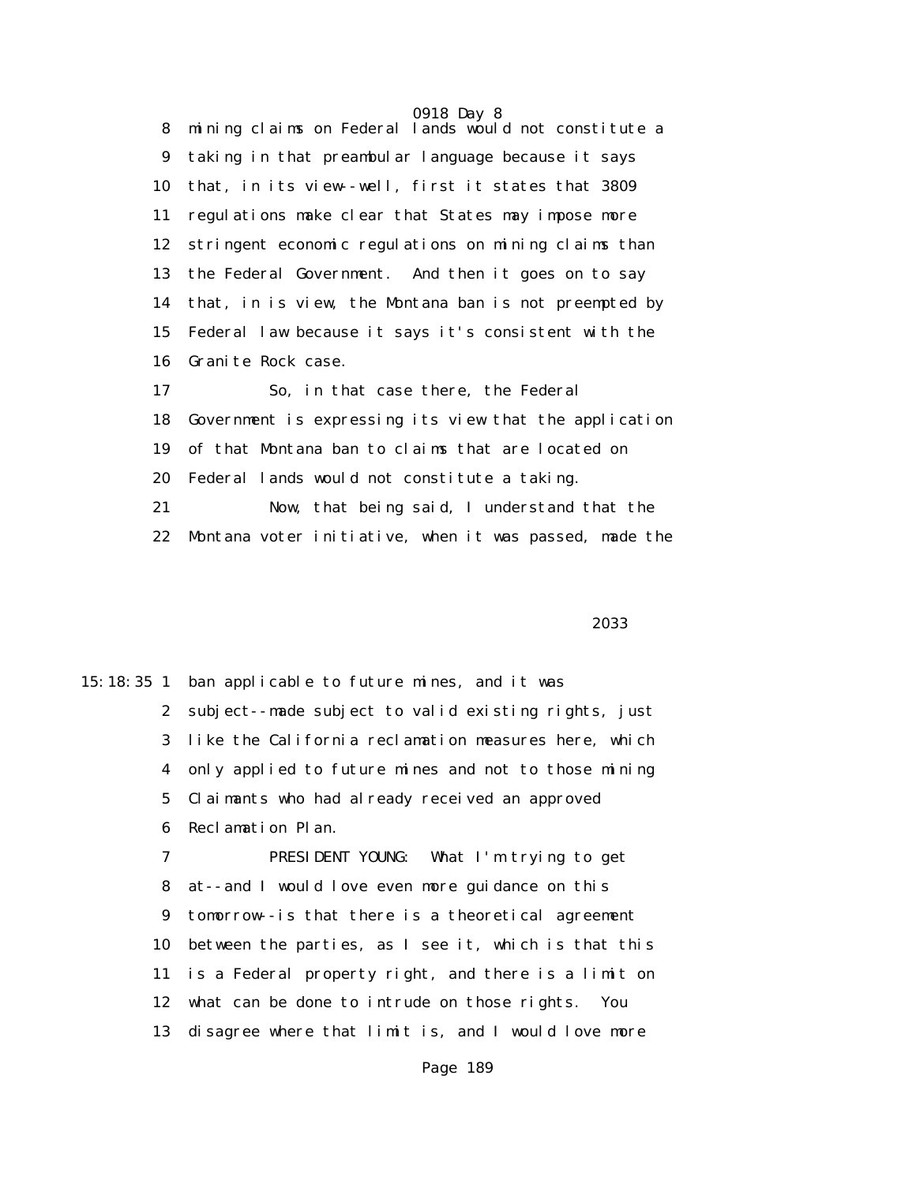8 mining claims on Federal lands would not constitute a
9 taking in that preambular language because it says
10 that, in its view--well, first it states that 3809
11 regulations make clear that States may impose more
12 stringent economic regulations on mining claims than
13 the Federal Government. And then it goes on to say
14 that, in is view, the Montana ban is not preempted by
15 Federal law because it says it's consistent with the
16 Granite Rock case.

17 So, in that case there, the Federal
18 Government is expressing its view that the application
19 of that Montana ban to claims that are located on
20 Federal lands would not constitute a taking.

21 Now, that being said, I understand that the
22 Montana voter initiative, when it was passed, made the

2033

15:18:35 1 ban applicable to future mines, and it was
2 subject--made subject to valid existing rights, just
3 like the California reclamation measures here, which
4 only applied to future mines and not to those mining
5 Claimants who had already received an approved
6 Reclamation Plan.

7 PRESIDENT YOUNG: What I'm trying to get
8 at--and I would love even more guidance on this
9 tomorrow--is that there is a theoretical agreement
10 between the parties, as I see it, which is that this
11 is a Federal property right, and there is a limit on
12 what can be done to intrude on those rights. You
13 disagree where that limit is, and I would love more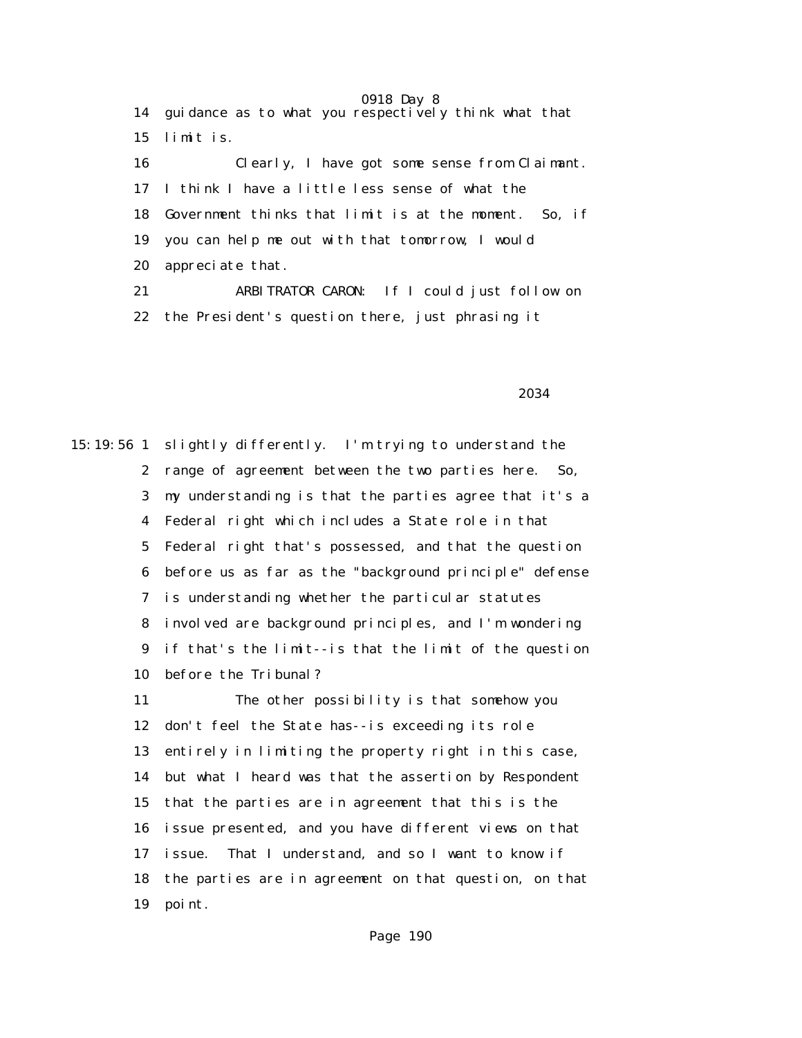14 guidance as to what you respectively think what that

15 limit is.

16 Clearly, I have got some sense from Claimant.

17 I think I have a little less sense of what the

18 Government thinks that limit is at the moment. So, if

19 you can help me out with that tomorrow, I would

20 appreciate that.

21 ARBITRATOR CARON: If I could just follow on

22 the President's question there, just phrasing it

2034

15:19:56 1 slightly differently. I'm trying to understand the

2 range of agreement between the two parties here. So,

3 my understanding is that the parties agree that it's a

4 Federal right which includes a State role in that

5 Federal right that's possessed, and that the question

6 before us as far as the "background principle" defense

7 is understanding whether the particular statutes

8 involved are background principles, and I'm wondering

9 if that's the limit--is that the limit of the question

10 before the Tribunal?

11 The other possibility is that somehow you

12 don't feel the State has--is exceeding its role

13 entirely in limiting the property right in this case,

14 but what I heard was that the assertion by Respondent

15 that the parties are in agreement that this is the

16 issue presented, and you have different views on that

17 issue. That I understand, and so I want to know if

18 the parties are in agreement on that question, on that

19 point.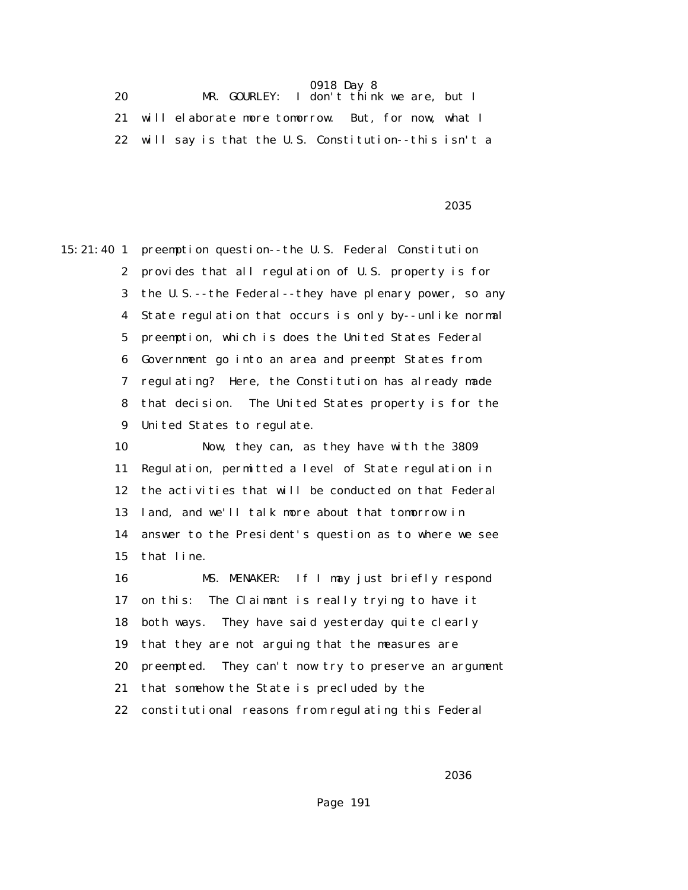20 MR. GOURLEY: I don't think we are, but I

21 will elaborate more tomorrow. But, for now, what I

22 will say is that the U.S. Constitution--this isn't a

2035

15:21:40 1 preemption question--the U.S. Federal Constitution

2 provides that all regulation of U.S. property is for

3 the U.S.--the Federal--they have plenary power, so any

4 State regulation that occurs is only by--unlike normal

5 preemption, which is does the United States Federal

6 Government go into an area and preempt States from

7 regulating? Here, the Constitution has already made

8 that decision. The United States property is for the

9 United States to regulate.

10 Now, they can, as they have with the 3809

11 Regulation, permitted a level of State regulation in

12 the activities that will be conducted on that Federal

13 land, and we'll talk more about that tomorrow in

14 answer to the President's question as to where we see

15 that line.

16 MS. MENAKER: If I may just briefly respond

17 on this: The Claimant is really trying to have it

18 both ways. They have said yesterday quite clearly

19 that they are not arguing that the measures are

20 preempted. They can't now try to preserve an argument

21 that somehow the State is precluded by the

22 constitutional reasons from regulating this Federal

2036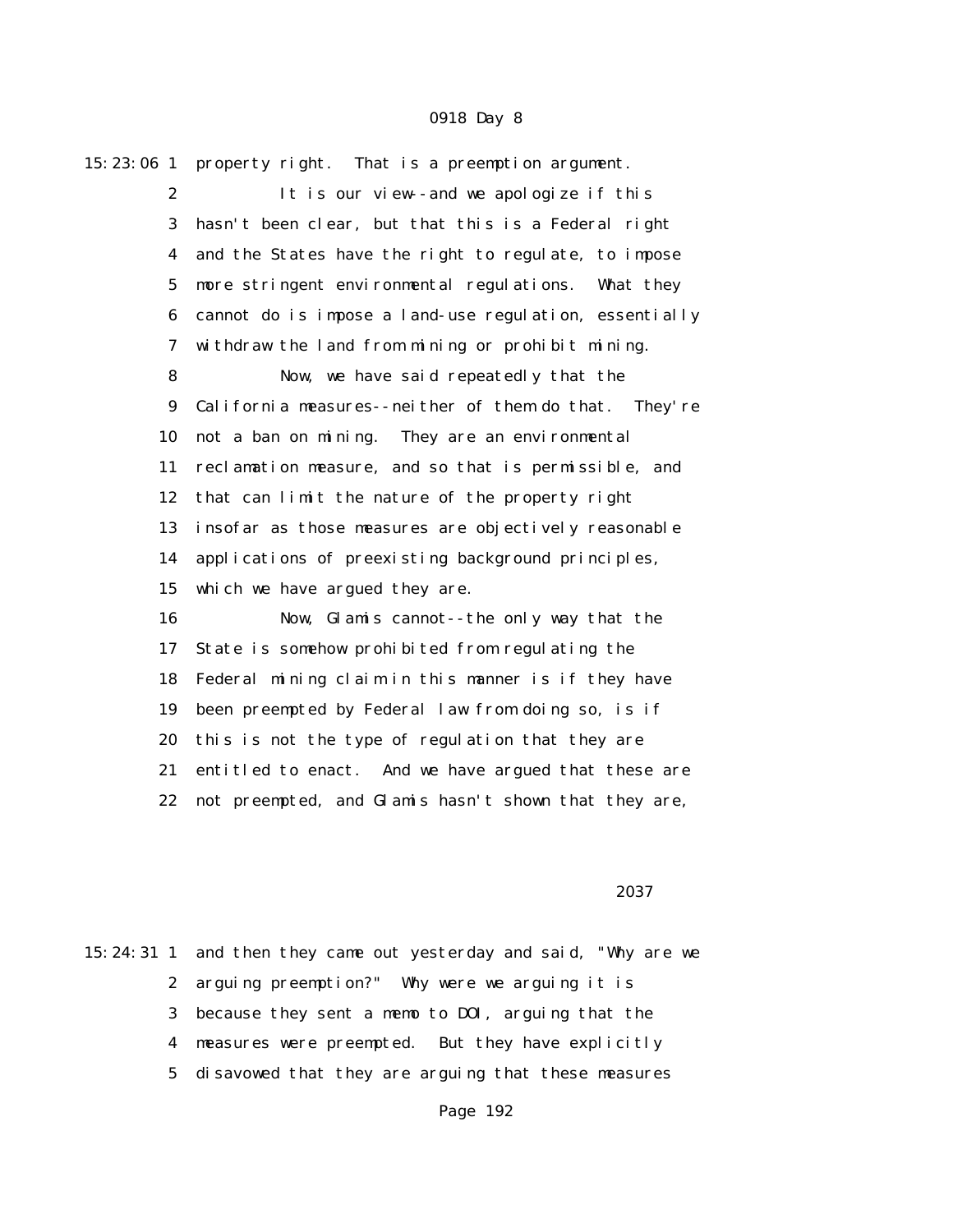15:23:06 1 property right. That is a preemption argument.

2 It is our view--and we apologize if this

3 hasn't been clear, but that this is a Federal right

4 and the States have the right to regulate, to impose

5 more stringent environmental regulations. What they

6 cannot do is impose a land-use regulation, essentially

7 withdraw the land from mining or prohibit mining.

8 Now, we have said repeatedly that the

9 California measures--neither of them do that. They're

10 not a ban on mining. They are an environmental

11 reclamation measure, and so that is permissible, and

12 that can limit the nature of the property right

13 insofar as those measures are objectively reasonable

14 applications of preexisting background principles,

15 which we have argued they are.

16 Now, Glamis cannot--the only way that the

17 State is somehow prohibited from regulating the

18 Federal mining claim in this manner is if they have

19 been preempted by Federal law from doing so, is if

20 this is not the type of regulation that they are

21 entitled to enact. And we have argued that these are

22 not preempted, and Glamis hasn't shown that they are,

2037

15:24:31 1 and then they came out yesterday and said, "Why are we

2 arguing preemption?" Why were we arguing it is

3 because they sent a memo to DOI, arguing that the

4 measures were preempted. But they have explicitly

5 disavowed that they are arguing that these measures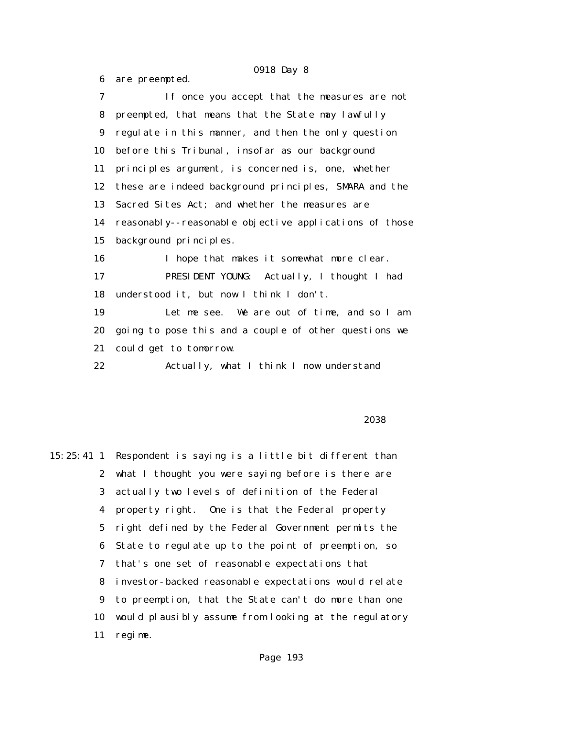6 are preempted.

7 If once you accept that the measures are not

8 preempted, that means that the State may lawfully

9 regulate in this manner, and then the only question

10 before this Tribunal, insofar as our background

11 principles argument, is concerned is, one, whether

12 these are indeed background principles, SMARA and the

13 Sacred Sites Act; and whether the measures are

14 reasonably--reasonable objective applications of those

15 background principles.

16 I hope that makes it somewhat more clear.

17 PRESIDENT YOUNG: Actually, I thought I had

18 understood it, but now I think I don't.

19 Let me see. We are out of time, and so I am

20 going to pose this and a couple of other questions we

21 could get to tomorrow.

22 Actually, what I think I now understand

2038

15:25:41 1 Respondent is saying is a little bit different than

2 what I thought you were saying before is there are

3 actually two levels of definition of the Federal

4 property right. One is that the Federal property

5 right defined by the Federal Government permits the

6 State to regulate up to the point of preemption, so

7 that's one set of reasonable expectations that

8 investor-backed reasonable expectations would relate

9 to preemption, that the State can't do more than one

10 would plausibly assume from looking at the regulatory

11 regime.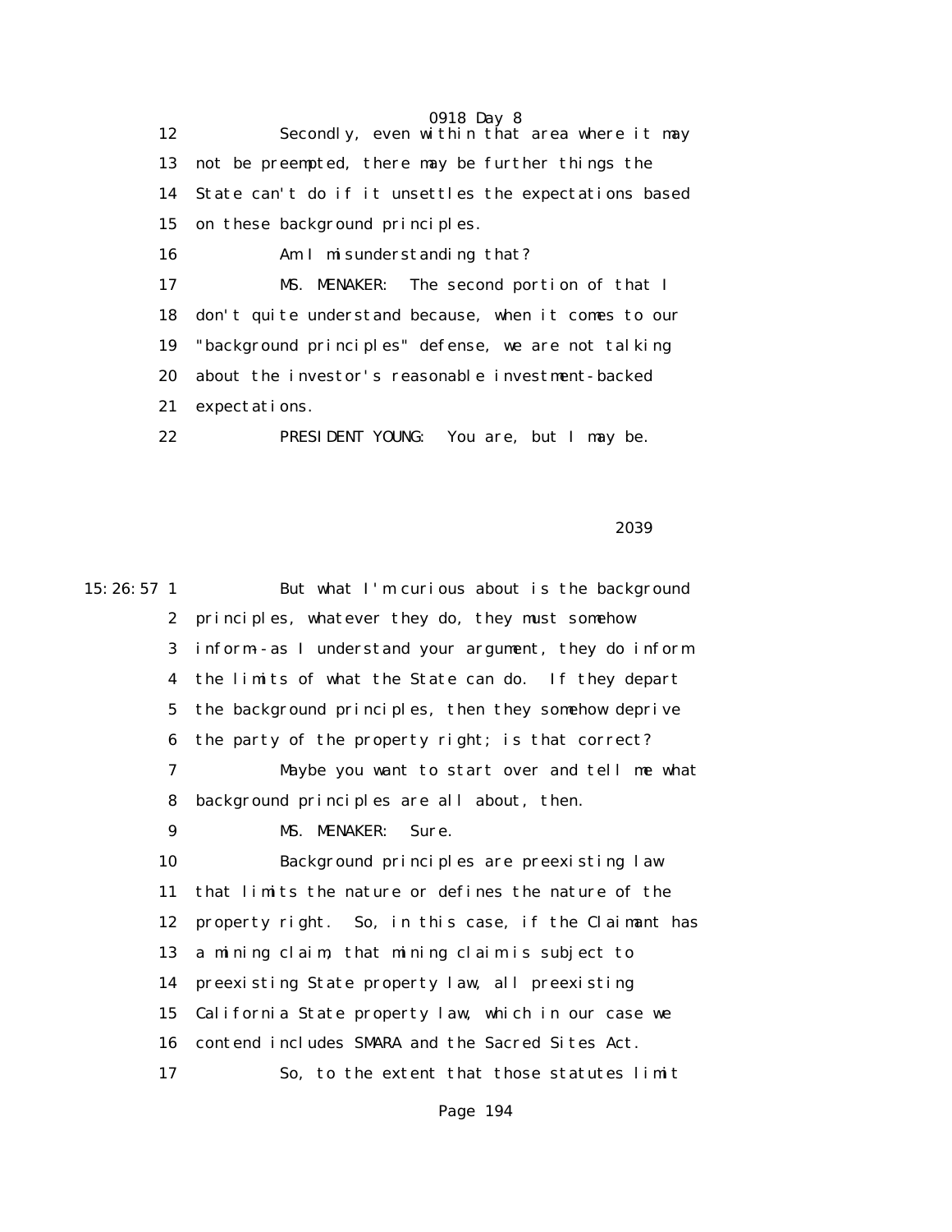12 Secondly, even within that area where it may
13 not be preempted, there may be further things the
14 State can't do if it unsettles the expectations based
15 on these background principles.
16 Am I misunderstanding that?
17 MS. MENAKER: The second portion of that I
18 don't quite understand because, when it comes to our
19 "background principles" defense, we are not talking
20 about the investor's reasonable investment-backed
21 expectations.
22 PRESIDENT YOUNG: You are, but I may be.

2039

15:26:57 1 But what I'm curious about is the background
2 principles, whatever they do, they must somehow
3 inform--as I understand your argument, they do inform
4 the limits of what the State can do. If they depart
5 the background principles, then they somehow deprive
6 the party of the property right; is that correct?
7 Maybe you want to start over and tell me what
8 background principles are all about, then.
9 MS. MENAKER: Sure.
10 Background principles are preexisting law
11 that limits the nature or defines the nature of the
12 property right. So, in this case, if the Claimant has
13 a mining claim, that mining claim is subject to
14 preexisting State property law, all preexisting
15 California State property law, which in our case we
16 contend includes SMARA and the Sacred Sites Act.
17 So, to the extent that those statutes limit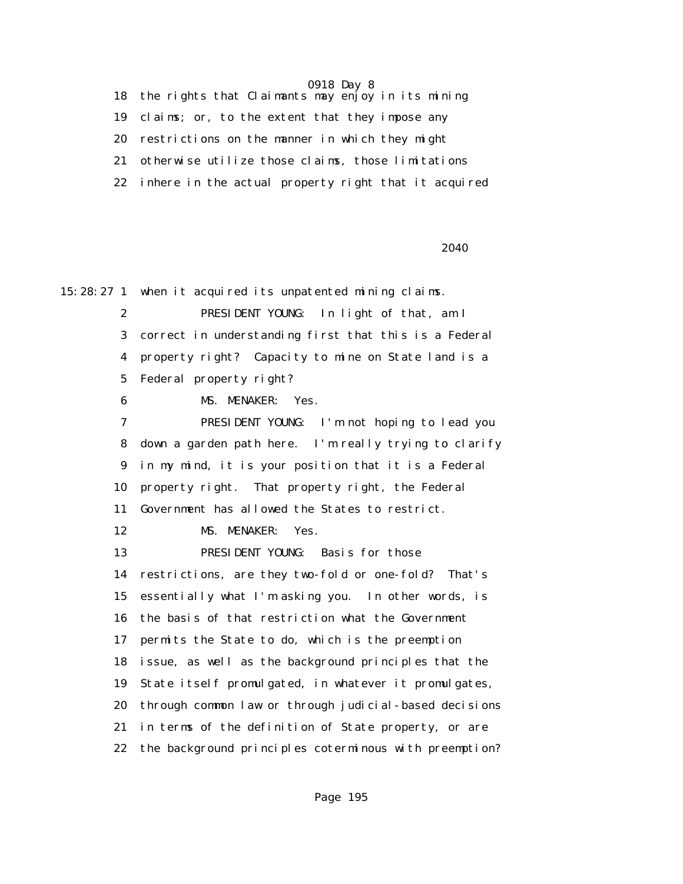18 the rights that Claimants may enjoy in its mining
19 claims; or, to the extent that they impose any
20 restrictions on the manner in which they might
21 otherwise utilize those claims, those limitations
22 inhere in the actual property right that it acquired

2040

15:28:27 1 when it acquired its unpatented mining claims.
2 PRESIDENT YOUNG: In light of that, am I
3 correct in understanding first that this is a Federal
4 property right? Capacity to mine on State land is a
5 Federal property right?
6 MS. MENAKER: Yes.
7 PRESIDENT YOUNG: I'm not hoping to lead you
8 down a garden path here. I'm really trying to clarify
9 in my mind, it is your position that it is a Federal
10 property right. That property right, the Federal
11 Government has allowed the States to restrict.
12 MS. MENAKER: Yes.
13 PRESIDENT YOUNG: Basis for those
14 restrictions, are they two-fold or one-fold? That's
15 essentially what I'm asking you. In other words, is
16 the basis of that restriction what the Government
17 permits the State to do, which is the preemption
18 issue, as well as the background principles that the
19 State itself promulgated, in whatever it promulgates,
20 through common law or through judicial-based decisions
21 in terms of the definition of State property, or are
22 the background principles coterminous with preemption?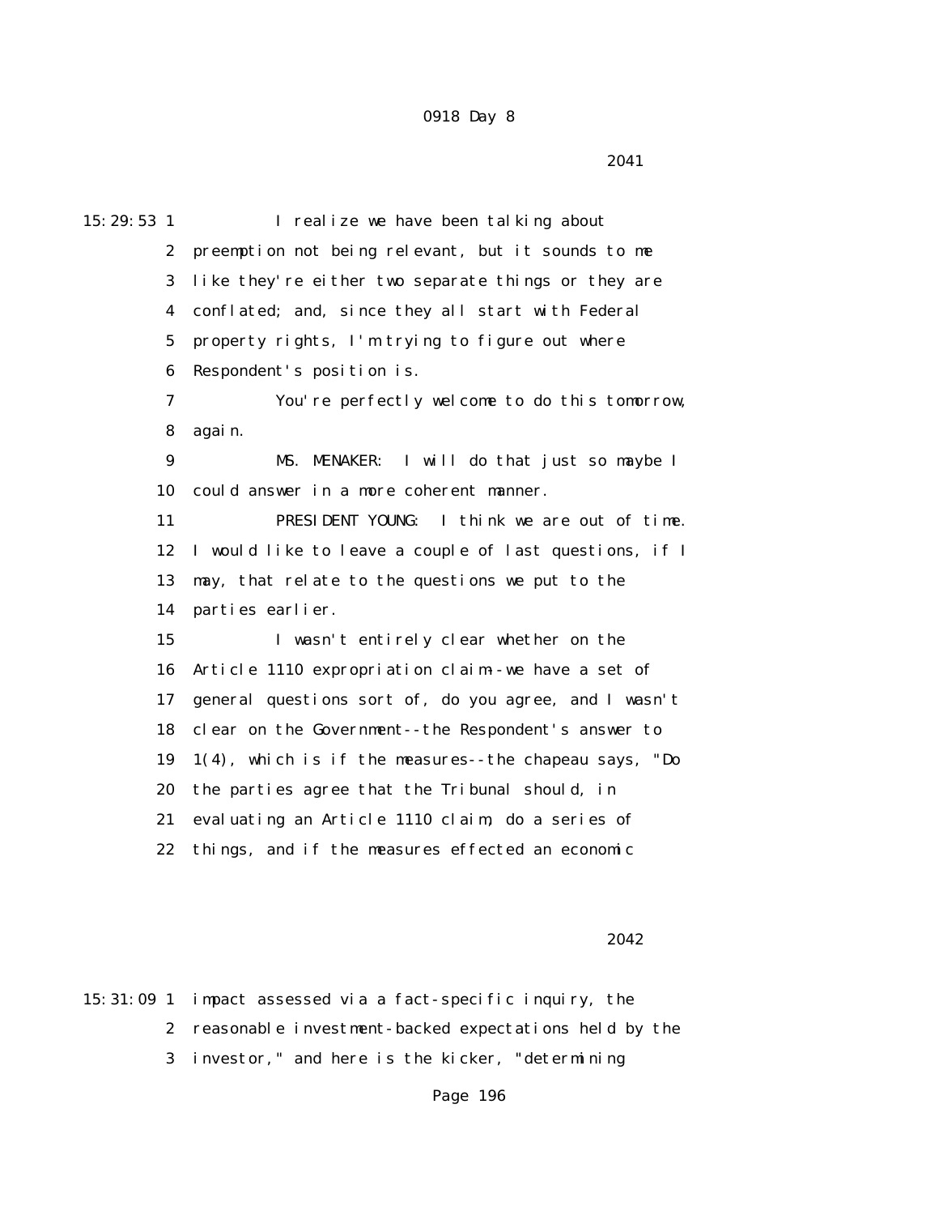I realize we have been talking about preemption not being relevant, but it sounds to me like they're either two separate things or they are conflated; and, since they all start with Federal property rights, I'm trying to figure out where Respondent's position is.

You're perfectly welcome to do this tomorrow, again.

MS. MENAKER: I will do that just so maybe I could answer in a more coherent manner.

PRESIDENT YOUNG: I think we are out of time. I would like to leave a couple of last questions, if I may, that relate to the questions we put to the parties earlier.

I wasn't entirely clear whether on the Article 1110 expropriation claim--we have a set of general questions sort of, do you agree, and I wasn't clear on the Government--the Respondent's answer to 1(4), which is if the measures--the chapeau says, "Do the parties agree that the Tribunal should, in evaluating an Article 1110 claim, do a series of things, and if the measures effected an economic impact assessed via a fact-specific inquiry, the reasonable investment-backed expectations held by the investor," and here is the kicker, "determining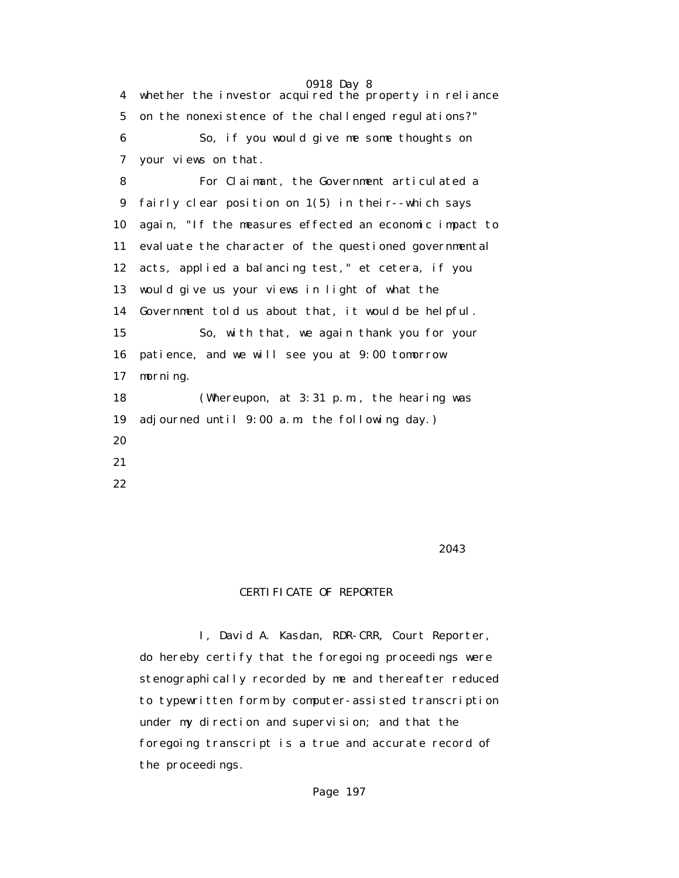4 whether the investor acquired the property in reliance
5 on the nonexistence of the challenged regulations?"
6 So, if you would give me some thoughts on
7 your views on that.
8 For Claimant, the Government articulated a
9 fairly clear position on 1(5) in their--which says
10 again, "If the measures effected an economic impact to
11 evaluate the character of the questioned governmental
12 acts, applied a balancing test," et cetera, if you
13 would give us your views in light of what the
14 Government told us about that, it would be helpful.
15 So, with that, we again thank you for your
16 patience, and we will see you at 9:00 tomorrow
17 morning.
18 (Whereupon, at 3:31 p.m., the hearing was
19 adjourned until 9:00 a.m. the following day.)
20
21
22

2043

CERTIFICATE OF REPORTER

I, David A. Kasdan, RDR-CRR, Court Reporter, do hereby certify that the foregoing proceedings were stenographically recorded by me and thereafter reduced to typewritten form by computer-assisted transcription under my direction and supervision; and that the foregoing transcript is a true and accurate record of the proceedings.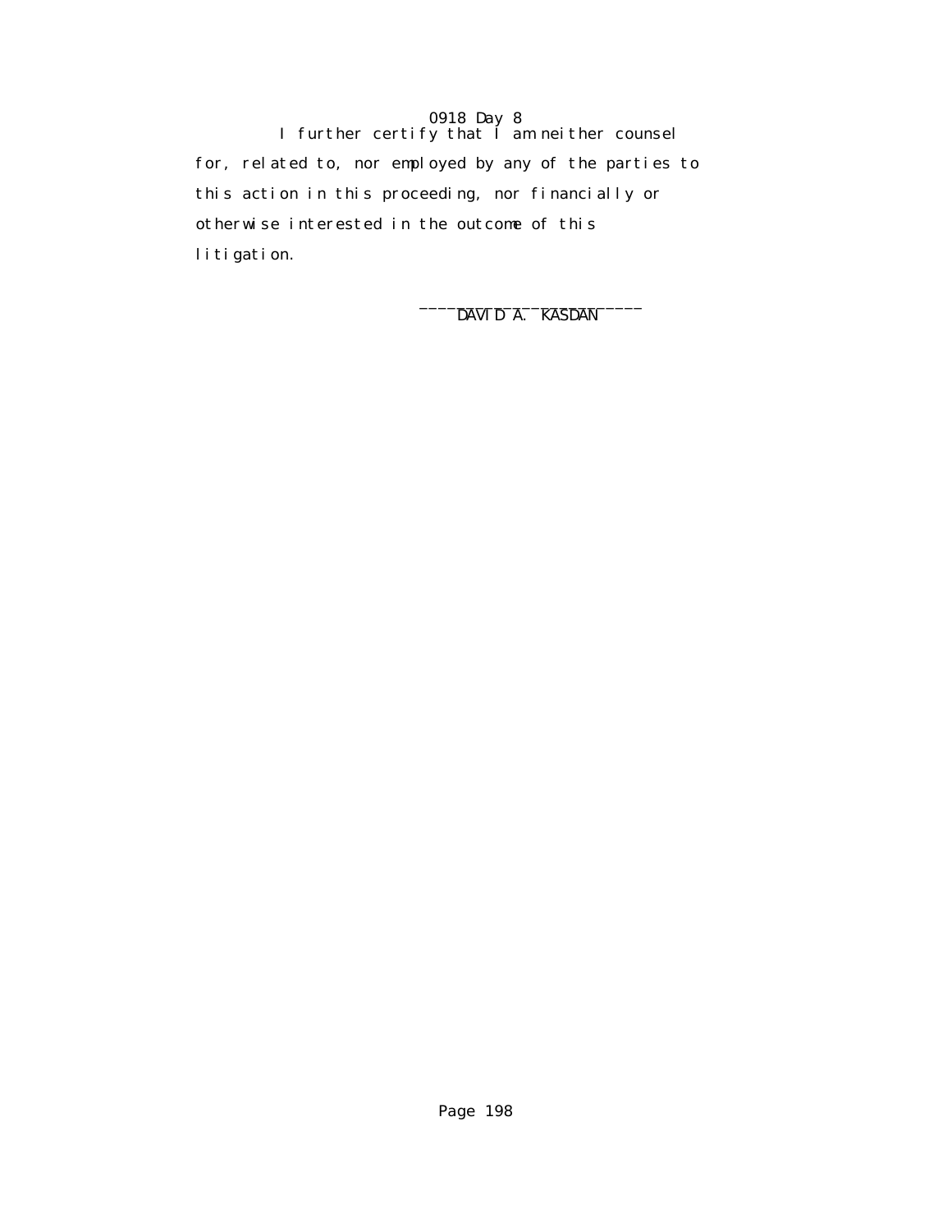I further certify that I am neither counsel for, related to, nor employed by any of the parties to this action in this proceeding, nor financially or otherwise interested in the outcome of this litigation.

________________________
DAVID A. KASDAN